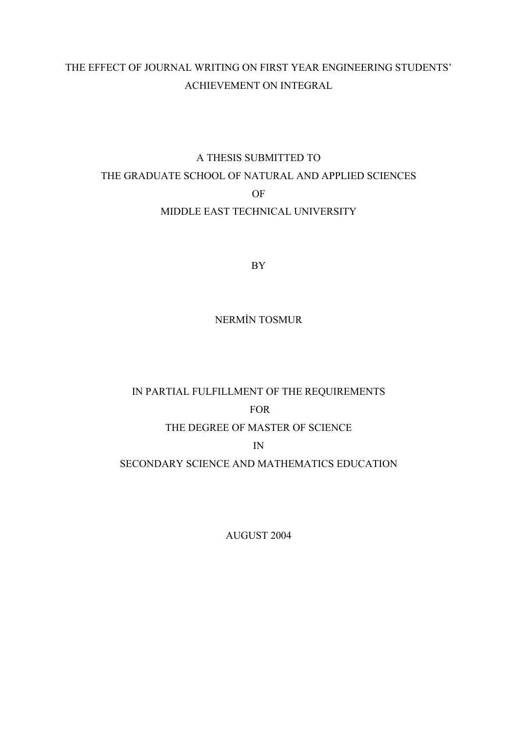# THE EFFECT OF JOURNAL WRITING ON FIRST YEAR ENGINEERING STUDENTS' ACHIEVEMENT ON INTEGRAL

A THESIS SUBMITTED TO
THE GRADUATE SCHOOL OF NATURAL AND APPLIED SCIENCES
OF
MIDDLE EAST TECHNICAL UNIVERSITY

BY

NERMİN TOSMUR

IN PARTIAL FULFILLMENT OF THE REQUIREMENTS
FOR
THE DEGREE OF MASTER OF SCIENCE
IN
SECONDARY SCIENCE AND MATHEMATICS EDUCATION

AUGUST 2004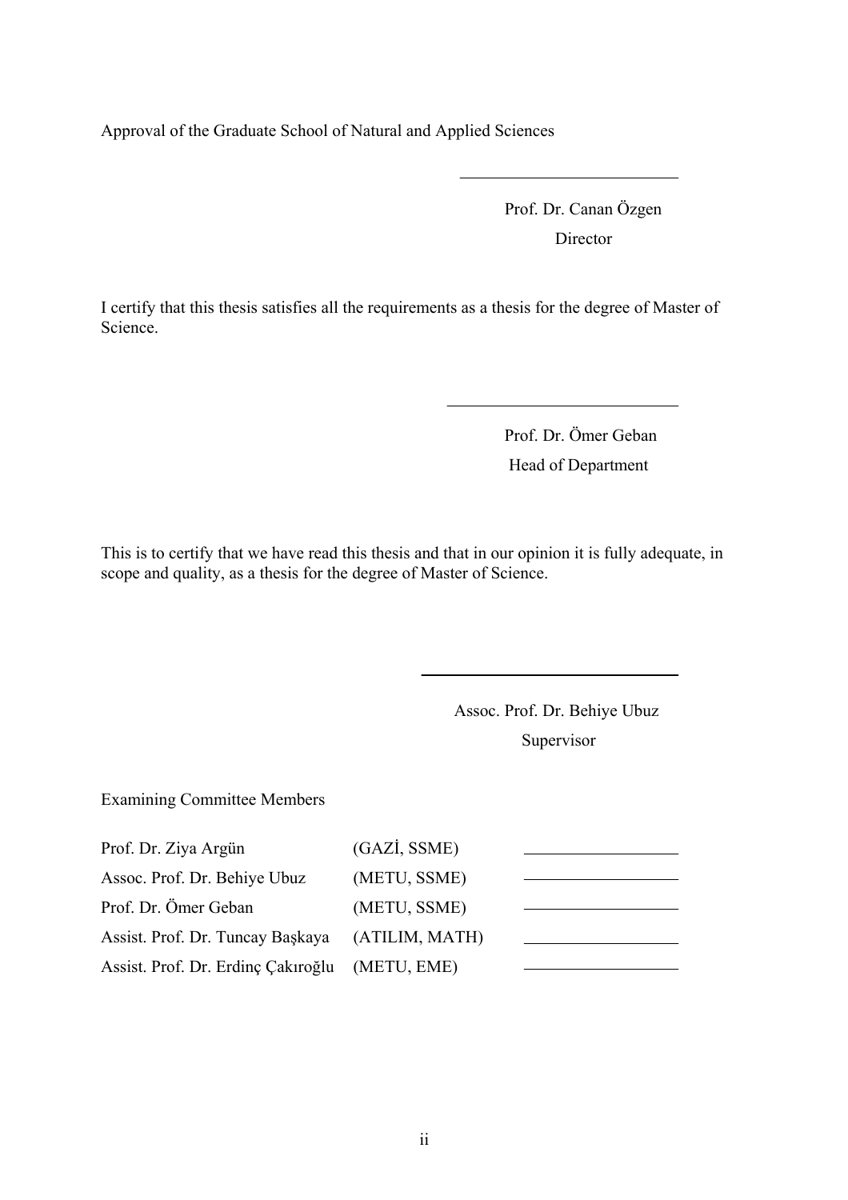Approval of the Graduate School of Natural and Applied Sciences

Prof. Dr. Canan Özgen
Director

I certify that this thesis satisfies all the requirements as a thesis for the degree of Master of Science.

Prof. Dr. Ömer Geban
Head of Department

This is to certify that we have read this thesis and that in our opinion it is fully adequate, in scope and quality, as a thesis for the degree of Master of Science.

Assoc. Prof. Dr. Behiye Ubuz
Supervisor

Examining Committee Members

| | | |
|---|---|---|
| Prof. Dr. Ziya Argün | (GAZİ, SSME) | |
| Assoc. Prof. Dr. Behiye Ubuz | (METU, SSME) | |
| Prof. Dr. Ömer Geban | (METU, SSME) | |
| Assist. Prof. Dr. Tuncay Başkaya | (ATILIM, MATH) | |
| Assist. Prof. Dr. Erdinç Çakıroğlu | (METU, EME) | |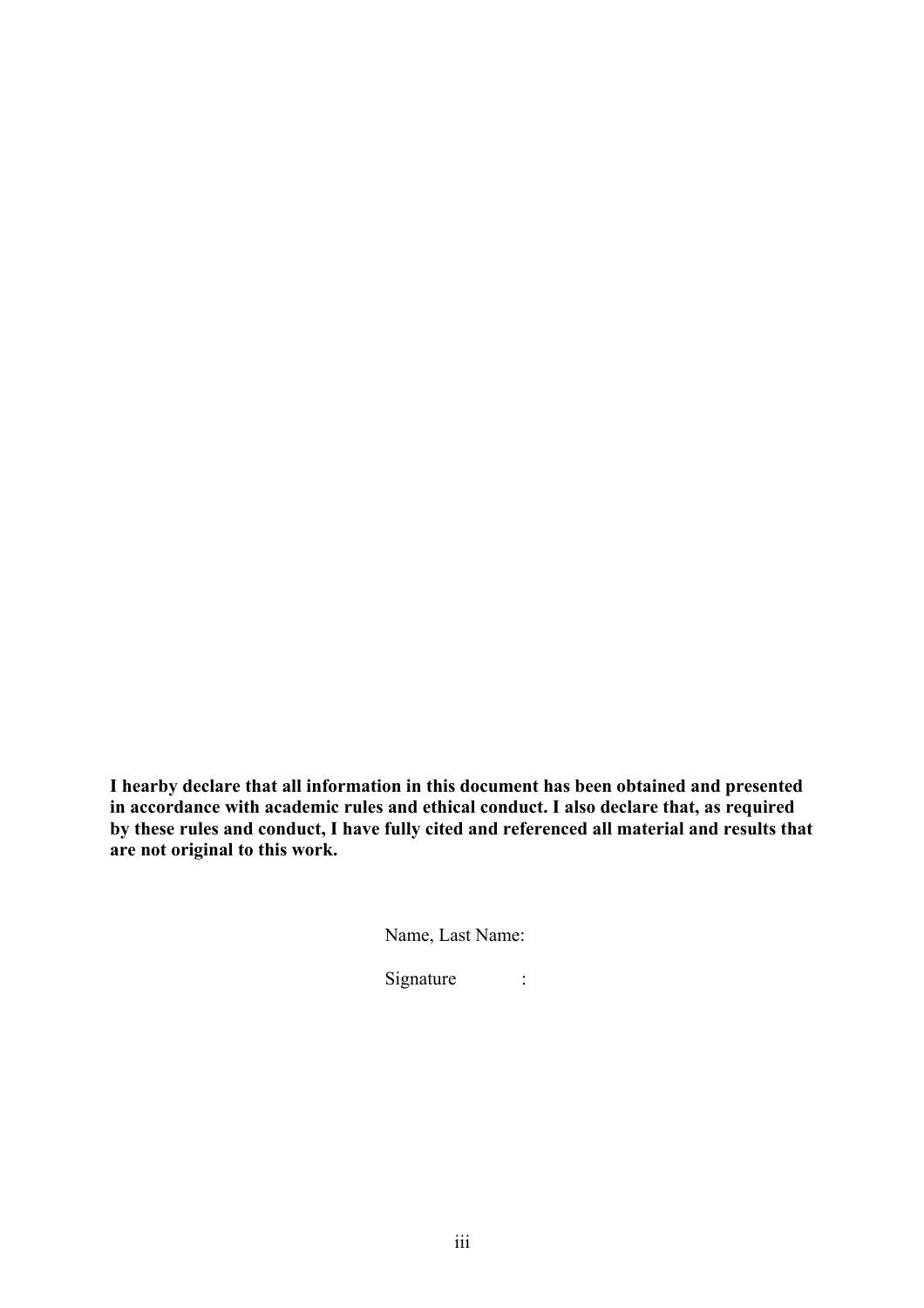**I hearby declare that all information in this document has been obtained and presented in accordance with academic rules and ethical conduct. I also declare that, as required by these rules and conduct, I have fully cited and referenced all material and results that are not original to this work.**

Name, Last Name:

Signature :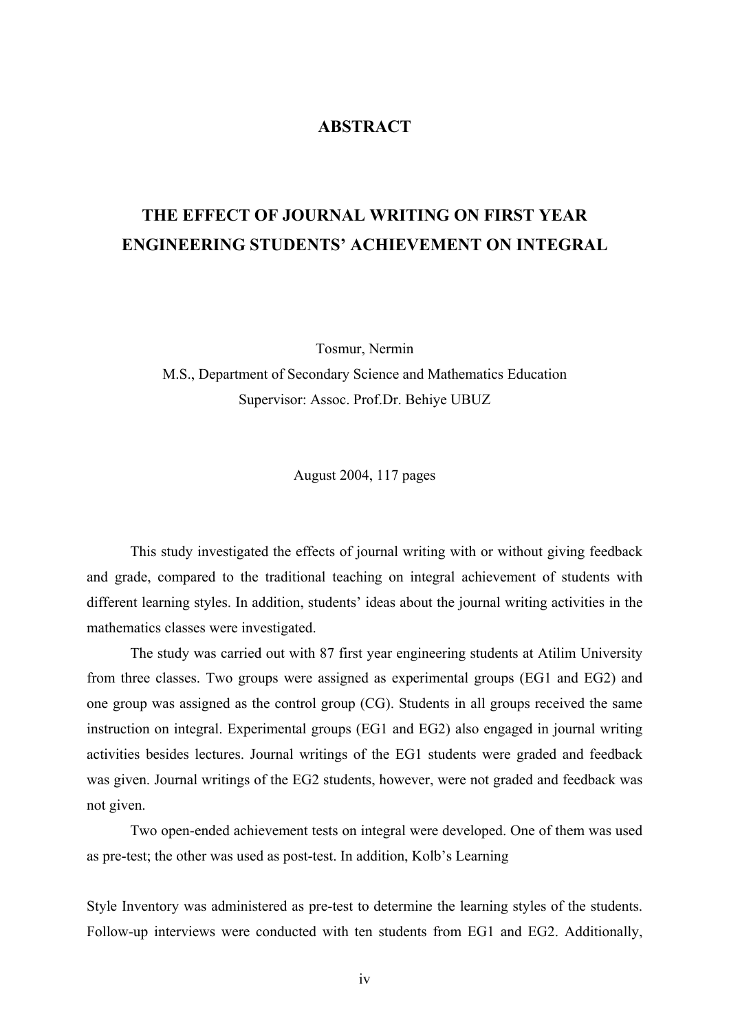# ABSTRACT

## THE EFFECT OF JOURNAL WRITING ON FIRST YEAR ENGINEERING STUDENTS' ACHIEVEMENT ON INTEGRAL

Tosmur, Nermin

M.S., Department of Secondary Science and Mathematics Education

Supervisor: Assoc. Prof.Dr. Behiye UBUZ

August 2004, 117 pages

This study investigated the effects of journal writing with or without giving feedback and grade, compared to the traditional teaching on integral achievement of students with different learning styles. In addition, students' ideas about the journal writing activities in the mathematics classes were investigated.

The study was carried out with 87 first year engineering students at Atilim University from three classes. Two groups were assigned as experimental groups (EG1 and EG2) and one group was assigned as the control group (CG). Students in all groups received the same instruction on integral. Experimental groups (EG1 and EG2) also engaged in journal writing activities besides lectures. Journal writings of the EG1 students were graded and feedback was given. Journal writings of the EG2 students, however, were not graded and feedback was not given.

Two open-ended achievement tests on integral were developed. One of them was used as pre-test; the other was used as post-test. In addition, Kolb's Learning Style Inventory was administered as pre-test to determine the learning styles of the students. Follow-up interviews were conducted with ten students from EG1 and EG2. Additionally,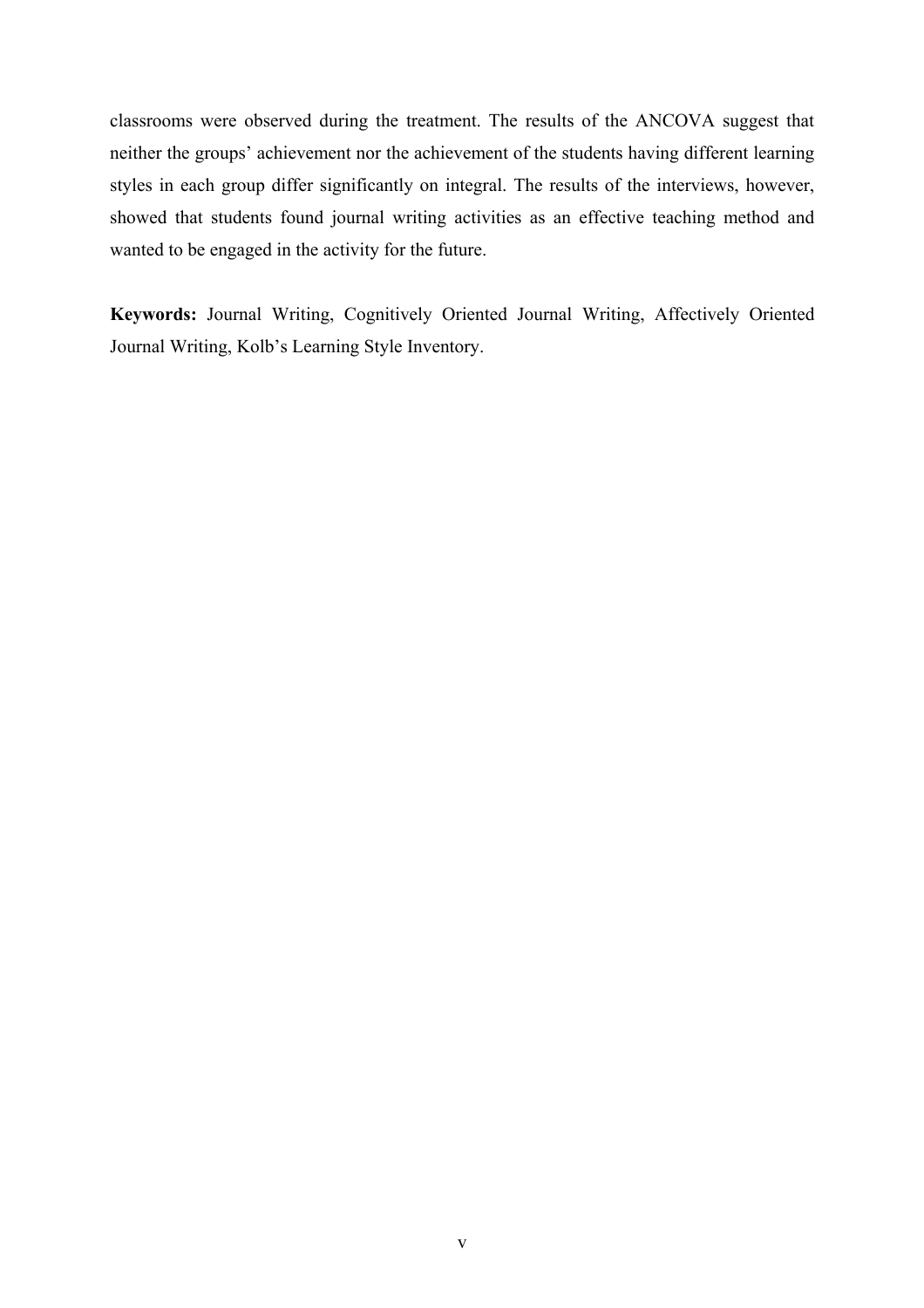classrooms were observed during the treatment. The results of the ANCOVA suggest that neither the groups' achievement nor the achievement of the students having different learning styles in each group differ significantly on integral. The results of the interviews, however, showed that students found journal writing activities as an effective teaching method and wanted to be engaged in the activity for the future.

**Keywords:** Journal Writing, Cognitively Oriented Journal Writing, Affectively Oriented Journal Writing, Kolb's Learning Style Inventory.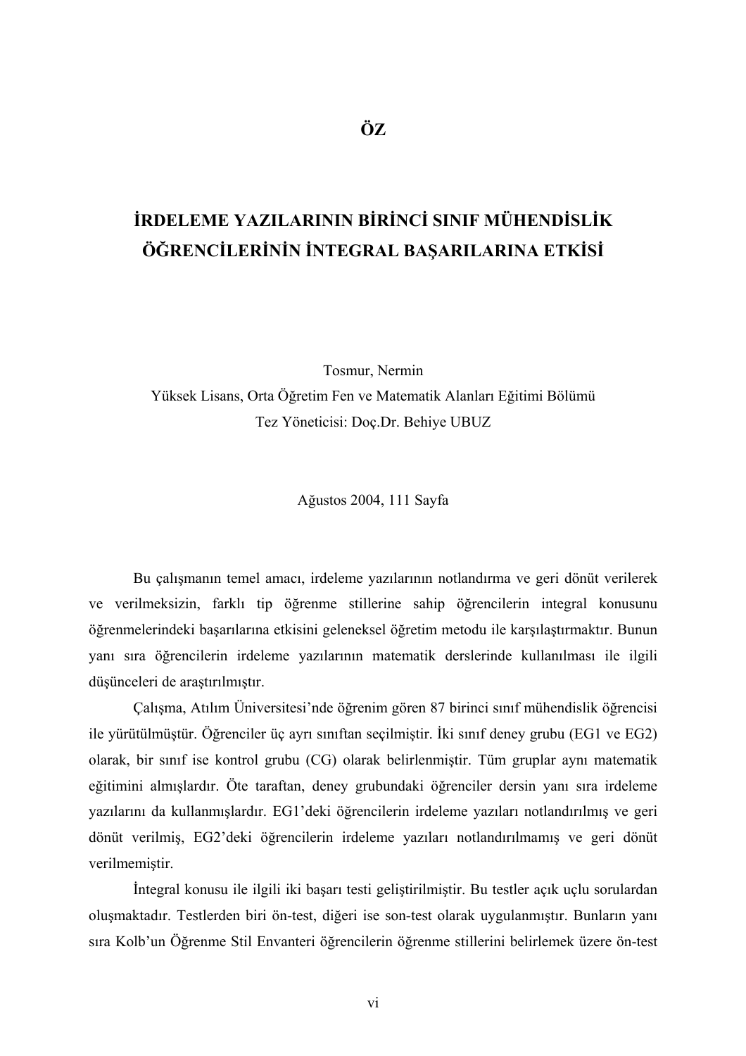# ÖZ

## İRDELEME YAZILARININ BİRİNCİ SINIF MÜHENDİSLİK ÖĞRENCİLERİNİN İNTEGRAL BAŞARILARINA ETKİSİ

Tosmur, Nermin
Yüksek Lisans, Orta Öğretim Fen ve Matematik Alanları Eğitimi Bölümü
Tez Yöneticisi: Doç.Dr. Behiye UBUZ

Ağustos 2004, 111 Sayfa

Bu çalışmanın temel amacı, irdeleme yazılarının notlandırma ve geri dönüt verilerek ve verilmeksizin, farklı tip öğrenme stillerine sahip öğrencilerin integral konusunu öğrenmelerindeki başarılarına etkisini geleneksel öğretim metodu ile karşılaştırmaktır. Bunun yanı sıra öğrencilerin irdeleme yazılarının matematik derslerinde kullanılması ile ilgili düşünceleri de araştırılmıştır.

Çalışma, Atılım Üniversitesi'nde öğrenim gören 87 birinci sınıf mühendislik öğrencisi ile yürütülmüştür. Öğrenciler üç ayrı sınıftan seçilmiştir. İki sınıf deney grubu (EG1 ve EG2) olarak, bir sınıf ise kontrol grubu (CG) olarak belirlenmiştir. Tüm gruplar aynı matematik eğitimini almışlardır. Öte taraftan, deney grubundaki öğrenciler dersin yanı sıra irdeleme yazılarını da kullanmışlardır. EG1'deki öğrencilerin irdeleme yazıları notlandırılmış ve geri dönüt verilmiş, EG2'deki öğrencilerin irdeleme yazıları notlandırılmamış ve geri dönüt verilmemiştir.

İntegral konusu ile ilgili iki başarı testi geliştirilmiştir. Bu testler açık uçlu sorulardan oluşmaktadır. Testlerden biri ön-test, diğeri ise son-test olarak uygulanmıştır. Bunların yanı sıra Kolb'un Öğrenme Stil Envanteri öğrencilerin öğrenme stillerini belirlemek üzere ön-test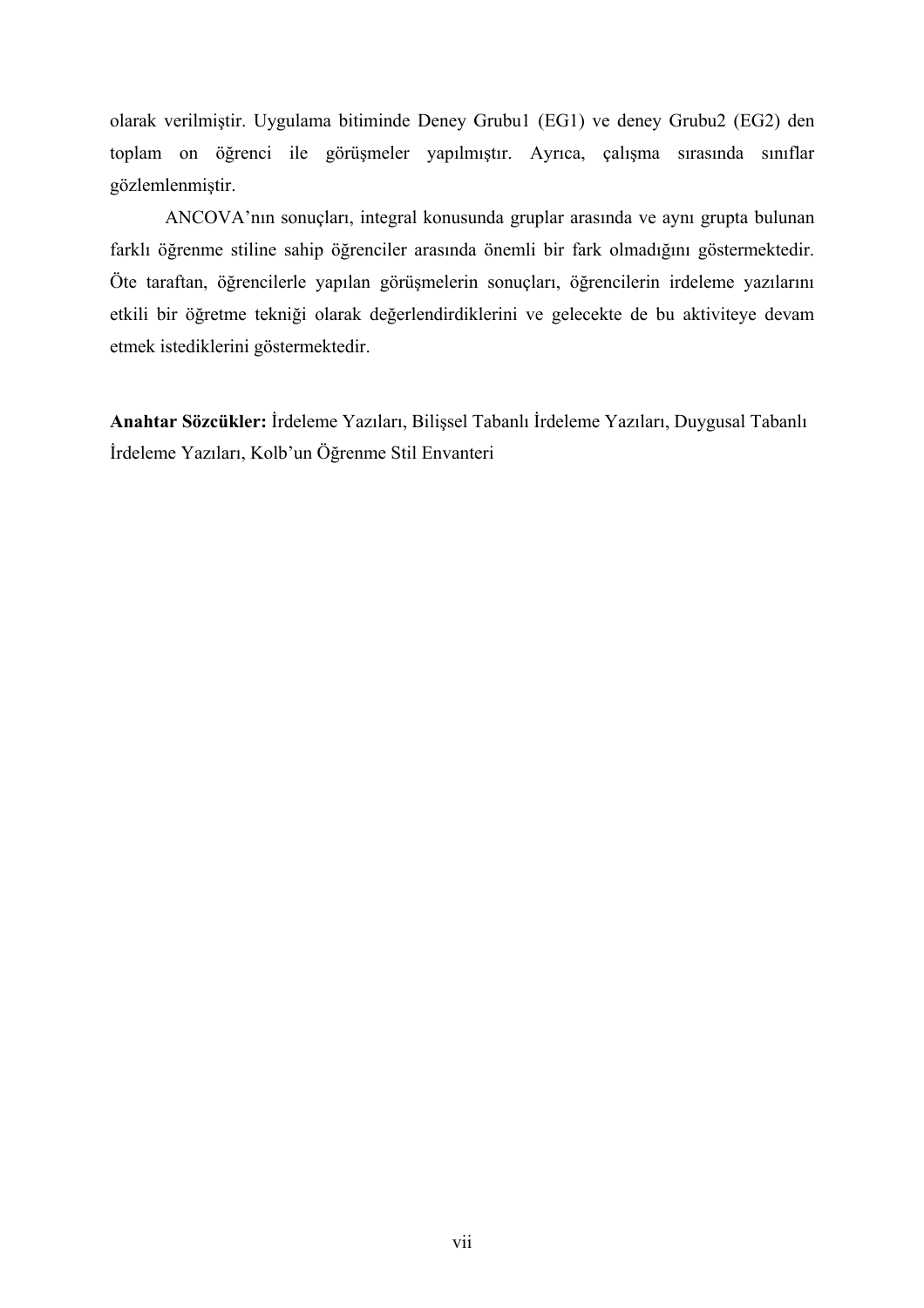olarak verilmiştir. Uygulama bitiminde Deney Grubu1 (EG1) ve deney Grubu2 (EG2) den toplam on öğrenci ile görüşmeler yapılmıştır. Ayrıca, çalışma sırasında sınıflar gözlemlenmiştir.

ANCOVA'nın sonuçları, integral konusunda gruplar arasında ve aynı grupta bulunan farklı öğrenme stiline sahip öğrenciler arasında önemli bir fark olmadığını göstermektedir. Öte taraftan, öğrencilerle yapılan görüşmelerin sonuçları, öğrencilerin irdeleme yazılarını etkili bir öğretme tekniği olarak değerlendirdiklerini ve gelecekte de bu aktiviteye devam etmek istediklerini göstermektedir.

**Anahtar Sözcükler:** İrdeleme Yazıları, Bilişsel Tabanlı İrdeleme Yazıları, Duygusal Tabanlı İrdeleme Yazıları, Kolb'un Öğrenme Stil Envanteri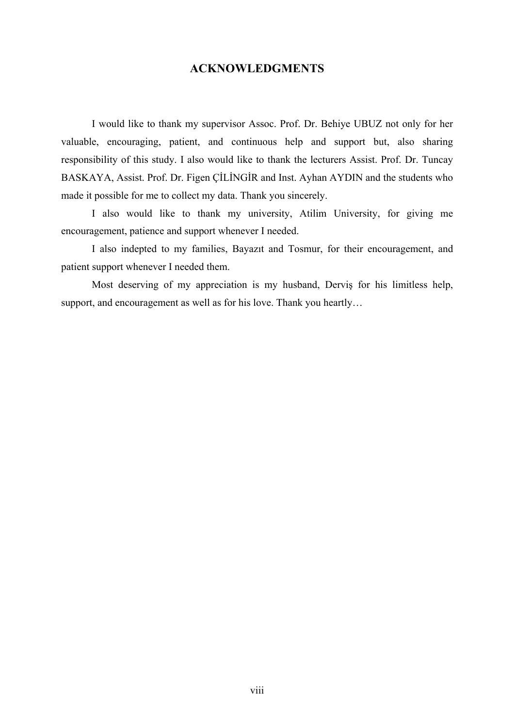# ACKNOWLEDGMENTS

I would like to thank my supervisor Assoc. Prof. Dr. Behiye UBUZ not only for her valuable, encouraging, patient, and continuous help and support but, also sharing responsibility of this study. I also would like to thank the lecturers Assist. Prof. Dr. Tuncay BASKAYA, Assist. Prof. Dr. Figen ÇİLİNGİR and Inst. Ayhan AYDIN and the students who made it possible for me to collect my data. Thank you sincerely.

I also would like to thank my university, Atilim University, for giving me encouragement, patience and support whenever I needed.

I also indepted to my families, Bayazıt and Tosmur, for their encouragement, and patient support whenever I needed them.

Most deserving of my appreciation is my husband, Derviş for his limitless help, support, and encouragement as well as for his love. Thank you heartly…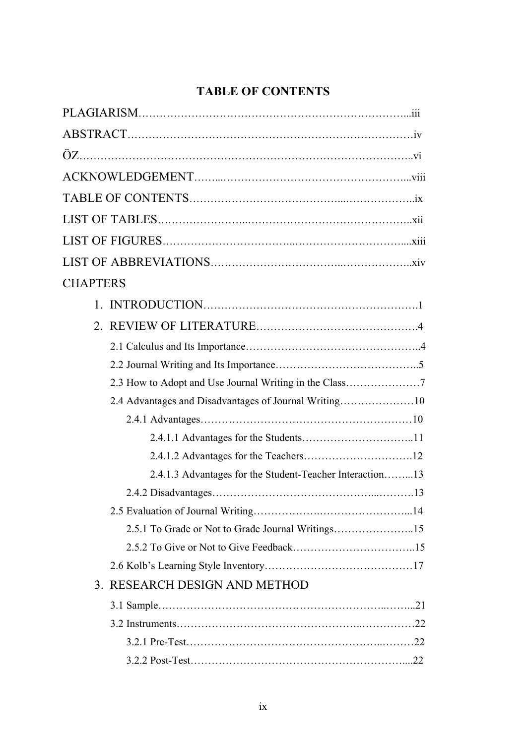# TABLE OF CONTENTS

PLAGIARISM……………………………………………………………………...iii

ABSTRACT……………………………………………………………………iv

ÖZ………………………………………………………………………………..vi

ACKNOWLEDGEMENT……...……………………………………………...viii

TABLE OF CONTENTS…………………………………...………………..ix

LIST OF TABLES…………………...……………………………………..xii

LIST OF FIGURES……………………………..…………………………....xiii

LIST OF ABBREVIATIONS……………………………..………………..xiv

CHAPTERS

1. INTRODUCTION…………………………………………………….1
2. REVIEW OF LITERATURE…………………………………….4
   - 2.1 Calculus and Its Importance…………………………………………..4
   - 2.2 Journal Writing and Its Importance…………………………………..5
   - 2.3 How to Adopt and Use Journal Writing in the Class…………………7
   - 2.4 Advantages and Disadvantages of Journal Writing…………………10
     - 2.4.1 Advantages……………………………………………………10
       - 2.4.1.1 Advantages for the Students…………………………..11
       - 2.4.1.2 Advantages for the Teachers………………………….12
       - 2.4.1.3 Advantages for the Student-Teacher Interaction……...13
     - 2.4.2 Disadvantages……………………………………...……….13
   - 2.5 Evaluation of Journal Writing……………….……………………...14
     - 2.5.1 To Grade or Not to Grade Journal Writings…………………..15
     - 2.5.2 To Give or Not to Give Feedback……………………………..15
   - 2.6 Kolb's Learning Style Inventory……………………………………17
3. RESEARCH DESIGN AND METHOD
   - 3.1 Sample……………………………………………………...……...21
   - 3.2 Instruments…………………………………………...……………22
     - 3.2.1 Pre-Test……………………………………………...………22
     - 3.2.2 Post-Test…………………………………………………....22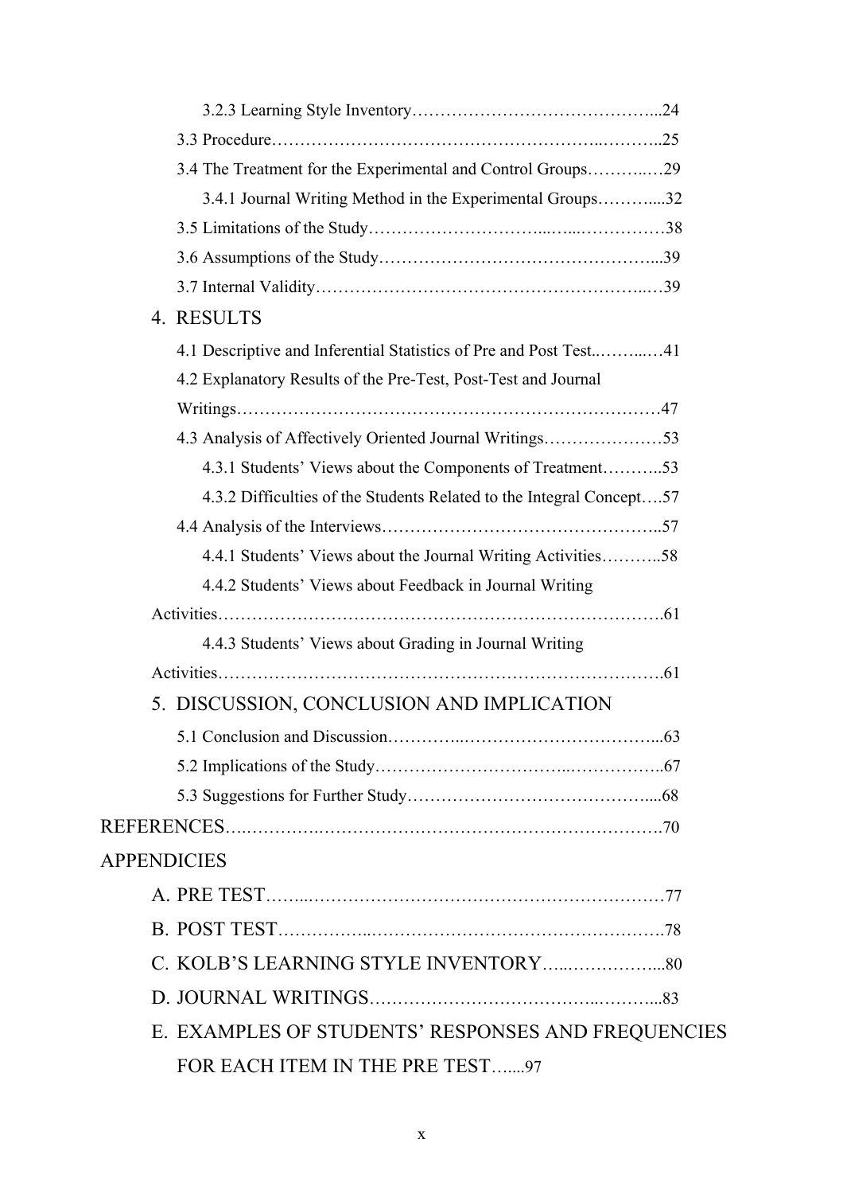3.2.3 Learning Style Inventory……………………………………...24

3.3 Procedure………………………………………………..………..25

3.4 The Treatment for the Experimental and Control Groups………..…29

3.4.1 Journal Writing Method in the Experimental Groups………....32

3.5 Limitations of the Study………………………...…...……………38

3.6 Assumptions of the Study………………………………………...39

3.7 Internal Validity…………………………………………………..…39

4. RESULTS

4.1 Descriptive and Inferential Statistics of Pre and Post Test..……..…41

4.2 Explanatory Results of the Pre-Test, Post-Test and Journal Writings…………………………………………………………………47

4.3 Analysis of Affectively Oriented Journal Writings…………………53

4.3.1 Students' Views about the Components of Treatment………..53

4.3.2 Difficulties of the Students Related to the Integral Concept….57

4.4 Analysis of the Interviews………………………………………..57

4.4.1 Students' Views about the Journal Writing Activities………..58

4.4.2 Students' Views about Feedback in Journal Writing Activities………………………………………………………………….61

4.4.3 Students' Views about Grading in Journal Writing Activities………………………………………………………………….61

5. DISCUSSION, CONCLUSION AND IMPLICATION

5.1 Conclusion and Discussion…………..……………………………...63

5.2 Implications of the Study……………………………..……………..67

5.3 Suggestions for Further Study……………………………………....68

REFERENCES….………….…………….………………………………….70

APPENDICIES

A. PRE TEST……..……………………………………………………77

B. POST TEST……………..……………………………………………78

C. KOLB'S LEARNING STYLE INVENTORY…..……………...80

D. JOURNAL WRITINGS………………………………..………...83

E. EXAMPLES OF STUDENTS' RESPONSES AND FREQUENCIES FOR EACH ITEM IN THE PRE TEST…....97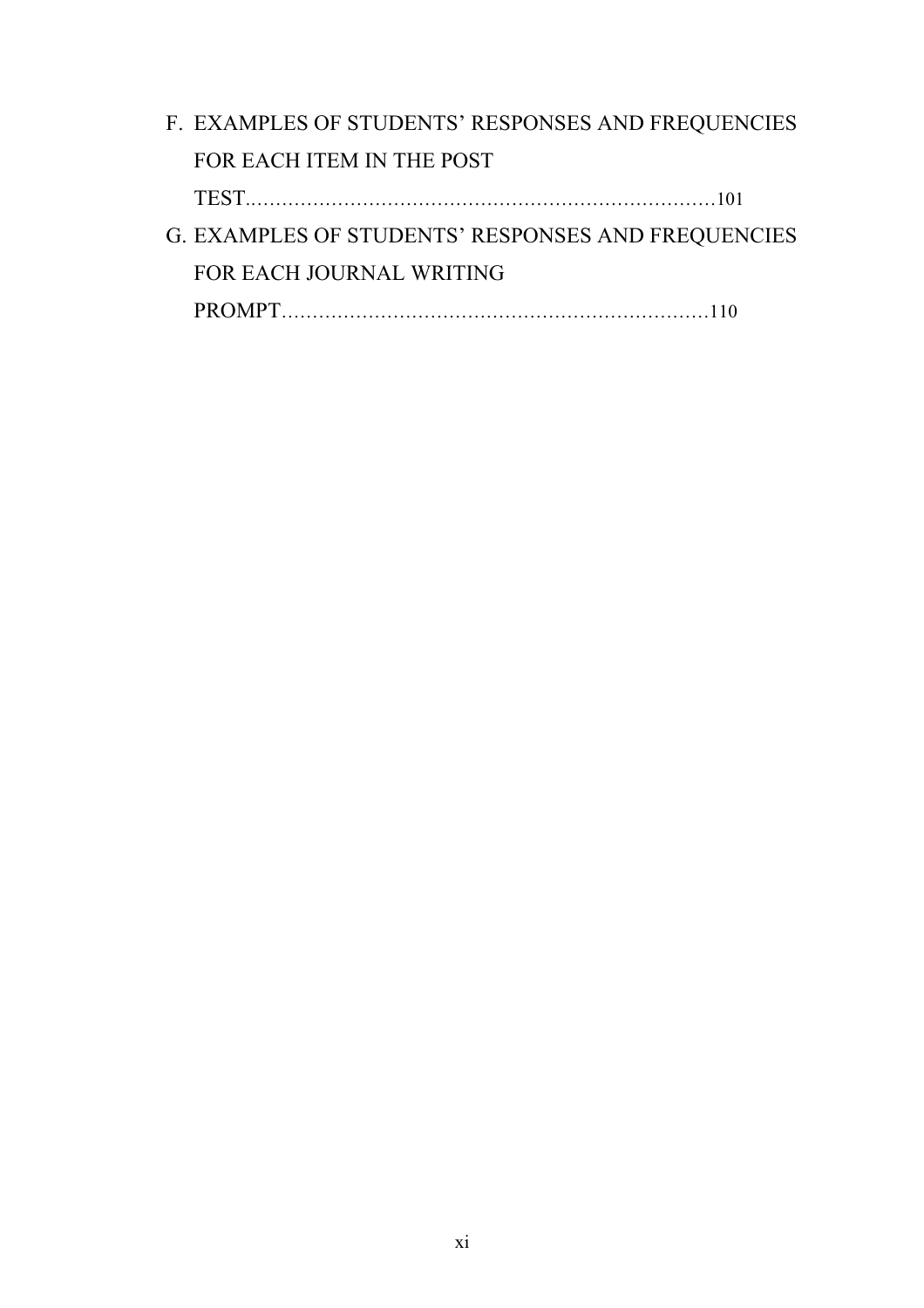F. EXAMPLES OF STUDENTS' RESPONSES AND FREQUENCIES FOR EACH ITEM IN THE POST TEST.........................................................................101

G. EXAMPLES OF STUDENTS' RESPONSES AND FREQUENCIES FOR EACH JOURNAL WRITING PROMPT...................................................................110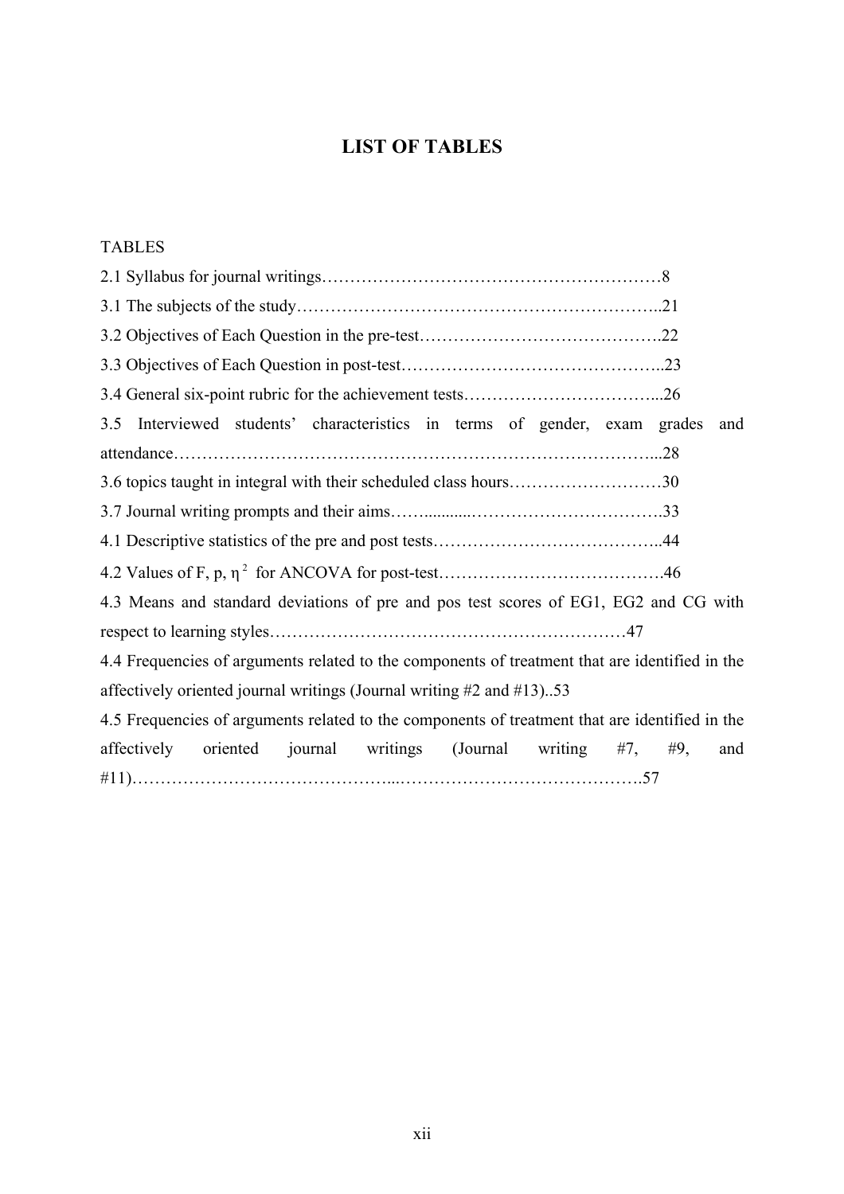# LIST OF TABLES

TABLES

2.1 Syllabus for journal writings……………………………………………………8

3.1 The subjects of the study………………………………………………………..21

3.2 Objectives of Each Question in the pre-test…………………………………….22

3.3 Objectives of Each Question in post-test………………………………………..23

3.4 General six-point rubric for the achievement tests……………………………...26

3.5 Interviewed students' characteristics in terms of gender, exam grades and attendance……………………………………………………………………………...28

3.6 topics taught in integral with their scheduled class hours………………………30

3.7 Journal writing prompts and their aims……...........……………………………..33

4.1 Descriptive statistics of the pre and post tests…………………………………..44

4.2 Values of F, p, $\eta^2$ for ANCOVA for post-test………………………………….46

4.3 Means and standard deviations of pre and pos test scores of EG1, EG2 and CG with respect to learning styles………………………………………………………47

4.4 Frequencies of arguments related to the components of treatment that are identified in the affectively oriented journal writings (Journal writing #2 and #13)..53

4.5 Frequencies of arguments related to the components of treatment that are identified in the affectively oriented journal writings (Journal writing #7, #9, and #11)……………………………………...…………………………………….57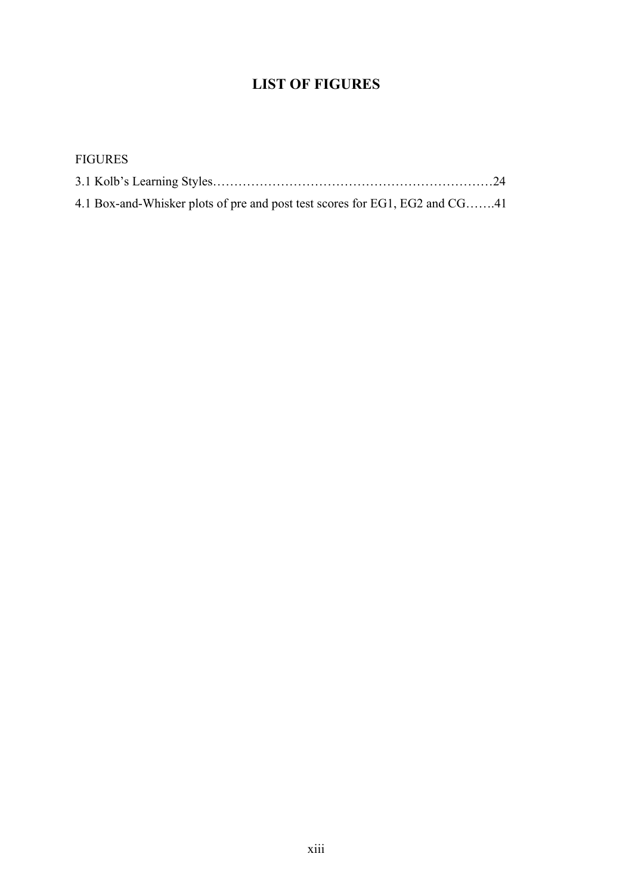# LIST OF FIGURES

FIGURES

3.1 Kolb's Learning Styles……………………………………………………………24

4.1 Box-and-Whisker plots of pre and post test scores for EG1, EG2 and CG…….41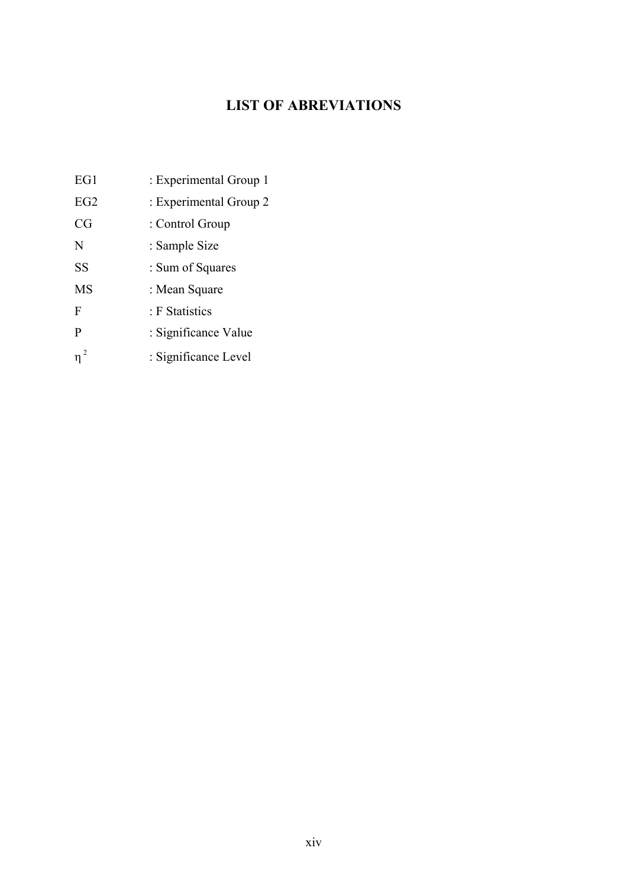# LIST OF ABREVIATIONS

EG1 : Experimental Group 1

EG2 : Experimental Group 2

CG : Control Group

N : Sample Size

SS : Sum of Squares

MS : Mean Square

F : F Statistics

P : Significance Value

$\eta^2$ : Significance Level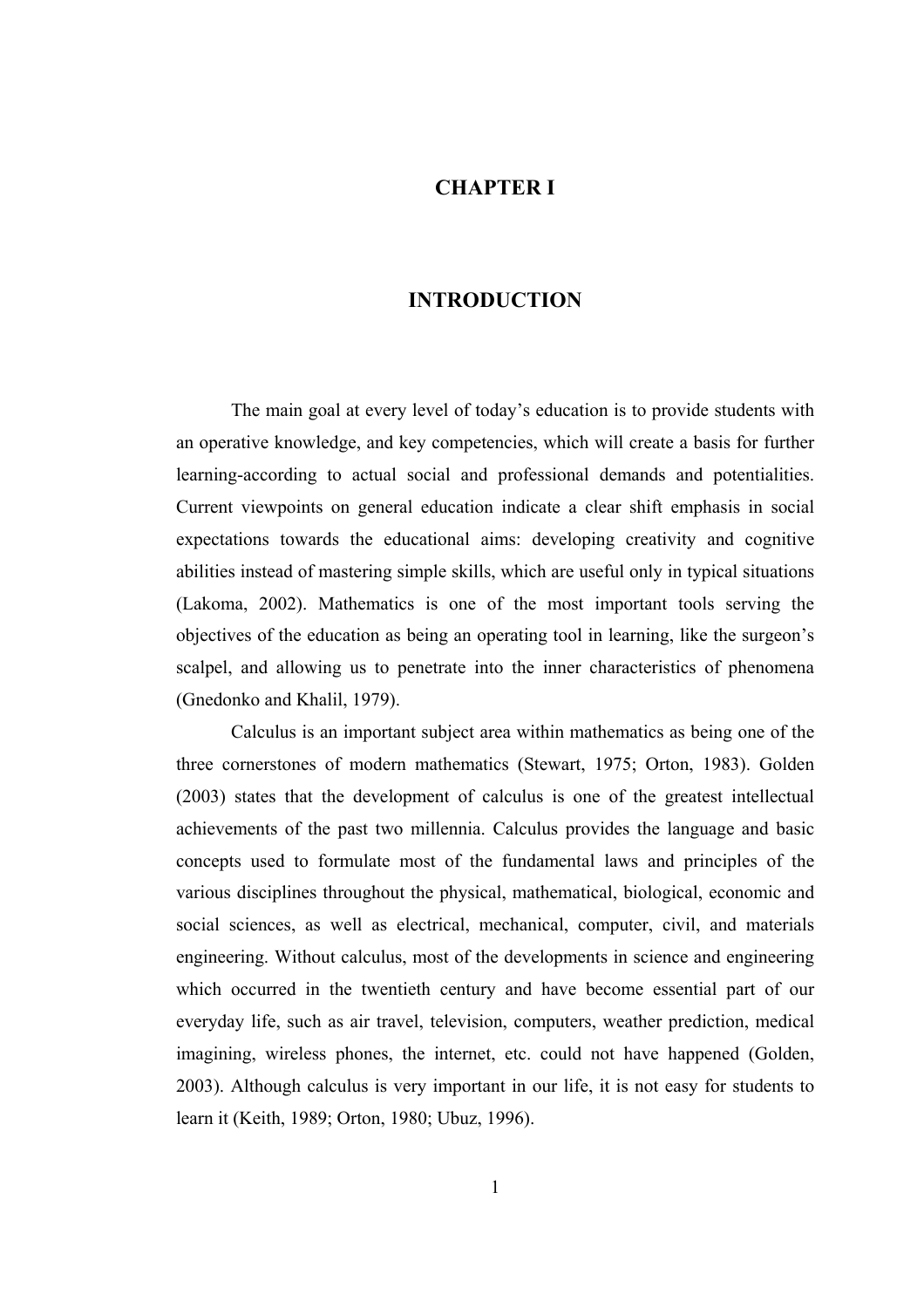# CHAPTER I

# INTRODUCTION

The main goal at every level of today's education is to provide students with an operative knowledge, and key competencies, which will create a basis for further learning-according to actual social and professional demands and potentialities. Current viewpoints on general education indicate a clear shift emphasis in social expectations towards the educational aims: developing creativity and cognitive abilities instead of mastering simple skills, which are useful only in typical situations (Lakoma, 2002). Mathematics is one of the most important tools serving the objectives of the education as being an operating tool in learning, like the surgeon's scalpel, and allowing us to penetrate into the inner characteristics of phenomena (Gnedonko and Khalil, 1979).

Calculus is an important subject area within mathematics as being one of the three cornerstones of modern mathematics (Stewart, 1975; Orton, 1983). Golden (2003) states that the development of calculus is one of the greatest intellectual achievements of the past two millennia. Calculus provides the language and basic concepts used to formulate most of the fundamental laws and principles of the various disciplines throughout the physical, mathematical, biological, economic and social sciences, as well as electrical, mechanical, computer, civil, and materials engineering. Without calculus, most of the developments in science and engineering which occurred in the twentieth century and have become essential part of our everyday life, such as air travel, television, computers, weather prediction, medical imagining, wireless phones, the internet, etc. could not have happened (Golden, 2003). Although calculus is very important in our life, it is not easy for students to learn it (Keith, 1989; Orton, 1980; Ubuz, 1996).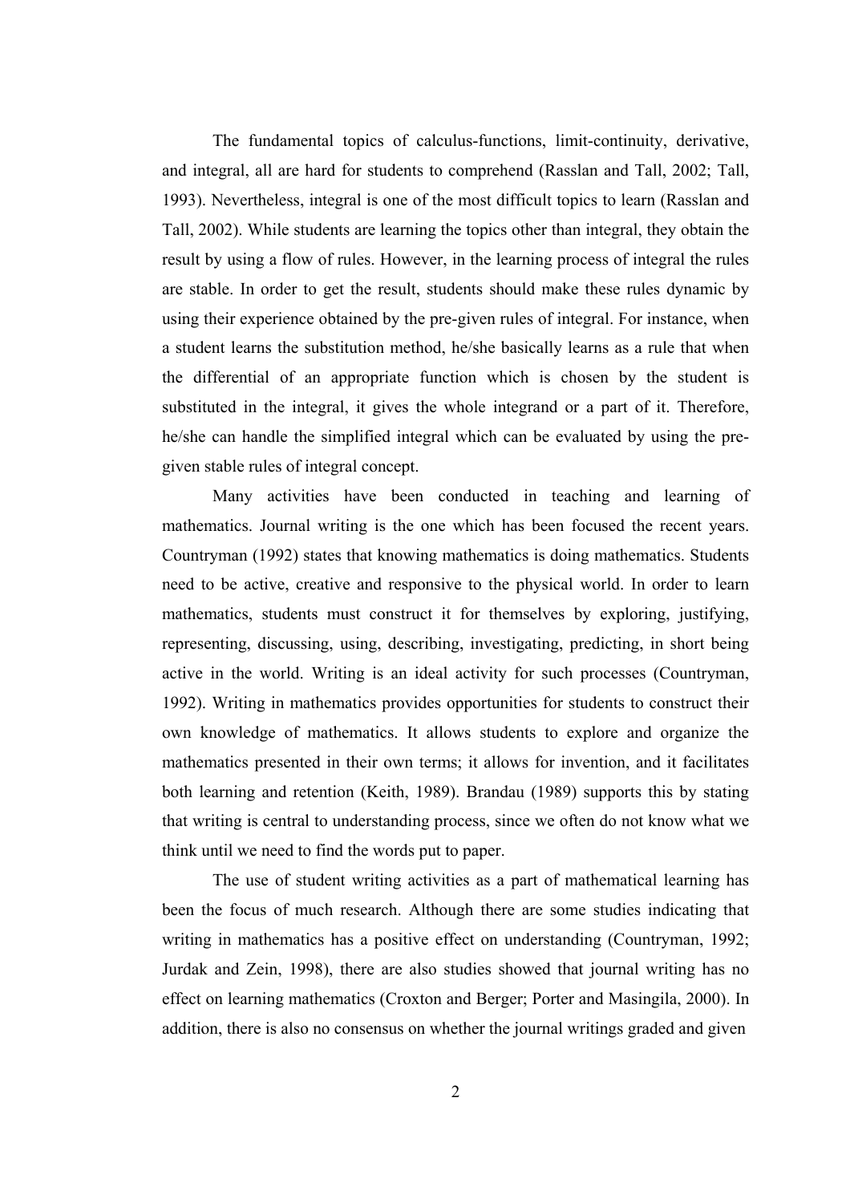The fundamental topics of calculus-functions, limit-continuity, derivative, and integral, all are hard for students to comprehend (Rasslan and Tall, 2002; Tall, 1993). Nevertheless, integral is one of the most difficult topics to learn (Rasslan and Tall, 2002). While students are learning the topics other than integral, they obtain the result by using a flow of rules. However, in the learning process of integral the rules are stable. In order to get the result, students should make these rules dynamic by using their experience obtained by the pre-given rules of integral. For instance, when a student learns the substitution method, he/she basically learns as a rule that when the differential of an appropriate function which is chosen by the student is substituted in the integral, it gives the whole integrand or a part of it. Therefore, he/she can handle the simplified integral which can be evaluated by using the pre-given stable rules of integral concept.

Many activities have been conducted in teaching and learning of mathematics. Journal writing is the one which has been focused the recent years. Countryman (1992) states that knowing mathematics is doing mathematics. Students need to be active, creative and responsive to the physical world. In order to learn mathematics, students must construct it for themselves by exploring, justifying, representing, discussing, using, describing, investigating, predicting, in short being active in the world. Writing is an ideal activity for such processes (Countryman, 1992). Writing in mathematics provides opportunities for students to construct their own knowledge of mathematics. It allows students to explore and organize the mathematics presented in their own terms; it allows for invention, and it facilitates both learning and retention (Keith, 1989). Brandau (1989) supports this by stating that writing is central to understanding process, since we often do not know what we think until we need to find the words put to paper.

The use of student writing activities as a part of mathematical learning has been the focus of much research. Although there are some studies indicating that writing in mathematics has a positive effect on understanding (Countryman, 1992; Jurdak and Zein, 1998), there are also studies showed that journal writing has no effect on learning mathematics (Croxton and Berger; Porter and Masingila, 2000). In addition, there is also no consensus on whether the journal writings graded and given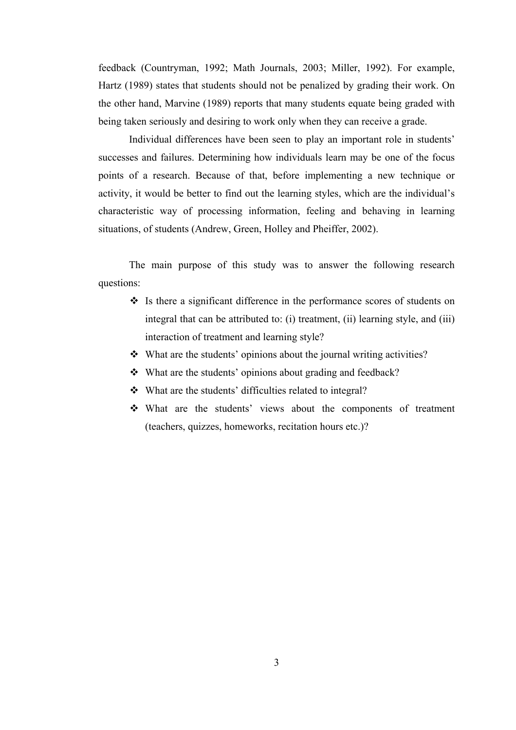feedback (Countryman, 1992; Math Journals, 2003; Miller, 1992). For example, Hartz (1989) states that students should not be penalized by grading their work. On the other hand, Marvine (1989) reports that many students equate being graded with being taken seriously and desiring to work only when they can receive a grade.

Individual differences have been seen to play an important role in students' successes and failures. Determining how individuals learn may be one of the focus points of a research. Because of that, before implementing a new technique or activity, it would be better to find out the learning styles, which are the individual's characteristic way of processing information, feeling and behaving in learning situations, of students (Andrew, Green, Holley and Pheiffer, 2002).

The main purpose of this study was to answer the following research questions:

- Is there a significant difference in the performance scores of students on integral that can be attributed to: (i) treatment, (ii) learning style, and (iii) interaction of treatment and learning style?
- What are the students' opinions about the journal writing activities?
- What are the students' opinions about grading and feedback?
- What are the students' difficulties related to integral?
- What are the students' views about the components of treatment (teachers, quizzes, homeworks, recitation hours etc.)?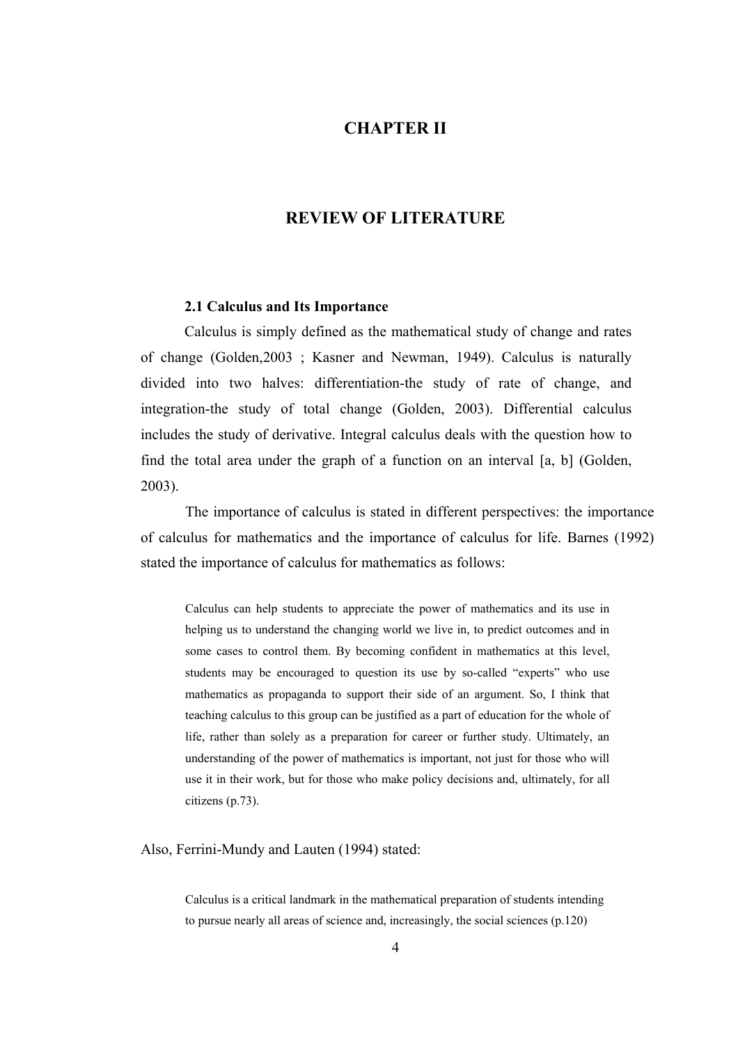# CHAPTER II

# REVIEW OF LITERATURE

### 2.1 Calculus and Its Importance

Calculus is simply defined as the mathematical study of change and rates of change (Golden,2003 ; Kasner and Newman, 1949). Calculus is naturally divided into two halves: differentiation-the study of rate of change, and integration-the study of total change (Golden, 2003). Differential calculus includes the study of derivative. Integral calculus deals with the question how to find the total area under the graph of a function on an interval [a, b] (Golden, 2003).

The importance of calculus is stated in different perspectives: the importance of calculus for mathematics and the importance of calculus for life. Barnes (1992) stated the importance of calculus for mathematics as follows:

> Calculus can help students to appreciate the power of mathematics and its use in helping us to understand the changing world we live in, to predict outcomes and in some cases to control them. By becoming confident in mathematics at this level, students may be encouraged to question its use by so-called "experts" who use mathematics as propaganda to support their side of an argument. So, I think that teaching calculus to this group can be justified as a part of education for the whole of life, rather than solely as a preparation for career or further study. Ultimately, an understanding of the power of mathematics is important, not just for those who will use it in their work, but for those who make policy decisions and, ultimately, for all citizens (p.73).

Also, Ferrini-Mundy and Lauten (1994) stated:

> Calculus is a critical landmark in the mathematical preparation of students intending to pursue nearly all areas of science and, increasingly, the social sciences (p.120)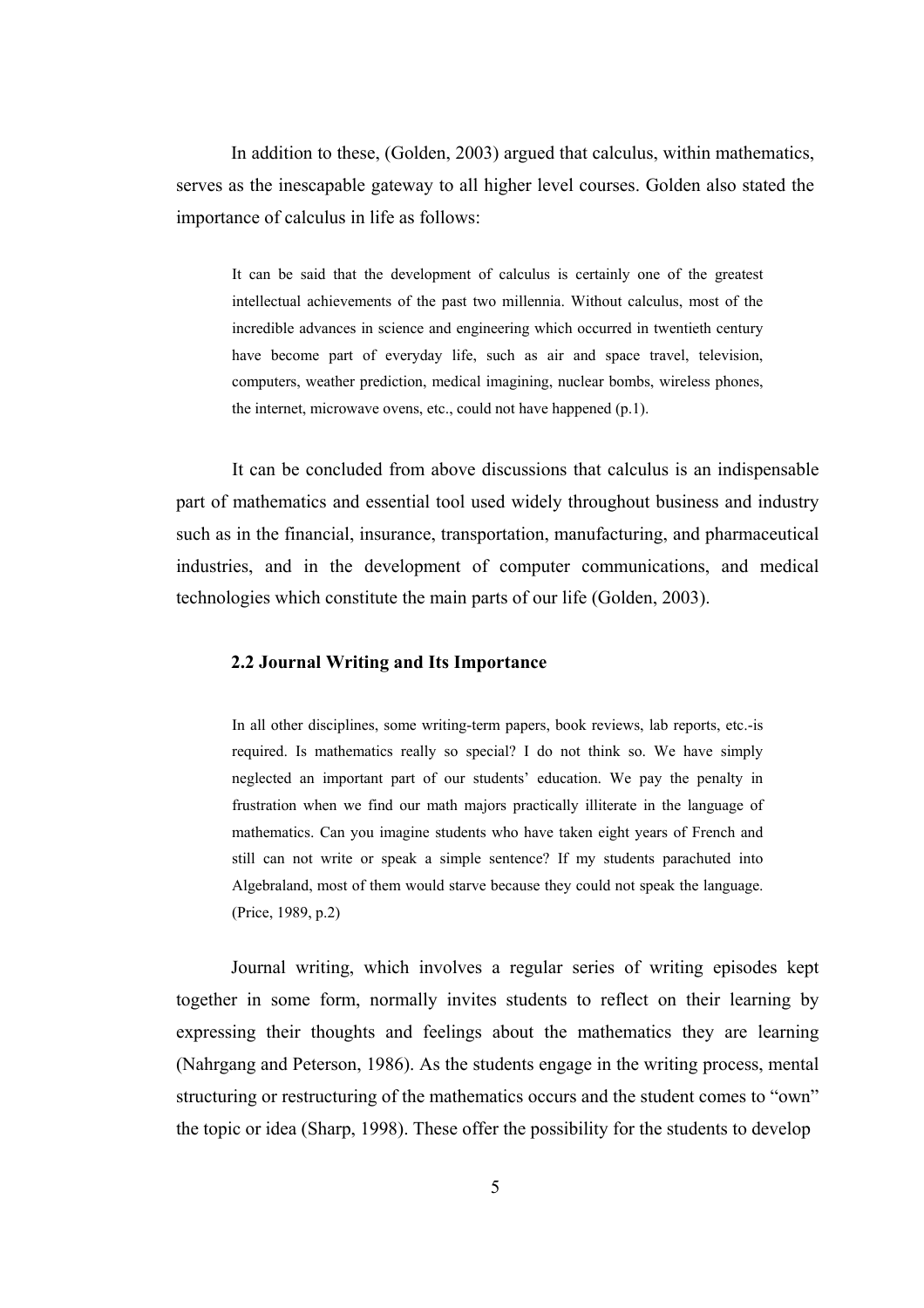In addition to these, (Golden, 2003) argued that calculus, within mathematics, serves as the inescapable gateway to all higher level courses. Golden also stated the importance of calculus in life as follows:

> It can be said that the development of calculus is certainly one of the greatest intellectual achievements of the past two millennia. Without calculus, most of the incredible advances in science and engineering which occurred in twentieth century have become part of everyday life, such as air and space travel, television, computers, weather prediction, medical imagining, nuclear bombs, wireless phones, the internet, microwave ovens, etc., could not have happened (p.1).

It can be concluded from above discussions that calculus is an indispensable part of mathematics and essential tool used widely throughout business and industry such as in the financial, insurance, transportation, manufacturing, and pharmaceutical industries, and in the development of computer communications, and medical technologies which constitute the main parts of our life (Golden, 2003).

### 2.2 Journal Writing and Its Importance

> In all other disciplines, some writing-term papers, book reviews, lab reports, etc.-is required. Is mathematics really so special? I do not think so. We have simply neglected an important part of our students' education. We pay the penalty in frustration when we find our math majors practically illiterate in the language of mathematics. Can you imagine students who have taken eight years of French and still can not write or speak a simple sentence? If my students parachuted into Algebraland, most of them would starve because they could not speak the language. (Price, 1989, p.2)

Journal writing, which involves a regular series of writing episodes kept together in some form, normally invites students to reflect on their learning by expressing their thoughts and feelings about the mathematics they are learning (Nahrgang and Peterson, 1986). As the students engage in the writing process, mental structuring or restructuring of the mathematics occurs and the student comes to "own" the topic or idea (Sharp, 1998). These offer the possibility for the students to develop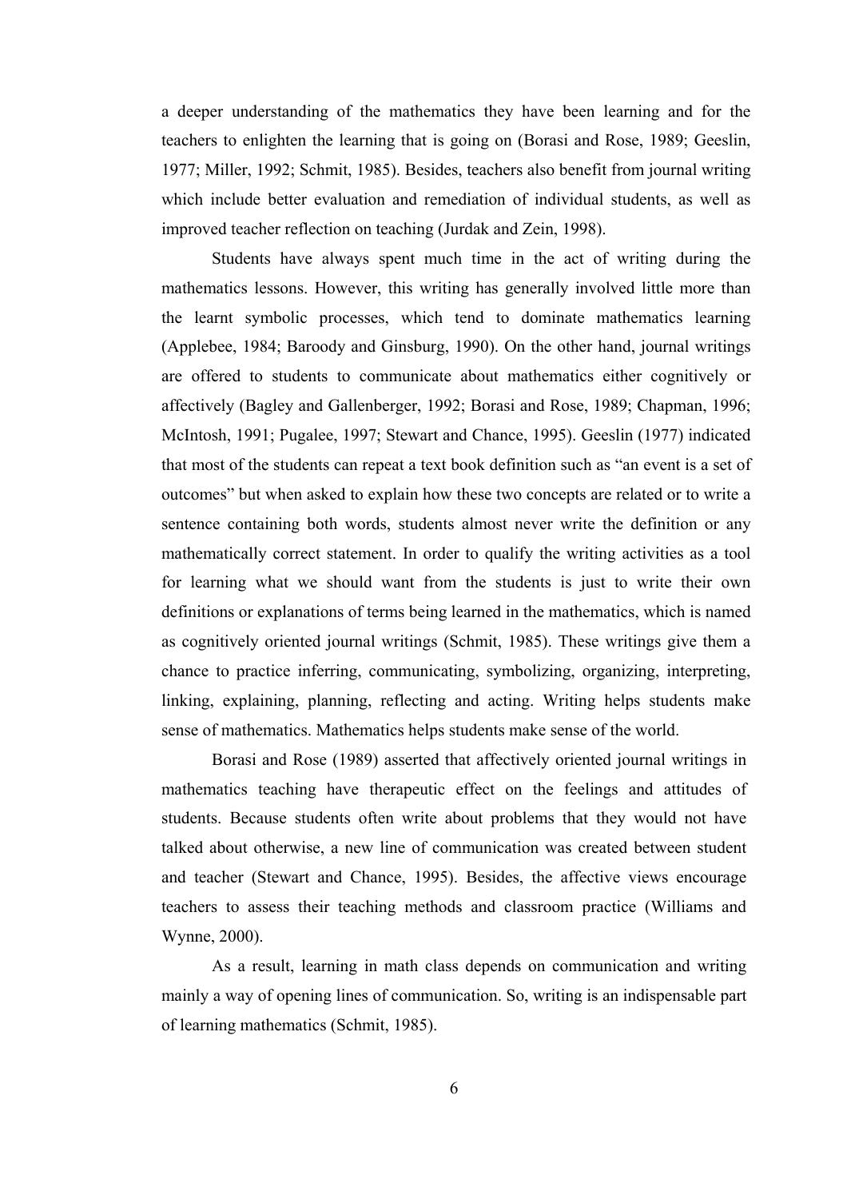a deeper understanding of the mathematics they have been learning and for the teachers to enlighten the learning that is going on (Borasi and Rose, 1989; Geeslin, 1977; Miller, 1992; Schmit, 1985). Besides, teachers also benefit from journal writing which include better evaluation and remediation of individual students, as well as improved teacher reflection on teaching (Jurdak and Zein, 1998).

Students have always spent much time in the act of writing during the mathematics lessons. However, this writing has generally involved little more than the learnt symbolic processes, which tend to dominate mathematics learning (Applebee, 1984; Baroody and Ginsburg, 1990). On the other hand, journal writings are offered to students to communicate about mathematics either cognitively or affectively (Bagley and Gallenberger, 1992; Borasi and Rose, 1989; Chapman, 1996; McIntosh, 1991; Pugalee, 1997; Stewart and Chance, 1995). Geeslin (1977) indicated that most of the students can repeat a text book definition such as "an event is a set of outcomes" but when asked to explain how these two concepts are related or to write a sentence containing both words, students almost never write the definition or any mathematically correct statement. In order to qualify the writing activities as a tool for learning what we should want from the students is just to write their own definitions or explanations of terms being learned in the mathematics, which is named as cognitively oriented journal writings (Schmit, 1985). These writings give them a chance to practice inferring, communicating, symbolizing, organizing, interpreting, linking, explaining, planning, reflecting and acting. Writing helps students make sense of mathematics. Mathematics helps students make sense of the world.

Borasi and Rose (1989) asserted that affectively oriented journal writings in mathematics teaching have therapeutic effect on the feelings and attitudes of students. Because students often write about problems that they would not have talked about otherwise, a new line of communication was created between student and teacher (Stewart and Chance, 1995). Besides, the affective views encourage teachers to assess their teaching methods and classroom practice (Williams and Wynne, 2000).

As a result, learning in math class depends on communication and writing mainly a way of opening lines of communication. So, writing is an indispensable part of learning mathematics (Schmit, 1985).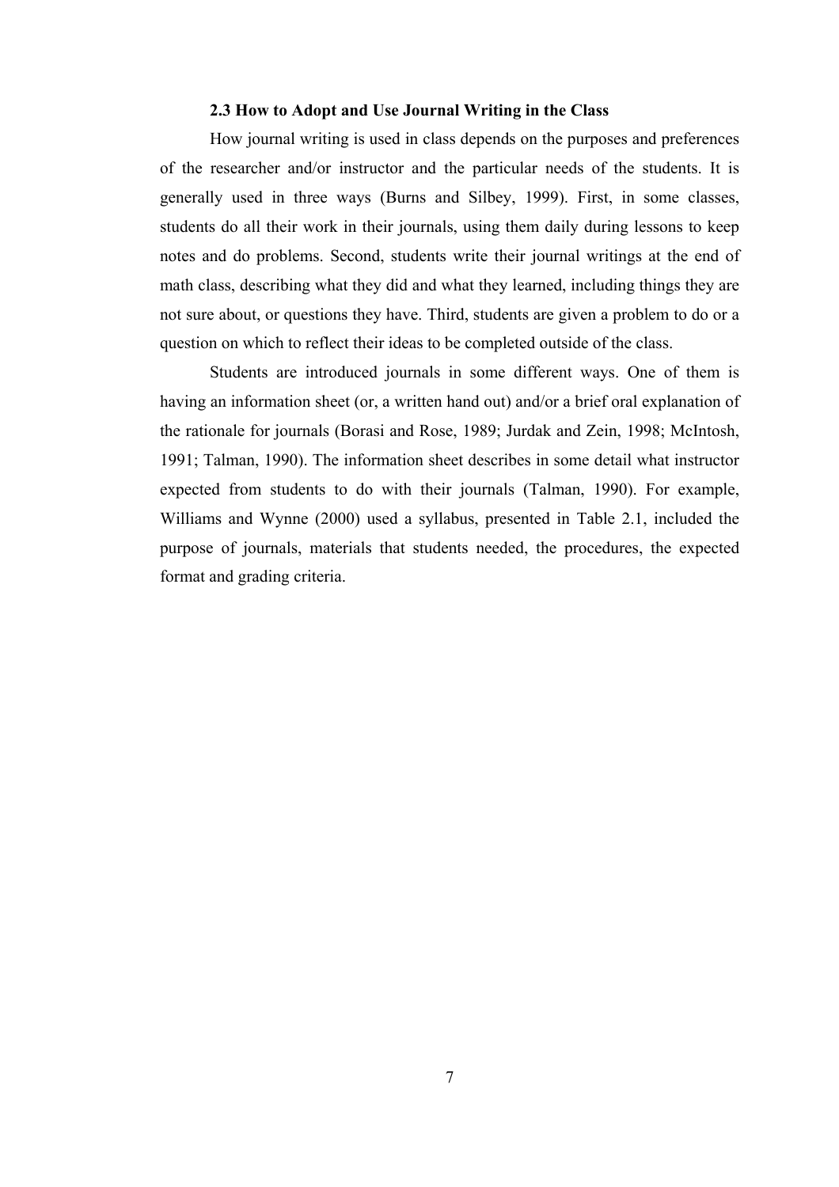### 2.3 How to Adopt and Use Journal Writing in the Class

How journal writing is used in class depends on the purposes and preferences of the researcher and/or instructor and the particular needs of the students. It is generally used in three ways (Burns and Silbey, 1999). First, in some classes, students do all their work in their journals, using them daily during lessons to keep notes and do problems. Second, students write their journal writings at the end of math class, describing what they did and what they learned, including things they are not sure about, or questions they have. Third, students are given a problem to do or a question on which to reflect their ideas to be completed outside of the class.

Students are introduced journals in some different ways. One of them is having an information sheet (or, a written hand out) and/or a brief oral explanation of the rationale for journals (Borasi and Rose, 1989; Jurdak and Zein, 1998; McIntosh, 1991; Talman, 1990). The information sheet describes in some detail what instructor expected from students to do with their journals (Talman, 1990). For example, Williams and Wynne (2000) used a syllabus, presented in Table 2.1, included the purpose of journals, materials that students needed, the procedures, the expected format and grading criteria.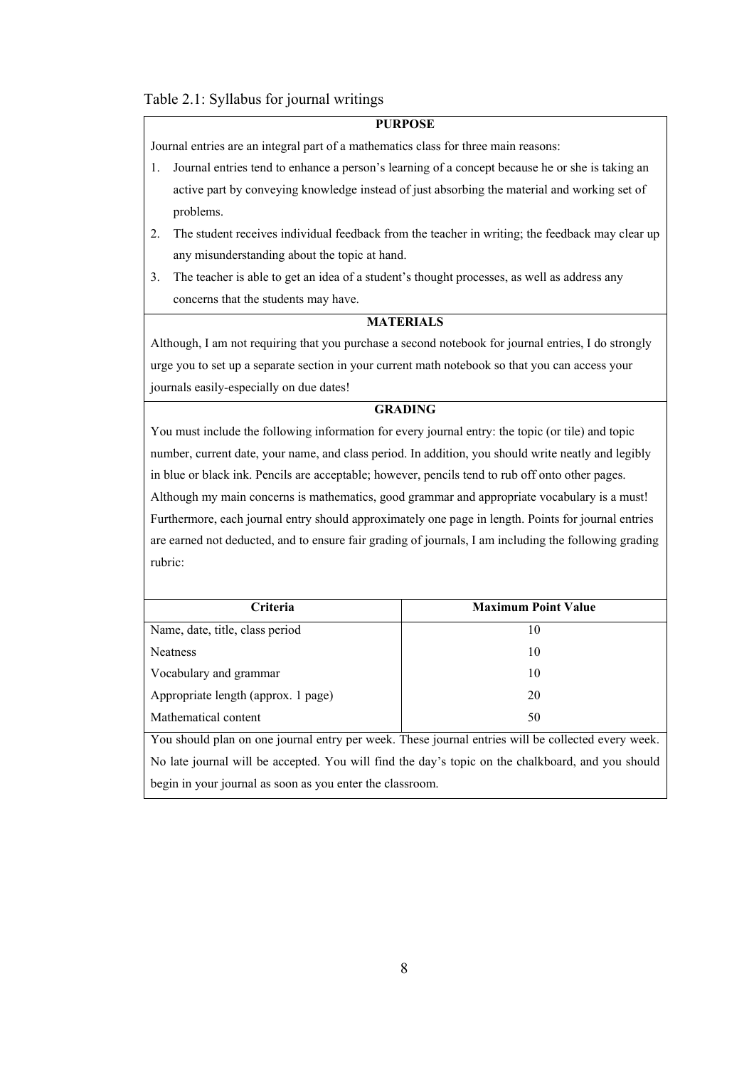Table 2.1: Syllabus for journal writings

**PURPOSE**

Journal entries are an integral part of a mathematics class for three main reasons:

1. Journal entries tend to enhance a person's learning of a concept because he or she is taking an active part by conveying knowledge instead of just absorbing the material and working set of problems.
2. The student receives individual feedback from the teacher in writing; the feedback may clear up any misunderstanding about the topic at hand.
3. The teacher is able to get an idea of a student's thought processes, as well as address any concerns that the students may have.

**MATERIALS**

Although, I am not requiring that you purchase a second notebook for journal entries, I do strongly urge you to set up a separate section in your current math notebook so that you can access your journals easily-especially on due dates!

**GRADING**

You must include the following information for every journal entry: the topic (or tile) and topic number, current date, your name, and class period. In addition, you should write neatly and legibly in blue or black ink. Pencils are acceptable; however, pencils tend to rub off onto other pages. Although my main concerns is mathematics, good grammar and appropriate vocabulary is a must! Furthermore, each journal entry should approximately one page in length. Points for journal entries are earned not deducted, and to ensure fair grading of journals, I am including the following grading rubric:

| Criteria | Maximum Point Value |
|---|---|
| Name, date, title, class period | 10 |
| Neatness | 10 |
| Vocabulary and grammar | 10 |
| Appropriate length (approx. 1 page) | 20 |
| Mathematical content | 50 |

You should plan on one journal entry per week. These journal entries will be collected every week. No late journal will be accepted. You will find the day's topic on the chalkboard, and you should begin in your journal as soon as you enter the classroom.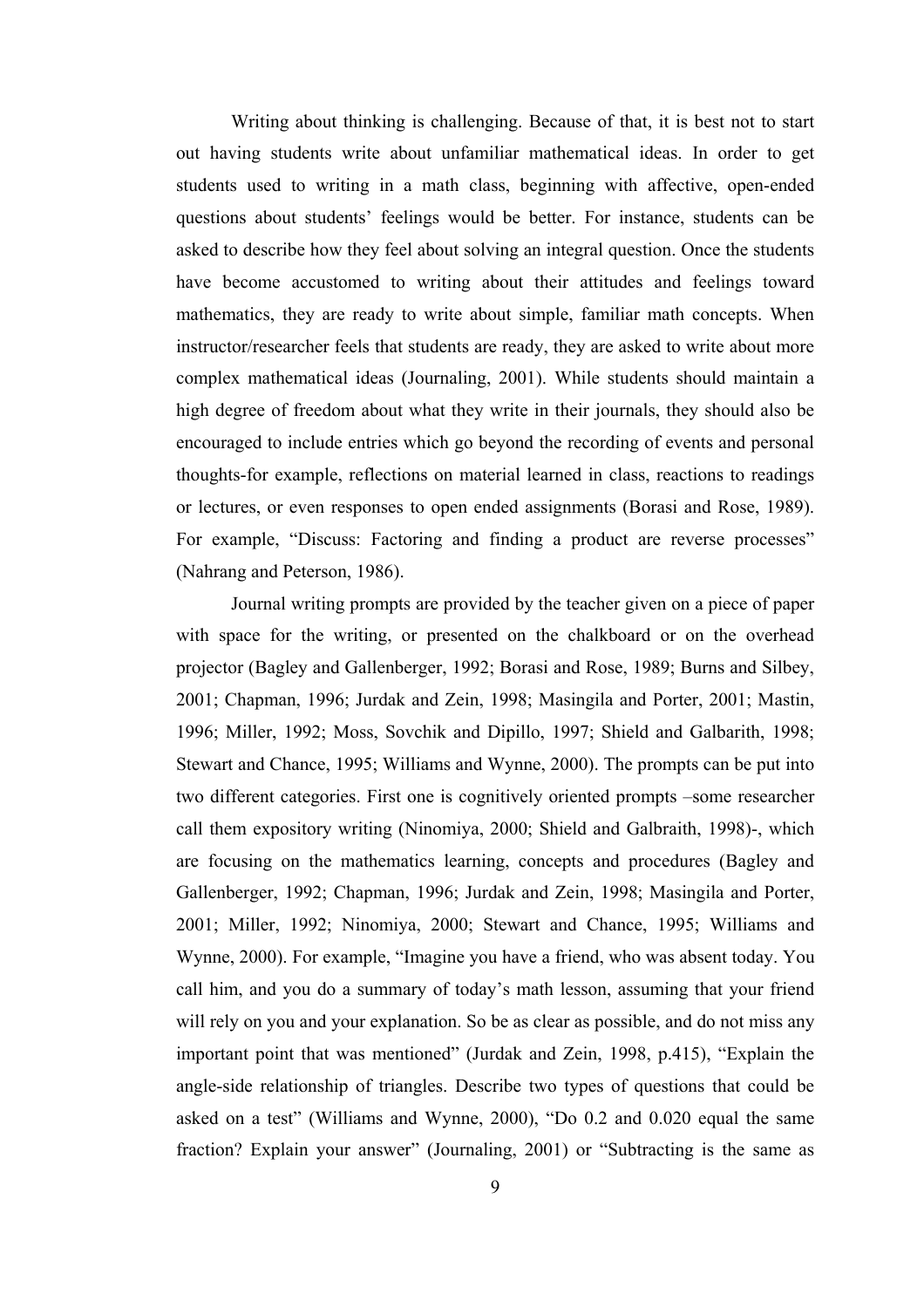Writing about thinking is challenging. Because of that, it is best not to start out having students write about unfamiliar mathematical ideas. In order to get students used to writing in a math class, beginning with affective, open-ended questions about students' feelings would be better. For instance, students can be asked to describe how they feel about solving an integral question. Once the students have become accustomed to writing about their attitudes and feelings toward mathematics, they are ready to write about simple, familiar math concepts. When instructor/researcher feels that students are ready, they are asked to write about more complex mathematical ideas (Journaling, 2001). While students should maintain a high degree of freedom about what they write in their journals, they should also be encouraged to include entries which go beyond the recording of events and personal thoughts-for example, reflections on material learned in class, reactions to readings or lectures, or even responses to open ended assignments (Borasi and Rose, 1989). For example, "Discuss: Factoring and finding a product are reverse processes" (Nahrang and Peterson, 1986).

Journal writing prompts are provided by the teacher given on a piece of paper with space for the writing, or presented on the chalkboard or on the overhead projector (Bagley and Gallenberger, 1992; Borasi and Rose, 1989; Burns and Silbey, 2001; Chapman, 1996; Jurdak and Zein, 1998; Masingila and Porter, 2001; Mastin, 1996; Miller, 1992; Moss, Sovchik and Dipillo, 1997; Shield and Galbarith, 1998; Stewart and Chance, 1995; Williams and Wynne, 2000). The prompts can be put into two different categories. First one is cognitively oriented prompts –some researcher call them expository writing (Ninomiya, 2000; Shield and Galbraith, 1998)-, which are focusing on the mathematics learning, concepts and procedures (Bagley and Gallenberger, 1992; Chapman, 1996; Jurdak and Zein, 1998; Masingila and Porter, 2001; Miller, 1992; Ninomiya, 2000; Stewart and Chance, 1995; Williams and Wynne, 2000). For example, "Imagine you have a friend, who was absent today. You call him, and you do a summary of today's math lesson, assuming that your friend will rely on you and your explanation. So be as clear as possible, and do not miss any important point that was mentioned" (Jurdak and Zein, 1998, p.415), "Explain the angle-side relationship of triangles. Describe two types of questions that could be asked on a test" (Williams and Wynne, 2000), "Do 0.2 and 0.020 equal the same fraction? Explain your answer" (Journaling, 2001) or "Subtracting is the same as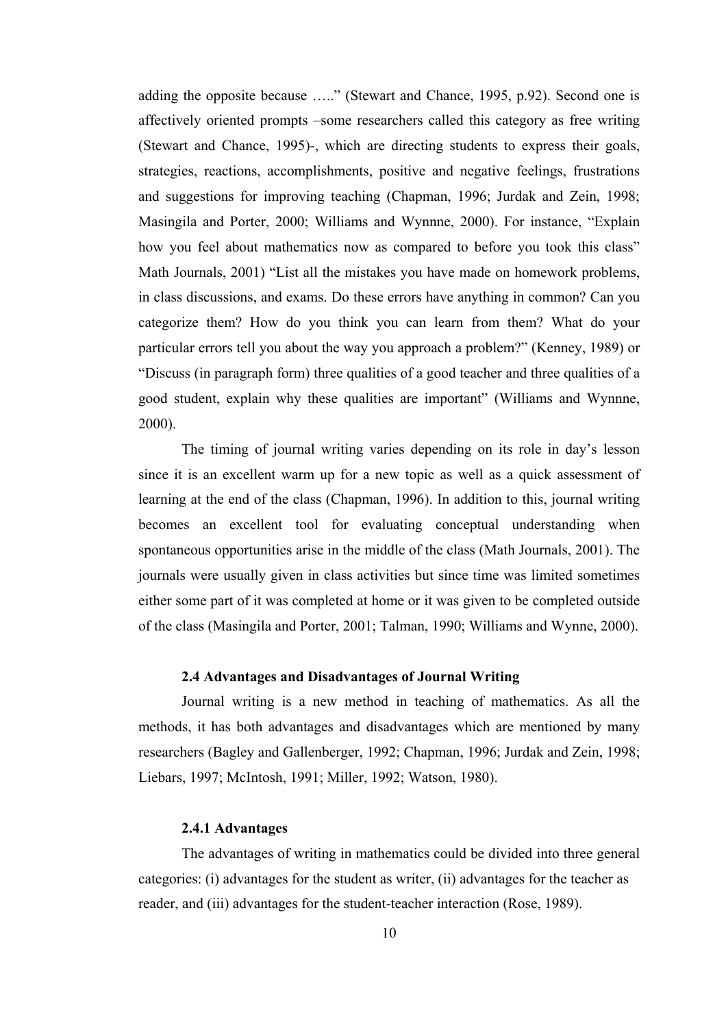adding the opposite because …..” (Stewart and Chance, 1995, p.92). Second one is affectively oriented prompts –some researchers called this category as free writing (Stewart and Chance, 1995)-, which are directing students to express their goals, strategies, reactions, accomplishments, positive and negative feelings, frustrations and suggestions for improving teaching (Chapman, 1996; Jurdak and Zein, 1998; Masingila and Porter, 2000; Williams and Wynnne, 2000). For instance, “Explain how you feel about mathematics now as compared to before you took this class” Math Journals, 2001) “List all the mistakes you have made on homework problems, in class discussions, and exams. Do these errors have anything in common? Can you categorize them? How do you think you can learn from them? What do your particular errors tell you about the way you approach a problem?” (Kenney, 1989) or “Discuss (in paragraph form) three qualities of a good teacher and three qualities of a good student, explain why these qualities are important” (Williams and Wynnne, 2000).

The timing of journal writing varies depending on its role in day’s lesson since it is an excellent warm up for a new topic as well as a quick assessment of learning at the end of the class (Chapman, 1996). In addition to this, journal writing becomes an excellent tool for evaluating conceptual understanding when spontaneous opportunities arise in the middle of the class (Math Journals, 2001). The journals were usually given in class activities but since time was limited sometimes either some part of it was completed at home or it was given to be completed outside of the class (Masingila and Porter, 2001; Talman, 1990; Williams and Wynne, 2000).

### 2.4 Advantages and Disadvantages of Journal Writing

Journal writing is a new method in teaching of mathematics. As all the methods, it has both advantages and disadvantages which are mentioned by many researchers (Bagley and Gallenberger, 1992; Chapman, 1996; Jurdak and Zein, 1998; Liebars, 1997; McIntosh, 1991; Miller, 1992; Watson, 1980).

#### 2.4.1 Advantages

The advantages of writing in mathematics could be divided into three general categories: (i) advantages for the student as writer, (ii) advantages for the teacher as reader, and (iii) advantages for the student-teacher interaction (Rose, 1989).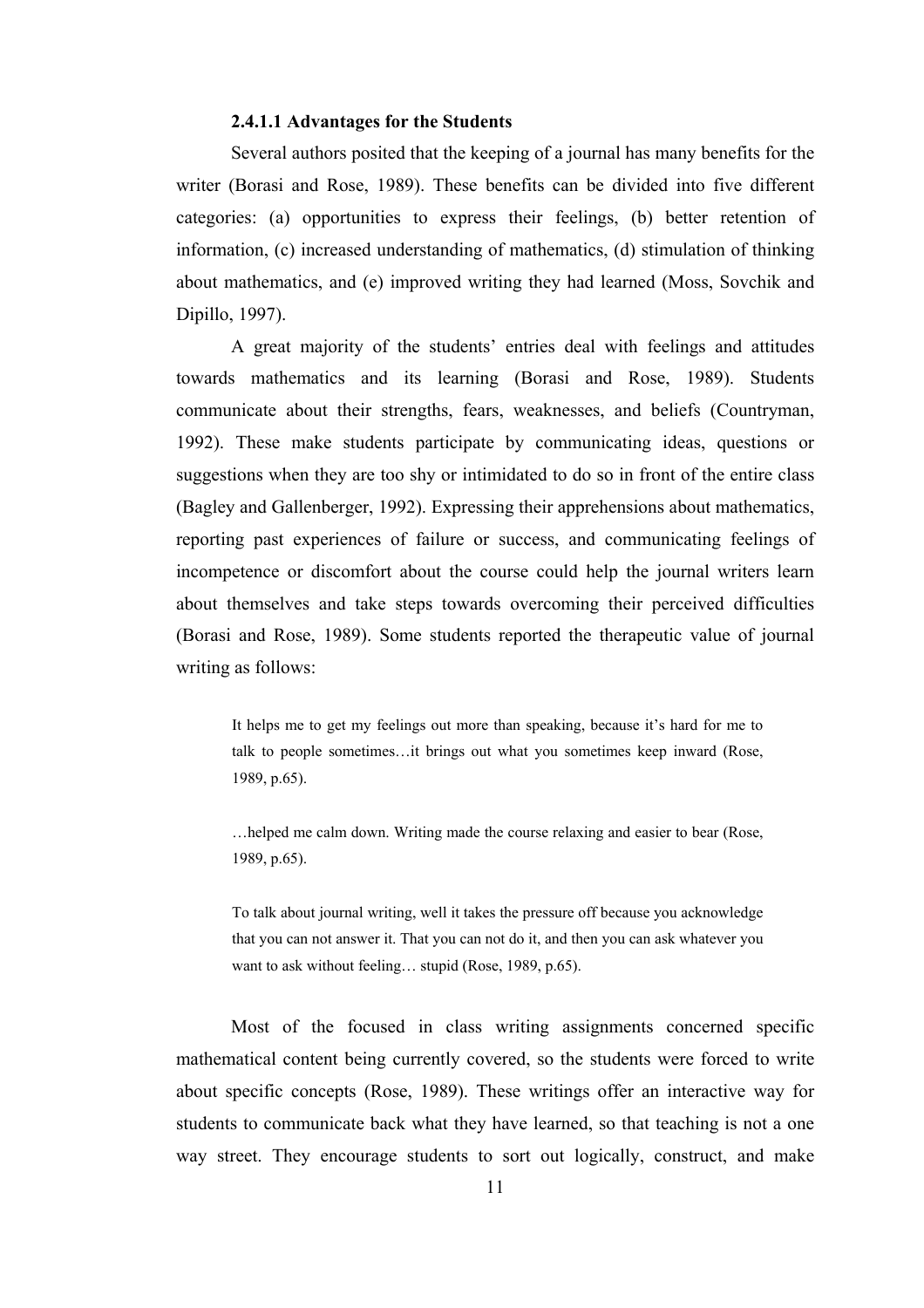#### 2.4.1.1 Advantages for the Students

Several authors posited that the keeping of a journal has many benefits for the writer (Borasi and Rose, 1989). These benefits can be divided into five different categories: (a) opportunities to express their feelings, (b) better retention of information, (c) increased understanding of mathematics, (d) stimulation of thinking about mathematics, and (e) improved writing they had learned (Moss, Sovchik and Dipillo, 1997).

A great majority of the students' entries deal with feelings and attitudes towards mathematics and its learning (Borasi and Rose, 1989). Students communicate about their strengths, fears, weaknesses, and beliefs (Countryman, 1992). These make students participate by communicating ideas, questions or suggestions when they are too shy or intimidated to do so in front of the entire class (Bagley and Gallenberger, 1992). Expressing their apprehensions about mathematics, reporting past experiences of failure or success, and communicating feelings of incompetence or discomfort about the course could help the journal writers learn about themselves and take steps towards overcoming their perceived difficulties (Borasi and Rose, 1989). Some students reported the therapeutic value of journal writing as follows:

> It helps me to get my feelings out more than speaking, because it's hard for me to talk to people sometimes…it brings out what you sometimes keep inward (Rose, 1989, p.65).
>
> …helped me calm down. Writing made the course relaxing and easier to bear (Rose, 1989, p.65).
>
> To talk about journal writing, well it takes the pressure off because you acknowledge that you can not answer it. That you can not do it, and then you can ask whatever you want to ask without feeling… stupid (Rose, 1989, p.65).

Most of the focused in class writing assignments concerned specific mathematical content being currently covered, so the students were forced to write about specific concepts (Rose, 1989). These writings offer an interactive way for students to communicate back what they have learned, so that teaching is not a one way street. They encourage students to sort out logically, construct, and make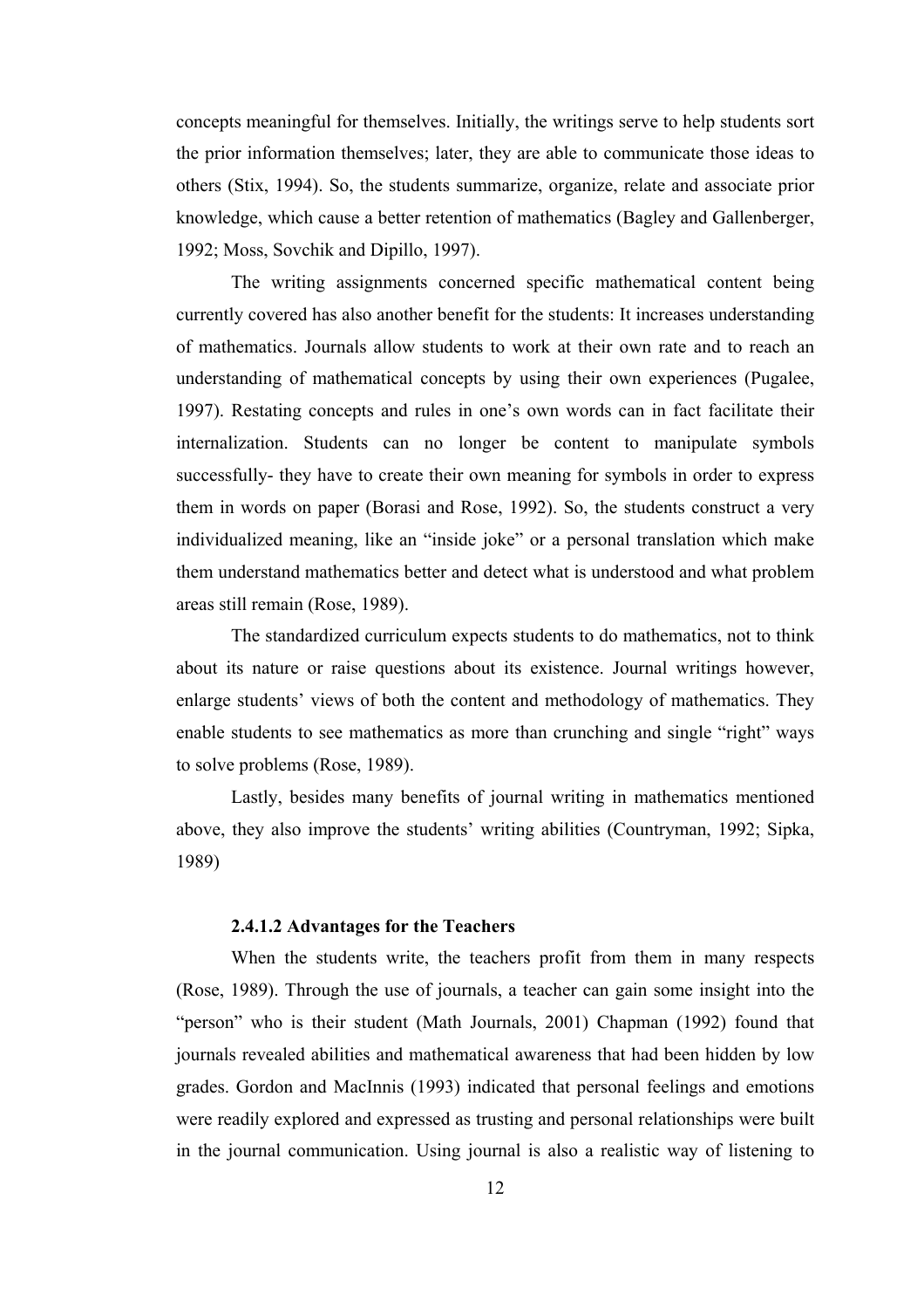concepts meaningful for themselves. Initially, the writings serve to help students sort the prior information themselves; later, they are able to communicate those ideas to others (Stix, 1994). So, the students summarize, organize, relate and associate prior knowledge, which cause a better retention of mathematics (Bagley and Gallenberger, 1992; Moss, Sovchik and Dipillo, 1997).

The writing assignments concerned specific mathematical content being currently covered has also another benefit for the students: It increases understanding of mathematics. Journals allow students to work at their own rate and to reach an understanding of mathematical concepts by using their own experiences (Pugalee, 1997). Restating concepts and rules in one's own words can in fact facilitate their internalization. Students can no longer be content to manipulate symbols successfully- they have to create their own meaning for symbols in order to express them in words on paper (Borasi and Rose, 1992). So, the students construct a very individualized meaning, like an "inside joke" or a personal translation which make them understand mathematics better and detect what is understood and what problem areas still remain (Rose, 1989).

The standardized curriculum expects students to do mathematics, not to think about its nature or raise questions about its existence. Journal writings however, enlarge students' views of both the content and methodology of mathematics. They enable students to see mathematics as more than crunching and single "right" ways to solve problems (Rose, 1989).

Lastly, besides many benefits of journal writing in mathematics mentioned above, they also improve the students' writing abilities (Countryman, 1992; Sipka, 1989)

#### 2.4.1.2 Advantages for the Teachers

When the students write, the teachers profit from them in many respects (Rose, 1989). Through the use of journals, a teacher can gain some insight into the "person" who is their student (Math Journals, 2001) Chapman (1992) found that journals revealed abilities and mathematical awareness that had been hidden by low grades. Gordon and MacInnis (1993) indicated that personal feelings and emotions were readily explored and expressed as trusting and personal relationships were built in the journal communication. Using journal is also a realistic way of listening to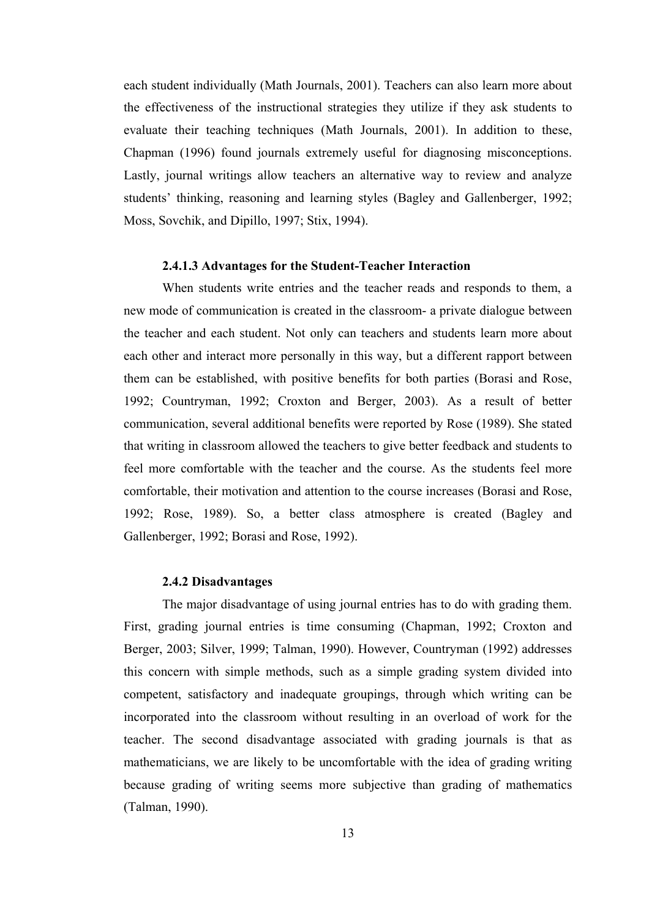each student individually (Math Journals, 2001). Teachers can also learn more about the effectiveness of the instructional strategies they utilize if they ask students to evaluate their teaching techniques (Math Journals, 2001). In addition to these, Chapman (1996) found journals extremely useful for diagnosing misconceptions. Lastly, journal writings allow teachers an alternative way to review and analyze students' thinking, reasoning and learning styles (Bagley and Gallenberger, 1992; Moss, Sovchik, and Dipillo, 1997; Stix, 1994).

#### 2.4.1.3 Advantages for the Student-Teacher Interaction

When students write entries and the teacher reads and responds to them, a new mode of communication is created in the classroom- a private dialogue between the teacher and each student. Not only can teachers and students learn more about each other and interact more personally in this way, but a different rapport between them can be established, with positive benefits for both parties (Borasi and Rose, 1992; Countryman, 1992; Croxton and Berger, 2003). As a result of better communication, several additional benefits were reported by Rose (1989). She stated that writing in classroom allowed the teachers to give better feedback and students to feel more comfortable with the teacher and the course. As the students feel more comfortable, their motivation and attention to the course increases (Borasi and Rose, 1992; Rose, 1989). So, a better class atmosphere is created (Bagley and Gallenberger, 1992; Borasi and Rose, 1992).

### 2.4.2 Disadvantages

The major disadvantage of using journal entries has to do with grading them. First, grading journal entries is time consuming (Chapman, 1992; Croxton and Berger, 2003; Silver, 1999; Talman, 1990). However, Countryman (1992) addresses this concern with simple methods, such as a simple grading system divided into competent, satisfactory and inadequate groupings, through which writing can be incorporated into the classroom without resulting in an overload of work for the teacher. The second disadvantage associated with grading journals is that as mathematicians, we are likely to be uncomfortable with the idea of grading writing because grading of writing seems more subjective than grading of mathematics (Talman, 1990).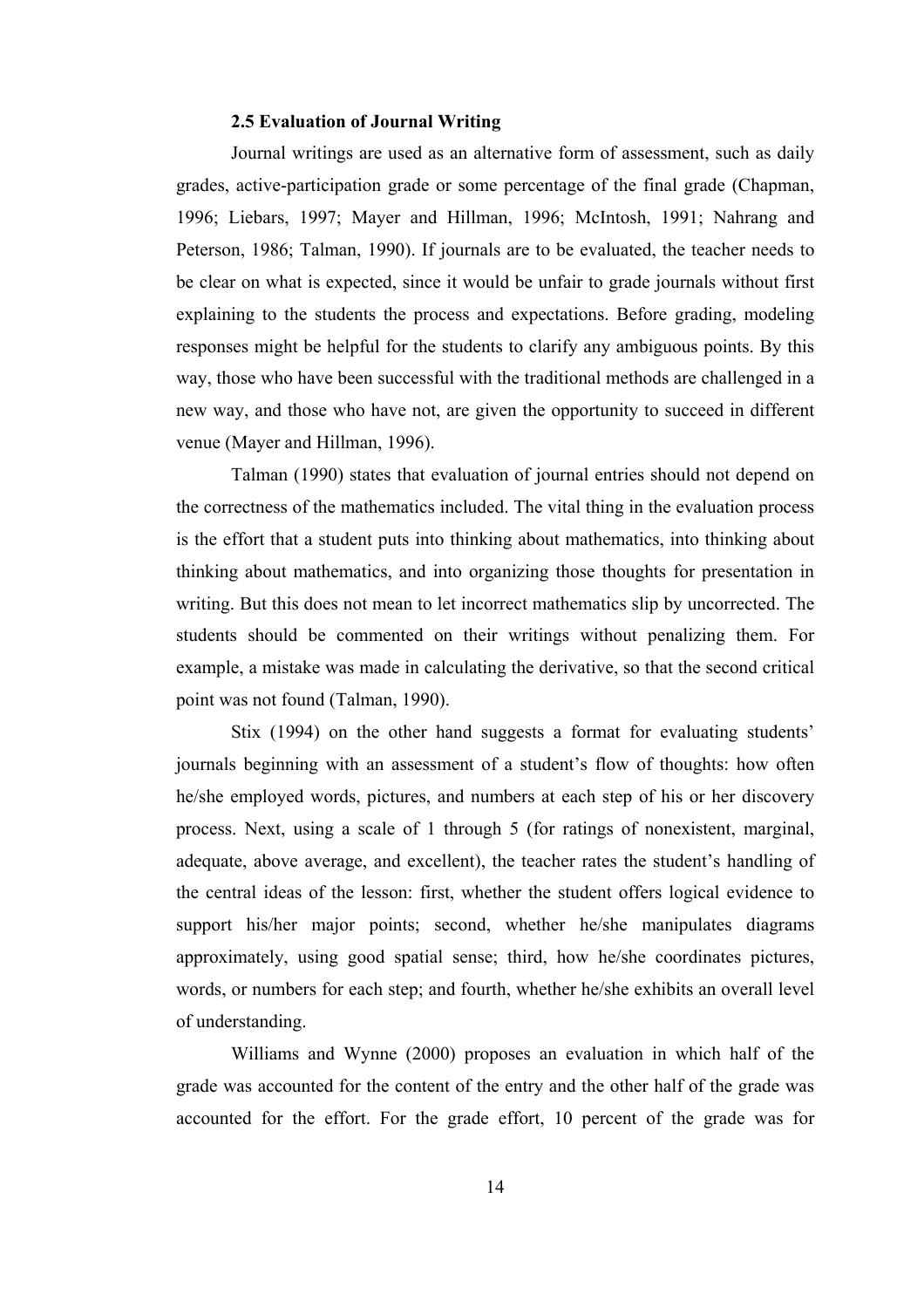### 2.5 Evaluation of Journal Writing

Journal writings are used as an alternative form of assessment, such as daily grades, active-participation grade or some percentage of the final grade (Chapman, 1996; Liebars, 1997; Mayer and Hillman, 1996; McIntosh, 1991; Nahrang and Peterson, 1986; Talman, 1990). If journals are to be evaluated, the teacher needs to be clear on what is expected, since it would be unfair to grade journals without first explaining to the students the process and expectations. Before grading, modeling responses might be helpful for the students to clarify any ambiguous points. By this way, those who have been successful with the traditional methods are challenged in a new way, and those who have not, are given the opportunity to succeed in different venue (Mayer and Hillman, 1996).

Talman (1990) states that evaluation of journal entries should not depend on the correctness of the mathematics included. The vital thing in the evaluation process is the effort that a student puts into thinking about mathematics, into thinking about thinking about mathematics, and into organizing those thoughts for presentation in writing. But this does not mean to let incorrect mathematics slip by uncorrected. The students should be commented on their writings without penalizing them. For example, a mistake was made in calculating the derivative, so that the second critical point was not found (Talman, 1990).

Stix (1994) on the other hand suggests a format for evaluating students' journals beginning with an assessment of a student's flow of thoughts: how often he/she employed words, pictures, and numbers at each step of his or her discovery process. Next, using a scale of 1 through 5 (for ratings of nonexistent, marginal, adequate, above average, and excellent), the teacher rates the student's handling of the central ideas of the lesson: first, whether the student offers logical evidence to support his/her major points; second, whether he/she manipulates diagrams approximately, using good spatial sense; third, how he/she coordinates pictures, words, or numbers for each step; and fourth, whether he/she exhibits an overall level of understanding.

Williams and Wynne (2000) proposes an evaluation in which half of the grade was accounted for the content of the entry and the other half of the grade was accounted for the effort. For the grade effort, 10 percent of the grade was for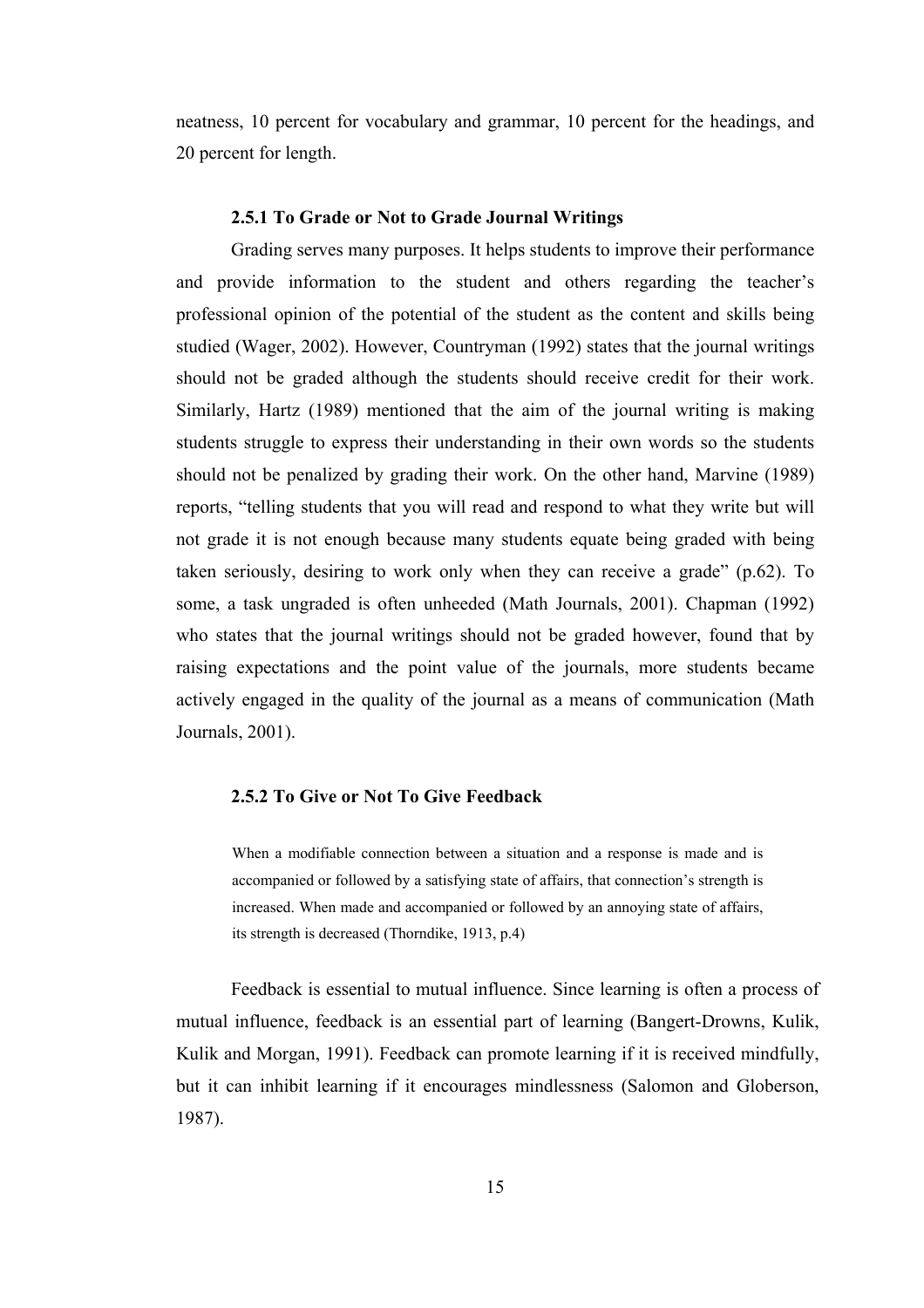neatness, 10 percent for vocabulary and grammar, 10 percent for the headings, and 20 percent for length.

### 2.5.1 To Grade or Not to Grade Journal Writings

Grading serves many purposes. It helps students to improve their performance and provide information to the student and others regarding the teacher's professional opinion of the potential of the student as the content and skills being studied (Wager, 2002). However, Countryman (1992) states that the journal writings should not be graded although the students should receive credit for their work. Similarly, Hartz (1989) mentioned that the aim of the journal writing is making students struggle to express their understanding in their own words so the students should not be penalized by grading their work. On the other hand, Marvine (1989) reports, "telling students that you will read and respond to what they write but will not grade it is not enough because many students equate being graded with being taken seriously, desiring to work only when they can receive a grade" (p.62). To some, a task ungraded is often unheeded (Math Journals, 2001). Chapman (1992) who states that the journal writings should not be graded however, found that by raising expectations and the point value of the journals, more students became actively engaged in the quality of the journal as a means of communication (Math Journals, 2001).

### 2.5.2 To Give or Not To Give Feedback

> When a modifiable connection between a situation and a response is made and is accompanied or followed by a satisfying state of affairs, that connection's strength is increased. When made and accompanied or followed by an annoying state of affairs, its strength is decreased (Thorndike, 1913, p.4)

Feedback is essential to mutual influence. Since learning is often a process of mutual influence, feedback is an essential part of learning (Bangert-Drowns, Kulik, Kulik and Morgan, 1991). Feedback can promote learning if it is received mindfully, but it can inhibit learning if it encourages mindlessness (Salomon and Globerson, 1987).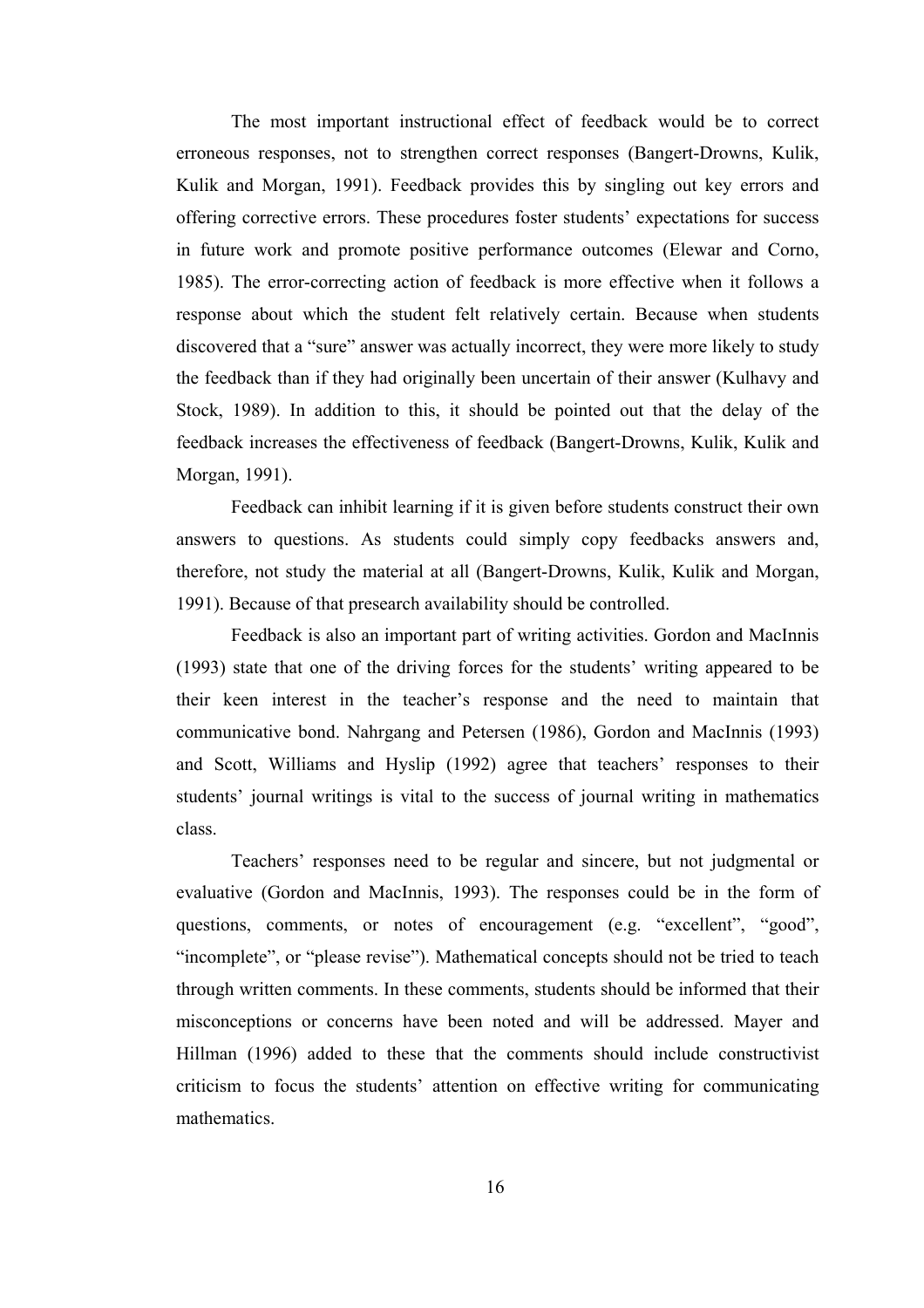The most important instructional effect of feedback would be to correct erroneous responses, not to strengthen correct responses (Bangert-Drowns, Kulik, Kulik and Morgan, 1991). Feedback provides this by singling out key errors and offering corrective errors. These procedures foster students' expectations for success in future work and promote positive performance outcomes (Elewar and Corno, 1985). The error-correcting action of feedback is more effective when it follows a response about which the student felt relatively certain. Because when students discovered that a "sure" answer was actually incorrect, they were more likely to study the feedback than if they had originally been uncertain of their answer (Kulhavy and Stock, 1989). In addition to this, it should be pointed out that the delay of the feedback increases the effectiveness of feedback (Bangert-Drowns, Kulik, Kulik and Morgan, 1991).

Feedback can inhibit learning if it is given before students construct their own answers to questions. As students could simply copy feedbacks answers and, therefore, not study the material at all (Bangert-Drowns, Kulik, Kulik and Morgan, 1991). Because of that presearch availability should be controlled.

Feedback is also an important part of writing activities. Gordon and MacInnis (1993) state that one of the driving forces for the students' writing appeared to be their keen interest in the teacher's response and the need to maintain that communicative bond. Nahrgang and Petersen (1986), Gordon and MacInnis (1993) and Scott, Williams and Hyslip (1992) agree that teachers' responses to their students' journal writings is vital to the success of journal writing in mathematics class.

Teachers' responses need to be regular and sincere, but not judgmental or evaluative (Gordon and MacInnis, 1993). The responses could be in the form of questions, comments, or notes of encouragement (e.g. "excellent", "good", "incomplete", or "please revise"). Mathematical concepts should not be tried to teach through written comments. In these comments, students should be informed that their misconceptions or concerns have been noted and will be addressed. Mayer and Hillman (1996) added to these that the comments should include constructivist criticism to focus the students' attention on effective writing for communicating mathematics.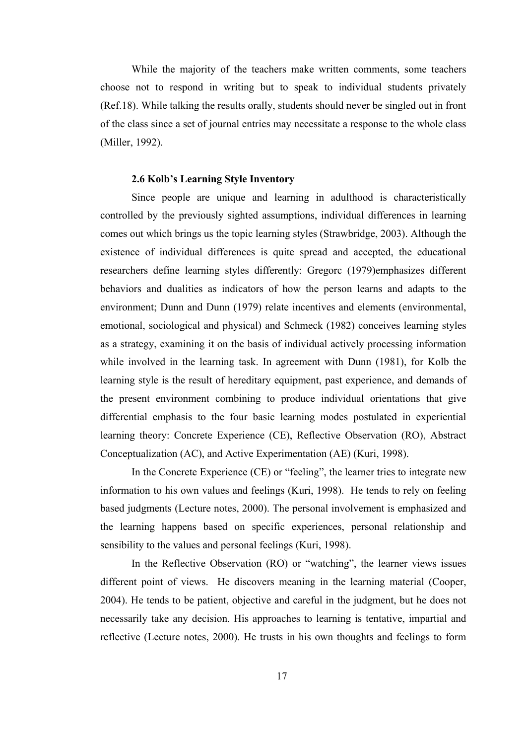While the majority of the teachers make written comments, some teachers choose not to respond in writing but to speak to individual students privately (Ref.18). While talking the results orally, students should never be singled out in front of the class since a set of journal entries may necessitate a response to the whole class (Miller, 1992).

### 2.6 Kolb's Learning Style Inventory

Since people are unique and learning in adulthood is characteristically controlled by the previously sighted assumptions, individual differences in learning comes out which brings us the topic learning styles (Strawbridge, 2003). Although the existence of individual differences is quite spread and accepted, the educational researchers define learning styles differently: Gregorc (1979)emphasizes different behaviors and dualities as indicators of how the person learns and adapts to the environment; Dunn and Dunn (1979) relate incentives and elements (environmental, emotional, sociological and physical) and Schmeck (1982) conceives learning styles as a strategy, examining it on the basis of individual actively processing information while involved in the learning task. In agreement with Dunn (1981), for Kolb the learning style is the result of hereditary equipment, past experience, and demands of the present environment combining to produce individual orientations that give differential emphasis to the four basic learning modes postulated in experiential learning theory: Concrete Experience (CE), Reflective Observation (RO), Abstract Conceptualization (AC), and Active Experimentation (AE) (Kuri, 1998).

In the Concrete Experience (CE) or "feeling", the learner tries to integrate new information to his own values and feelings (Kuri, 1998). He tends to rely on feeling based judgments (Lecture notes, 2000). The personal involvement is emphasized and the learning happens based on specific experiences, personal relationship and sensibility to the values and personal feelings (Kuri, 1998).

In the Reflective Observation (RO) or "watching", the learner views issues different point of views. He discovers meaning in the learning material (Cooper, 2004). He tends to be patient, objective and careful in the judgment, but he does not necessarily take any decision. His approaches to learning is tentative, impartial and reflective (Lecture notes, 2000). He trusts in his own thoughts and feelings to form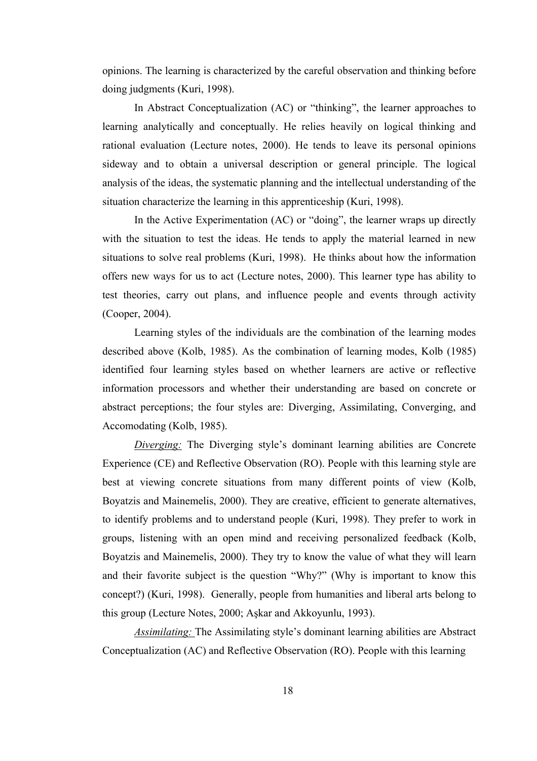opinions. The learning is characterized by the careful observation and thinking before doing judgments (Kuri, 1998).

In Abstract Conceptualization (AC) or "thinking", the learner approaches to learning analytically and conceptually. He relies heavily on logical thinking and rational evaluation (Lecture notes, 2000). He tends to leave its personal opinions sideway and to obtain a universal description or general principle. The logical analysis of the ideas, the systematic planning and the intellectual understanding of the situation characterize the learning in this apprenticeship (Kuri, 1998).

In the Active Experimentation (AC) or "doing", the learner wraps up directly with the situation to test the ideas. He tends to apply the material learned in new situations to solve real problems (Kuri, 1998). He thinks about how the information offers new ways for us to act (Lecture notes, 2000). This learner type has ability to test theories, carry out plans, and influence people and events through activity (Cooper, 2004).

Learning styles of the individuals are the combination of the learning modes described above (Kolb, 1985). As the combination of learning modes, Kolb (1985) identified four learning styles based on whether learners are active or reflective information processors and whether their understanding are based on concrete or abstract perceptions; the four styles are: Diverging, Assimilating, Converging, and Accomodating (Kolb, 1985).

*Diverging:* The Diverging style's dominant learning abilities are Concrete Experience (CE) and Reflective Observation (RO). People with this learning style are best at viewing concrete situations from many different points of view (Kolb, Boyatzis and Mainemelis, 2000). They are creative, efficient to generate alternatives, to identify problems and to understand people (Kuri, 1998). They prefer to work in groups, listening with an open mind and receiving personalized feedback (Kolb, Boyatzis and Mainemelis, 2000). They try to know the value of what they will learn and their favorite subject is the question "Why?" (Why is important to know this concept?) (Kuri, 1998). Generally, people from humanities and liberal arts belong to this group (Lecture Notes, 2000; Aşkar and Akkoyunlu, 1993).

*Assimilating:* The Assimilating style's dominant learning abilities are Abstract Conceptualization (AC) and Reflective Observation (RO). People with this learning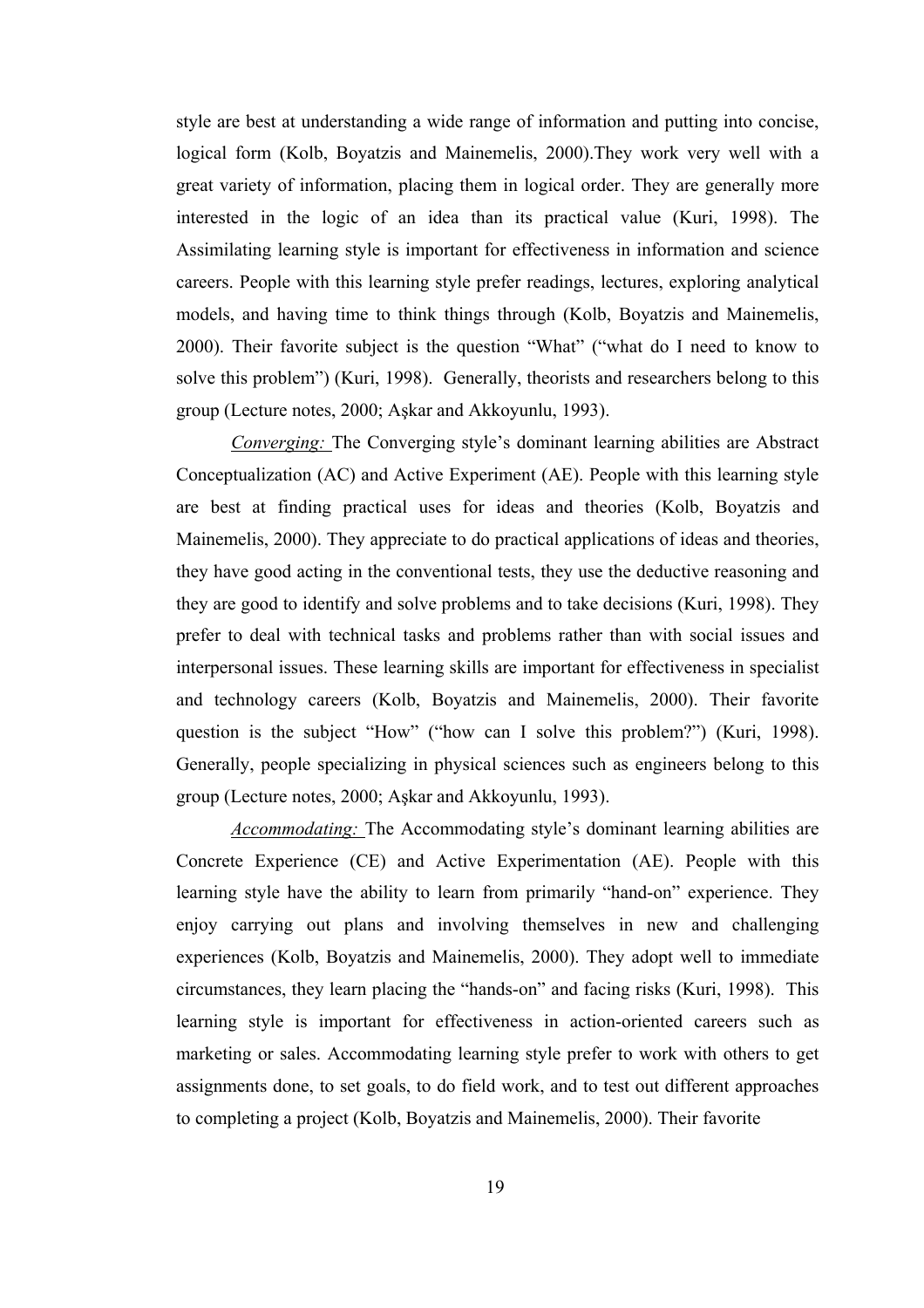style are best at understanding a wide range of information and putting into concise, logical form (Kolb, Boyatzis and Mainemelis, 2000).They work very well with a great variety of information, placing them in logical order. They are generally more interested in the logic of an idea than its practical value (Kuri, 1998). The Assimilating learning style is important for effectiveness in information and science careers. People with this learning style prefer readings, lectures, exploring analytical models, and having time to think things through (Kolb, Boyatzis and Mainemelis, 2000). Their favorite subject is the question “What” (“what do I need to know to solve this problem”) (Kuri, 1998). Generally, theorists and researchers belong to this group (Lecture notes, 2000; Aşkar and Akkoyunlu, 1993).

*Converging:* The Converging style’s dominant learning abilities are Abstract Conceptualization (AC) and Active Experiment (AE). People with this learning style are best at finding practical uses for ideas and theories (Kolb, Boyatzis and Mainemelis, 2000). They appreciate to do practical applications of ideas and theories, they have good acting in the conventional tests, they use the deductive reasoning and they are good to identify and solve problems and to take decisions (Kuri, 1998). They prefer to deal with technical tasks and problems rather than with social issues and interpersonal issues. These learning skills are important for effectiveness in specialist and technology careers (Kolb, Boyatzis and Mainemelis, 2000). Their favorite question is the subject “How” (“how can I solve this problem?”) (Kuri, 1998). Generally, people specializing in physical sciences such as engineers belong to this group (Lecture notes, 2000; Aşkar and Akkoyunlu, 1993).

*Accommodating:* The Accommodating style’s dominant learning abilities are Concrete Experience (CE) and Active Experimentation (AE). People with this learning style have the ability to learn from primarily “hand-on” experience. They enjoy carrying out plans and involving themselves in new and challenging experiences (Kolb, Boyatzis and Mainemelis, 2000). They adopt well to immediate circumstances, they learn placing the “hands-on” and facing risks (Kuri, 1998). This learning style is important for effectiveness in action-oriented careers such as marketing or sales. Accommodating learning style prefer to work with others to get assignments done, to set goals, to do field work, and to test out different approaches to completing a project (Kolb, Boyatzis and Mainemelis, 2000). Their favorite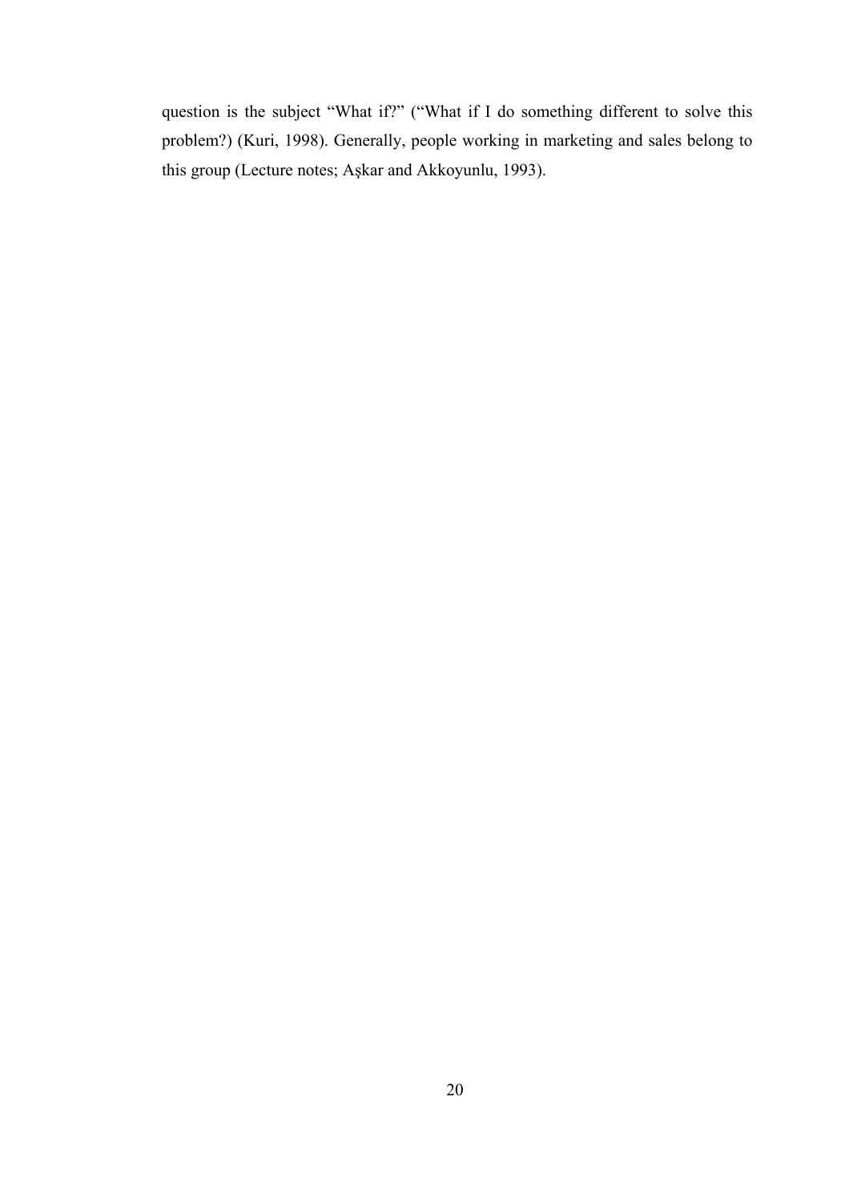question is the subject “What if?” (“What if I do something different to solve this problem?) (Kuri, 1998). Generally, people working in marketing and sales belong to this group (Lecture notes; Aşkar and Akkoyunlu, 1993).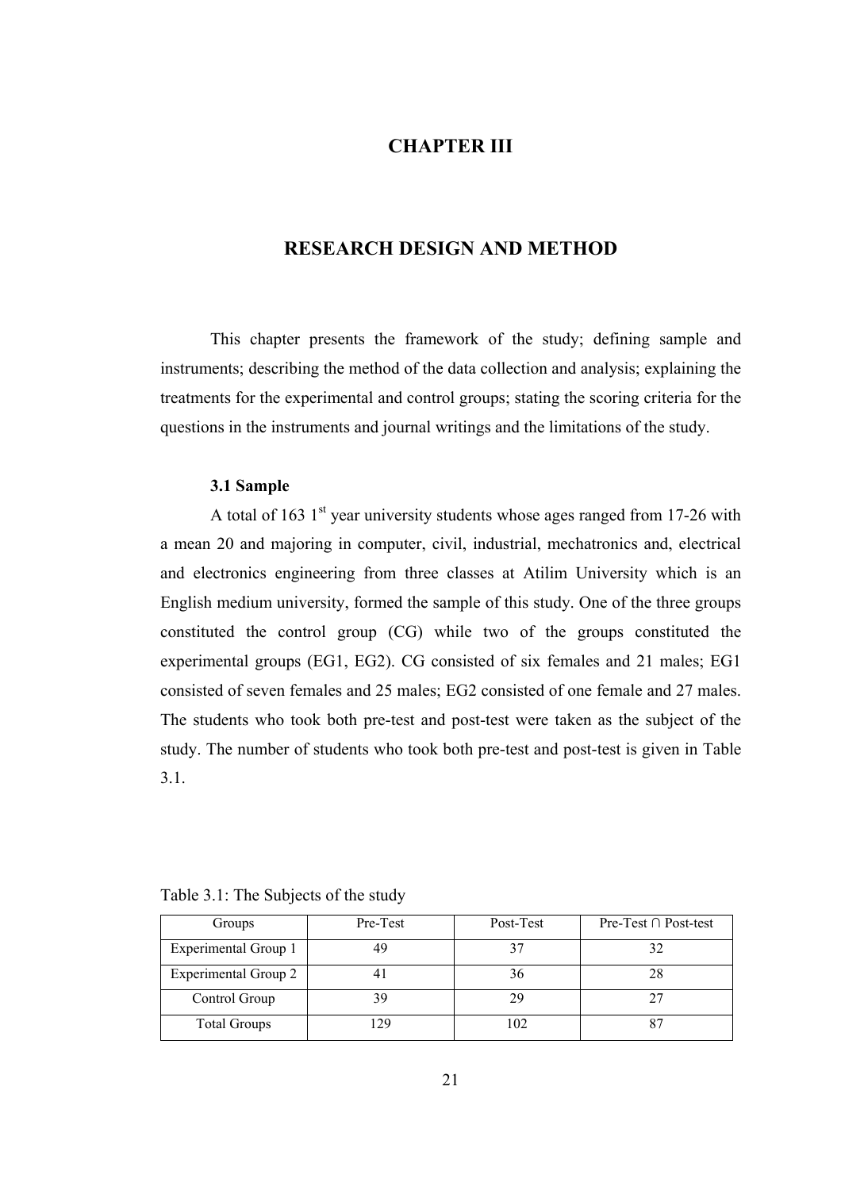# CHAPTER III

# RESEARCH DESIGN AND METHOD

This chapter presents the framework of the study; defining sample and instruments; describing the method of the data collection and analysis; explaining the treatments for the experimental and control groups; stating the scoring criteria for the questions in the instruments and journal writings and the limitations of the study.

### 3.1 Sample

A total of 163 1st year university students whose ages ranged from 17-26 with a mean 20 and majoring in computer, civil, industrial, mechatronics and, electrical and electronics engineering from three classes at Atilim University which is an English medium university, formed the sample of this study. One of the three groups constituted the control group (CG) while two of the groups constituted the experimental groups (EG1, EG2). CG consisted of six females and 21 males; EG1 consisted of seven females and 25 males; EG2 consisted of one female and 27 males. The students who took both pre-test and post-test were taken as the subject of the study. The number of students who took both pre-test and post-test is given in Table 3.1.

Table 3.1: The Subjects of the study

| Groups | Pre-Test | Post-Test | Pre-Test ∩ Post-test |
|---|---|---|---|
| Experimental Group 1 | 49 | 37 | 32 |
| Experimental Group 2 | 41 | 36 | 28 |
| Control Group | 39 | 29 | 27 |
| Total Groups | 129 | 102 | 87 |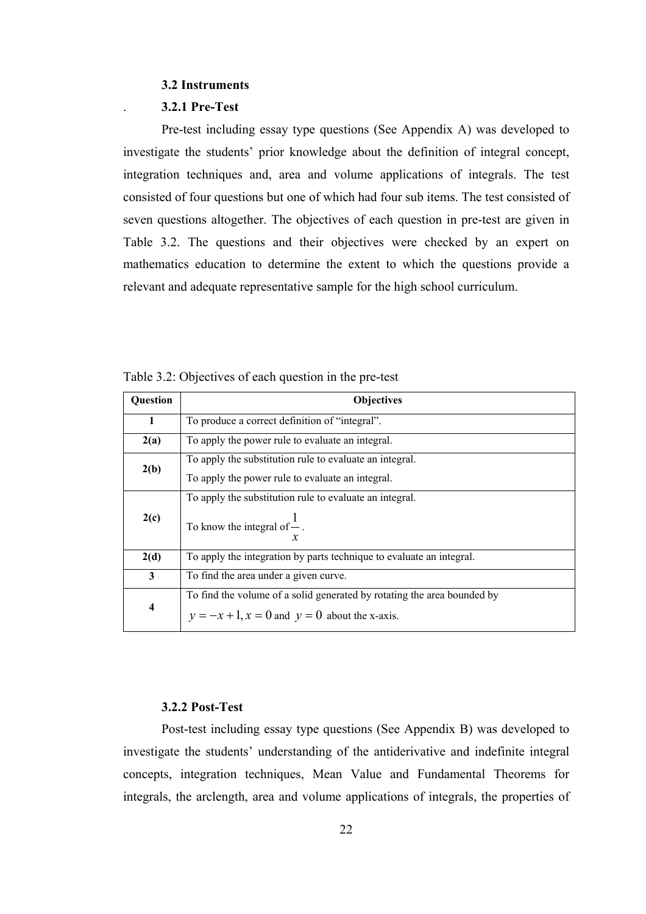### 3.2 Instruments

#### 3.2.1 Pre-Test

Pre-test including essay type questions (See Appendix A) was developed to investigate the students' prior knowledge about the definition of integral concept, integration techniques and, area and volume applications of integrals. The test consisted of four questions but one of which had four sub items. The test consisted of seven questions altogether. The objectives of each question in pre-test are given in Table 3.2. The questions and their objectives were checked by an expert on mathematics education to determine the extent to which the questions provide a relevant and adequate representative sample for the high school curriculum.

Table 3.2: Objectives of each question in the pre-test

| Question | Objectives |
|---|---|
| **1** | To produce a correct definition of "integral". |
| **2(a)** | To apply the power rule to evaluate an integral. |
| **2(b)** | To apply the substitution rule to evaluate an integral.<br>To apply the power rule to evaluate an integral. |
| **2(c)** | To apply the substitution rule to evaluate an integral.<br>To know the integral of $\frac{1}{x}$. |
| **2(d)** | To apply the integration by parts technique to evaluate an integral. |
| **3** | To find the area under a given curve. |
| **4** | To find the volume of a solid generated by rotating the area bounded by $y = -x + 1, x = 0$ and $y = 0$ about the x-axis. |

#### 3.2.2 Post-Test

Post-test including essay type questions (See Appendix B) was developed to investigate the students' understanding of the antiderivative and indefinite integral concepts, integration techniques, Mean Value and Fundamental Theorems for integrals, the arclength, area and volume applications of integrals, the properties of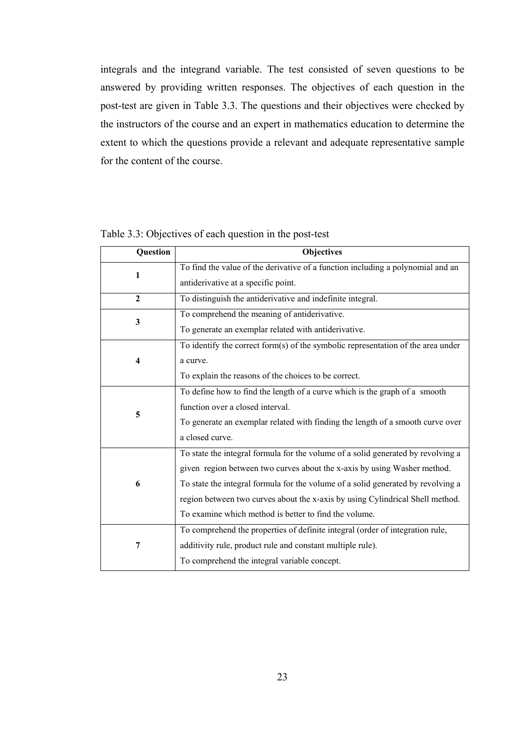integrals and the integrand variable. The test consisted of seven questions to be answered by providing written responses. The objectives of each question in the post-test are given in Table 3.3. The questions and their objectives were checked by the instructors of the course and an expert in mathematics education to determine the extent to which the questions provide a relevant and adequate representative sample for the content of the course.

Table 3.3: Objectives of each question in the post-test

| Question | Objectives |
|---|---|
| **1** | To find the value of the derivative of a function including a polynomial and an antiderivative at a specific point. |
| **2** | To distinguish the antiderivative and indefinite integral. |
| **3** | To comprehend the meaning of antiderivative.<br>To generate an exemplar related with antiderivative. |
| **4** | To identify the correct form(s) of the symbolic representation of the area under a curve.<br>To explain the reasons of the choices to be correct. |
| **5** | To define how to find the length of a curve which is the graph of a smooth function over a closed interval.<br>To generate an exemplar related with finding the length of a smooth curve over a closed curve. |
| **6** | To state the integral formula for the volume of a solid generated by revolving a given region between two curves about the x-axis by using Washer method.<br>To state the integral formula for the volume of a solid generated by revolving a region between two curves about the x-axis by using Cylindrical Shell method.<br>To examine which method is better to find the volume. |
| **7** | To comprehend the properties of definite integral (order of integration rule, additivity rule, product rule and constant multiple rule).<br>To comprehend the integral variable concept. |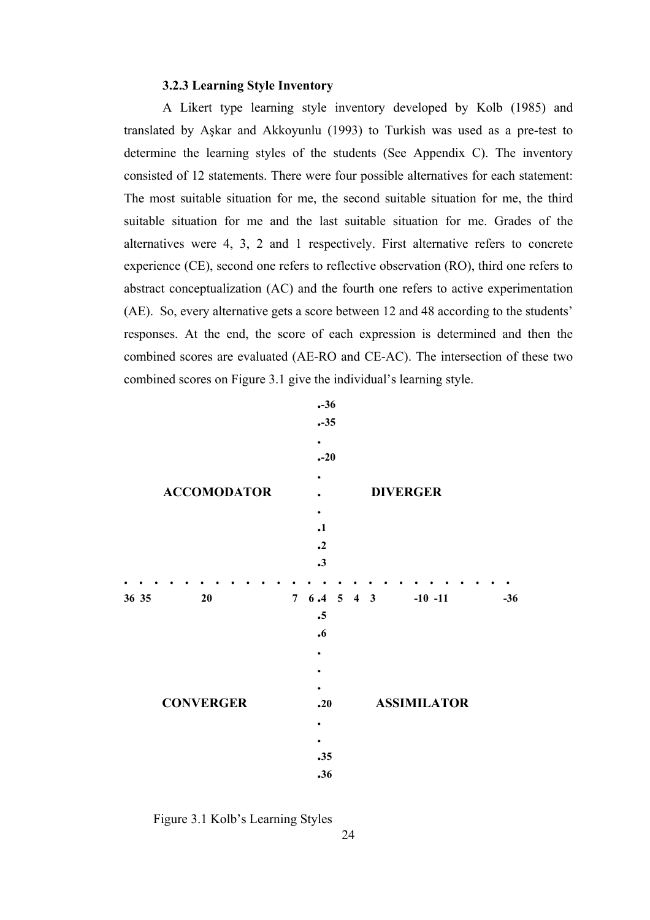### 3.2.3 Learning Style Inventory

A Likert type learning style inventory developed by Kolb (1985) and translated by Aşkar and Akkoyunlu (1993) to Turkish was used as a pre-test to determine the learning styles of the students (See Appendix C). The inventory consisted of 12 statements. There were four possible alternatives for each statement: The most suitable situation for me, the second suitable situation for me, the third suitable situation for me and the last suitable situation for me. Grades of the alternatives were 4, 3, 2 and 1 respectively. First alternative refers to concrete experience (CE), second one refers to reflective observation (RO), third one refers to abstract conceptualization (AC) and the fourth one refers to active experimentation (AE). So, every alternative gets a score between 12 and 48 according to the students' responses. At the end, the score of each expression is determined and then the combined scores are evaluated (AE-RO and CE-AC). The intersection of these two combined scores on Figure 3.1 give the individual's learning style.

```
                                   .-36
                                   .-35
                                   .
                                   .-20
                                   .
        ACCOMODATOR                .            DIVERGER
                                   .
                                   .1
                                   .2
                                   .3
. . . . . . . . . . . . . . . . . . . . . . . . . . .
36 35        20             7   6 .4   5   4   3       -10  -11          -36
                                   .5
                                   .6
                                   .
                                   .
                                   .
        CONVERGER                  .20          ASSIMILATOR
                                   .
                                   .
                                   .35
                                   .36
```

Figure 3.1 Kolb's Learning Styles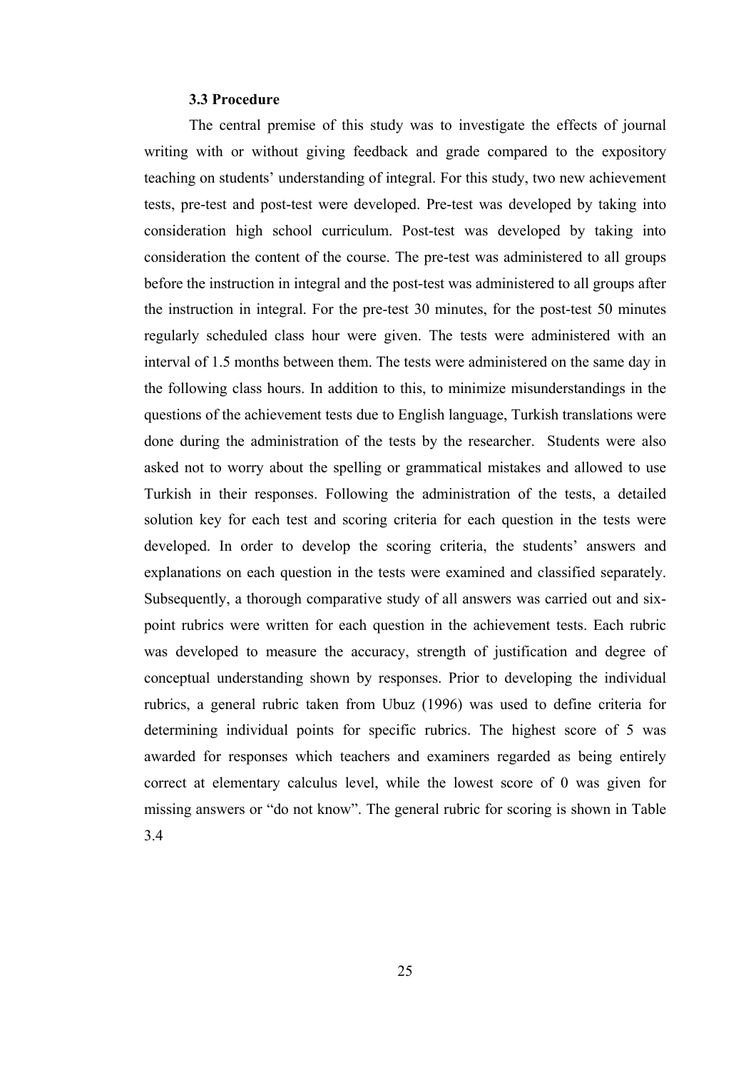### 3.3 Procedure

The central premise of this study was to investigate the effects of journal writing with or without giving feedback and grade compared to the expository teaching on students' understanding of integral. For this study, two new achievement tests, pre-test and post-test were developed. Pre-test was developed by taking into consideration high school curriculum. Post-test was developed by taking into consideration the content of the course. The pre-test was administered to all groups before the instruction in integral and the post-test was administered to all groups after the instruction in integral. For the pre-test 30 minutes, for the post-test 50 minutes regularly scheduled class hour were given. The tests were administered with an interval of 1.5 months between them. The tests were administered on the same day in the following class hours. In addition to this, to minimize misunderstandings in the questions of the achievement tests due to English language, Turkish translations were done during the administration of the tests by the researcher. Students were also asked not to worry about the spelling or grammatical mistakes and allowed to use Turkish in their responses. Following the administration of the tests, a detailed solution key for each test and scoring criteria for each question in the tests were developed. In order to develop the scoring criteria, the students' answers and explanations on each question in the tests were examined and classified separately. Subsequently, a thorough comparative study of all answers was carried out and six-point rubrics were written for each question in the achievement tests. Each rubric was developed to measure the accuracy, strength of justification and degree of conceptual understanding shown by responses. Prior to developing the individual rubrics, a general rubric taken from Ubuz (1996) was used to define criteria for determining individual points for specific rubrics. The highest score of 5 was awarded for responses which teachers and examiners regarded as being entirely correct at elementary calculus level, while the lowest score of 0 was given for missing answers or "do not know". The general rubric for scoring is shown in Table 3.4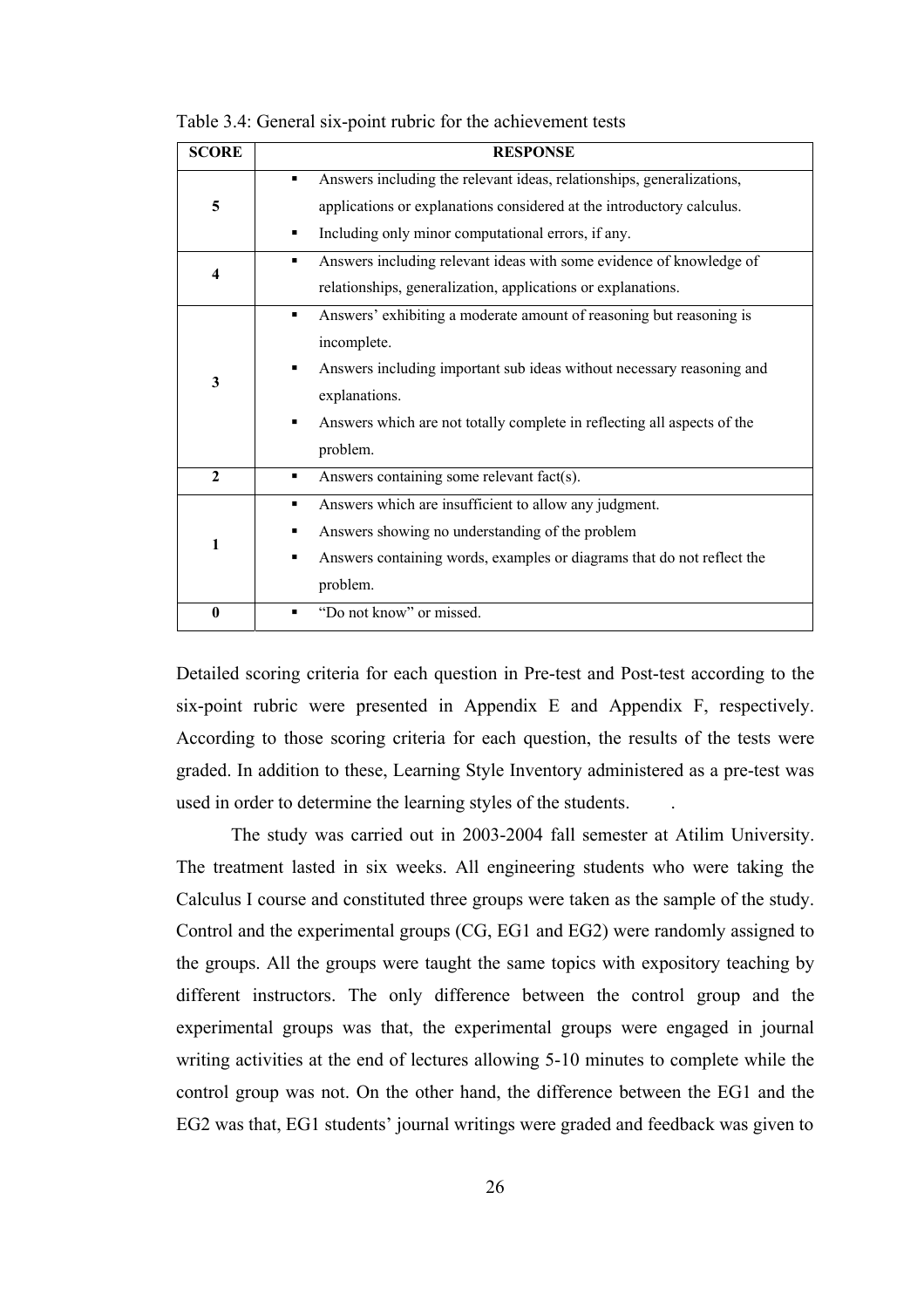Table 3.4: General six-point rubric for the achievement tests

| SCORE | RESPONSE |
|---|---|
| 5 | ▪ Answers including the relevant ideas, relationships, generalizations, applications or explanations considered at the introductory calculus.<br>▪ Including only minor computational errors, if any. |
| 4 | ▪ Answers including relevant ideas with some evidence of knowledge of relationships, generalization, applications or explanations. |
| 3 | ▪ Answers' exhibiting a moderate amount of reasoning but reasoning is incomplete.<br>▪ Answers including important sub ideas without necessary reasoning and explanations.<br>▪ Answers which are not totally complete in reflecting all aspects of the problem. |
| 2 | ▪ Answers containing some relevant fact(s). |
| 1 | ▪ Answers which are insufficient to allow any judgment.<br>▪ Answers showing no understanding of the problem<br>▪ Answers containing words, examples or diagrams that do not reflect the problem. |
| 0 | ▪ "Do not know" or missed. |

Detailed scoring criteria for each question in Pre-test and Post-test according to the six-point rubric were presented in Appendix E and Appendix F, respectively. According to those scoring criteria for each question, the results of the tests were graded. In addition to these, Learning Style Inventory administered as a pre-test was used in order to determine the learning styles of the students.

The study was carried out in 2003-2004 fall semester at Atilim University. The treatment lasted in six weeks. All engineering students who were taking the Calculus I course and constituted three groups were taken as the sample of the study. Control and the experimental groups (CG, EG1 and EG2) were randomly assigned to the groups. All the groups were taught the same topics with expository teaching by different instructors. The only difference between the control group and the experimental groups was that, the experimental groups were engaged in journal writing activities at the end of lectures allowing 5-10 minutes to complete while the control group was not. On the other hand, the difference between the EG1 and the EG2 was that, EG1 students' journal writings were graded and feedback was given to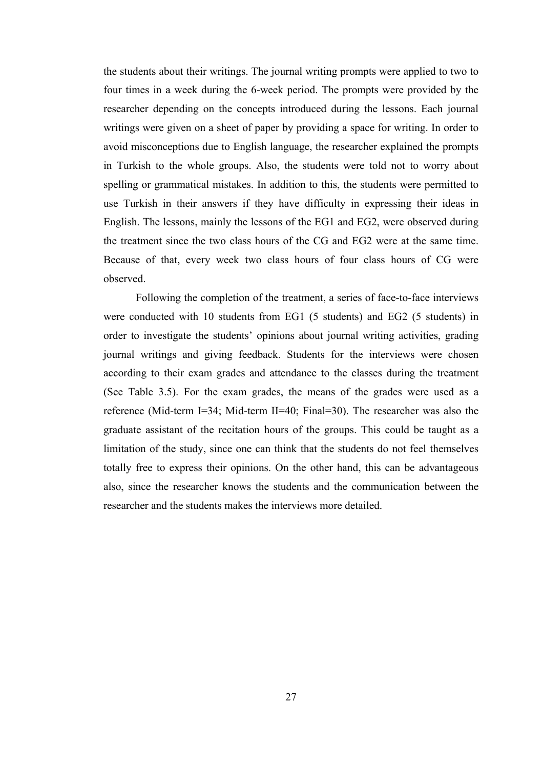the students about their writings. The journal writing prompts were applied to two to four times in a week during the 6-week period. The prompts were provided by the researcher depending on the concepts introduced during the lessons. Each journal writings were given on a sheet of paper by providing a space for writing. In order to avoid misconceptions due to English language, the researcher explained the prompts in Turkish to the whole groups. Also, the students were told not to worry about spelling or grammatical mistakes. In addition to this, the students were permitted to use Turkish in their answers if they have difficulty in expressing their ideas in English. The lessons, mainly the lessons of the EG1 and EG2, were observed during the treatment since the two class hours of the CG and EG2 were at the same time. Because of that, every week two class hours of four class hours of CG were observed.

Following the completion of the treatment, a series of face-to-face interviews were conducted with 10 students from EG1 (5 students) and EG2 (5 students) in order to investigate the students' opinions about journal writing activities, grading journal writings and giving feedback. Students for the interviews were chosen according to their exam grades and attendance to the classes during the treatment (See Table 3.5). For the exam grades, the means of the grades were used as a reference (Mid-term I=34; Mid-term II=40; Final=30). The researcher was also the graduate assistant of the recitation hours of the groups. This could be taught as a limitation of the study, since one can think that the students do not feel themselves totally free to express their opinions. On the other hand, this can be advantageous also, since the researcher knows the students and the communication between the researcher and the students makes the interviews more detailed.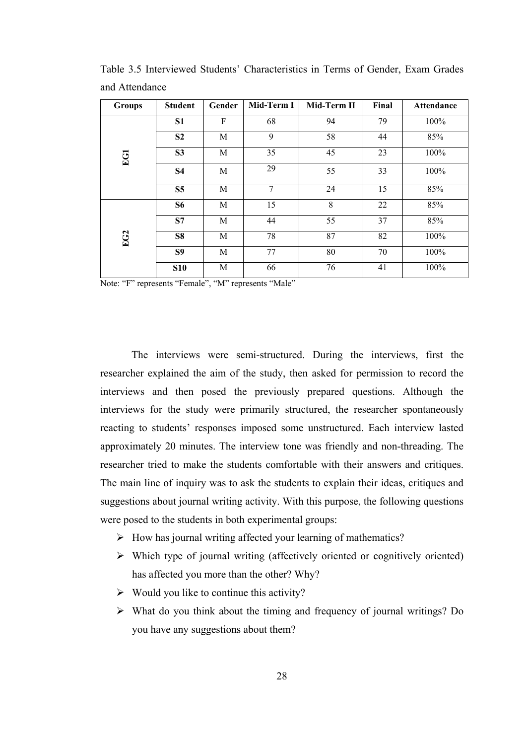Table 3.5 Interviewed Students' Characteristics in Terms of Gender, Exam Grades and Attendance

| Groups | Student | Gender | Mid-Term I | Mid-Term II | Final | Attendance |
|---|---|---|---|---|---|---|
| EG1 | S1 | F | 68 | 94 | 79 | 100% |
| | S2 | M | 9 | 58 | 44 | 85% |
| | S3 | M | 35 | 45 | 23 | 100% |
| | S4 | M | 29 | 55 | 33 | 100% |
| | S5 | M | 7 | 24 | 15 | 85% |
| EG2 | S6 | M | 15 | 8 | 22 | 85% |
| | S7 | M | 44 | 55 | 37 | 85% |
| | S8 | M | 78 | 87 | 82 | 100% |
| | S9 | M | 77 | 80 | 70 | 100% |
| | S10 | M | 66 | 76 | 41 | 100% |

Note: "F" represents "Female", "M" represents "Male"

The interviews were semi-structured. During the interviews, first the researcher explained the aim of the study, then asked for permission to record the interviews and then posed the previously prepared questions. Although the interviews for the study were primarily structured, the researcher spontaneously reacting to students' responses imposed some unstructured. Each interview lasted approximately 20 minutes. The interview tone was friendly and non-threading. The researcher tried to make the students comfortable with their answers and critiques. The main line of inquiry was to ask the students to explain their ideas, critiques and suggestions about journal writing activity. With this purpose, the following questions were posed to the students in both experimental groups:

- How has journal writing affected your learning of mathematics?
- Which type of journal writing (affectively oriented or cognitively oriented) has affected you more than the other? Why?
- Would you like to continue this activity?
- What do you think about the timing and frequency of journal writings? Do you have any suggestions about them?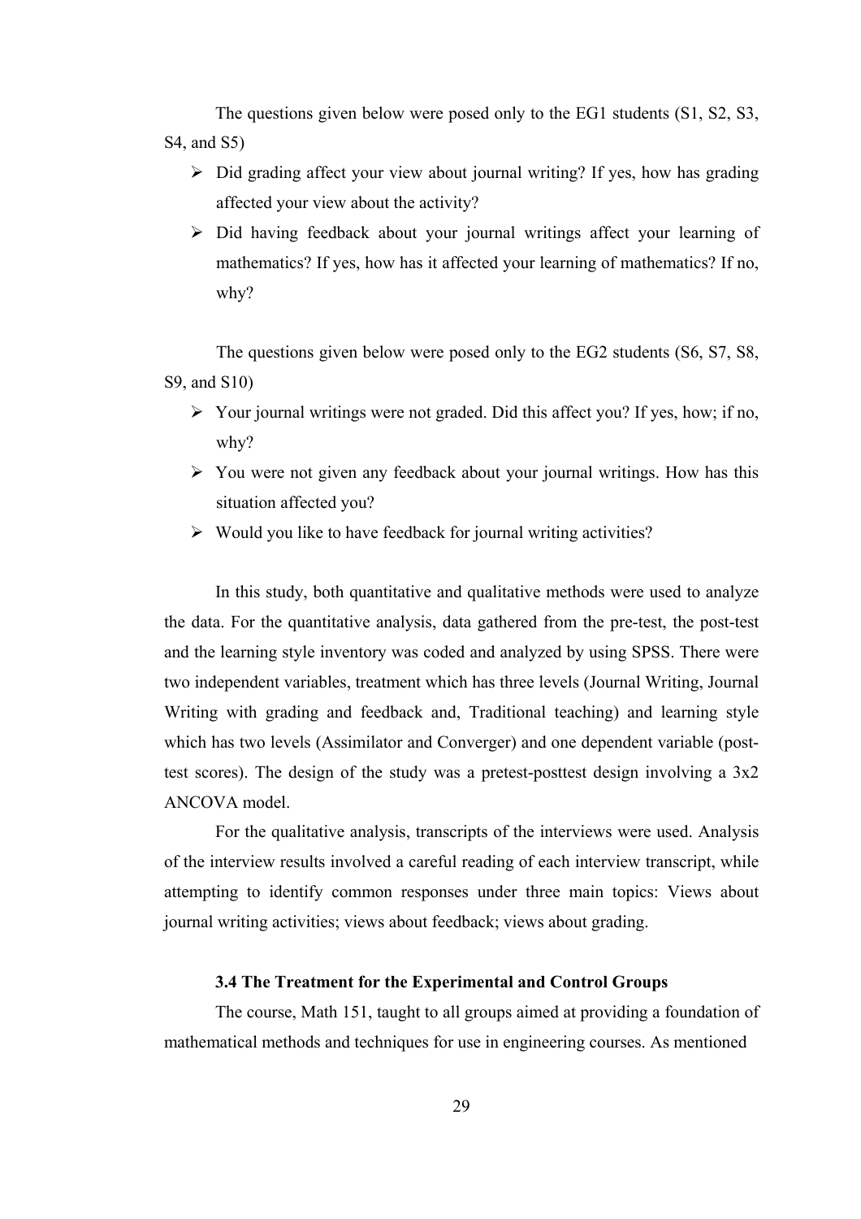The questions given below were posed only to the EG1 students (S1, S2, S3, S4, and S5)

- Did grading affect your view about journal writing? If yes, how has grading affected your view about the activity?
- Did having feedback about your journal writings affect your learning of mathematics? If yes, how has it affected your learning of mathematics? If no, why?

The questions given below were posed only to the EG2 students (S6, S7, S8, S9, and S10)

- Your journal writings were not graded. Did this affect you? If yes, how; if no, why?
- You were not given any feedback about your journal writings. How has this situation affected you?
- Would you like to have feedback for journal writing activities?

In this study, both quantitative and qualitative methods were used to analyze the data. For the quantitative analysis, data gathered from the pre-test, the post-test and the learning style inventory was coded and analyzed by using SPSS. There were two independent variables, treatment which has three levels (Journal Writing, Journal Writing with grading and feedback and, Traditional teaching) and learning style which has two levels (Assimilator and Converger) and one dependent variable (post-test scores). The design of the study was a pretest-posttest design involving a 3x2 ANCOVA model.

For the qualitative analysis, transcripts of the interviews were used. Analysis of the interview results involved a careful reading of each interview transcript, while attempting to identify common responses under three main topics: Views about journal writing activities; views about feedback; views about grading.

### 3.4 The Treatment for the Experimental and Control Groups

The course, Math 151, taught to all groups aimed at providing a foundation of mathematical methods and techniques for use in engineering courses. As mentioned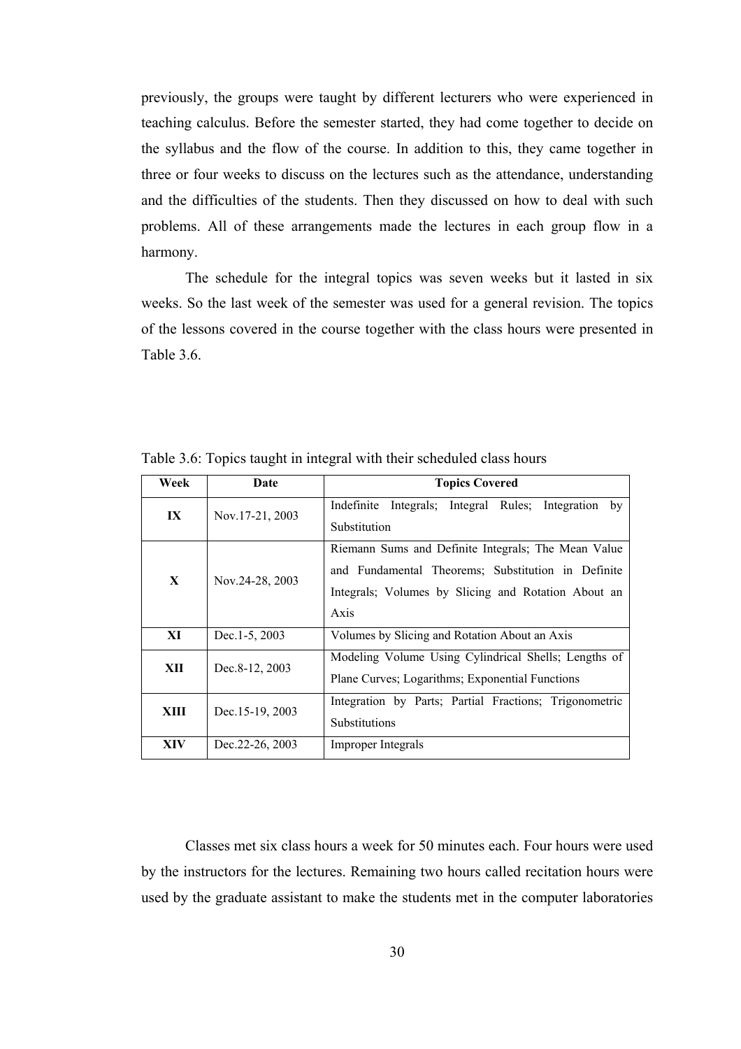previously, the groups were taught by different lecturers who were experienced in teaching calculus. Before the semester started, they had come together to decide on the syllabus and the flow of the course. In addition to this, they came together in three or four weeks to discuss on the lectures such as the attendance, understanding and the difficulties of the students. Then they discussed on how to deal with such problems. All of these arrangements made the lectures in each group flow in a harmony.

The schedule for the integral topics was seven weeks but it lasted in six weeks. So the last week of the semester was used for a general revision. The topics of the lessons covered in the course together with the class hours were presented in Table 3.6.

Table 3.6: Topics taught in integral with their scheduled class hours

| Week | Date | Topics Covered |
|---|---|---|
| **IX** | Nov.17-21, 2003 | Indefinite Integrals; Integral Rules; Integration by Substitution |
| **X** | Nov.24-28, 2003 | Riemann Sums and Definite Integrals; The Mean Value and Fundamental Theorems; Substitution in Definite Integrals; Volumes by Slicing and Rotation About an Axis |
| **XI** | Dec.1-5, 2003 | Volumes by Slicing and Rotation About an Axis |
| **XII** | Dec.8-12, 2003 | Modeling Volume Using Cylindrical Shells; Lengths of Plane Curves; Logarithms; Exponential Functions |
| **XIII** | Dec.15-19, 2003 | Integration by Parts; Partial Fractions; Trigonometric Substitutions |
| **XIV** | Dec.22-26, 2003 | Improper Integrals |

Classes met six class hours a week for 50 minutes each. Four hours were used by the instructors for the lectures. Remaining two hours called recitation hours were used by the graduate assistant to make the students met in the computer laboratories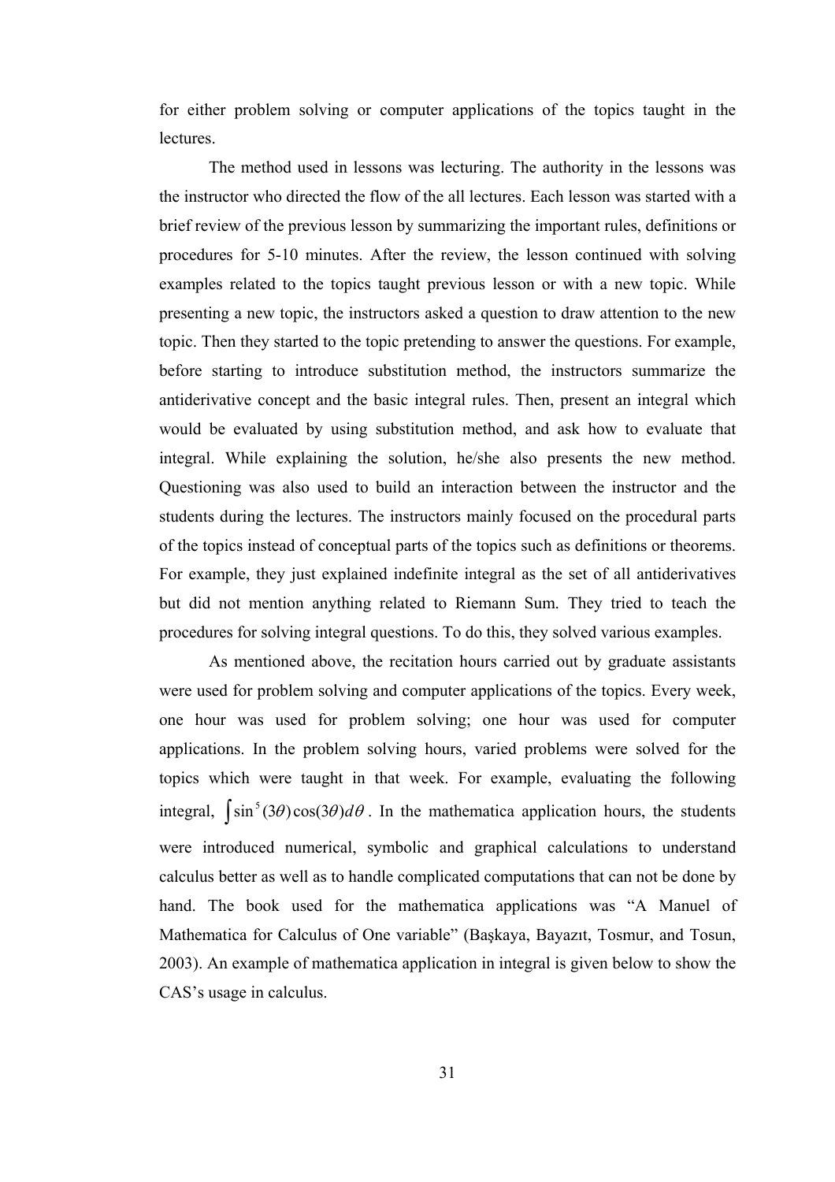for either problem solving or computer applications of the topics taught in the lectures.

The method used in lessons was lecturing. The authority in the lessons was the instructor who directed the flow of the all lectures. Each lesson was started with a brief review of the previous lesson by summarizing the important rules, definitions or procedures for 5-10 minutes. After the review, the lesson continued with solving examples related to the topics taught previous lesson or with a new topic. While presenting a new topic, the instructors asked a question to draw attention to the new topic. Then they started to the topic pretending to answer the questions. For example, before starting to introduce substitution method, the instructors summarize the antiderivative concept and the basic integral rules. Then, present an integral which would be evaluated by using substitution method, and ask how to evaluate that integral. While explaining the solution, he/she also presents the new method. Questioning was also used to build an interaction between the instructor and the students during the lectures. The instructors mainly focused on the procedural parts of the topics instead of conceptual parts of the topics such as definitions or theorems. For example, they just explained indefinite integral as the set of all antiderivatives but did not mention anything related to Riemann Sum. They tried to teach the procedures for solving integral questions. To do this, they solved various examples.

As mentioned above, the recitation hours carried out by graduate assistants were used for problem solving and computer applications of the topics. Every week, one hour was used for problem solving; one hour was used for computer applications. In the problem solving hours, varied problems were solved for the topics which were taught in that week. For example, evaluating the following integral, $\int \sin^5(3\theta)\cos(3\theta)d\theta$. In the mathematica application hours, the students were introduced numerical, symbolic and graphical calculations to understand calculus better as well as to handle complicated computations that can not be done by hand. The book used for the mathematica applications was "A Manuel of Mathematica for Calculus of One variable" (Başkaya, Bayazıt, Tosmur, and Tosun, 2003). An example of mathematica application in integral is given below to show the CAS's usage in calculus.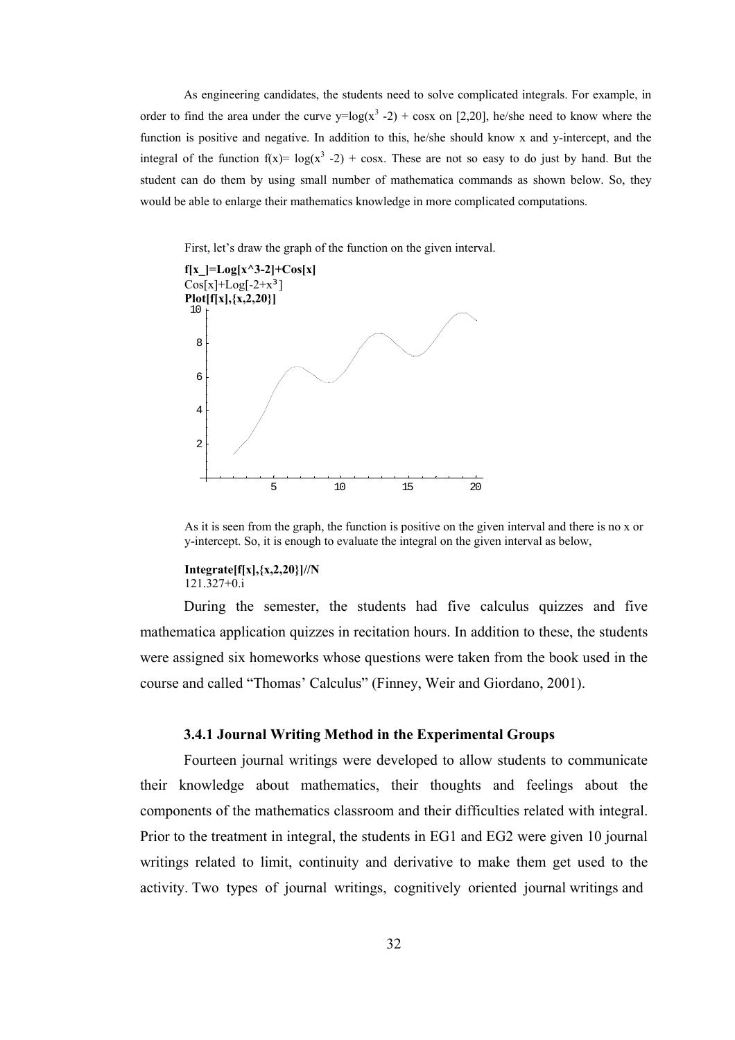As engineering candidates, the students need to solve complicated integrals. For example, in order to find the area under the curve $y=\log(x^3 -2) + \cos x$ on [2,20], he/she need to know where the function is positive and negative. In addition to this, he/she should know x and y-intercept, and the integral of the function $f(x)= \log(x^3 -2) + \cos x$. These are not so easy to do just by hand. But the student can do them by using small number of mathematica commands as shown below. So, they would be able to enlarge their mathematics knowledge in more complicated computations.

First, let's draw the graph of the function on the given interval.

```
f[x_]=Log[x^3-2]+Cos[x]
Cos[x]+Log[-2+x³]
Plot[f[x],{x,2,20}]
```

As it is seen from the graph, the function is positive on the given interval and there is no x or y-intercept. So, it is enough to evaluate the integral on the given interval as below,

```
Integrate[f[x],{x,2,20}]//N
121.327+0.i
```

During the semester, the students had five calculus quizzes and five mathematica application quizzes in recitation hours. In addition to these, the students were assigned six homeworks whose questions were taken from the book used in the course and called "Thomas' Calculus" (Finney, Weir and Giordano, 2001).

### 3.4.1 Journal Writing Method in the Experimental Groups

Fourteen journal writings were developed to allow students to communicate their knowledge about mathematics, their thoughts and feelings about the components of the mathematics classroom and their difficulties related with integral. Prior to the treatment in integral, the students in EG1 and EG2 were given 10 journal writings related to limit, continuity and derivative to make them get used to the activity. Two types of journal writings, cognitively oriented journal writings and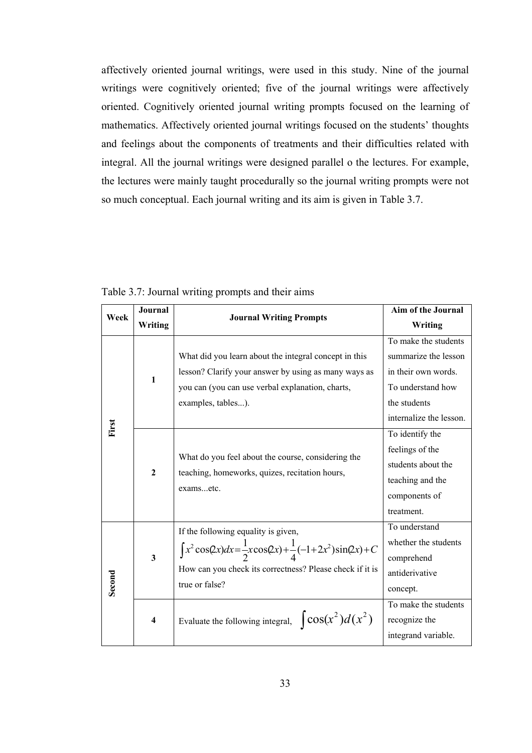affectively oriented journal writings, were used in this study. Nine of the journal writings were cognitively oriented; five of the journal writings were affectively oriented. Cognitively oriented journal writing prompts focused on the learning of mathematics. Affectively oriented journal writings focused on the students' thoughts and feelings about the components of treatments and their difficulties related with integral. All the journal writings were designed parallel o the lectures. For example, the lectures were mainly taught procedurally so the journal writing prompts were not so much conceptual. Each journal writing and its aim is given in Table 3.7.

Table 3.7: Journal writing prompts and their aims

| Week | Journal Writing | Journal Writing Prompts | Aim of the Journal Writing |
|---|---|---|---|
| First | 1 | What did you learn about the integral concept in this lesson? Clarify your answer by using as many ways as you can (you can use verbal explanation, charts, examples, tables...). | To make the students summarize the lesson in their own words. To understand how the students internalize the lesson. |
| | 2 | What do you feel about the course, considering the teaching, homeworks, quizes, recitation hours, exams...etc. | To identify the feelings of the students about the teaching and the components of treatment. |
| Second | 3 | If the following equality is given, $\int x^2\cos(2x)dx = \frac{1}{2}x\cos(2x) + \frac{1}{4}(-1+2x^2)\sin(2x) + C$ How can you check its correctness? Please check if it is true or false? | To understand whether the students comprehend antiderivative concept. |
| | 4 | Evaluate the following integral, $\int \cos(x^2)d(x^2)$ | To make the students recognize the integrand variable. |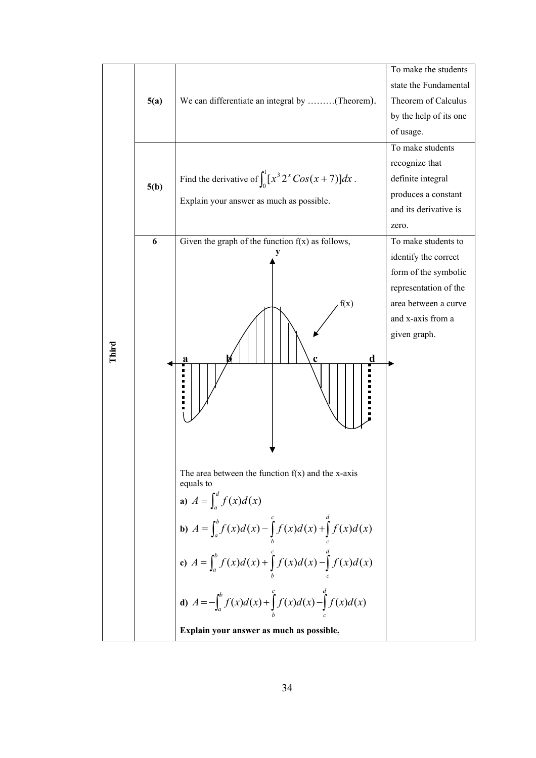| | | | |
|---|---|---|---|
| Third | 5(a) | We can differentiate an integral by ………(Theorem). | To make the students state the Fundamental Theorem of Calculus by the help of its one of usage. |
| | 5(b) | Find the derivative of $\int_0^1 [x^3 2^x Cos(x+7)]dx$. <br> Explain your answer as much as possible. | To make students recognize that definite integral produces a constant and its derivative is zero. |
| | 6 | Given the graph of the function f(x) as follows, <br><br> The area between the function f(x) and the x-axis equals to <br> **a)** $A = \int_a^d f(x)d(x)$ <br> **b)** $A = \int_a^b f(x)d(x) - \int_b^c f(x)d(x) + \int_c^d f(x)d(x)$ <br> **c)** $A = \int_a^b f(x)d(x) + \int_b^c f(x)d(x) - \int_c^d f(x)d(x)$ <br> **d)** $A = -\int_a^b f(x)d(x) + \int_b^c f(x)d(x) - \int_c^d f(x)d(x)$ <br> **Explain your answer as much as possible.** | To make students to identify the correct form of the symbolic representation of the area between a curve and x-axis from a given graph. |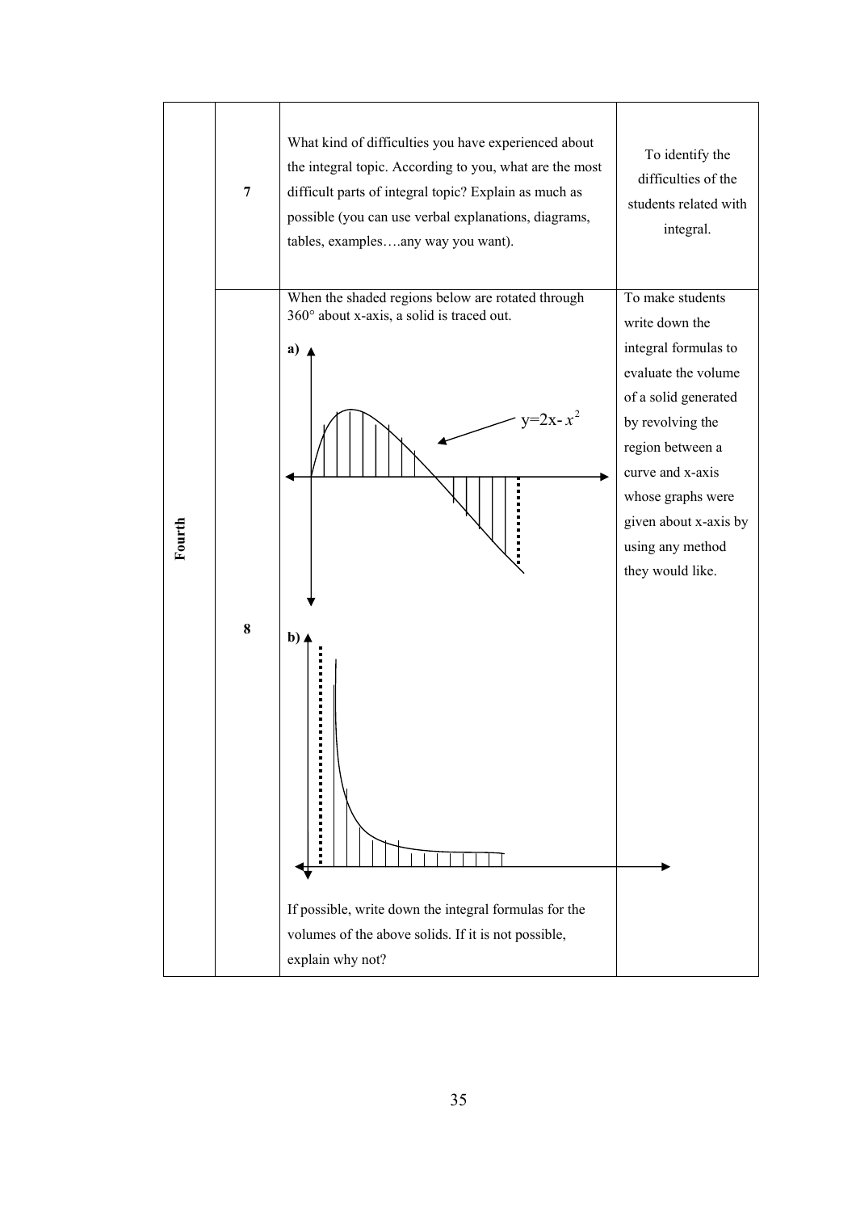| | | | |
|---|---|---|---|
| Fourth | 7 | What kind of difficulties you have experienced about the integral topic. According to you, what are the most difficult parts of integral topic? Explain as much as possible (you can use verbal explanations, diagrams, tables, examples….any way you want). | To identify the difficulties of the students related with integral. |
| | 8 | When the shaded regions below are rotated through 360° about x-axis, a solid is traced out.<br>**a)** $y=2x-x^2$<br>**b)**<br>If possible, write down the integral formulas for the volumes of the above solids. If it is not possible, explain why not? | To make students write down the integral formulas to evaluate the volume of a solid generated by revolving the region between a curve and x-axis whose graphs were given about x-axis by using any method they would like. |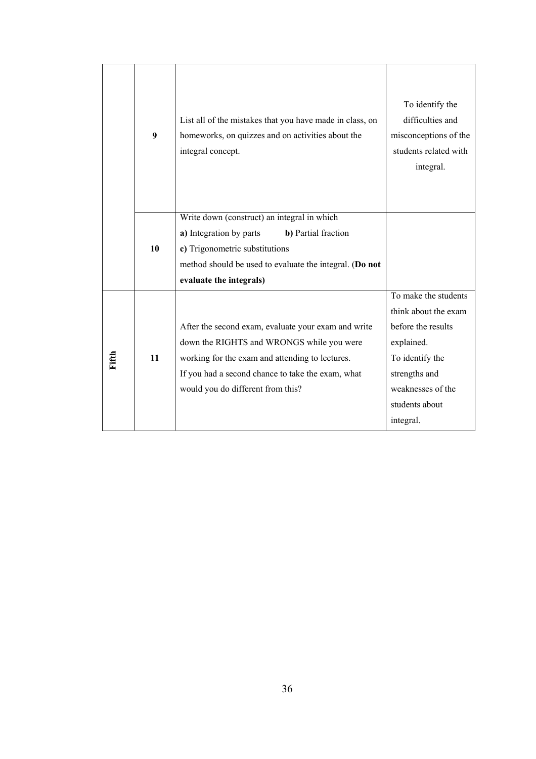| | | | |
|---|---|---|---|
| | **9** | List all of the mistakes that you have made in class, on homeworks, on quizzes and on activities about the integral concept. | To identify the difficulties and misconceptions of the students related with integral. |
| | **10** | Write down (construct) an integral in which<br>**a)** Integration by parts **b)** Partial fraction<br>**c)** Trigonometric substitutions<br>method should be used to evaluate the integral. (**Do not evaluate the integrals)** | |
| **Fifth** | **11** | After the second exam, evaluate your exam and write down the RIGHTS and WRONGS while you were working for the exam and attending to lectures.<br>If you had a second chance to take the exam, what would you do different from this? | To make the students think about the exam before the results explained.<br>To identify the strengths and weaknesses of the students about integral. |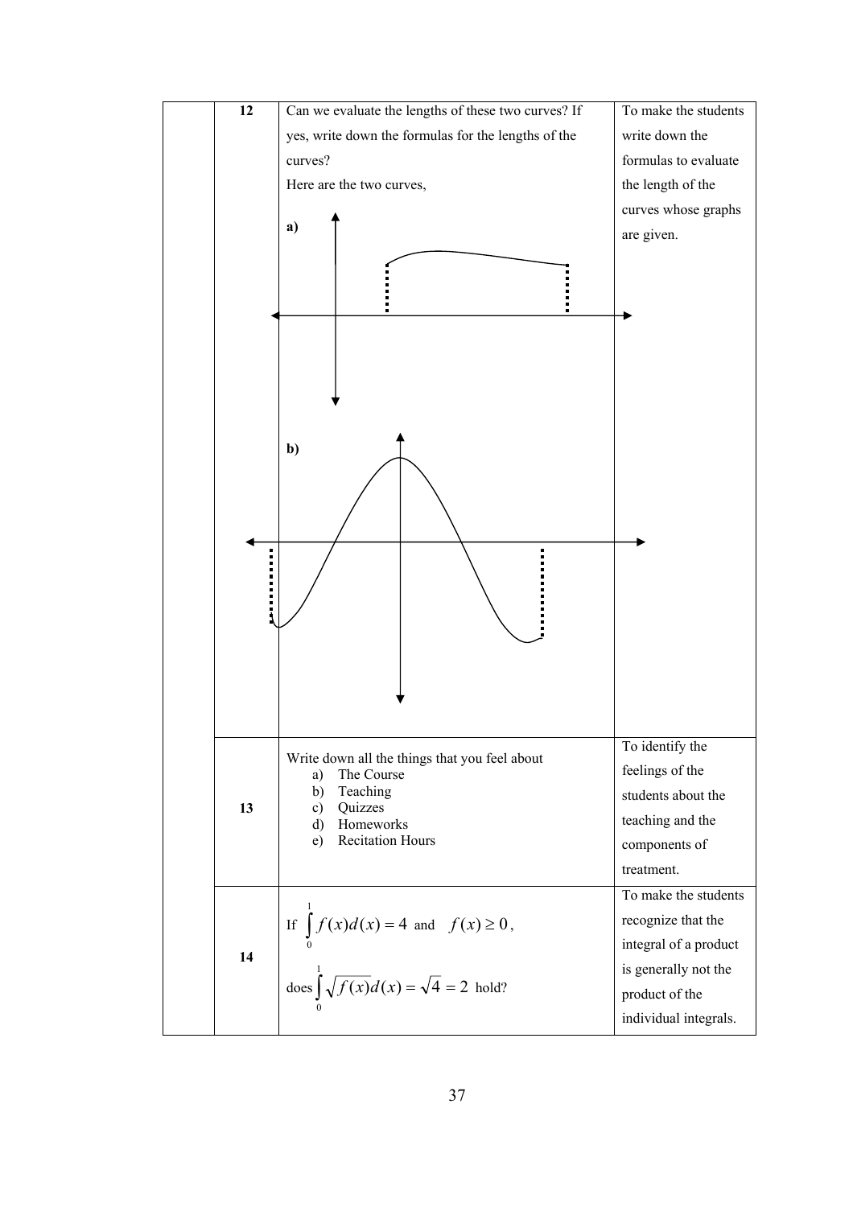| | | | |
|---|---|---|---|
| | 12 | Can we evaluate the lengths of these two curves? If yes, write down the formulas for the lengths of the curves?<br>Here are the two curves,<br>**a)**<br><br>**b)** | To make the students write down the formulas to evaluate the length of the curves whose graphs are given. |
| | 13 | Write down all the things that you feel about<br>a) The Course<br>b) Teaching<br>c) Quizzes<br>d) Homeworks<br>e) Recitation Hours | To identify the feelings of the students about the teaching and the components of treatment. |
| | 14 | If $\int_0^1 f(x)d(x) = 4$ and $f(x) \geq 0$,<br>does $\int_0^1 \sqrt{f(x)}d(x) = \sqrt{4} = 2$ hold? | To make the students recognize that the integral of a product is generally not the product of the individual integrals. |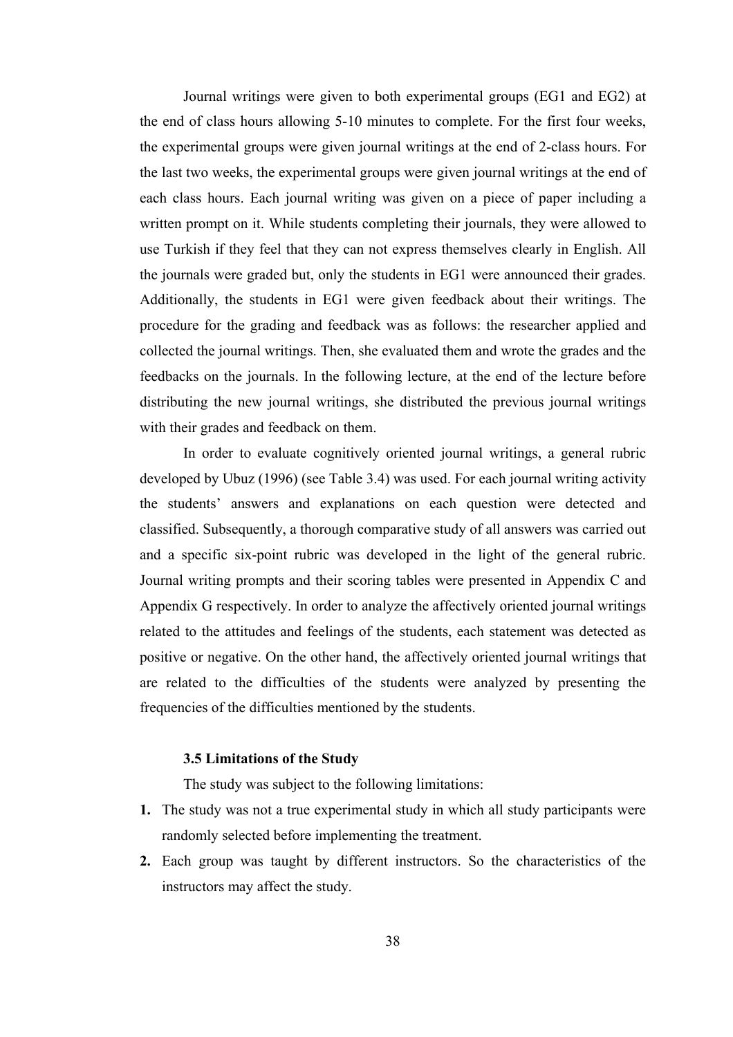Journal writings were given to both experimental groups (EG1 and EG2) at the end of class hours allowing 5-10 minutes to complete. For the first four weeks, the experimental groups were given journal writings at the end of 2-class hours. For the last two weeks, the experimental groups were given journal writings at the end of each class hours. Each journal writing was given on a piece of paper including a written prompt on it. While students completing their journals, they were allowed to use Turkish if they feel that they can not express themselves clearly in English. All the journals were graded but, only the students in EG1 were announced their grades. Additionally, the students in EG1 were given feedback about their writings. The procedure for the grading and feedback was as follows: the researcher applied and collected the journal writings. Then, she evaluated them and wrote the grades and the feedbacks on the journals. In the following lecture, at the end of the lecture before distributing the new journal writings, she distributed the previous journal writings with their grades and feedback on them.

In order to evaluate cognitively oriented journal writings, a general rubric developed by Ubuz (1996) (see Table 3.4) was used. For each journal writing activity the students' answers and explanations on each question were detected and classified. Subsequently, a thorough comparative study of all answers was carried out and a specific six-point rubric was developed in the light of the general rubric. Journal writing prompts and their scoring tables were presented in Appendix C and Appendix G respectively. In order to analyze the affectively oriented journal writings related to the attitudes and feelings of the students, each statement was detected as positive or negative. On the other hand, the affectively oriented journal writings that are related to the difficulties of the students were analyzed by presenting the frequencies of the difficulties mentioned by the students.

### 3.5 Limitations of the Study

The study was subject to the following limitations:

1. The study was not a true experimental study in which all study participants were randomly selected before implementing the treatment.
2. Each group was taught by different instructors. So the characteristics of the instructors may affect the study.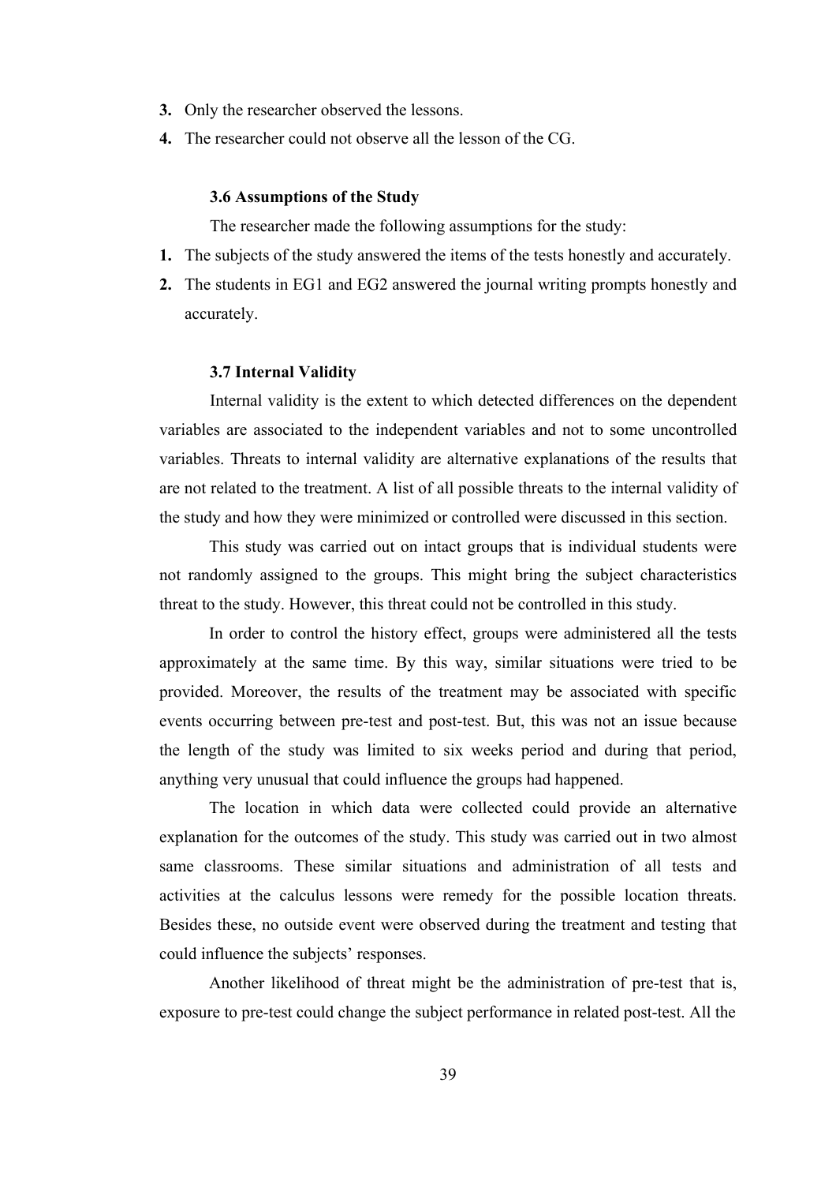3. Only the researcher observed the lessons.
4. The researcher could not observe all the lesson of the CG.

### 3.6 Assumptions of the Study

The researcher made the following assumptions for the study:

1. The subjects of the study answered the items of the tests honestly and accurately.
2. The students in EG1 and EG2 answered the journal writing prompts honestly and accurately.

### 3.7 Internal Validity

Internal validity is the extent to which detected differences on the dependent variables are associated to the independent variables and not to some uncontrolled variables. Threats to internal validity are alternative explanations of the results that are not related to the treatment. A list of all possible threats to the internal validity of the study and how they were minimized or controlled were discussed in this section.

This study was carried out on intact groups that is individual students were not randomly assigned to the groups. This might bring the subject characteristics threat to the study. However, this threat could not be controlled in this study.

In order to control the history effect, groups were administered all the tests approximately at the same time. By this way, similar situations were tried to be provided. Moreover, the results of the treatment may be associated with specific events occurring between pre-test and post-test. But, this was not an issue because the length of the study was limited to six weeks period and during that period, anything very unusual that could influence the groups had happened.

The location in which data were collected could provide an alternative explanation for the outcomes of the study. This study was carried out in two almost same classrooms. These similar situations and administration of all tests and activities at the calculus lessons were remedy for the possible location threats. Besides these, no outside event were observed during the treatment and testing that could influence the subjects' responses.

Another likelihood of threat might be the administration of pre-test that is, exposure to pre-test could change the subject performance in related post-test. All the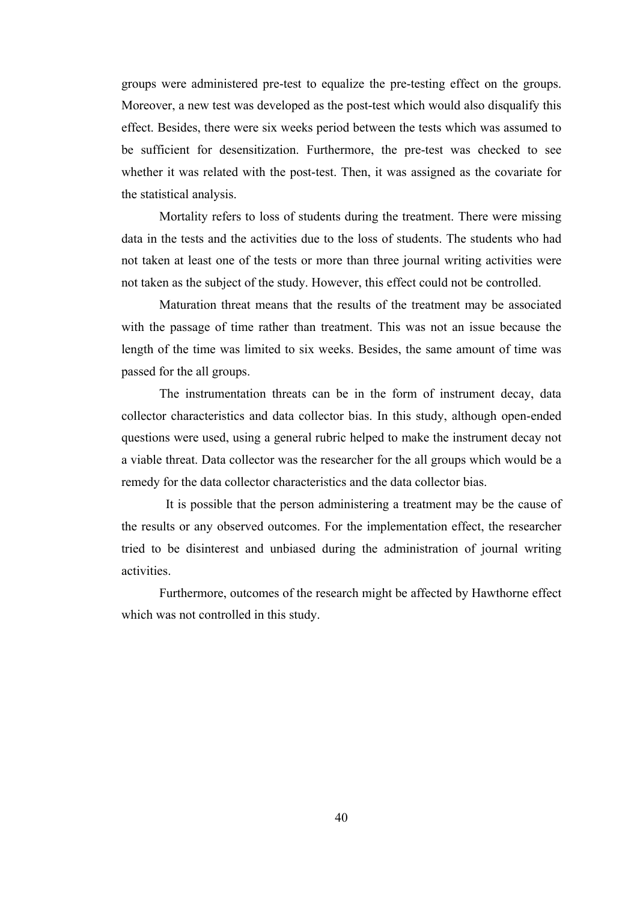groups were administered pre-test to equalize the pre-testing effect on the groups. Moreover, a new test was developed as the post-test which would also disqualify this effect. Besides, there were six weeks period between the tests which was assumed to be sufficient for desensitization. Furthermore, the pre-test was checked to see whether it was related with the post-test. Then, it was assigned as the covariate for the statistical analysis.

Mortality refers to loss of students during the treatment. There were missing data in the tests and the activities due to the loss of students. The students who had not taken at least one of the tests or more than three journal writing activities were not taken as the subject of the study. However, this effect could not be controlled.

Maturation threat means that the results of the treatment may be associated with the passage of time rather than treatment. This was not an issue because the length of the time was limited to six weeks. Besides, the same amount of time was passed for the all groups.

The instrumentation threats can be in the form of instrument decay, data collector characteristics and data collector bias. In this study, although open-ended questions were used, using a general rubric helped to make the instrument decay not a viable threat. Data collector was the researcher for the all groups which would be a remedy for the data collector characteristics and the data collector bias.

It is possible that the person administering a treatment may be the cause of the results or any observed outcomes. For the implementation effect, the researcher tried to be disinterest and unbiased during the administration of journal writing activities.

Furthermore, outcomes of the research might be affected by Hawthorne effect which was not controlled in this study.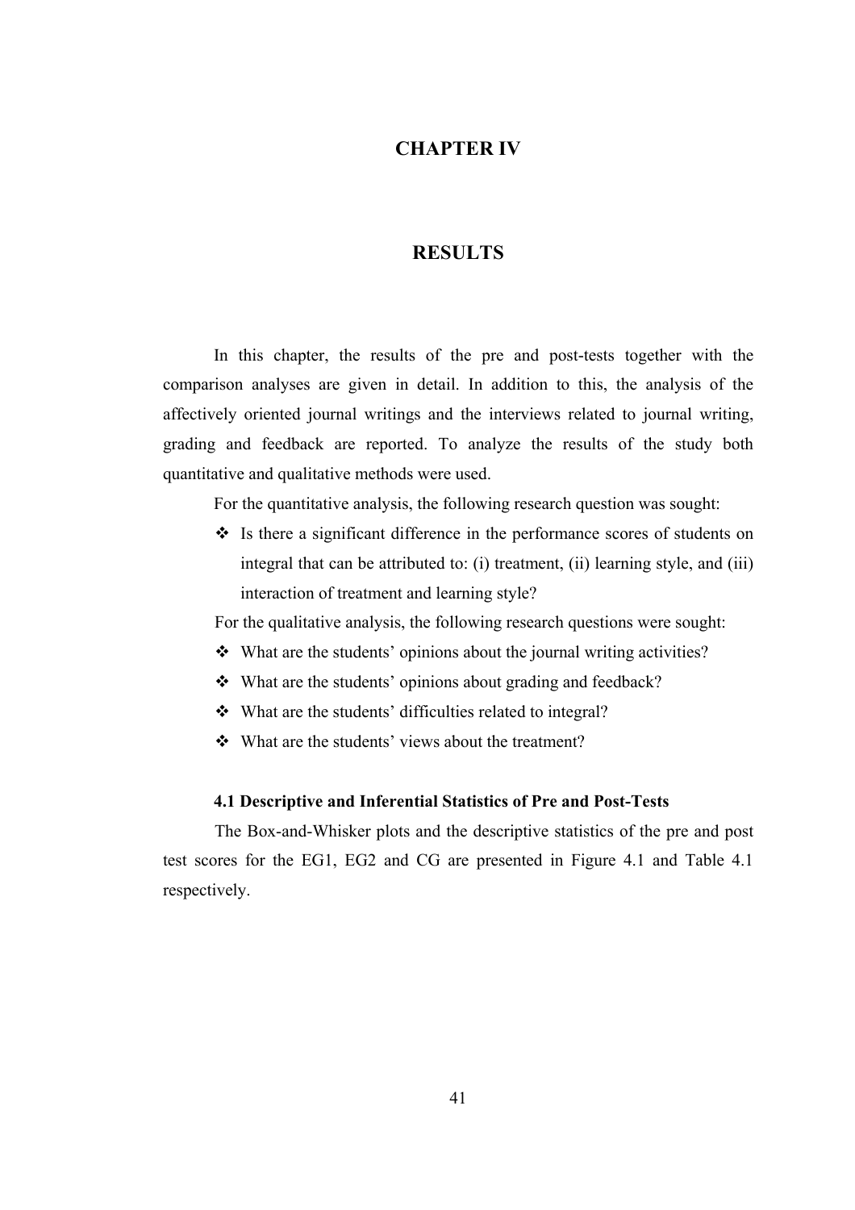# CHAPTER IV

# RESULTS

In this chapter, the results of the pre and post-tests together with the comparison analyses are given in detail. In addition to this, the analysis of the affectively oriented journal writings and the interviews related to journal writing, grading and feedback are reported. To analyze the results of the study both quantitative and qualitative methods were used.

For the quantitative analysis, the following research question was sought:

- ❖ Is there a significant difference in the performance scores of students on integral that can be attributed to: (i) treatment, (ii) learning style, and (iii) interaction of treatment and learning style?

For the qualitative analysis, the following research questions were sought:

- ❖ What are the students' opinions about the journal writing activities?
- ❖ What are the students' opinions about grading and feedback?
- ❖ What are the students' difficulties related to integral?
- ❖ What are the students' views about the treatment?

### 4.1 Descriptive and Inferential Statistics of Pre and Post-Tests

The Box-and-Whisker plots and the descriptive statistics of the pre and post test scores for the EG1, EG2 and CG are presented in Figure 4.1 and Table 4.1 respectively.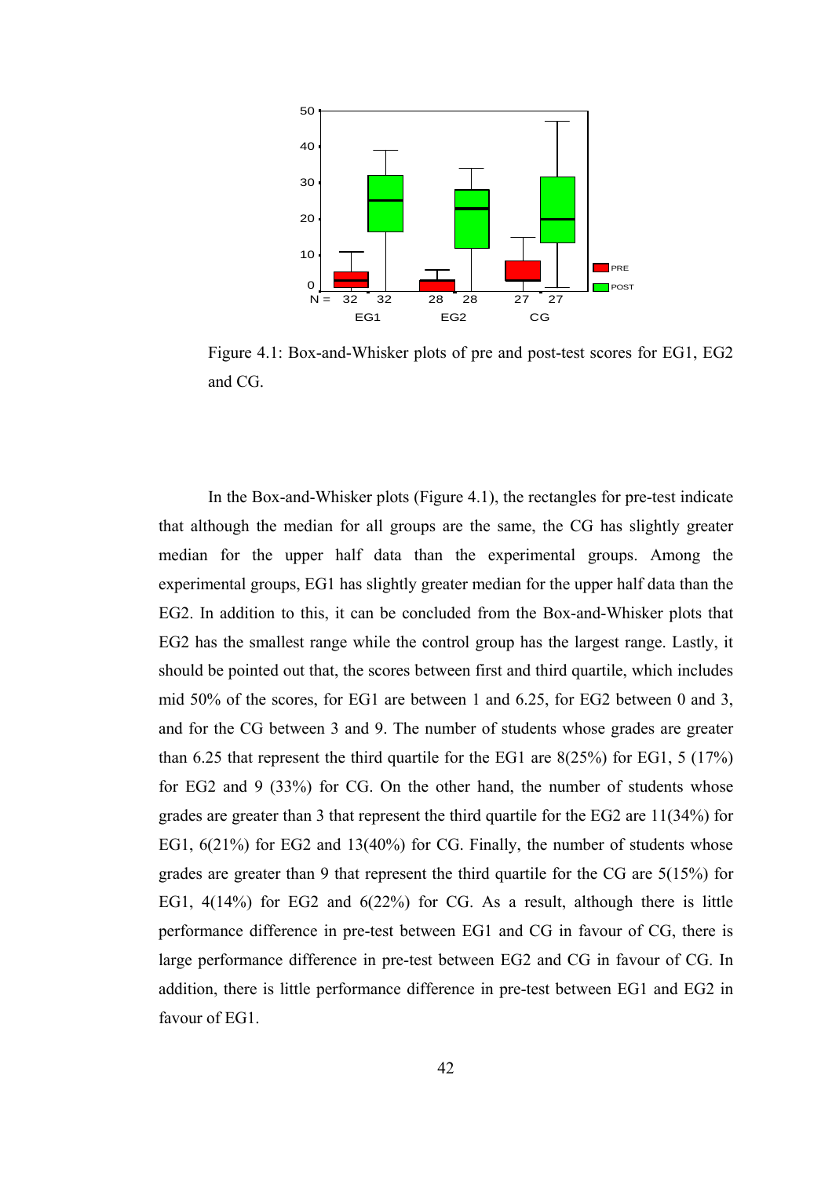Figure 4.1: Box-and-Whisker plots of pre and post-test scores for EG1, EG2 and CG.

In the Box-and-Whisker plots (Figure 4.1), the rectangles for pre-test indicate that although the median for all groups are the same, the CG has slightly greater median for the upper half data than the experimental groups. Among the experimental groups, EG1 has slightly greater median for the upper half data than the EG2. In addition to this, it can be concluded from the Box-and-Whisker plots that EG2 has the smallest range while the control group has the largest range. Lastly, it should be pointed out that, the scores between first and third quartile, which includes mid 50% of the scores, for EG1 are between 1 and 6.25, for EG2 between 0 and 3, and for the CG between 3 and 9. The number of students whose grades are greater than 6.25 that represent the third quartile for the EG1 are 8(25%) for EG1, 5 (17%) for EG2 and 9 (33%) for CG. On the other hand, the number of students whose grades are greater than 3 that represent the third quartile for the EG2 are 11(34%) for EG1, 6(21%) for EG2 and 13(40%) for CG. Finally, the number of students whose grades are greater than 9 that represent the third quartile for the CG are 5(15%) for EG1, 4(14%) for EG2 and 6(22%) for CG. As a result, although there is little performance difference in pre-test between EG1 and CG in favour of CG, there is large performance difference in pre-test between EG2 and CG in favour of CG. In addition, there is little performance difference in pre-test between EG1 and EG2 in favour of EG1.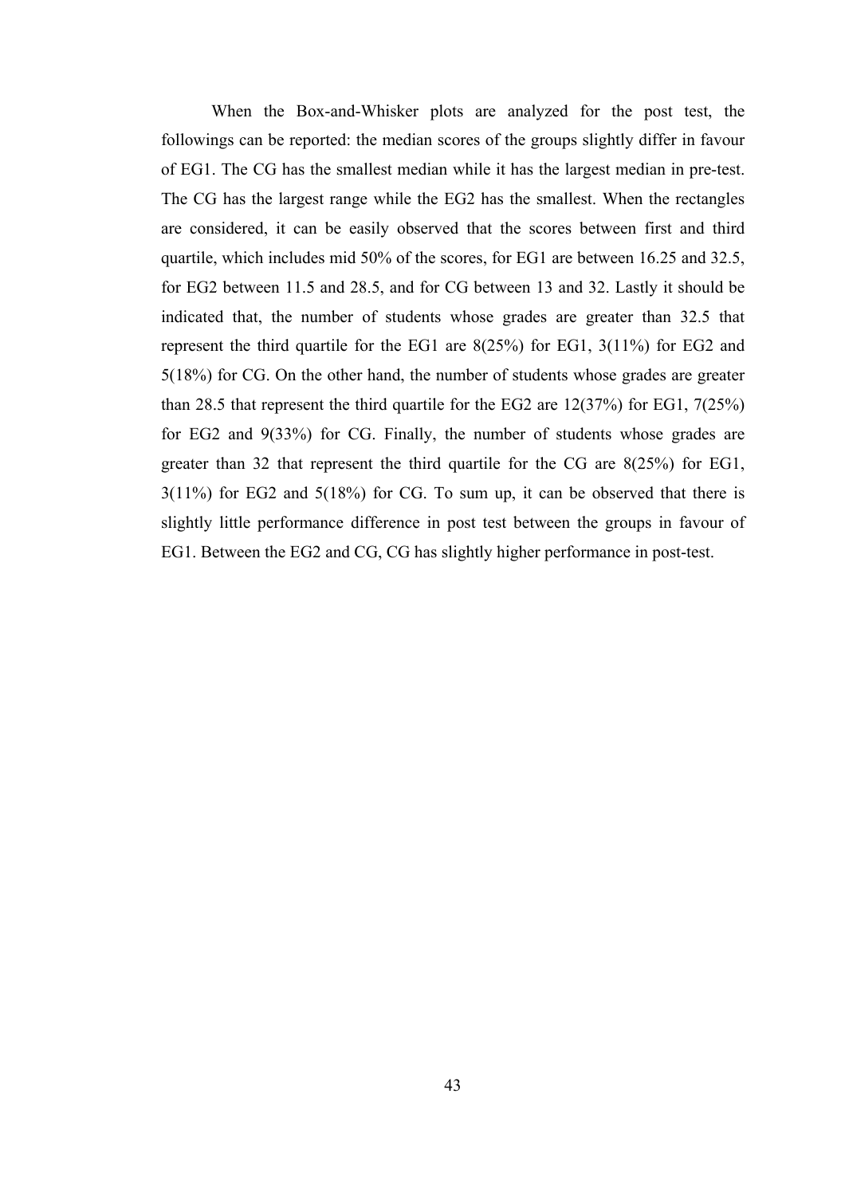When the Box-and-Whisker plots are analyzed for the post test, the followings can be reported: the median scores of the groups slightly differ in favour of EG1. The CG has the smallest median while it has the largest median in pre-test. The CG has the largest range while the EG2 has the smallest. When the rectangles are considered, it can be easily observed that the scores between first and third quartile, which includes mid 50% of the scores, for EG1 are between 16.25 and 32.5, for EG2 between 11.5 and 28.5, and for CG between 13 and 32. Lastly it should be indicated that, the number of students whose grades are greater than 32.5 that represent the third quartile for the EG1 are 8(25%) for EG1, 3(11%) for EG2 and 5(18%) for CG. On the other hand, the number of students whose grades are greater than 28.5 that represent the third quartile for the EG2 are 12(37%) for EG1, 7(25%) for EG2 and 9(33%) for CG. Finally, the number of students whose grades are greater than 32 that represent the third quartile for the CG are 8(25%) for EG1, 3(11%) for EG2 and 5(18%) for CG. To sum up, it can be observed that there is slightly little performance difference in post test between the groups in favour of EG1. Between the EG2 and CG, CG has slightly higher performance in post-test.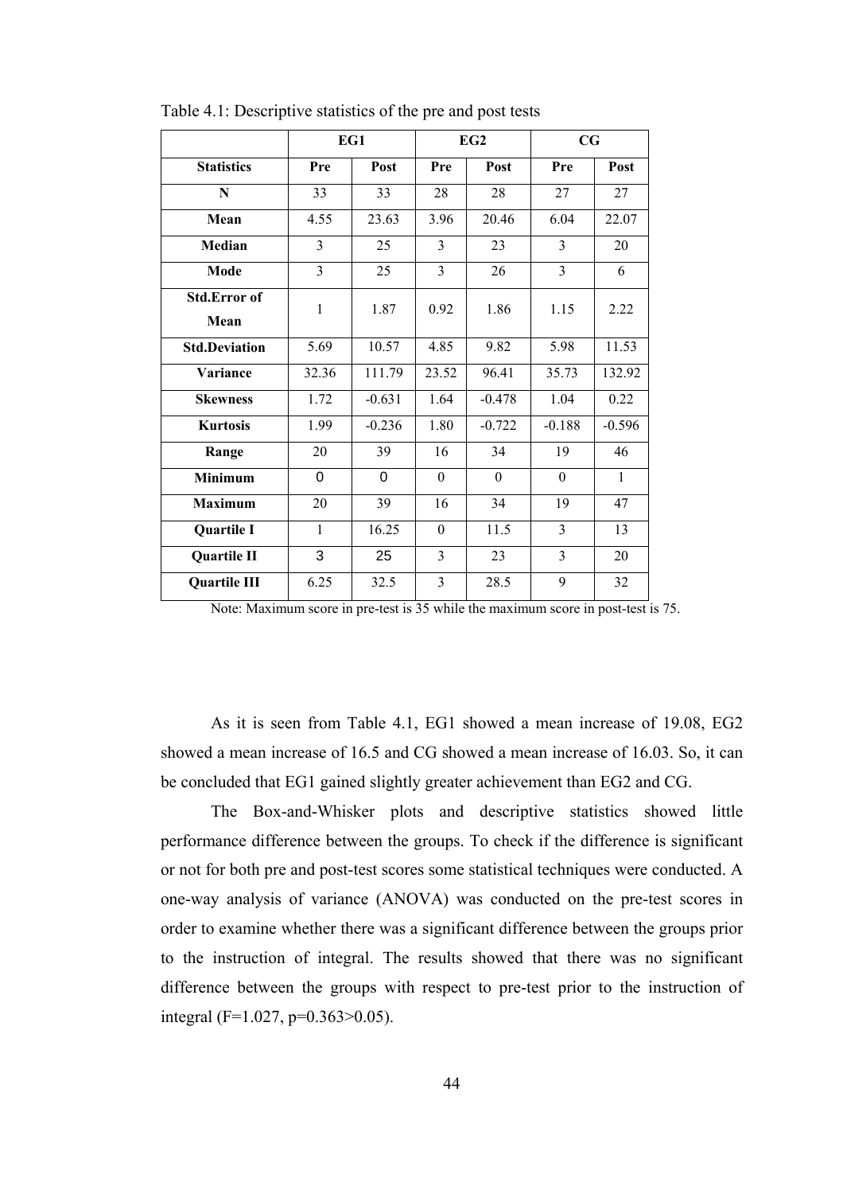Table 4.1: Descriptive statistics of the pre and post tests

| | EG1 | | EG2 | | CG | |
|---|---|---|---|---|---|---|
| **Statistics** | **Pre** | **Post** | **Pre** | **Post** | **Pre** | **Post** |
| **N** | 33 | 33 | 28 | 28 | 27 | 27 |
| **Mean** | 4.55 | 23.63 | 3.96 | 20.46 | 6.04 | 22.07 |
| **Median** | 3 | 25 | 3 | 23 | 3 | 20 |
| **Mode** | 3 | 25 | 3 | 26 | 3 | 6 |
| **Std.Error of Mean** | 1 | 1.87 | 0.92 | 1.86 | 1.15 | 2.22 |
| **Std.Deviation** | 5.69 | 10.57 | 4.85 | 9.82 | 5.98 | 11.53 |
| **Variance** | 32.36 | 111.79 | 23.52 | 96.41 | 35.73 | 132.92 |
| **Skewness** | 1.72 | -0.631 | 1.64 | -0.478 | 1.04 | 0.22 |
| **Kurtosis** | 1.99 | -0.236 | 1.80 | -0.722 | -0.188 | -0.596 |
| **Range** | 20 | 39 | 16 | 34 | 19 | 46 |
| **Minimum** | 0 | 0 | 0 | 0 | 0 | 1 |
| **Maximum** | 20 | 39 | 16 | 34 | 19 | 47 |
| **Quartile I** | 1 | 16.25 | 0 | 11.5 | 3 | 13 |
| **Quartile II** | 3 | 25 | 3 | 23 | 3 | 20 |
| **Quartile III** | 6.25 | 32.5 | 3 | 28.5 | 9 | 32 |

Note: Maximum score in pre-test is 35 while the maximum score in post-test is 75.

As it is seen from Table 4.1, EG1 showed a mean increase of 19.08, EG2 showed a mean increase of 16.5 and CG showed a mean increase of 16.03. So, it can be concluded that EG1 gained slightly greater achievement than EG2 and CG.

The Box-and-Whisker plots and descriptive statistics showed little performance difference between the groups. To check if the difference is significant or not for both pre and post-test scores some statistical techniques were conducted. A one-way analysis of variance (ANOVA) was conducted on the pre-test scores in order to examine whether there was a significant difference between the groups prior to the instruction of integral. The results showed that there was no significant difference between the groups with respect to pre-test prior to the instruction of integral ($F=1.027$, $p=0.363>0.05$).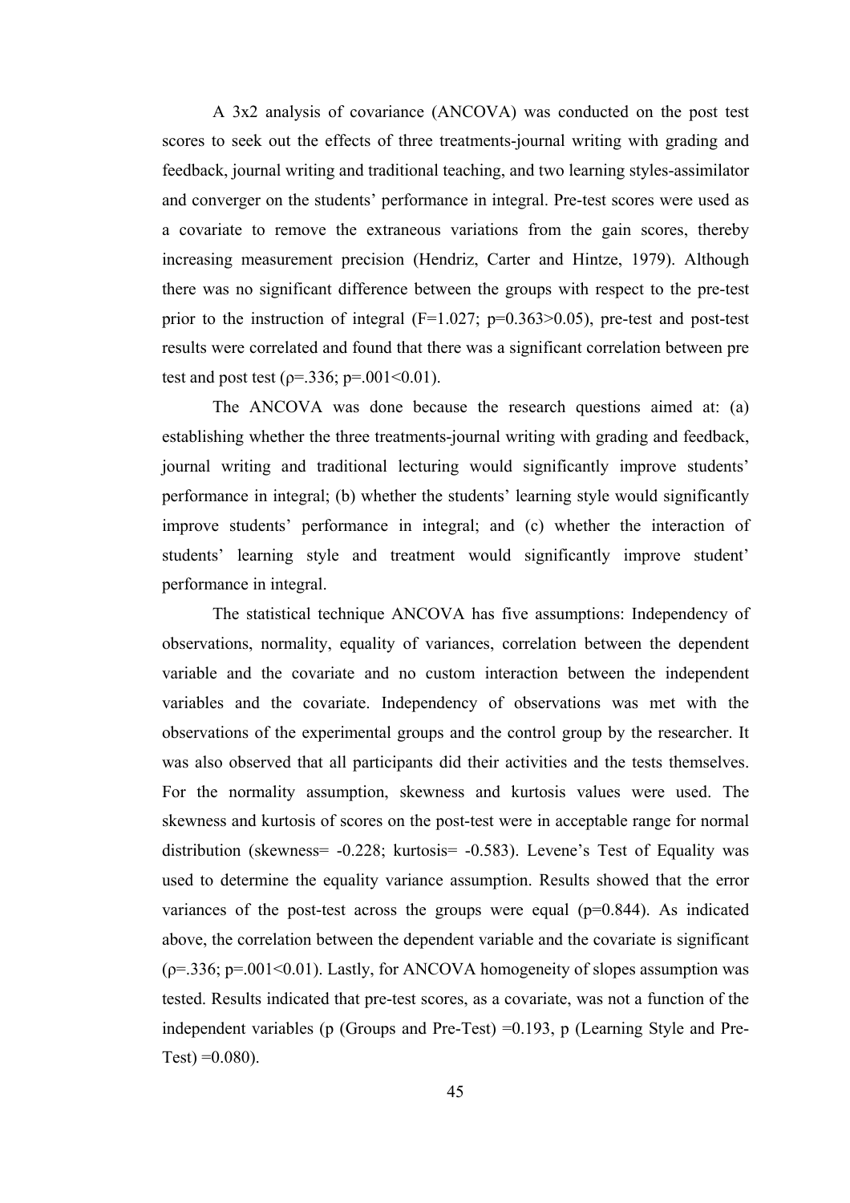A 3x2 analysis of covariance (ANCOVA) was conducted on the post test scores to seek out the effects of three treatments-journal writing with grading and feedback, journal writing and traditional teaching, and two learning styles-assimilator and converger on the students' performance in integral. Pre-test scores were used as a covariate to remove the extraneous variations from the gain scores, thereby increasing measurement precision (Hendriz, Carter and Hintze, 1979). Although there was no significant difference between the groups with respect to the pre-test prior to the instruction of integral ($F=1.027$; $p=0.363>0.05$), pre-test and post-test results were correlated and found that there was a significant correlation between pre test and post test ($\rho=.336$; $p=.001<0.01$).

The ANCOVA was done because the research questions aimed at: (a) establishing whether the three treatments-journal writing with grading and feedback, journal writing and traditional lecturing would significantly improve students' performance in integral; (b) whether the students' learning style would significantly improve students' performance in integral; and (c) whether the interaction of students' learning style and treatment would significantly improve student' performance in integral.

The statistical technique ANCOVA has five assumptions: Independency of observations, normality, equality of variances, correlation between the dependent variable and the covariate and no custom interaction between the independent variables and the covariate. Independency of observations was met with the observations of the experimental groups and the control group by the researcher. It was also observed that all participants did their activities and the tests themselves. For the normality assumption, skewness and kurtosis values were used. The skewness and kurtosis of scores on the post-test were in acceptable range for normal distribution (skewness= -0.228; kurtosis= -0.583). Levene's Test of Equality was used to determine the equality variance assumption. Results showed that the error variances of the post-test across the groups were equal ($p=0.844$). As indicated above, the correlation between the dependent variable and the covariate is significant ($\rho=.336$; $p=.001<0.01$). Lastly, for ANCOVA homogeneity of slopes assumption was tested. Results indicated that pre-test scores, as a covariate, was not a function of the independent variables (p (Groups and Pre-Test) =0.193, p (Learning Style and Pre-Test) =0.080).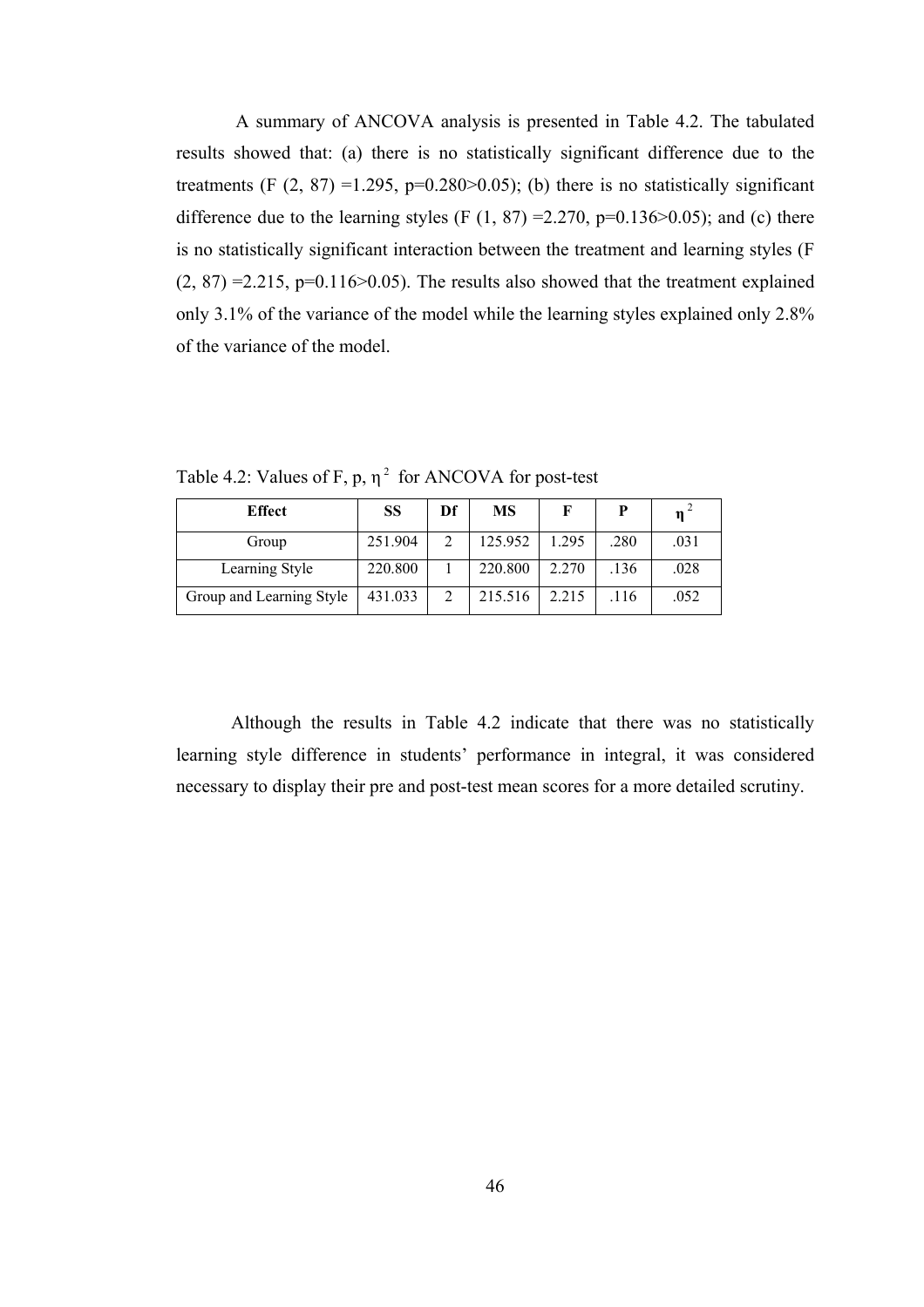A summary of ANCOVA analysis is presented in Table 4.2. The tabulated results showed that: (a) there is no statistically significant difference due to the treatments ($F(2, 87) = 1.295$, $p = 0.280 > 0.05$); (b) there is no statistically significant difference due to the learning styles ($F(1, 87) = 2.270$, $p = 0.136 > 0.05$); and (c) there is no statistically significant interaction between the treatment and learning styles ($F(2, 87) = 2.215$, $p = 0.116 > 0.05$). The results also showed that the treatment explained only 3.1% of the variance of the model while the learning styles explained only 2.8% of the variance of the model.

Table 4.2: Values of F, p, $\eta^2$ for ANCOVA for post-test

| Effect | SS | Df | MS | F | P | $\eta^2$ |
|---|---|---|---|---|---|---|
| Group | 251.904 | 2 | 125.952 | 1.295 | .280 | .031 |
| Learning Style | 220.800 | 1 | 220.800 | 2.270 | .136 | .028 |
| Group and Learning Style | 431.033 | 2 | 215.516 | 2.215 | .116 | .052 |

Although the results in Table 4.2 indicate that there was no statistically learning style difference in students' performance in integral, it was considered necessary to display their pre and post-test mean scores for a more detailed scrutiny.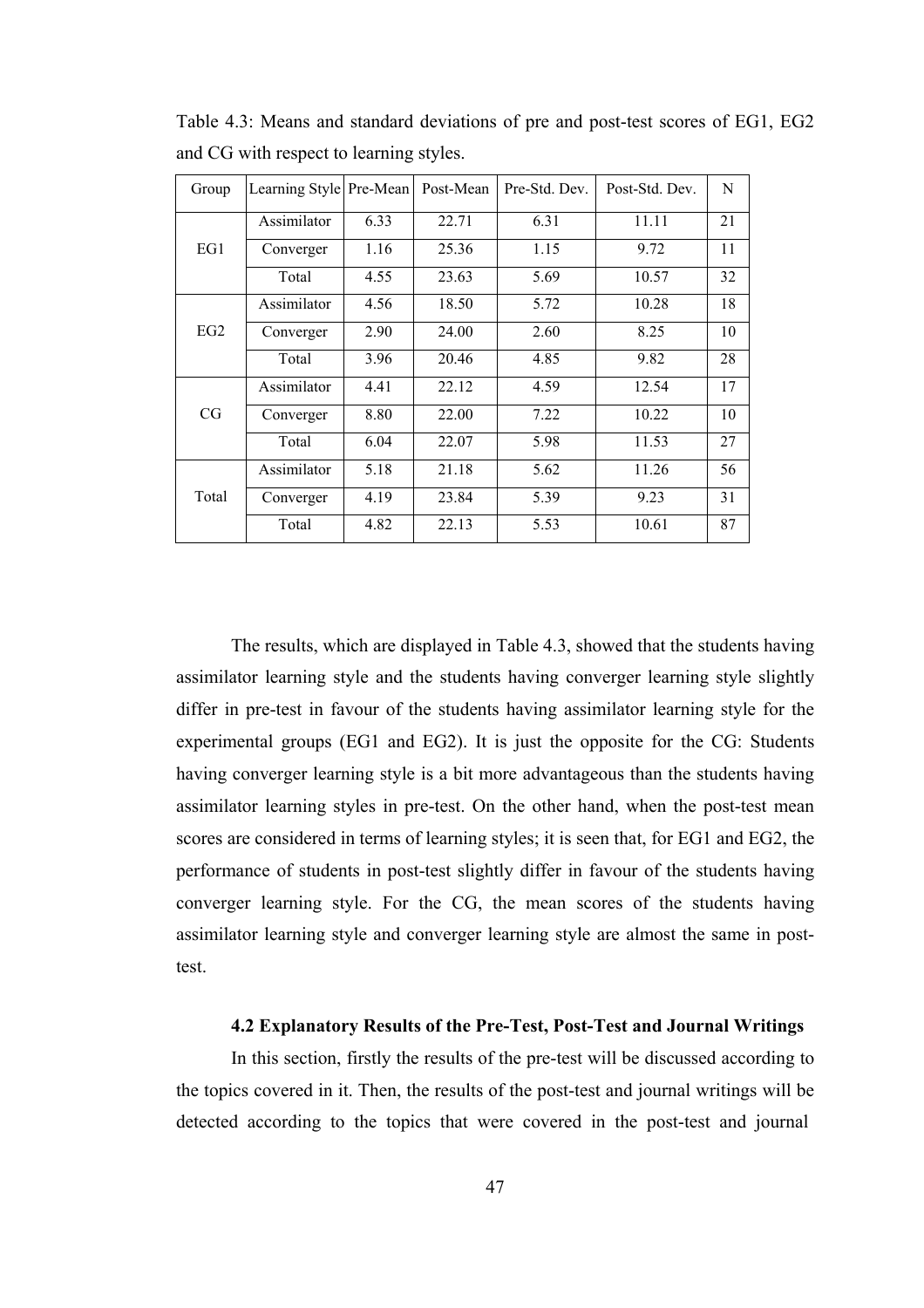Table 4.3: Means and standard deviations of pre and post-test scores of EG1, EG2 and CG with respect to learning styles.

| Group | Learning Style | Pre-Mean | Post-Mean | Pre-Std. Dev. | Post-Std. Dev. | N |
|---|---|---|---|---|---|---|
| EG1 | Assimilator | 6.33 | 22.71 | 6.31 | 11.11 | 21 |
| | Converger | 1.16 | 25.36 | 1.15 | 9.72 | 11 |
| | Total | 4.55 | 23.63 | 5.69 | 10.57 | 32 |
| EG2 | Assimilator | 4.56 | 18.50 | 5.72 | 10.28 | 18 |
| | Converger | 2.90 | 24.00 | 2.60 | 8.25 | 10 |
| | Total | 3.96 | 20.46 | 4.85 | 9.82 | 28 |
| CG | Assimilator | 4.41 | 22.12 | 4.59 | 12.54 | 17 |
| | Converger | 8.80 | 22.00 | 7.22 | 10.22 | 10 |
| | Total | 6.04 | 22.07 | 5.98 | 11.53 | 27 |
| Total | Assimilator | 5.18 | 21.18 | 5.62 | 11.26 | 56 |
| | Converger | 4.19 | 23.84 | 5.39 | 9.23 | 31 |
| | Total | 4.82 | 22.13 | 5.53 | 10.61 | 87 |

The results, which are displayed in Table 4.3, showed that the students having assimilator learning style and the students having converger learning style slightly differ in pre-test in favour of the students having assimilator learning style for the experimental groups (EG1 and EG2). It is just the opposite for the CG: Students having converger learning style is a bit more advantageous than the students having assimilator learning styles in pre-test. On the other hand, when the post-test mean scores are considered in terms of learning styles; it is seen that, for EG1 and EG2, the performance of students in post-test slightly differ in favour of the students having converger learning style. For the CG, the mean scores of the students having assimilator learning style and converger learning style are almost the same in post-test.

### 4.2 Explanatory Results of the Pre-Test, Post-Test and Journal Writings

In this section, firstly the results of the pre-test will be discussed according to the topics covered in it. Then, the results of the post-test and journal writings will be detected according to the topics that were covered in the post-test and journal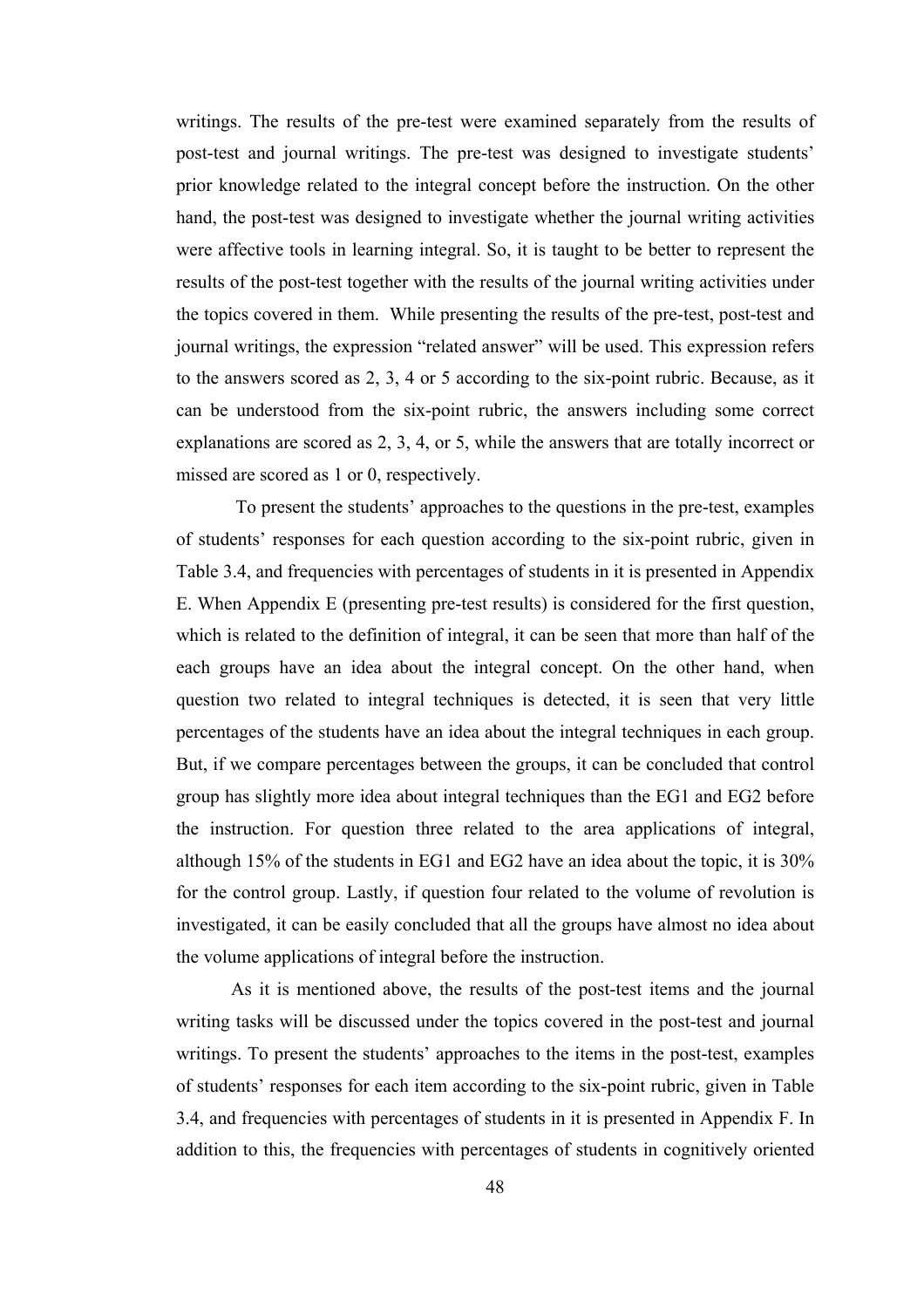writings. The results of the pre-test were examined separately from the results of post-test and journal writings. The pre-test was designed to investigate students' prior knowledge related to the integral concept before the instruction. On the other hand, the post-test was designed to investigate whether the journal writing activities were affective tools in learning integral. So, it is taught to be better to represent the results of the post-test together with the results of the journal writing activities under the topics covered in them. While presenting the results of the pre-test, post-test and journal writings, the expression "related answer" will be used. This expression refers to the answers scored as 2, 3, 4 or 5 according to the six-point rubric. Because, as it can be understood from the six-point rubric, the answers including some correct explanations are scored as 2, 3, 4, or 5, while the answers that are totally incorrect or missed are scored as 1 or 0, respectively.

To present the students' approaches to the questions in the pre-test, examples of students' responses for each question according to the six-point rubric, given in Table 3.4, and frequencies with percentages of students in it is presented in Appendix E. When Appendix E (presenting pre-test results) is considered for the first question, which is related to the definition of integral, it can be seen that more than half of the each groups have an idea about the integral concept. On the other hand, when question two related to integral techniques is detected, it is seen that very little percentages of the students have an idea about the integral techniques in each group. But, if we compare percentages between the groups, it can be concluded that control group has slightly more idea about integral techniques than the EG1 and EG2 before the instruction. For question three related to the area applications of integral, although 15% of the students in EG1 and EG2 have an idea about the topic, it is 30% for the control group. Lastly, if question four related to the volume of revolution is investigated, it can be easily concluded that all the groups have almost no idea about the volume applications of integral before the instruction.

As it is mentioned above, the results of the post-test items and the journal writing tasks will be discussed under the topics covered in the post-test and journal writings. To present the students' approaches to the items in the post-test, examples of students' responses for each item according to the six-point rubric, given in Table 3.4, and frequencies with percentages of students in it is presented in Appendix F. In addition to this, the frequencies with percentages of students in cognitively oriented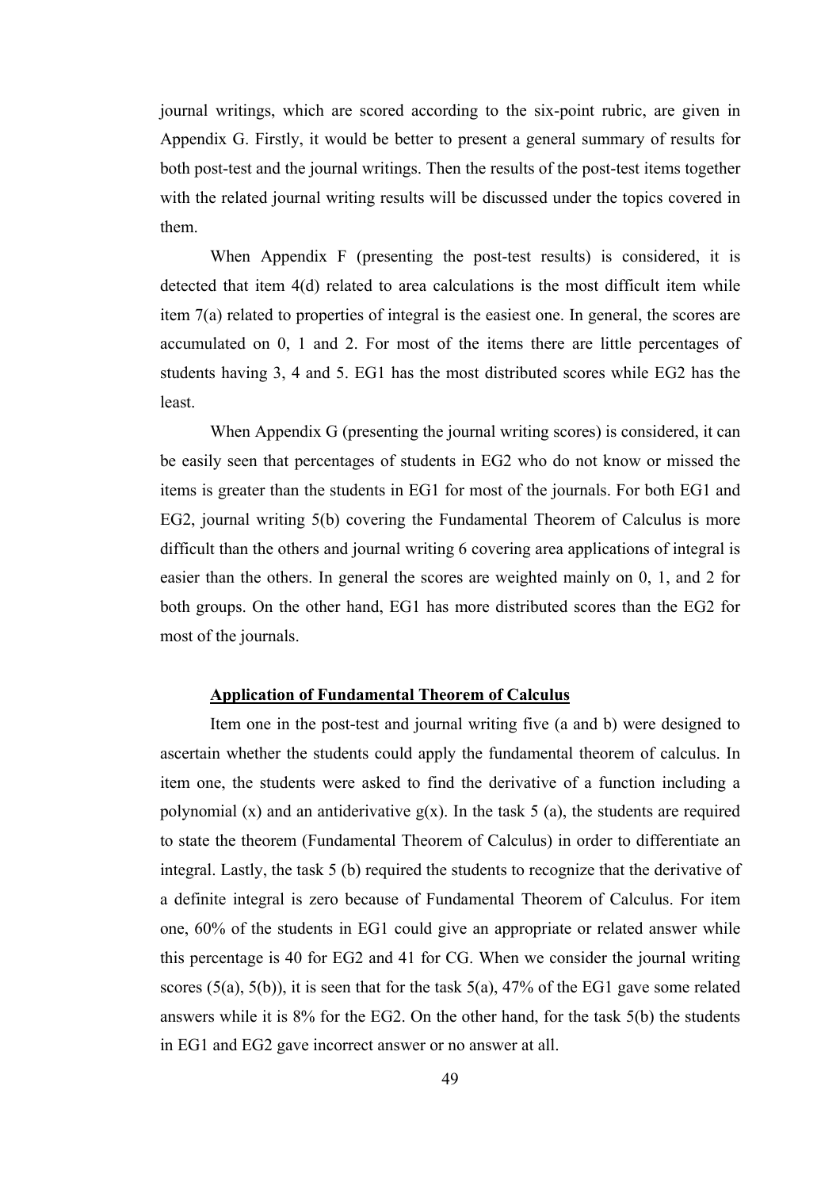journal writings, which are scored according to the six-point rubric, are given in Appendix G. Firstly, it would be better to present a general summary of results for both post-test and the journal writings. Then the results of the post-test items together with the related journal writing results will be discussed under the topics covered in them.

When Appendix F (presenting the post-test results) is considered, it is detected that item 4(d) related to area calculations is the most difficult item while item 7(a) related to properties of integral is the easiest one. In general, the scores are accumulated on 0, 1 and 2. For most of the items there are little percentages of students having 3, 4 and 5. EG1 has the most distributed scores while EG2 has the least.

When Appendix G (presenting the journal writing scores) is considered, it can be easily seen that percentages of students in EG2 who do not know or missed the items is greater than the students in EG1 for most of the journals. For both EG1 and EG2, journal writing 5(b) covering the Fundamental Theorem of Calculus is more difficult than the others and journal writing 6 covering area applications of integral is easier than the others. In general the scores are weighted mainly on 0, 1, and 2 for both groups. On the other hand, EG1 has more distributed scores than the EG2 for most of the journals.

### Application of Fundamental Theorem of Calculus

Item one in the post-test and journal writing five (a and b) were designed to ascertain whether the students could apply the fundamental theorem of calculus. In item one, the students were asked to find the derivative of a function including a polynomial (x) and an antiderivative $g(x)$. In the task 5 (a), the students are required to state the theorem (Fundamental Theorem of Calculus) in order to differentiate an integral. Lastly, the task 5 (b) required the students to recognize that the derivative of a definite integral is zero because of Fundamental Theorem of Calculus. For item one, 60% of the students in EG1 could give an appropriate or related answer while this percentage is 40 for EG2 and 41 for CG. When we consider the journal writing scores (5(a), 5(b)), it is seen that for the task 5(a), 47% of the EG1 gave some related answers while it is 8% for the EG2. On the other hand, for the task 5(b) the students in EG1 and EG2 gave incorrect answer or no answer at all.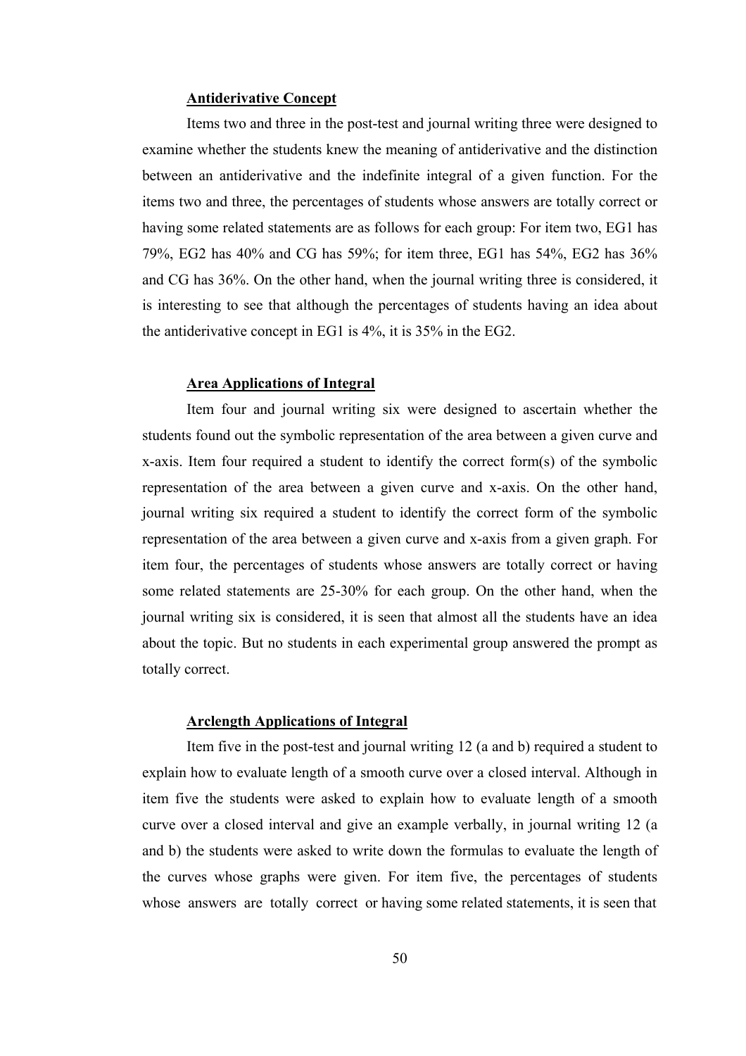### Antiderivative Concept

Items two and three in the post-test and journal writing three were designed to examine whether the students knew the meaning of antiderivative and the distinction between an antiderivative and the indefinite integral of a given function. For the items two and three, the percentages of students whose answers are totally correct or having some related statements are as follows for each group: For item two, EG1 has 79%, EG2 has 40% and CG has 59%; for item three, EG1 has 54%, EG2 has 36% and CG has 36%. On the other hand, when the journal writing three is considered, it is interesting to see that although the percentages of students having an idea about the antiderivative concept in EG1 is 4%, it is 35% in the EG2.

### Area Applications of Integral

Item four and journal writing six were designed to ascertain whether the students found out the symbolic representation of the area between a given curve and x-axis. Item four required a student to identify the correct form(s) of the symbolic representation of the area between a given curve and x-axis. On the other hand, journal writing six required a student to identify the correct form of the symbolic representation of the area between a given curve and x-axis from a given graph. For item four, the percentages of students whose answers are totally correct or having some related statements are 25-30% for each group. On the other hand, when the journal writing six is considered, it is seen that almost all the students have an idea about the topic. But no students in each experimental group answered the prompt as totally correct.

### Arclength Applications of Integral

Item five in the post-test and journal writing 12 (a and b) required a student to explain how to evaluate length of a smooth curve over a closed interval. Although in item five the students were asked to explain how to evaluate length of a smooth curve over a closed interval and give an example verbally, in journal writing 12 (a and b) the students were asked to write down the formulas to evaluate the length of the curves whose graphs were given. For item five, the percentages of students whose answers are totally correct or having some related statements, it is seen that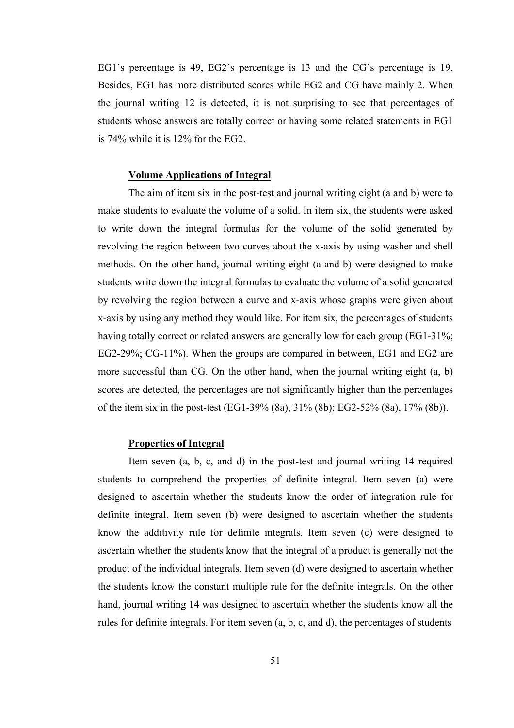EG1's percentage is 49, EG2's percentage is 13 and the CG's percentage is 19. Besides, EG1 has more distributed scores while EG2 and CG have mainly 2. When the journal writing 12 is detected, it is not surprising to see that percentages of students whose answers are totally correct or having some related statements in EG1 is 74% while it is 12% for the EG2.

### Volume Applications of Integral

The aim of item six in the post-test and journal writing eight (a and b) were to make students to evaluate the volume of a solid. In item six, the students were asked to write down the integral formulas for the volume of the solid generated by revolving the region between two curves about the x-axis by using washer and shell methods. On the other hand, journal writing eight (a and b) were designed to make students write down the integral formulas to evaluate the volume of a solid generated by revolving the region between a curve and x-axis whose graphs were given about x-axis by using any method they would like. For item six, the percentages of students having totally correct or related answers are generally low for each group (EG1-31%; EG2-29%; CG-11%). When the groups are compared in between, EG1 and EG2 are more successful than CG. On the other hand, when the journal writing eight (a, b) scores are detected, the percentages are not significantly higher than the percentages of the item six in the post-test (EG1-39% (8a), 31% (8b); EG2-52% (8a), 17% (8b)).

### Properties of Integral

Item seven (a, b, c, and d) in the post-test and journal writing 14 required students to comprehend the properties of definite integral. Item seven (a) were designed to ascertain whether the students know the order of integration rule for definite integral. Item seven (b) were designed to ascertain whether the students know the additivity rule for definite integrals. Item seven (c) were designed to ascertain whether the students know that the integral of a product is generally not the product of the individual integrals. Item seven (d) were designed to ascertain whether the students know the constant multiple rule for the definite integrals. On the other hand, journal writing 14 was designed to ascertain whether the students know all the rules for definite integrals. For item seven (a, b, c, and d), the percentages of students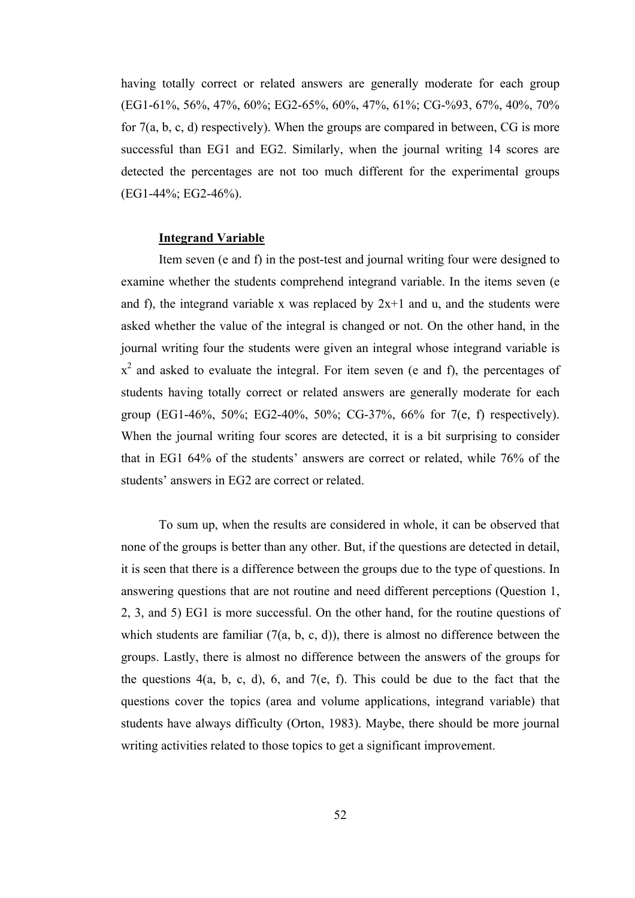having totally correct or related answers are generally moderate for each group (EG1-61%, 56%, 47%, 60%; EG2-65%, 60%, 47%, 61%; CG-%93, 67%, 40%, 70% for 7(a, b, c, d) respectively). When the groups are compared in between, CG is more successful than EG1 and EG2. Similarly, when the journal writing 14 scores are detected the percentages are not too much different for the experimental groups (EG1-44%; EG2-46%).

**Integrand Variable**

Item seven (e and f) in the post-test and journal writing four were designed to examine whether the students comprehend integrand variable. In the items seven (e and f), the integrand variable x was replaced by 2x+1 and u, and the students were asked whether the value of the integral is changed or not. On the other hand, in the journal writing four the students were given an integral whose integrand variable is $x^2$ and asked to evaluate the integral. For item seven (e and f), the percentages of students having totally correct or related answers are generally moderate for each group (EG1-46%, 50%; EG2-40%, 50%; CG-37%, 66% for 7(e, f) respectively). When the journal writing four scores are detected, it is a bit surprising to consider that in EG1 64% of the students' answers are correct or related, while 76% of the students' answers in EG2 are correct or related.

To sum up, when the results are considered in whole, it can be observed that none of the groups is better than any other. But, if the questions are detected in detail, it is seen that there is a difference between the groups due to the type of questions. In answering questions that are not routine and need different perceptions (Question 1, 2, 3, and 5) EG1 is more successful. On the other hand, for the routine questions of which students are familiar (7(a, b, c, d)), there is almost no difference between the groups. Lastly, there is almost no difference between the answers of the groups for the questions 4(a, b, c, d), 6, and 7(e, f). This could be due to the fact that the questions cover the topics (area and volume applications, integrand variable) that students have always difficulty (Orton, 1983). Maybe, there should be more journal writing activities related to those topics to get a significant improvement.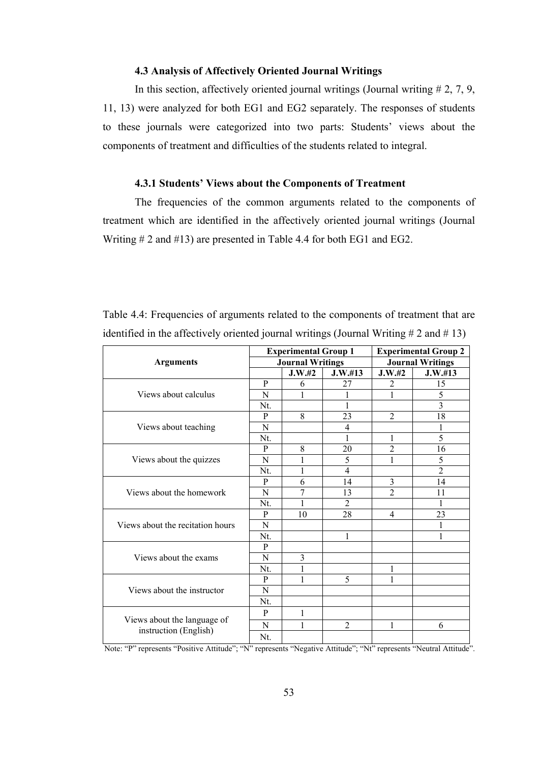### 4.3 Analysis of Affectively Oriented Journal Writings

In this section, affectively oriented journal writings (Journal writing # 2, 7, 9, 11, 13) were analyzed for both EG1 and EG2 separately. The responses of students to these journals were categorized into two parts: Students' views about the components of treatment and difficulties of the students related to integral.

#### 4.3.1 Students' Views about the Components of Treatment

The frequencies of the common arguments related to the components of treatment which are identified in the affectively oriented journal writings (Journal Writing # 2 and #13) are presented in Table 4.4 for both EG1 and EG2.

Table 4.4: Frequencies of arguments related to the components of treatment that are identified in the affectively oriented journal writings (Journal Writing # 2 and # 13)

| Arguments | | Experimental Group 1 Journal Writings | | Experimental Group 2 Journal Writings | |
|---|---|---|---|---|---|
| | | J.W.#2 | J.W.#13 | J.W.#2 | J.W.#13 |
| Views about calculus | P | 6 | 27 | 2 | 15 |
| | N | 1 | 1 | 1 | 5 |
| | Nt. | | 1 | | 3 |
| Views about teaching | P | 8 | 23 | 2 | 18 |
| | N | | 4 | | 1 |
| | Nt. | | 1 | 1 | 5 |
| Views about the quizzes | P | 8 | 20 | 2 | 16 |
| | N | 1 | 5 | 1 | 5 |
| | Nt. | 1 | 4 | | 2 |
| Views about the homework | P | 6 | 14 | 3 | 14 |
| | N | 7 | 13 | 2 | 11 |
| | Nt. | 1 | 2 | | 1 |
| Views about the recitation hours | P | 10 | 28 | 4 | 23 |
| | N | | | | 1 |
| | Nt. | | 1 | | 1 |
| Views about the exams | P | | | | |
| | N | 3 | | | |
| | Nt. | 1 | | 1 | |
| Views about the instructor | P | 1 | 5 | 1 | |
| | N | | | | |
| | Nt. | | | | |
| Views about the language of instruction (English) | P | 1 | | | |
| | N | 1 | 2 | 1 | 6 |
| | Nt. | | | | |

Note: "P" represents "Positive Attitude"; "N" represents "Negative Attitude"; "Nt" represents "Neutral Attitude".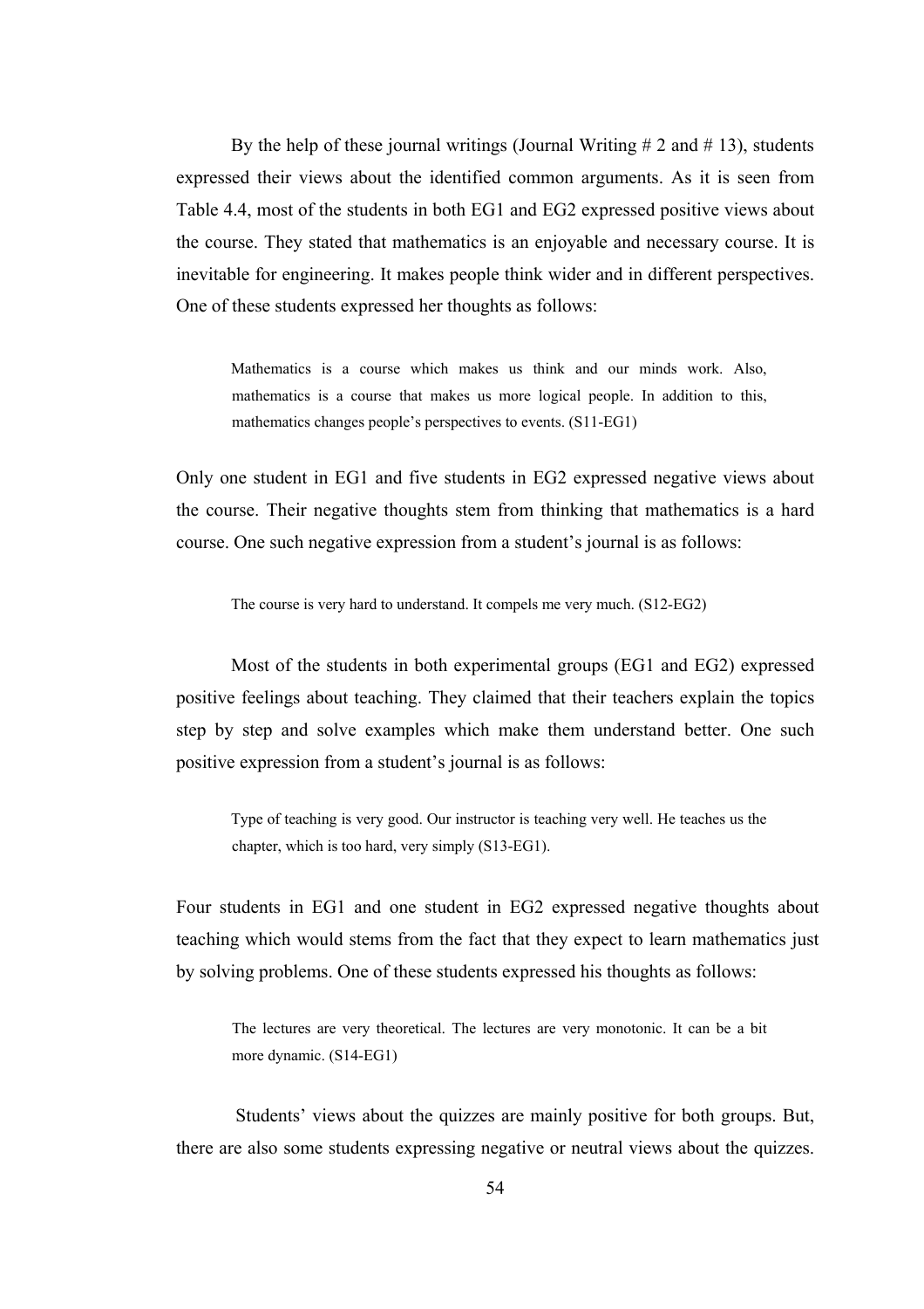By the help of these journal writings (Journal Writing # 2 and # 13), students expressed their views about the identified common arguments. As it is seen from Table 4.4, most of the students in both EG1 and EG2 expressed positive views about the course. They stated that mathematics is an enjoyable and necessary course. It is inevitable for engineering. It makes people think wider and in different perspectives. One of these students expressed her thoughts as follows:

> Mathematics is a course which makes us think and our minds work. Also, mathematics is a course that makes us more logical people. In addition to this, mathematics changes people's perspectives to events. (S11-EG1)

Only one student in EG1 and five students in EG2 expressed negative views about the course. Their negative thoughts stem from thinking that mathematics is a hard course. One such negative expression from a student's journal is as follows:

> The course is very hard to understand. It compels me very much. (S12-EG2)

Most of the students in both experimental groups (EG1 and EG2) expressed positive feelings about teaching. They claimed that their teachers explain the topics step by step and solve examples which make them understand better. One such positive expression from a student's journal is as follows:

> Type of teaching is very good. Our instructor is teaching very well. He teaches us the chapter, which is too hard, very simply (S13-EG1).

Four students in EG1 and one student in EG2 expressed negative thoughts about teaching which would stems from the fact that they expect to learn mathematics just by solving problems. One of these students expressed his thoughts as follows:

> The lectures are very theoretical. The lectures are very monotonic. It can be a bit more dynamic. (S14-EG1)

Students' views about the quizzes are mainly positive for both groups. But, there are also some students expressing negative or neutral views about the quizzes.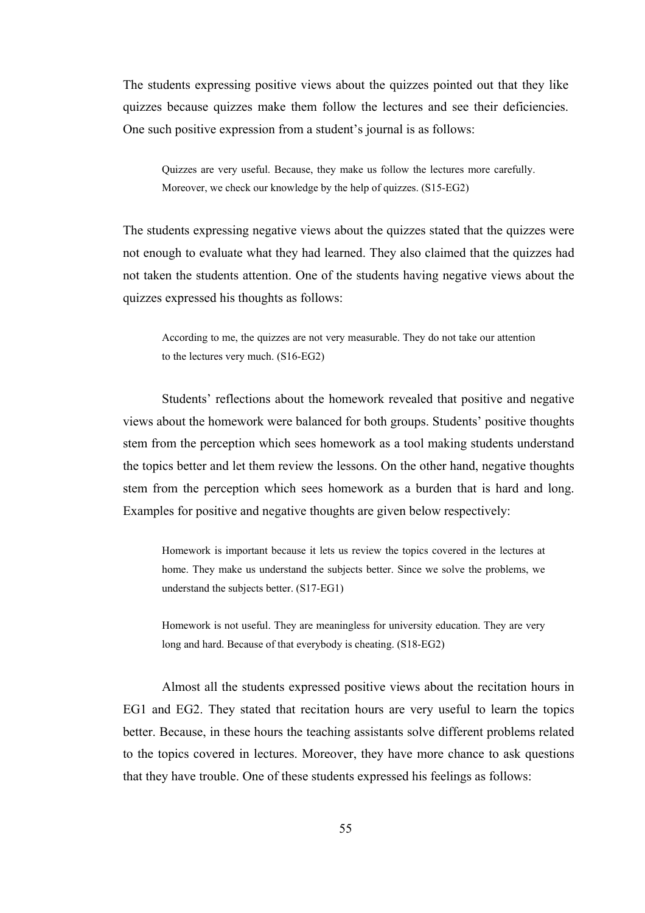The students expressing positive views about the quizzes pointed out that they like quizzes because quizzes make them follow the lectures and see their deficiencies. One such positive expression from a student's journal is as follows:

> Quizzes are very useful. Because, they make us follow the lectures more carefully. Moreover, we check our knowledge by the help of quizzes. (S15-EG2)

The students expressing negative views about the quizzes stated that the quizzes were not enough to evaluate what they had learned. They also claimed that the quizzes had not taken the students attention. One of the students having negative views about the quizzes expressed his thoughts as follows:

> According to me, the quizzes are not very measurable. They do not take our attention to the lectures very much. (S16-EG2)

Students' reflections about the homework revealed that positive and negative views about the homework were balanced for both groups. Students' positive thoughts stem from the perception which sees homework as a tool making students understand the topics better and let them review the lessons. On the other hand, negative thoughts stem from the perception which sees homework as a burden that is hard and long. Examples for positive and negative thoughts are given below respectively:

> Homework is important because it lets us review the topics covered in the lectures at home. They make us understand the subjects better. Since we solve the problems, we understand the subjects better. (S17-EG1)

> Homework is not useful. They are meaningless for university education. They are very long and hard. Because of that everybody is cheating. (S18-EG2)

Almost all the students expressed positive views about the recitation hours in EG1 and EG2. They stated that recitation hours are very useful to learn the topics better. Because, in these hours the teaching assistants solve different problems related to the topics covered in lectures. Moreover, they have more chance to ask questions that they have trouble. One of these students expressed his feelings as follows: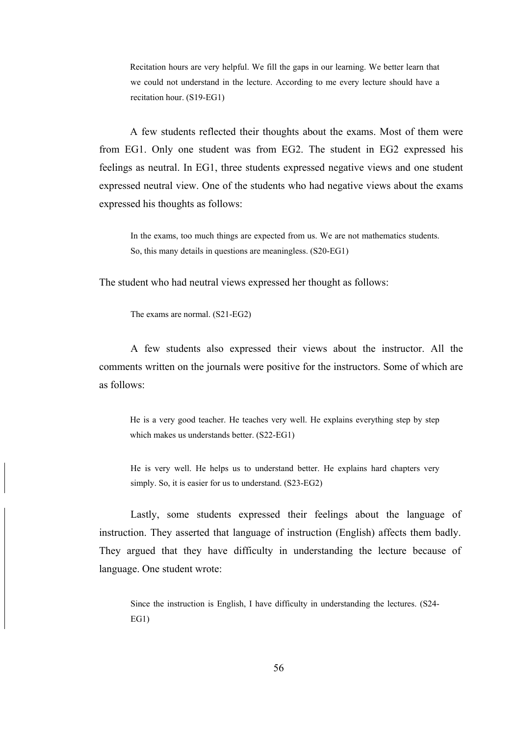> Recitation hours are very helpful. We fill the gaps in our learning. We better learn that we could not understand in the lecture. According to me every lecture should have a recitation hour. (S19-EG1)

A few students reflected their thoughts about the exams. Most of them were from EG1. Only one student was from EG2. The student in EG2 expressed his feelings as neutral. In EG1, three students expressed negative views and one student expressed neutral view. One of the students who had negative views about the exams expressed his thoughts as follows:

> In the exams, too much things are expected from us. We are not mathematics students. So, this many details in questions are meaningless. (S20-EG1)

The student who had neutral views expressed her thought as follows:

> The exams are normal. (S21-EG2)

A few students also expressed their views about the instructor. All the comments written on the journals were positive for the instructors. Some of which are as follows:

> He is a very good teacher. He teaches very well. He explains everything step by step which makes us understands better. (S22-EG1)

> He is very well. He helps us to understand better. He explains hard chapters very simply. So, it is easier for us to understand. (S23-EG2)

Lastly, some students expressed their feelings about the language of instruction. They asserted that language of instruction (English) affects them badly. They argued that they have difficulty in understanding the lecture because of language. One student wrote:

> Since the instruction is English, I have difficulty in understanding the lectures. (S24-EG1)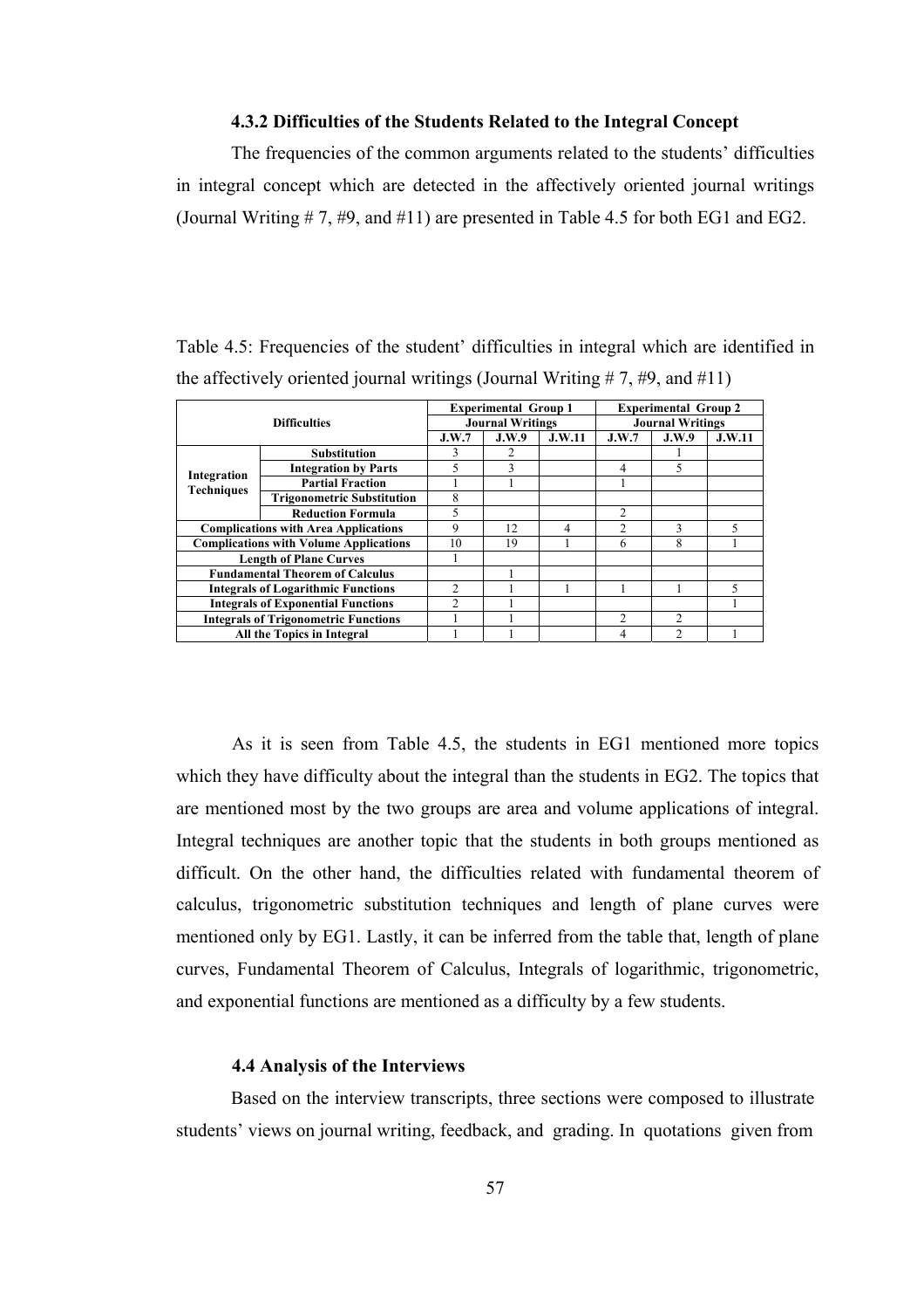### 4.3.2 Difficulties of the Students Related to the Integral Concept

The frequencies of the common arguments related to the students' difficulties in integral concept which are detected in the affectively oriented journal writings (Journal Writing # 7, #9, and #11) are presented in Table 4.5 for both EG1 and EG2.

Table 4.5: Frequencies of the student' difficulties in integral which are identified in the affectively oriented journal writings (Journal Writing # 7, #9, and #11)

| **Difficulties** | | **Experimental Group 1 Journal Writings** | | | **Experimental Group 2 Journal Writings** | | |
|---|---|---|---|---|---|---|---|
| | | **J.W.7** | **J.W.9** | **J.W.11** | **J.W.7** | **J.W.9** | **J.W.11** |
| **Integration Techniques** | **Substitution** | 3 | 2 | | | 1 | |
| | **Integration by Parts** | 5 | 3 | | 4 | 5 | |
| | **Partial Fraction** | 1 | 1 | | 1 | | |
| | **Trigonometric Substitution** | 8 | | | | | |
| | **Reduction Formula** | 5 | | | 2 | | |
| **Complications with Area Applications** | | 9 | 12 | 4 | 2 | 3 | 5 |
| **Complications with Volume Applications** | | 10 | 19 | 1 | 6 | 8 | 1 |
| **Length of Plane Curves** | | 1 | | | | | |
| **Fundamental Theorem of Calculus** | | | 1 | | | | |
| **Integrals of Logarithmic Functions** | | 2 | 1 | 1 | 1 | 1 | 5 |
| **Integrals of Exponential Functions** | | 2 | 1 | | | | 1 |
| **Integrals of Trigonometric Functions** | | 1 | 1 | | 2 | 2 | |
| **All the Topics in Integral** | | 1 | 1 | | 4 | 2 | 1 |

As it is seen from Table 4.5, the students in EG1 mentioned more topics which they have difficulty about the integral than the students in EG2. The topics that are mentioned most by the two groups are area and volume applications of integral. Integral techniques are another topic that the students in both groups mentioned as difficult. On the other hand, the difficulties related with fundamental theorem of calculus, trigonometric substitution techniques and length of plane curves were mentioned only by EG1. Lastly, it can be inferred from the table that, length of plane curves, Fundamental Theorem of Calculus, Integrals of logarithmic, trigonometric, and exponential functions are mentioned as a difficulty by a few students.

### 4.4 Analysis of the Interviews

Based on the interview transcripts, three sections were composed to illustrate students' views on journal writing, feedback, and grading. In quotations given from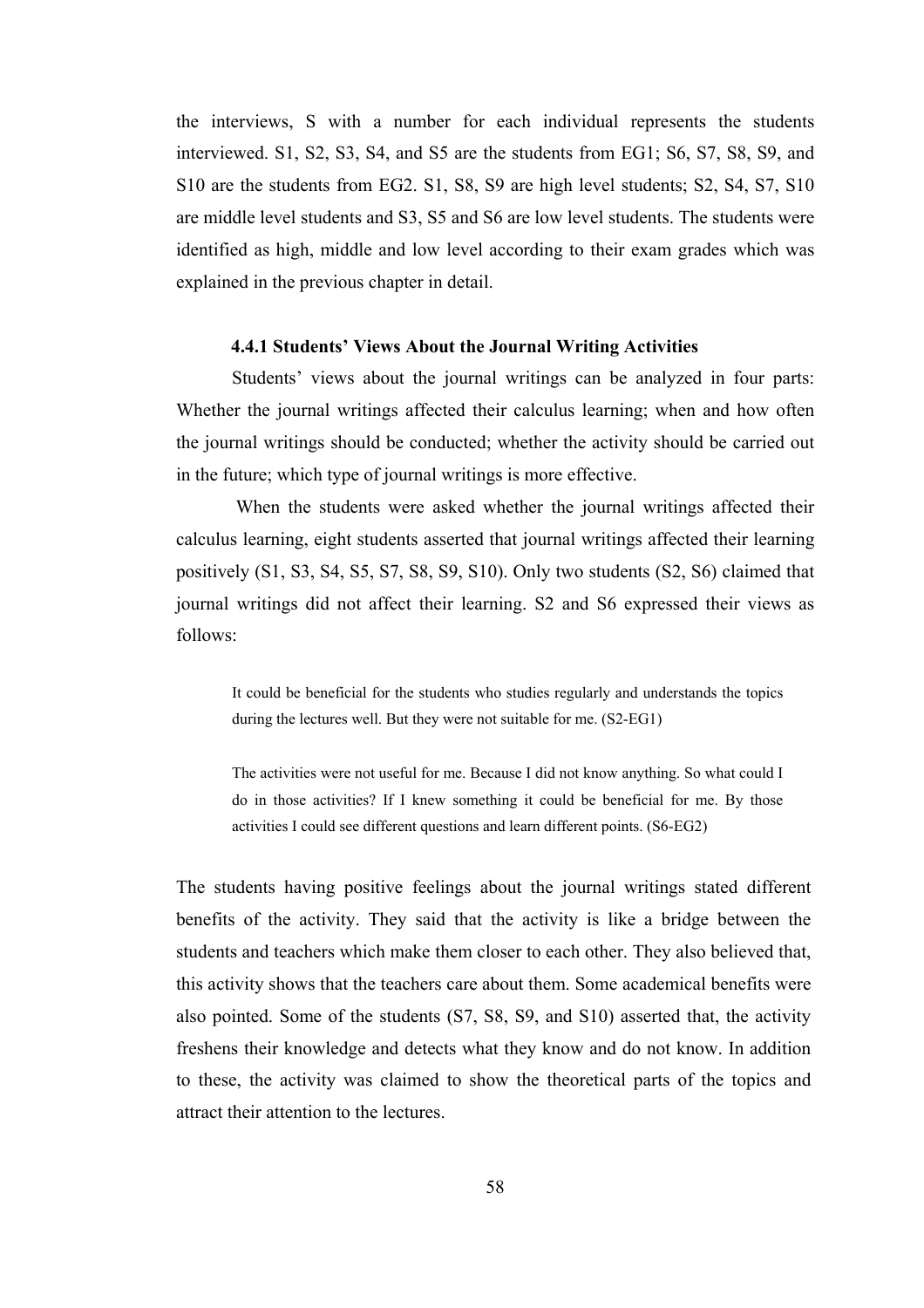the interviews, S with a number for each individual represents the students interviewed. S1, S2, S3, S4, and S5 are the students from EG1; S6, S7, S8, S9, and S10 are the students from EG2. S1, S8, S9 are high level students; S2, S4, S7, S10 are middle level students and S3, S5 and S6 are low level students. The students were identified as high, middle and low level according to their exam grades which was explained in the previous chapter in detail.

### 4.4.1 Students' Views About the Journal Writing Activities

Students' views about the journal writings can be analyzed in four parts: Whether the journal writings affected their calculus learning; when and how often the journal writings should be conducted; whether the activity should be carried out in the future; which type of journal writings is more effective.

When the students were asked whether the journal writings affected their calculus learning, eight students asserted that journal writings affected their learning positively (S1, S3, S4, S5, S7, S8, S9, S10). Only two students (S2, S6) claimed that journal writings did not affect their learning. S2 and S6 expressed their views as follows:

> It could be beneficial for the students who studies regularly and understands the topics during the lectures well. But they were not suitable for me. (S2-EG1)

> The activities were not useful for me. Because I did not know anything. So what could I do in those activities? If I knew something it could be beneficial for me. By those activities I could see different questions and learn different points. (S6-EG2)

The students having positive feelings about the journal writings stated different benefits of the activity. They said that the activity is like a bridge between the students and teachers which make them closer to each other. They also believed that, this activity shows that the teachers care about them. Some academical benefits were also pointed. Some of the students (S7, S8, S9, and S10) asserted that, the activity freshens their knowledge and detects what they know and do not know. In addition to these, the activity was claimed to show the theoretical parts of the topics and attract their attention to the lectures.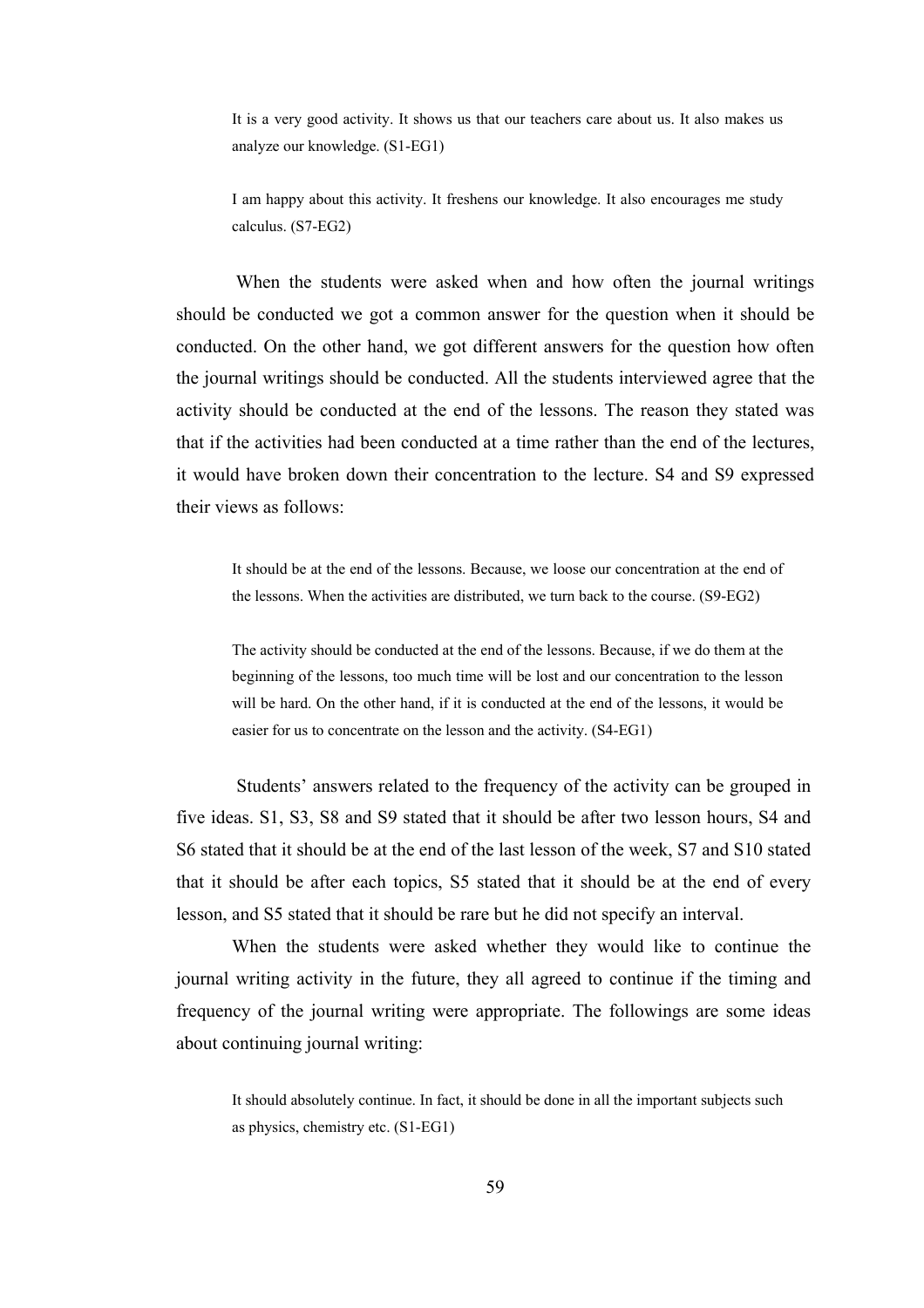> It is a very good activity. It shows us that our teachers care about us. It also makes us analyze our knowledge. (S1-EG1)

> I am happy about this activity. It freshens our knowledge. It also encourages me study calculus. (S7-EG2)

When the students were asked when and how often the journal writings should be conducted we got a common answer for the question when it should be conducted. On the other hand, we got different answers for the question how often the journal writings should be conducted. All the students interviewed agree that the activity should be conducted at the end of the lessons. The reason they stated was that if the activities had been conducted at a time rather than the end of the lectures, it would have broken down their concentration to the lecture. S4 and S9 expressed their views as follows:

> It should be at the end of the lessons. Because, we loose our concentration at the end of the lessons. When the activities are distributed, we turn back to the course. (S9-EG2)

> The activity should be conducted at the end of the lessons. Because, if we do them at the beginning of the lessons, too much time will be lost and our concentration to the lesson will be hard. On the other hand, if it is conducted at the end of the lessons, it would be easier for us to concentrate on the lesson and the activity. (S4-EG1)

Students' answers related to the frequency of the activity can be grouped in five ideas. S1, S3, S8 and S9 stated that it should be after two lesson hours, S4 and S6 stated that it should be at the end of the last lesson of the week, S7 and S10 stated that it should be after each topics, S5 stated that it should be at the end of every lesson, and S5 stated that it should be rare but he did not specify an interval.

When the students were asked whether they would like to continue the journal writing activity in the future, they all agreed to continue if the timing and frequency of the journal writing were appropriate. The followings are some ideas about continuing journal writing:

> It should absolutely continue. In fact, it should be done in all the important subjects such as physics, chemistry etc. (S1-EG1)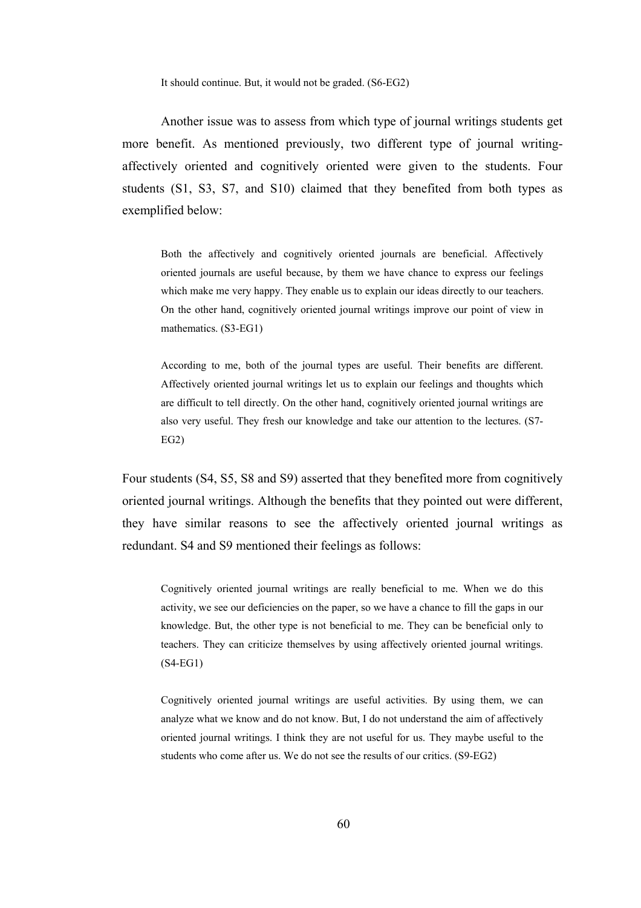> It should continue. But, it would not be graded. (S6-EG2)

Another issue was to assess from which type of journal writings students get more benefit. As mentioned previously, two different type of journal writing-affectively oriented and cognitively oriented were given to the students. Four students (S1, S3, S7, and S10) claimed that they benefited from both types as exemplified below:

> Both the affectively and cognitively oriented journals are beneficial. Affectively oriented journals are useful because, by them we have chance to express our feelings which make me very happy. They enable us to explain our ideas directly to our teachers. On the other hand, cognitively oriented journal writings improve our point of view in mathematics. (S3-EG1)

> According to me, both of the journal types are useful. Their benefits are different. Affectively oriented journal writings let us to explain our feelings and thoughts which are difficult to tell directly. On the other hand, cognitively oriented journal writings are also very useful. They fresh our knowledge and take our attention to the lectures. (S7-EG2)

Four students (S4, S5, S8 and S9) asserted that they benefited more from cognitively oriented journal writings. Although the benefits that they pointed out were different, they have similar reasons to see the affectively oriented journal writings as redundant. S4 and S9 mentioned their feelings as follows:

> Cognitively oriented journal writings are really beneficial to me. When we do this activity, we see our deficiencies on the paper, so we have a chance to fill the gaps in our knowledge. But, the other type is not beneficial to me. They can be beneficial only to teachers. They can criticize themselves by using affectively oriented journal writings. (S4-EG1)

> Cognitively oriented journal writings are useful activities. By using them, we can analyze what we know and do not know. But, I do not understand the aim of affectively oriented journal writings. I think they are not useful for us. They maybe useful to the students who come after us. We do not see the results of our critics. (S9-EG2)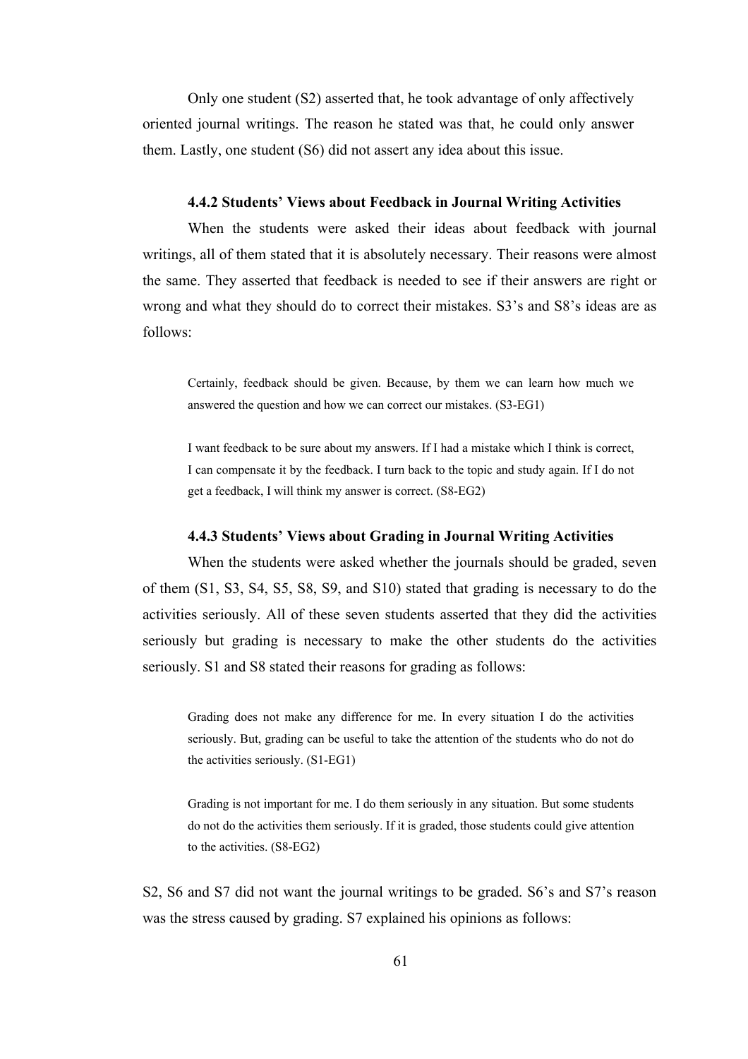Only one student (S2) asserted that, he took advantage of only affectively oriented journal writings. The reason he stated was that, he could only answer them. Lastly, one student (S6) did not assert any idea about this issue.

#### 4.4.2 Students' Views about Feedback in Journal Writing Activities

When the students were asked their ideas about feedback with journal writings, all of them stated that it is absolutely necessary. Their reasons were almost the same. They asserted that feedback is needed to see if their answers are right or wrong and what they should do to correct their mistakes. S3's and S8's ideas are as follows:

> Certainly, feedback should be given. Because, by them we can learn how much we answered the question and how we can correct our mistakes. (S3-EG1)

> I want feedback to be sure about my answers. If I had a mistake which I think is correct, I can compensate it by the feedback. I turn back to the topic and study again. If I do not get a feedback, I will think my answer is correct. (S8-EG2)

#### 4.4.3 Students' Views about Grading in Journal Writing Activities

When the students were asked whether the journals should be graded, seven of them (S1, S3, S4, S5, S8, S9, and S10) stated that grading is necessary to do the activities seriously. All of these seven students asserted that they did the activities seriously but grading is necessary to make the other students do the activities seriously. S1 and S8 stated their reasons for grading as follows:

> Grading does not make any difference for me. In every situation I do the activities seriously. But, grading can be useful to take the attention of the students who do not do the activities seriously. (S1-EG1)

> Grading is not important for me. I do them seriously in any situation. But some students do not do the activities them seriously. If it is graded, those students could give attention to the activities. (S8-EG2)

S2, S6 and S7 did not want the journal writings to be graded. S6's and S7's reason was the stress caused by grading. S7 explained his opinions as follows: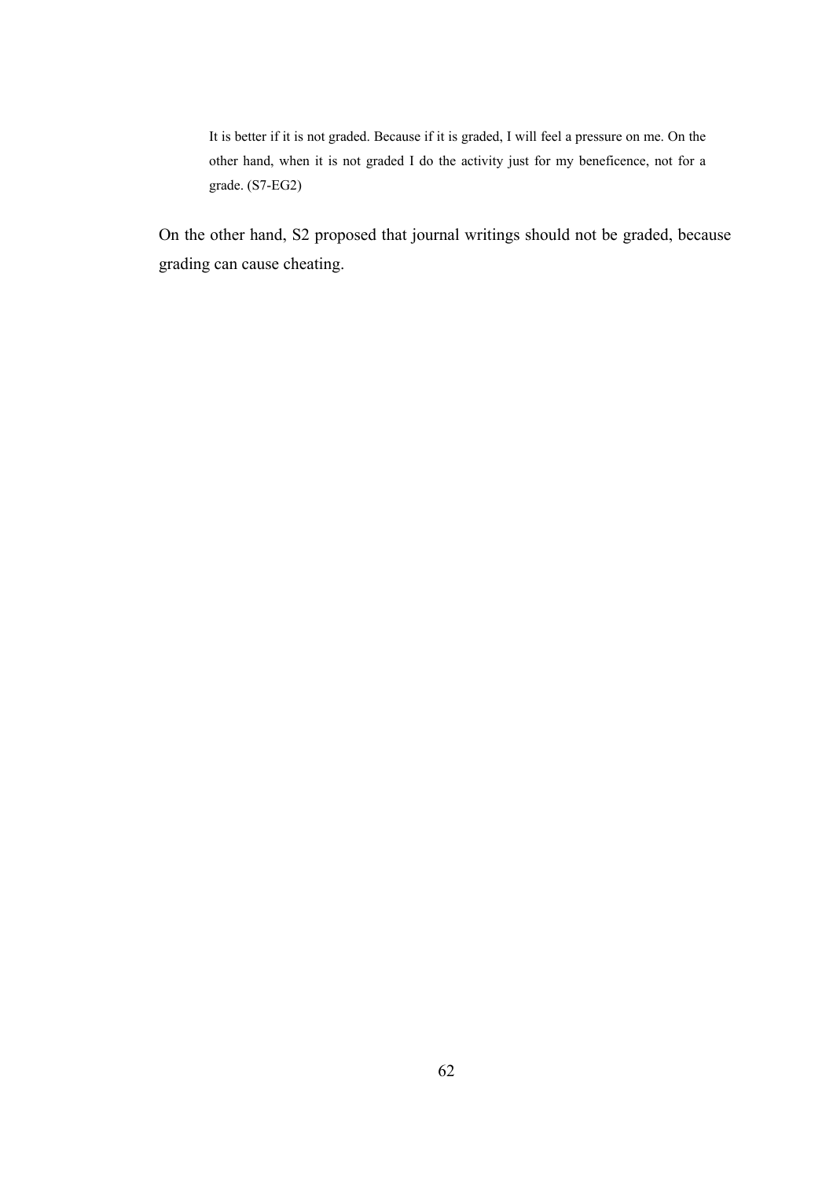> It is better if it is not graded. Because if it is graded, I will feel a pressure on me. On the other hand, when it is not graded I do the activity just for my beneficence, not for a grade. (S7-EG2)

On the other hand, S2 proposed that journal writings should not be graded, because grading can cause cheating.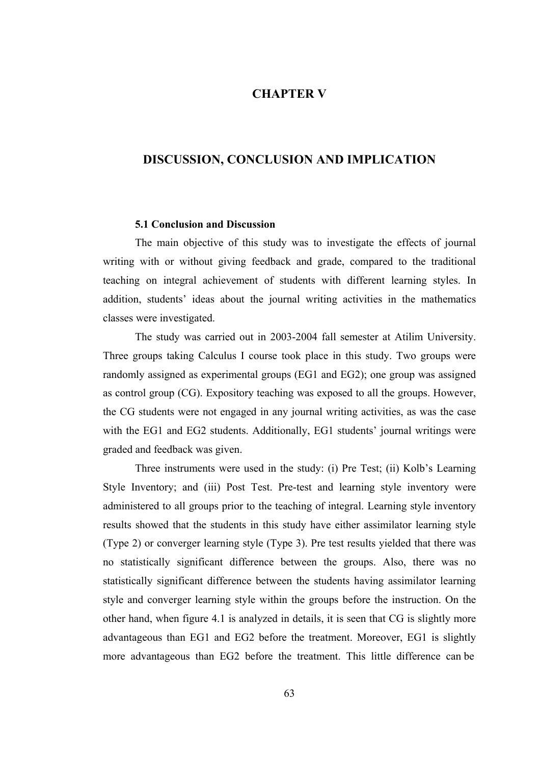# CHAPTER V

# DISCUSSION, CONCLUSION AND IMPLICATION

### 5.1 Conclusion and Discussion

The main objective of this study was to investigate the effects of journal writing with or without giving feedback and grade, compared to the traditional teaching on integral achievement of students with different learning styles. In addition, students' ideas about the journal writing activities in the mathematics classes were investigated.

The study was carried out in 2003-2004 fall semester at Atilim University. Three groups taking Calculus I course took place in this study. Two groups were randomly assigned as experimental groups (EG1 and EG2); one group was assigned as control group (CG). Expository teaching was exposed to all the groups. However, the CG students were not engaged in any journal writing activities, as was the case with the EG1 and EG2 students. Additionally, EG1 students' journal writings were graded and feedback was given.

Three instruments were used in the study: (i) Pre Test; (ii) Kolb's Learning Style Inventory; and (iii) Post Test. Pre-test and learning style inventory were administered to all groups prior to the teaching of integral. Learning style inventory results showed that the students in this study have either assimilator learning style (Type 2) or converger learning style (Type 3). Pre test results yielded that there was no statistically significant difference between the groups. Also, there was no statistically significant difference between the students having assimilator learning style and converger learning style within the groups before the instruction. On the other hand, when figure 4.1 is analyzed in details, it is seen that CG is slightly more advantageous than EG1 and EG2 before the treatment. Moreover, EG1 is slightly more advantageous than EG2 before the treatment. This little difference can be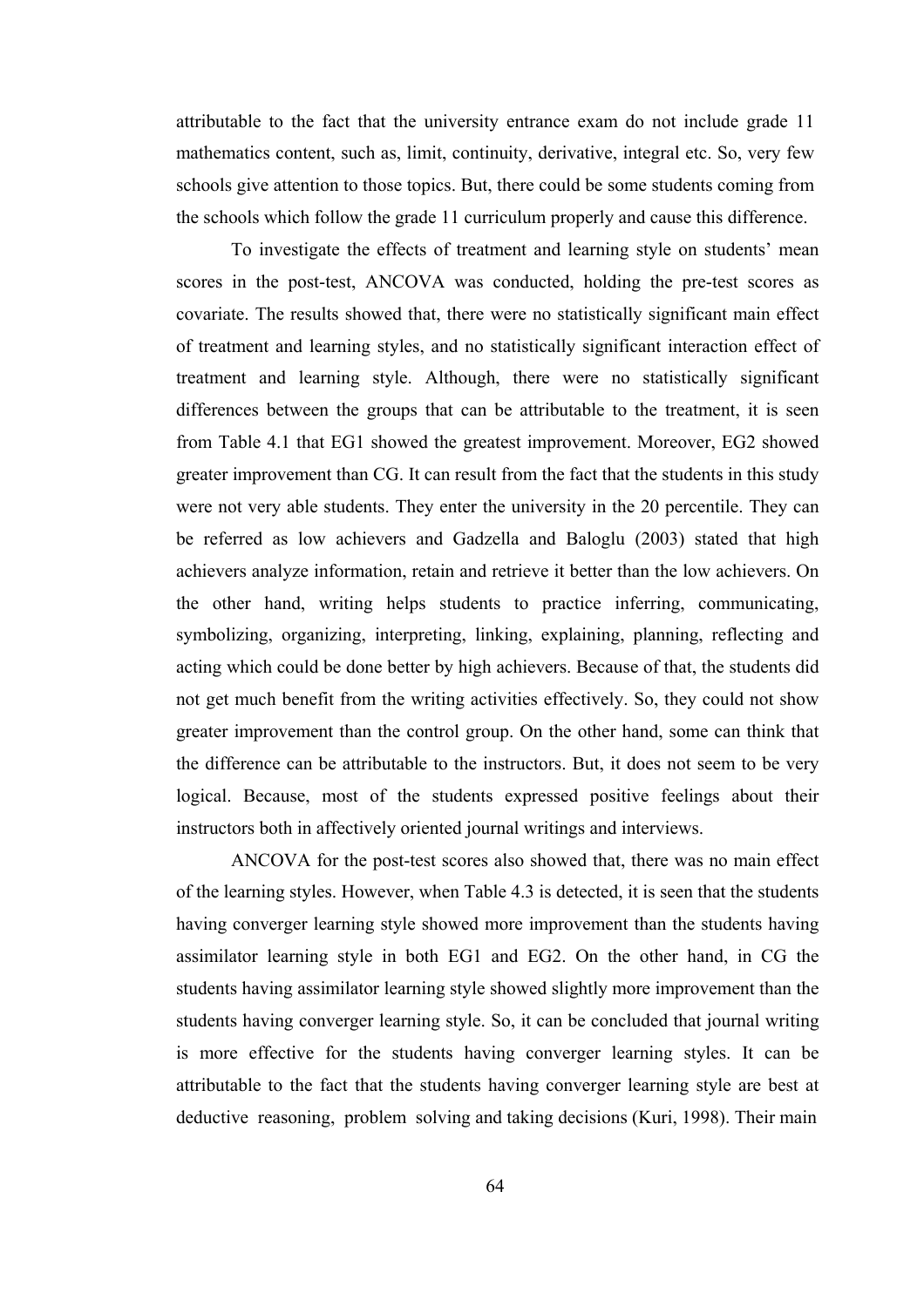attributable to the fact that the university entrance exam do not include grade 11 mathematics content, such as, limit, continuity, derivative, integral etc. So, very few schools give attention to those topics. But, there could be some students coming from the schools which follow the grade 11 curriculum properly and cause this difference.

To investigate the effects of treatment and learning style on students' mean scores in the post-test, ANCOVA was conducted, holding the pre-test scores as covariate. The results showed that, there were no statistically significant main effect of treatment and learning styles, and no statistically significant interaction effect of treatment and learning style. Although, there were no statistically significant differences between the groups that can be attributable to the treatment, it is seen from Table 4.1 that EG1 showed the greatest improvement. Moreover, EG2 showed greater improvement than CG. It can result from the fact that the students in this study were not very able students. They enter the university in the 20 percentile. They can be referred as low achievers and Gadzella and Baloglu (2003) stated that high achievers analyze information, retain and retrieve it better than the low achievers. On the other hand, writing helps students to practice inferring, communicating, symbolizing, organizing, interpreting, linking, explaining, planning, reflecting and acting which could be done better by high achievers. Because of that, the students did not get much benefit from the writing activities effectively. So, they could not show greater improvement than the control group. On the other hand, some can think that the difference can be attributable to the instructors. But, it does not seem to be very logical. Because, most of the students expressed positive feelings about their instructors both in affectively oriented journal writings and interviews.

ANCOVA for the post-test scores also showed that, there was no main effect of the learning styles. However, when Table 4.3 is detected, it is seen that the students having converger learning style showed more improvement than the students having assimilator learning style in both EG1 and EG2. On the other hand, in CG the students having assimilator learning style showed slightly more improvement than the students having converger learning style. So, it can be concluded that journal writing is more effective for the students having converger learning styles. It can be attributable to the fact that the students having converger learning style are best at deductive reasoning, problem solving and taking decisions (Kuri, 1998). Their main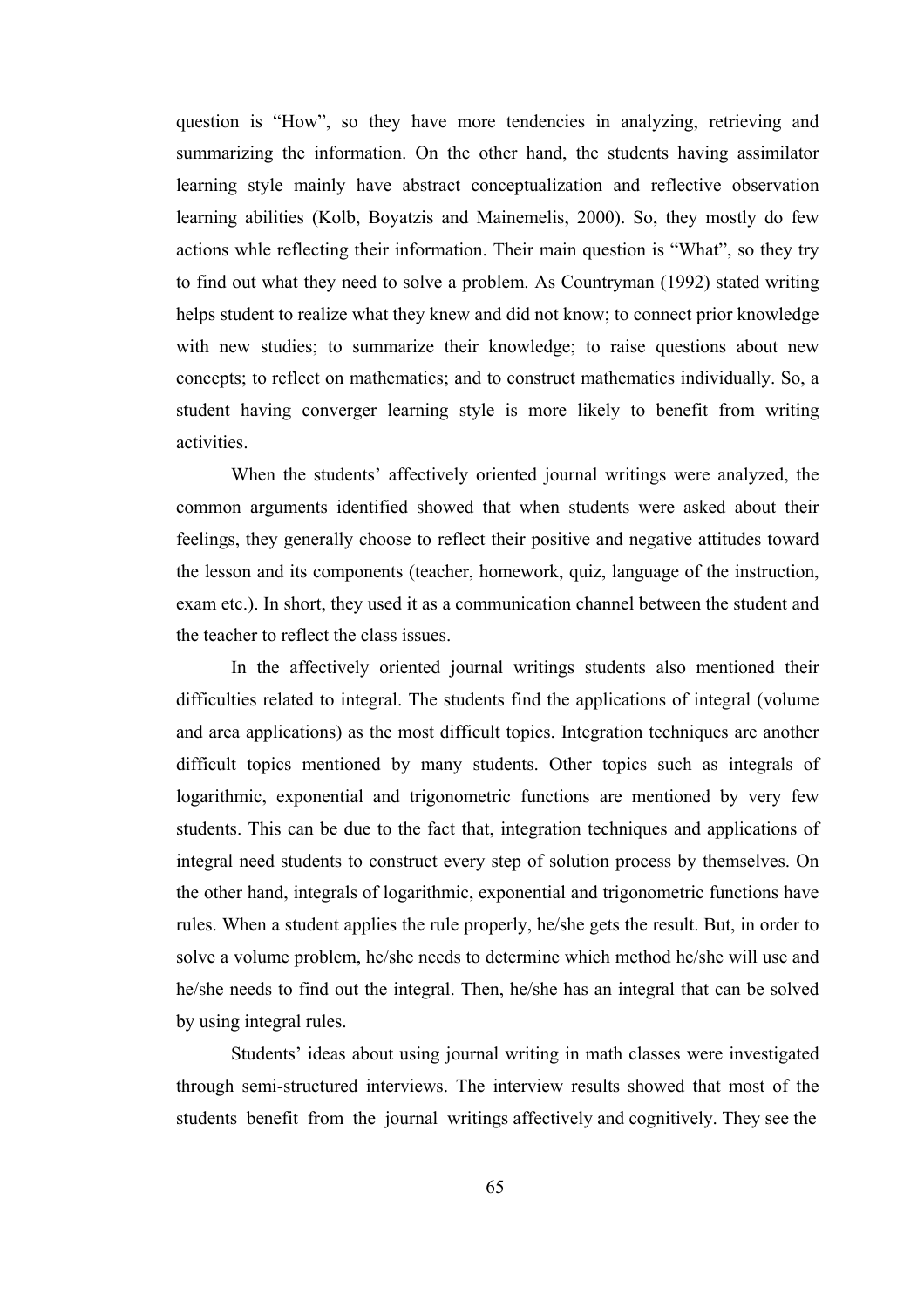question is "How", so they have more tendencies in analyzing, retrieving and summarizing the information. On the other hand, the students having assimilator learning style mainly have abstract conceptualization and reflective observation learning abilities (Kolb, Boyatzis and Mainemelis, 2000). So, they mostly do few actions whle reflecting their information. Their main question is "What", so they try to find out what they need to solve a problem. As Countryman (1992) stated writing helps student to realize what they knew and did not know; to connect prior knowledge with new studies; to summarize their knowledge; to raise questions about new concepts; to reflect on mathematics; and to construct mathematics individually. So, a student having converger learning style is more likely to benefit from writing activities.

When the students' affectively oriented journal writings were analyzed, the common arguments identified showed that when students were asked about their feelings, they generally choose to reflect their positive and negative attitudes toward the lesson and its components (teacher, homework, quiz, language of the instruction, exam etc.). In short, they used it as a communication channel between the student and the teacher to reflect the class issues.

In the affectively oriented journal writings students also mentioned their difficulties related to integral. The students find the applications of integral (volume and area applications) as the most difficult topics. Integration techniques are another difficult topics mentioned by many students. Other topics such as integrals of logarithmic, exponential and trigonometric functions are mentioned by very few students. This can be due to the fact that, integration techniques and applications of integral need students to construct every step of solution process by themselves. On the other hand, integrals of logarithmic, exponential and trigonometric functions have rules. When a student applies the rule properly, he/she gets the result. But, in order to solve a volume problem, he/she needs to determine which method he/she will use and he/she needs to find out the integral. Then, he/she has an integral that can be solved by using integral rules.

Students' ideas about using journal writing in math classes were investigated through semi-structured interviews. The interview results showed that most of the students benefit from the journal writings affectively and cognitively. They see the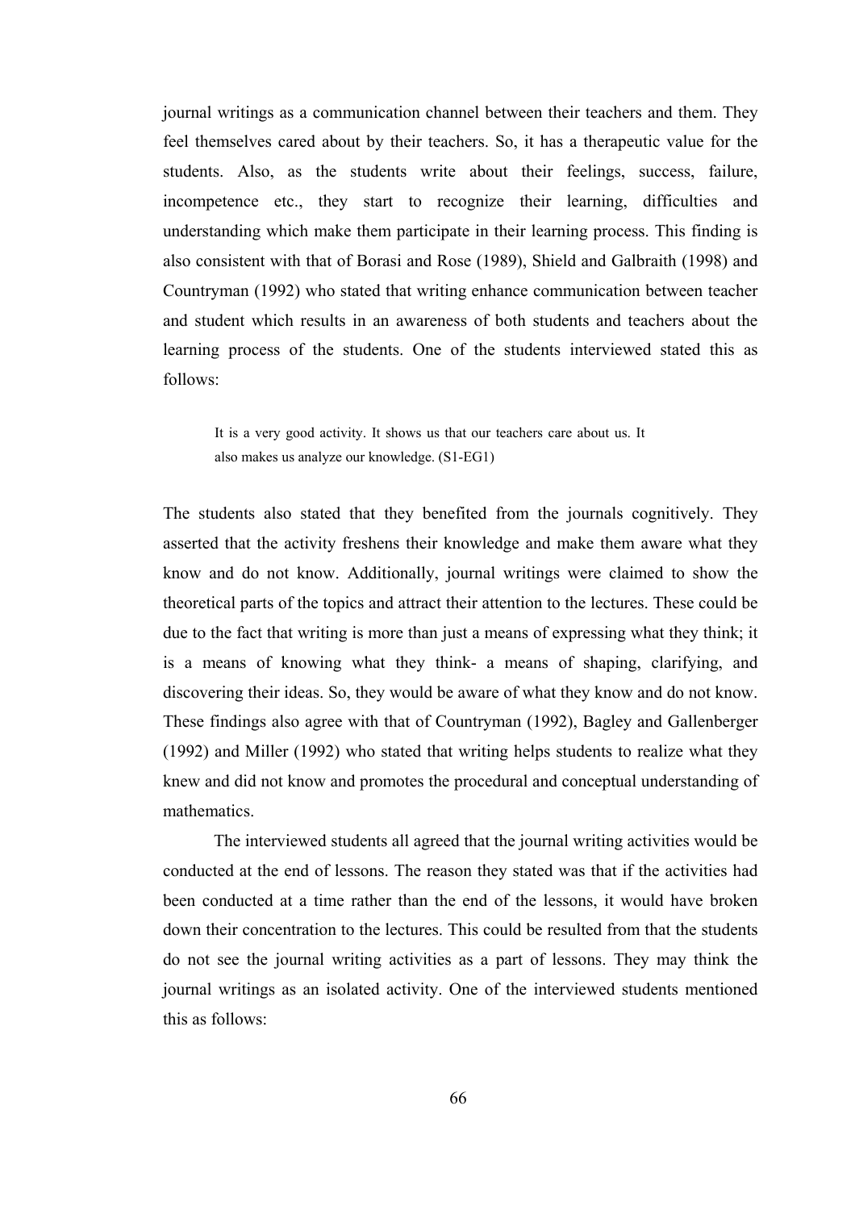journal writings as a communication channel between their teachers and them. They feel themselves cared about by their teachers. So, it has a therapeutic value for the students. Also, as the students write about their feelings, success, failure, incompetence etc., they start to recognize their learning, difficulties and understanding which make them participate in their learning process. This finding is also consistent with that of Borasi and Rose (1989), Shield and Galbraith (1998) and Countryman (1992) who stated that writing enhance communication between teacher and student which results in an awareness of both students and teachers about the learning process of the students. One of the students interviewed stated this as follows:

> It is a very good activity. It shows us that our teachers care about us. It also makes us analyze our knowledge. (S1-EG1)

The students also stated that they benefited from the journals cognitively. They asserted that the activity freshens their knowledge and make them aware what they know and do not know. Additionally, journal writings were claimed to show the theoretical parts of the topics and attract their attention to the lectures. These could be due to the fact that writing is more than just a means of expressing what they think; it is a means of knowing what they think- a means of shaping, clarifying, and discovering their ideas. So, they would be aware of what they know and do not know. These findings also agree with that of Countryman (1992), Bagley and Gallenberger (1992) and Miller (1992) who stated that writing helps students to realize what they knew and did not know and promotes the procedural and conceptual understanding of mathematics.

The interviewed students all agreed that the journal writing activities would be conducted at the end of lessons. The reason they stated was that if the activities had been conducted at a time rather than the end of the lessons, it would have broken down their concentration to the lectures. This could be resulted from that the students do not see the journal writing activities as a part of lessons. They may think the journal writings as an isolated activity. One of the interviewed students mentioned this as follows: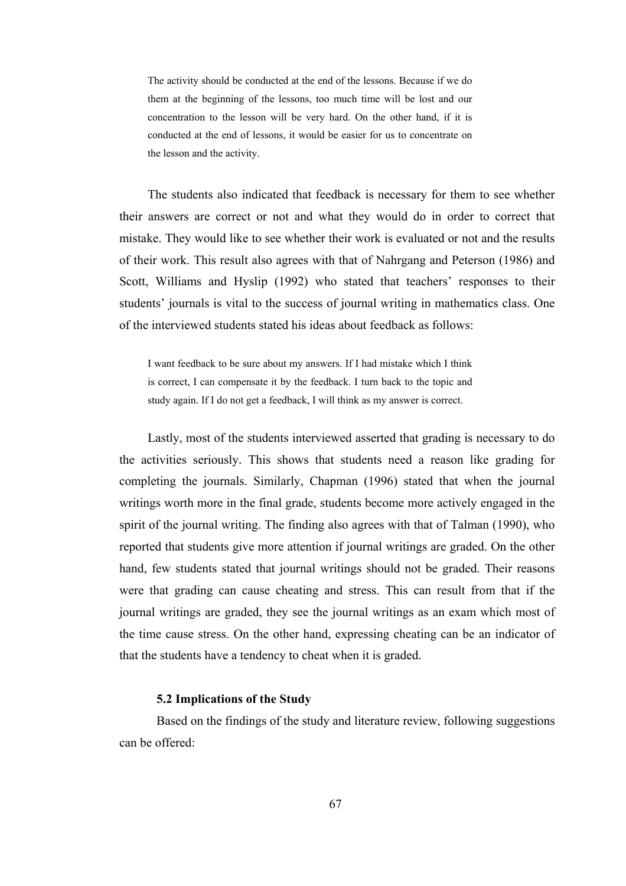> The activity should be conducted at the end of the lessons. Because if we do them at the beginning of the lessons, too much time will be lost and our concentration to the lesson will be very hard. On the other hand, if it is conducted at the end of lessons, it would be easier for us to concentrate on the lesson and the activity.

The students also indicated that feedback is necessary for them to see whether their answers are correct or not and what they would do in order to correct that mistake. They would like to see whether their work is evaluated or not and the results of their work. This result also agrees with that of Nahrgang and Peterson (1986) and Scott, Williams and Hyslip (1992) who stated that teachers' responses to their students' journals is vital to the success of journal writing in mathematics class. One of the interviewed students stated his ideas about feedback as follows:

> I want feedback to be sure about my answers. If I had mistake which I think is correct, I can compensate it by the feedback. I turn back to the topic and study again. If I do not get a feedback, I will think as my answer is correct.

Lastly, most of the students interviewed asserted that grading is necessary to do the activities seriously. This shows that students need a reason like grading for completing the journals. Similarly, Chapman (1996) stated that when the journal writings worth more in the final grade, students become more actively engaged in the spirit of the journal writing. The finding also agrees with that of Talman (1990), who reported that students give more attention if journal writings are graded. On the other hand, few students stated that journal writings should not be graded. Their reasons were that grading can cause cheating and stress. This can result from that if the journal writings are graded, they see the journal writings as an exam which most of the time cause stress. On the other hand, expressing cheating can be an indicator of that the students have a tendency to cheat when it is graded.

### 5.2 Implications of the Study

Based on the findings of the study and literature review, following suggestions can be offered: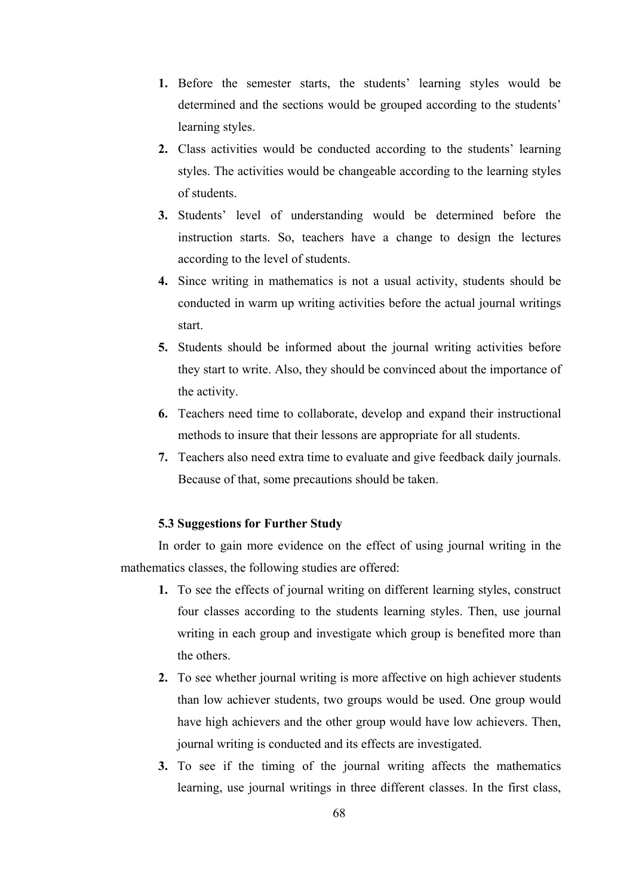1. Before the semester starts, the students' learning styles would be determined and the sections would be grouped according to the students' learning styles.
2. Class activities would be conducted according to the students' learning styles. The activities would be changeable according to the learning styles of students.
3. Students' level of understanding would be determined before the instruction starts. So, teachers have a change to design the lectures according to the level of students.
4. Since writing in mathematics is not a usual activity, students should be conducted in warm up writing activities before the actual journal writings start.
5. Students should be informed about the journal writing activities before they start to write. Also, they should be convinced about the importance of the activity.
6. Teachers need time to collaborate, develop and expand their instructional methods to insure that their lessons are appropriate for all students.
7. Teachers also need extra time to evaluate and give feedback daily journals. Because of that, some precautions should be taken.

### 5.3 Suggestions for Further Study

In order to gain more evidence on the effect of using journal writing in the mathematics classes, the following studies are offered:

1. To see the effects of journal writing on different learning styles, construct four classes according to the students learning styles. Then, use journal writing in each group and investigate which group is benefited more than the others.
2. To see whether journal writing is more affective on high achiever students than low achiever students, two groups would be used. One group would have high achievers and the other group would have low achievers. Then, journal writing is conducted and its effects are investigated.
3. To see if the timing of the journal writing affects the mathematics learning, use journal writings in three different classes. In the first class,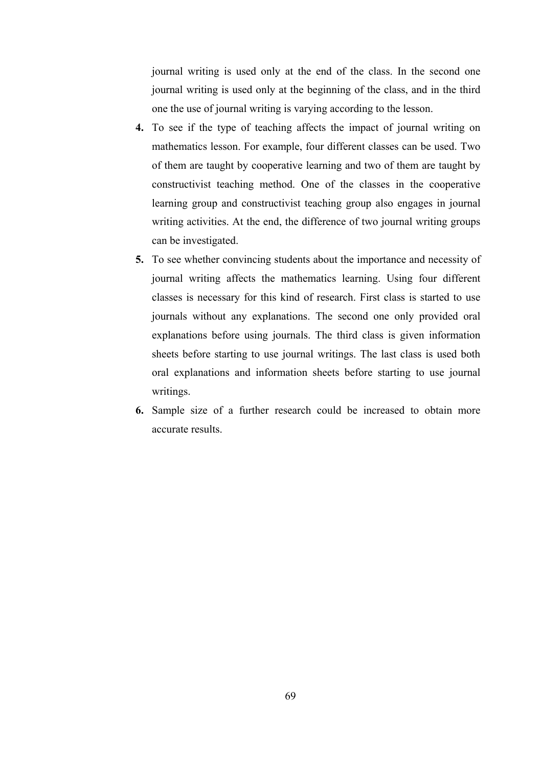journal writing is used only at the end of the class. In the second one journal writing is used only at the beginning of the class, and in the third one the use of journal writing is varying according to the lesson.

4. To see if the type of teaching affects the impact of journal writing on mathematics lesson. For example, four different classes can be used. Two of them are taught by cooperative learning and two of them are taught by constructivist teaching method. One of the classes in the cooperative learning group and constructivist teaching group also engages in journal writing activities. At the end, the difference of two journal writing groups can be investigated.
5. To see whether convincing students about the importance and necessity of journal writing affects the mathematics learning. Using four different classes is necessary for this kind of research. First class is started to use journals without any explanations. The second one only provided oral explanations before using journals. The third class is given information sheets before starting to use journal writings. The last class is used both oral explanations and information sheets before starting to use journal writings.
6. Sample size of a further research could be increased to obtain more accurate results.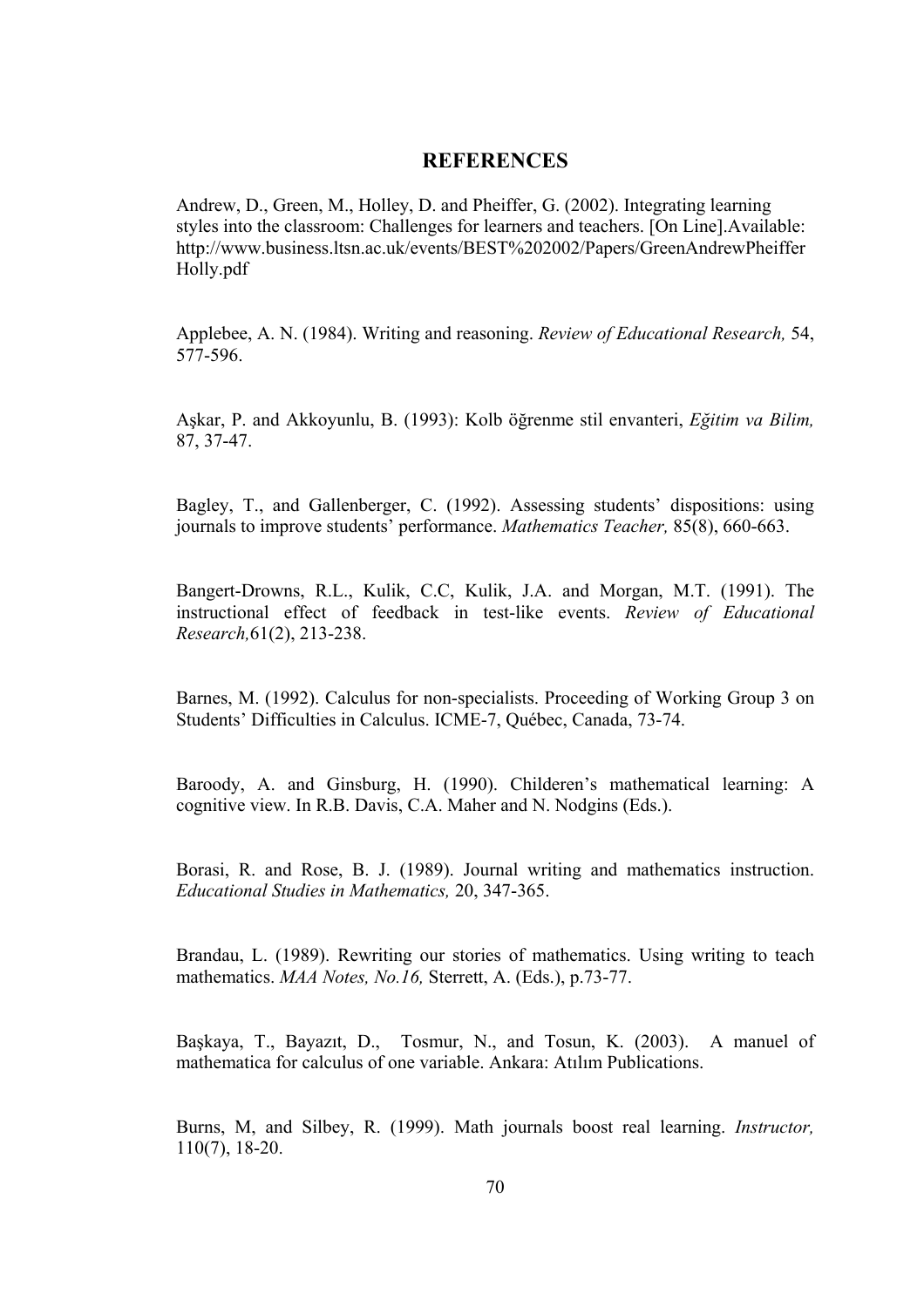# REFERENCES

Andrew, D., Green, M., Holley, D. and Pheiffer, G. (2002). Integrating learning styles into the classroom: Challenges for learners and teachers. [On Line].Available: http://www.business.ltsn.ac.uk/events/BEST%202002/Papers/GreenAndrewPheifferHolly.pdf

Applebee, A. N. (1984). Writing and reasoning. *Review of Educational Research,* 54, 577-596.

Aşkar, P. and Akkoyunlu, B. (1993): Kolb öğrenme stil envanteri, *Eğitim va Bilim,* 87, 37-47.

Bagley, T., and Gallenberger, C. (1992). Assessing students' dispositions: using journals to improve students' performance. *Mathematics Teacher,* 85(8), 660-663.

Bangert-Drowns, R.L., Kulik, C.C, Kulik, J.A. and Morgan, M.T. (1991). The instructional effect of feedback in test-like events. *Review of Educational Research,*61(2), 213-238.

Barnes, M. (1992). Calculus for non-specialists. Proceeding of Working Group 3 on Students' Difficulties in Calculus. ICME-7, Québec, Canada, 73-74.

Baroody, A. and Ginsburg, H. (1990). Childeren's mathematical learning: A cognitive view. In R.B. Davis, C.A. Maher and N. Nodgins (Eds.).

Borasi, R. and Rose, B. J. (1989). Journal writing and mathematics instruction. *Educational Studies in Mathematics,* 20, 347-365.

Brandau, L. (1989). Rewriting our stories of mathematics. Using writing to teach mathematics. *MAA Notes, No.16,* Sterrett, A. (Eds.), p.73-77.

Başkaya, T., Bayazıt, D., Tosmur, N., and Tosun, K. (2003). A manuel of mathematica for calculus of one variable. Ankara: Atılım Publications.

Burns, M, and Silbey, R. (1999). Math journals boost real learning. *Instructor,* 110(7), 18-20.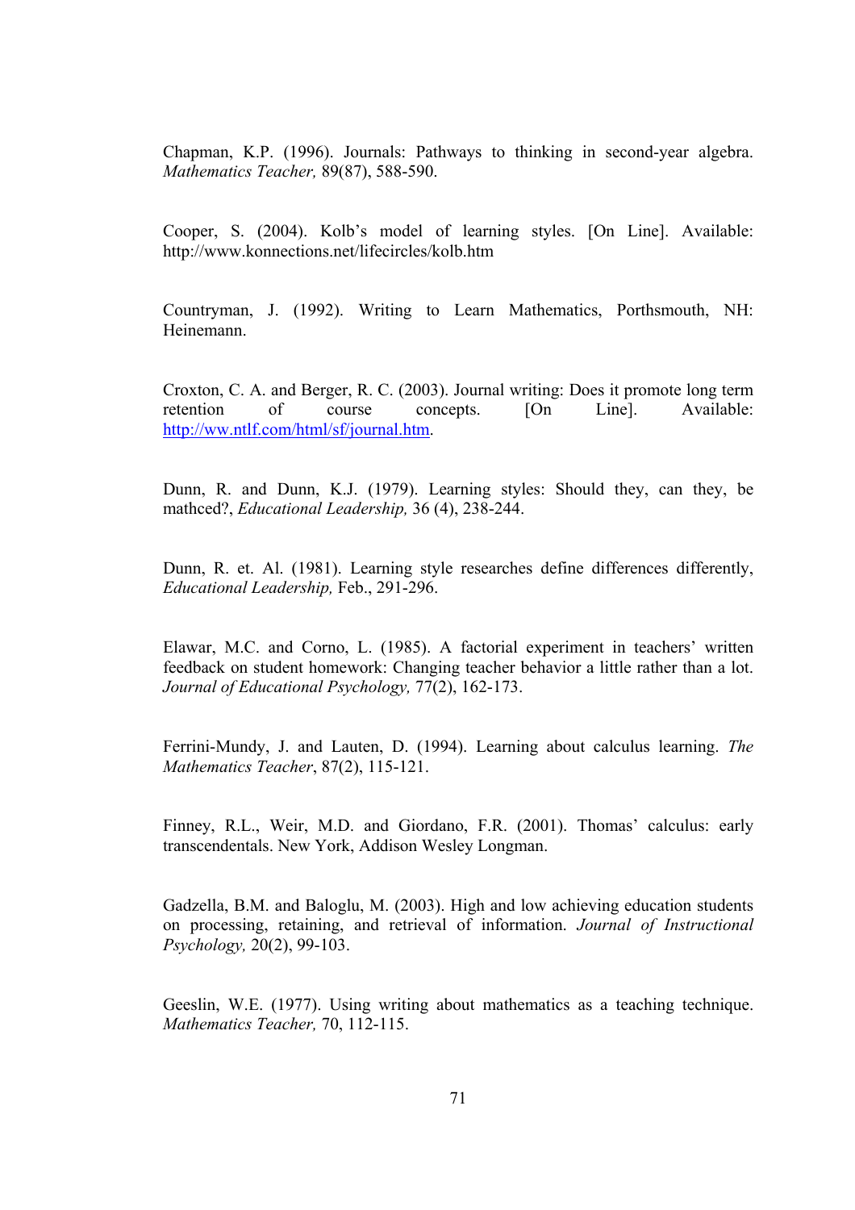Chapman, K.P. (1996). Journals: Pathways to thinking in second-year algebra. *Mathematics Teacher,* 89(87), 588-590.

Cooper, S. (2004). Kolb's model of learning styles. [On Line]. Available: http://www.konnections.net/lifecircles/kolb.htm

Countryman, J. (1992). Writing to Learn Mathematics, Porthsmouth, NH: Heinemann.

Croxton, C. A. and Berger, R. C. (2003). Journal writing: Does it promote long term retention of course concepts. [On Line]. Available: http://ww.ntlf.com/html/sf/journal.htm.

Dunn, R. and Dunn, K.J. (1979). Learning styles: Should they, can they, be mathced?, *Educational Leadership,* 36 (4), 238-244.

Dunn, R. et. Al. (1981). Learning style researches define differences differently, *Educational Leadership,* Feb., 291-296.

Elawar, M.C. and Corno, L. (1985). A factorial experiment in teachers' written feedback on student homework: Changing teacher behavior a little rather than a lot. *Journal of Educational Psychology,* 77(2), 162-173.

Ferrini-Mundy, J. and Lauten, D. (1994). Learning about calculus learning. *The Mathematics Teacher*, 87(2), 115-121.

Finney, R.L., Weir, M.D. and Giordano, F.R. (2001). Thomas' calculus: early transcendentals. New York, Addison Wesley Longman.

Gadzella, B.M. and Baloglu, M. (2003). High and low achieving education students on processing, retaining, and retrieval of information. *Journal of Instructional Psychology,* 20(2), 99-103.

Geeslin, W.E. (1977). Using writing about mathematics as a teaching technique. *Mathematics Teacher,* 70, 112-115.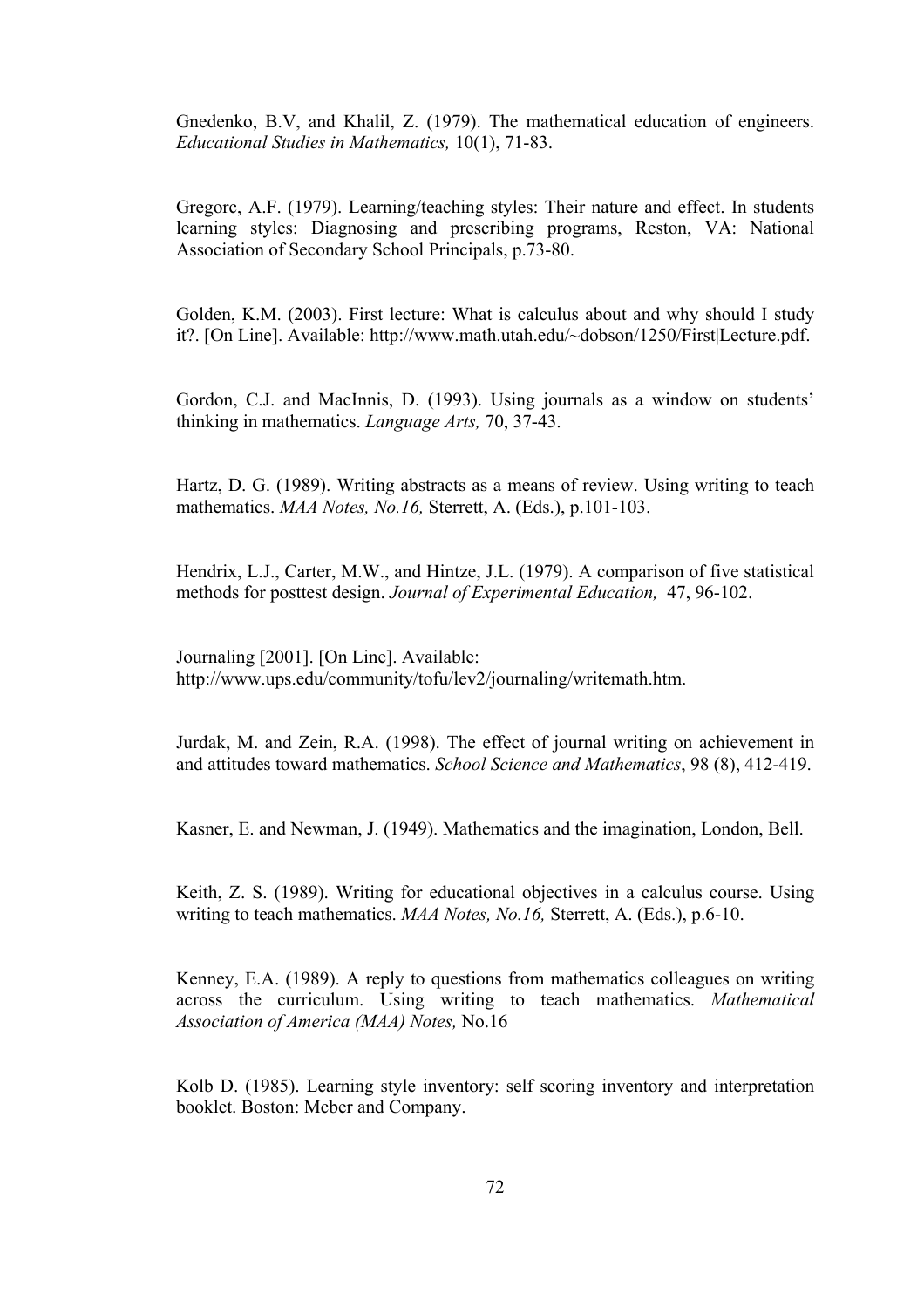Gnedenko, B.V, and Khalil, Z. (1979). The mathematical education of engineers. *Educational Studies in Mathematics,* 10(1), 71-83.

Gregorc, A.F. (1979). Learning/teaching styles: Their nature and effect. In students learning styles: Diagnosing and prescribing programs, Reston, VA: National Association of Secondary School Principals, p.73-80.

Golden, K.M. (2003). First lecture: What is calculus about and why should I study it?. [On Line]. Available: http://www.math.utah.edu/~dobson/1250/First|Lecture.pdf.

Gordon, C.J. and MacInnis, D. (1993). Using journals as a window on students' thinking in mathematics. *Language Arts,* 70, 37-43.

Hartz, D. G. (1989). Writing abstracts as a means of review. Using writing to teach mathematics. *MAA Notes, No.16,* Sterrett, A. (Eds.), p.101-103.

Hendrix, L.J., Carter, M.W., and Hintze, J.L. (1979). A comparison of five statistical methods for posttest design. *Journal of Experimental Education,* 47, 96-102.

Journaling [2001]. [On Line]. Available: http://www.ups.edu/community/tofu/lev2/journaling/writemath.htm.

Jurdak, M. and Zein, R.A. (1998). The effect of journal writing on achievement in and attitudes toward mathematics. *School Science and Mathematics*, 98 (8), 412-419.

Kasner, E. and Newman, J. (1949). Mathematics and the imagination, London, Bell.

Keith, Z. S. (1989). Writing for educational objectives in a calculus course. Using writing to teach mathematics. *MAA Notes, No.16,* Sterrett, A. (Eds.), p.6-10.

Kenney, E.A. (1989). A reply to questions from mathematics colleagues on writing across the curriculum. Using writing to teach mathematics. *Mathematical Association of America (MAA) Notes,* No.16

Kolb D. (1985). Learning style inventory: self scoring inventory and interpretation booklet. Boston: Mcber and Company.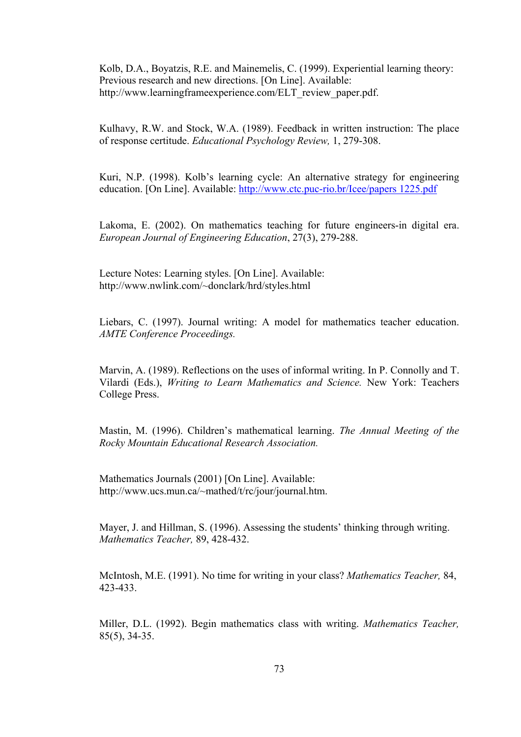Kolb, D.A., Boyatzis, R.E. and Mainemelis, C. (1999). Experiential learning theory: Previous research and new directions. [On Line]. Available: http://www.learningframeexperience.com/ELT_review_paper.pdf.

Kulhavy, R.W. and Stock, W.A. (1989). Feedback in written instruction: The place of response certitude. *Educational Psychology Review,* 1, 279-308.

Kuri, N.P. (1998). Kolb's learning cycle: An alternative strategy for engineering education. [On Line]. Available: http://www.ctc.puc-rio.br/Icee/papers 1225.pdf

Lakoma, E. (2002). On mathematics teaching for future engineers-in digital era. *European Journal of Engineering Education*, 27(3), 279-288.

Lecture Notes: Learning styles. [On Line]. Available: http://www.nwlink.com/~donclark/hrd/styles.html

Liebars, C. (1997). Journal writing: A model for mathematics teacher education. *AMTE Conference Proceedings.*

Marvin, A. (1989). Reflections on the uses of informal writing. In P. Connolly and T. Vilardi (Eds.), *Writing to Learn Mathematics and Science.* New York: Teachers College Press.

Mastin, M. (1996). Children's mathematical learning. *The Annual Meeting of the Rocky Mountain Educational Research Association.*

Mathematics Journals (2001) [On Line]. Available: http://www.ucs.mun.ca/~mathed/t/rc/jour/journal.htm.

Mayer, J. and Hillman, S. (1996). Assessing the students' thinking through writing. *Mathematics Teacher,* 89, 428-432.

McIntosh, M.E. (1991). No time for writing in your class? *Mathematics Teacher,* 84, 423-433.

Miller, D.L. (1992). Begin mathematics class with writing. *Mathematics Teacher,* 85(5), 34-35.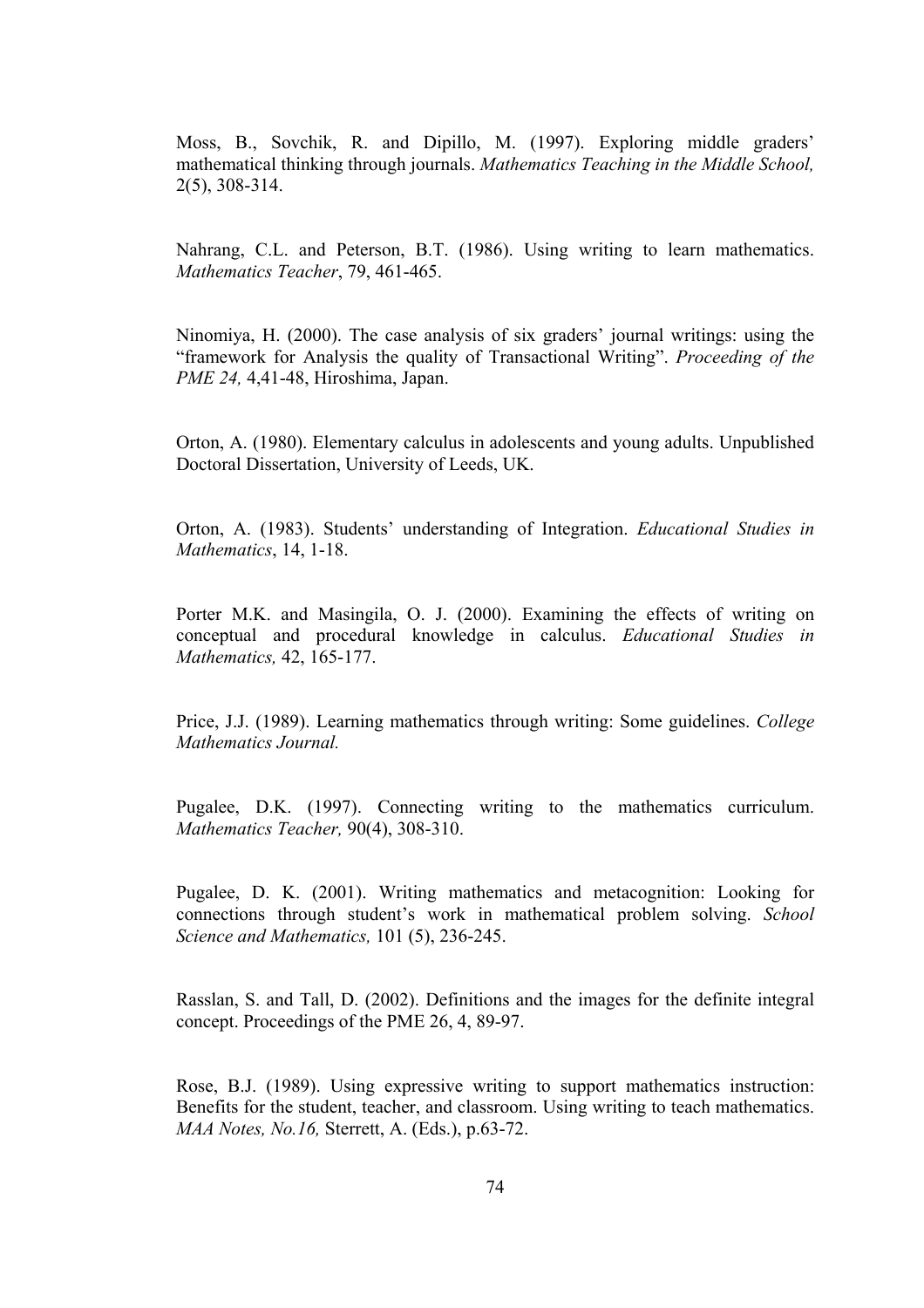Moss, B., Sovchik, R. and Dipillo, M. (1997). Exploring middle graders' mathematical thinking through journals. *Mathematics Teaching in the Middle School,* 2(5), 308-314.

Nahrang, C.L. and Peterson, B.T. (1986). Using writing to learn mathematics. *Mathematics Teacher*, 79, 461-465.

Ninomiya, H. (2000). The case analysis of six graders' journal writings: using the "framework for Analysis the quality of Transactional Writing". *Proceeding of the PME 24,* 4,41-48, Hiroshima, Japan.

Orton, A. (1980). Elementary calculus in adolescents and young adults. Unpublished Doctoral Dissertation, University of Leeds, UK.

Orton, A. (1983). Students' understanding of Integration. *Educational Studies in Mathematics*, 14, 1-18.

Porter M.K. and Masingila, O. J. (2000). Examining the effects of writing on conceptual and procedural knowledge in calculus. *Educational Studies in Mathematics,* 42, 165-177.

Price, J.J. (1989). Learning mathematics through writing: Some guidelines. *College Mathematics Journal.*

Pugalee, D.K. (1997). Connecting writing to the mathematics curriculum. *Mathematics Teacher,* 90(4), 308-310.

Pugalee, D. K. (2001). Writing mathematics and metacognition: Looking for connections through student's work in mathematical problem solving. *School Science and Mathematics,* 101 (5), 236-245.

Rasslan, S. and Tall, D. (2002). Definitions and the images for the definite integral concept. Proceedings of the PME 26, 4, 89-97.

Rose, B.J. (1989). Using expressive writing to support mathematics instruction: Benefits for the student, teacher, and classroom. Using writing to teach mathematics. *MAA Notes, No.16,* Sterrett, A. (Eds.), p.63-72.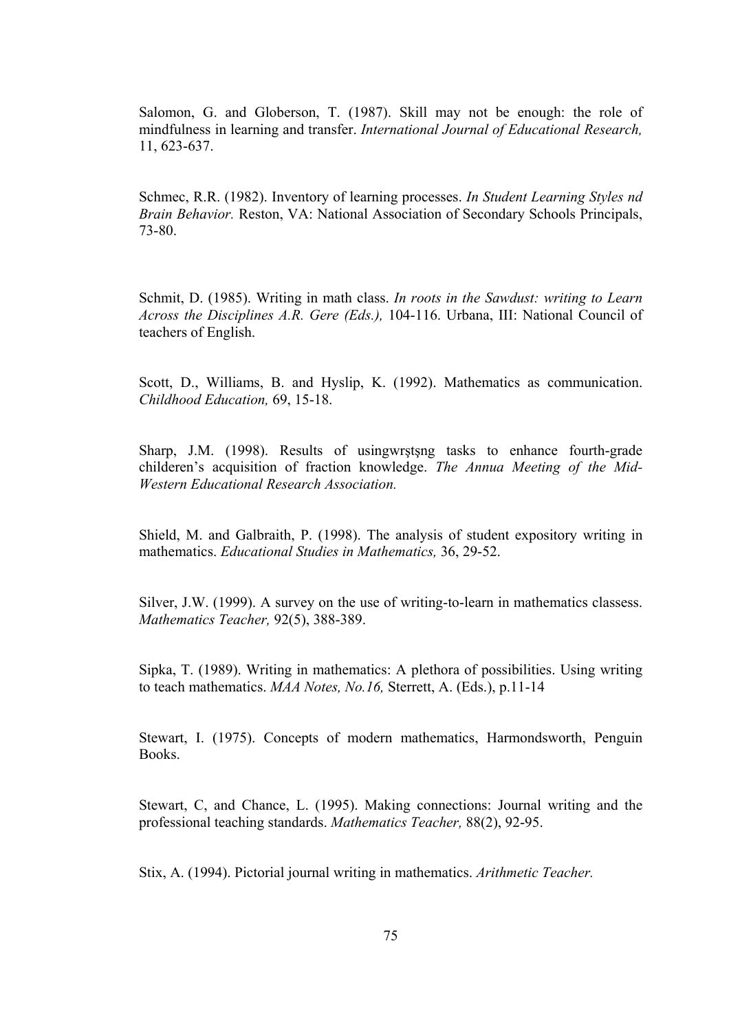Salomon, G. and Globerson, T. (1987). Skill may not be enough: the role of mindfulness in learning and transfer. *International Journal of Educational Research,* 11, 623-637.

Schmec, R.R. (1982). Inventory of learning processes. *In Student Learning Styles nd Brain Behavior.* Reston, VA: National Association of Secondary Schools Principals, 73-80.

Schmit, D. (1985). Writing in math class. *In roots in the Sawdust: writing to Learn Across the Disciplines A.R. Gere (Eds.),* 104-116. Urbana, III: National Council of teachers of English.

Scott, D., Williams, B. and Hyslip, K. (1992). Mathematics as communication. *Childhood Education,* 69, 15-18.

Sharp, J.M. (1998). Results of usingwrşţşng tasks to enhance fourth-grade childeren's acquisition of fraction knowledge. *The Annua Meeting of the Mid-Western Educational Research Association.*

Shield, M. and Galbraith, P. (1998). The analysis of student expository writing in mathematics. *Educational Studies in Mathematics,* 36, 29-52.

Silver, J.W. (1999). A survey on the use of writing-to-learn in mathematics classess. *Mathematics Teacher,* 92(5), 388-389.

Sipka, T. (1989). Writing in mathematics: A plethora of possibilities. Using writing to teach mathematics. *MAA Notes, No.16,* Sterrett, A. (Eds.), p.11-14

Stewart, I. (1975). Concepts of modern mathematics, Harmondsworth, Penguin Books.

Stewart, C, and Chance, L. (1995). Making connections: Journal writing and the professional teaching standards. *Mathematics Teacher,* 88(2), 92-95.

Stix, A. (1994). Pictorial journal writing in mathematics. *Arithmetic Teacher.*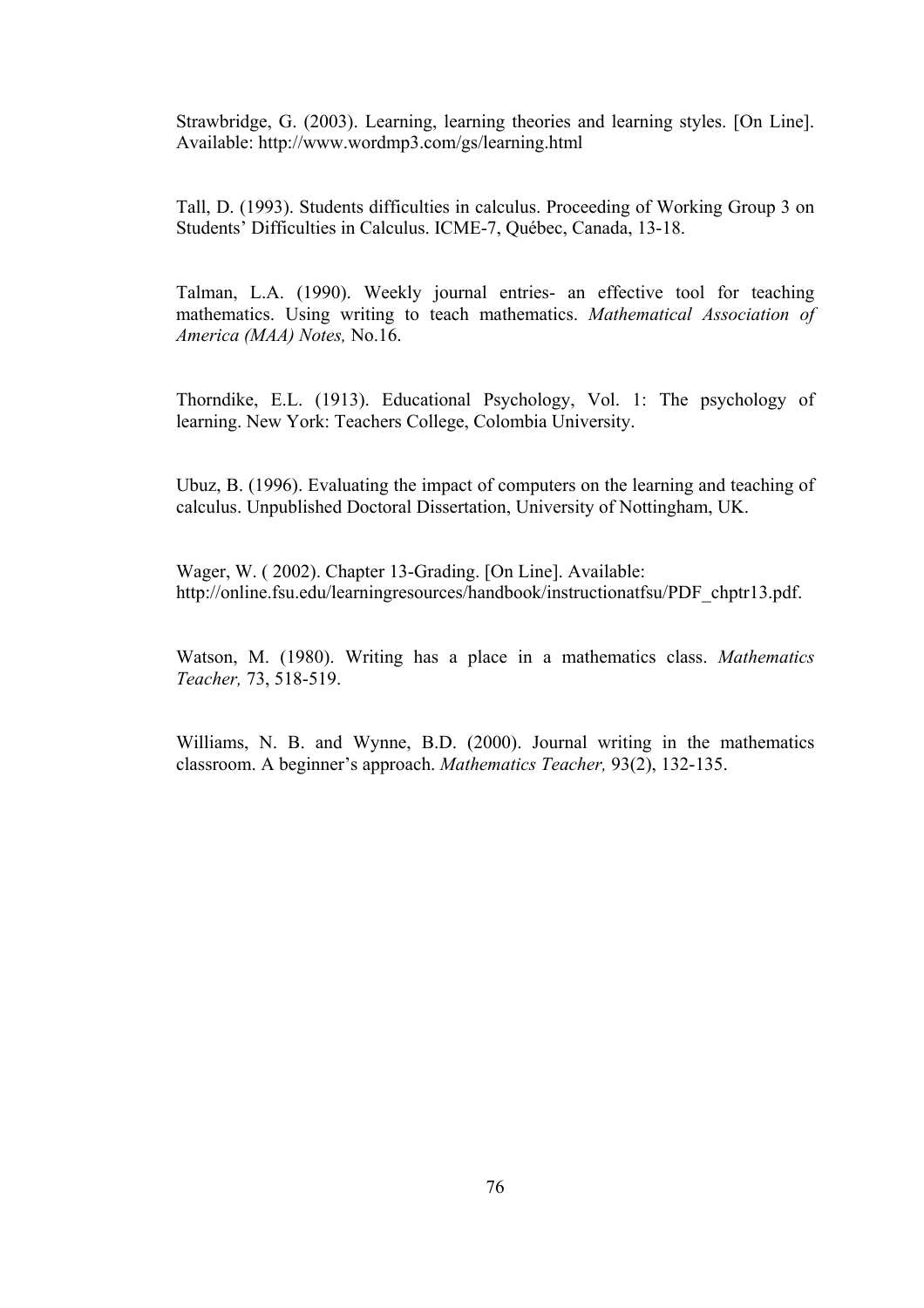Strawbridge, G. (2003). Learning, learning theories and learning styles. [On Line]. Available: http://www.wordmp3.com/gs/learning.html

Tall, D. (1993). Students difficulties in calculus. Proceeding of Working Group 3 on Students' Difficulties in Calculus. ICME-7, Québec, Canada, 13-18.

Talman, L.A. (1990). Weekly journal entries- an effective tool for teaching mathematics. Using writing to teach mathematics. *Mathematical Association of America (MAA) Notes,* No.16.

Thorndike, E.L. (1913). Educational Psychology, Vol. 1: The psychology of learning. New York: Teachers College, Colombia University.

Ubuz, B. (1996). Evaluating the impact of computers on the learning and teaching of calculus. Unpublished Doctoral Dissertation, University of Nottingham, UK.

Wager, W. ( 2002). Chapter 13-Grading. [On Line]. Available: http://online.fsu.edu/learningresources/handbook/instructionatfsu/PDF_chptr13.pdf.

Watson, M. (1980). Writing has a place in a mathematics class. *Mathematics Teacher,* 73, 518-519.

Williams, N. B. and Wynne, B.D. (2000). Journal writing in the mathematics classroom. A beginner's approach. *Mathematics Teacher,* 93(2), 132-135.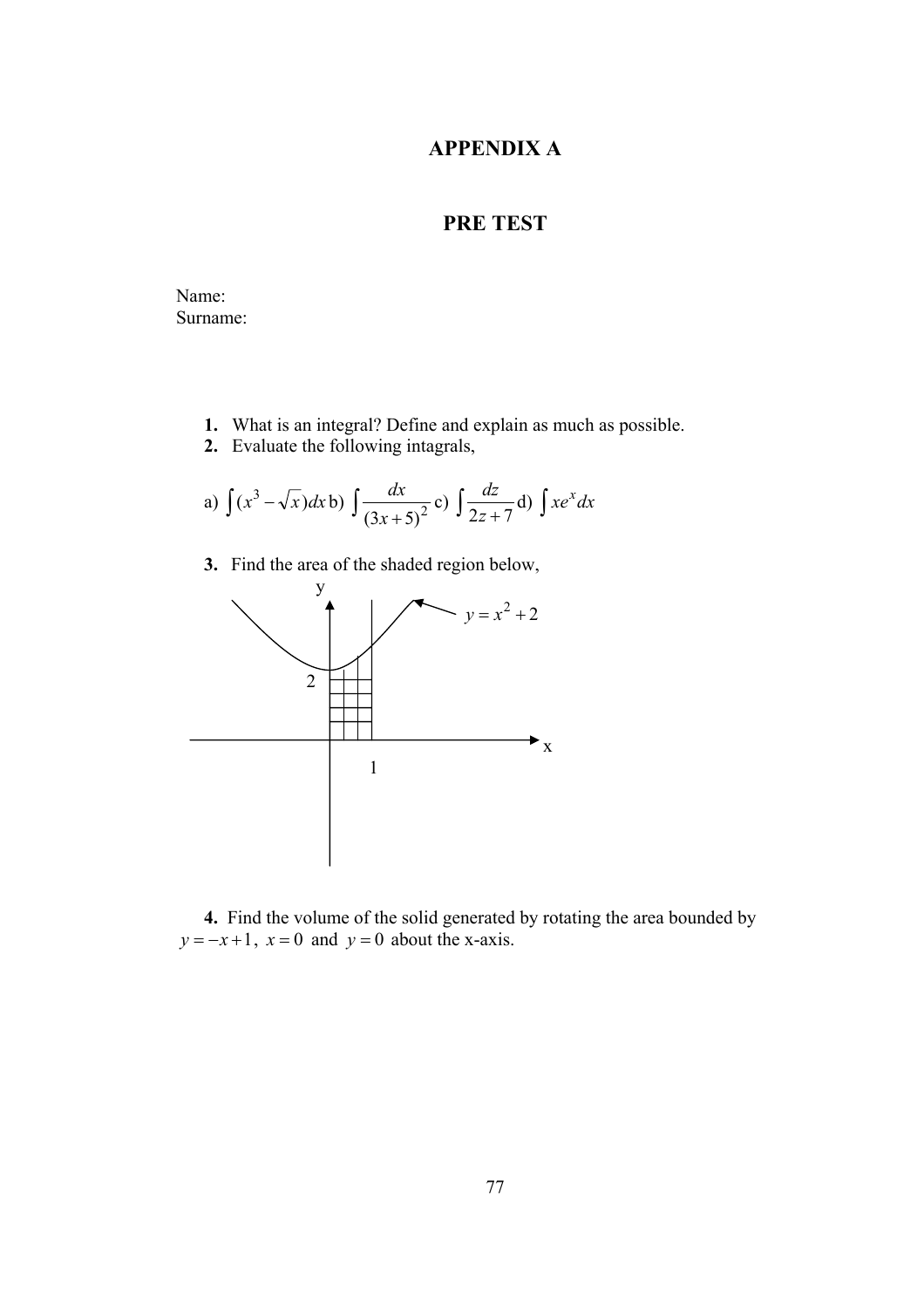# APPENDIX A

# PRE TEST

Name:
Surname:

1. What is an integral? Define and explain as much as possible.
2. Evaluate the following intagrals,

a) $\int (x^3 - \sqrt{x})dx$ b) $\int \frac{dx}{(3x+5)^2}$ c) $\int \frac{dz}{2z+7}$ d) $\int xe^x dx$

3. Find the area of the shaded region below,

4. Find the volume of the solid generated by rotating the area bounded by $y = -x+1$, $x = 0$ and $y = 0$ about the x-axis.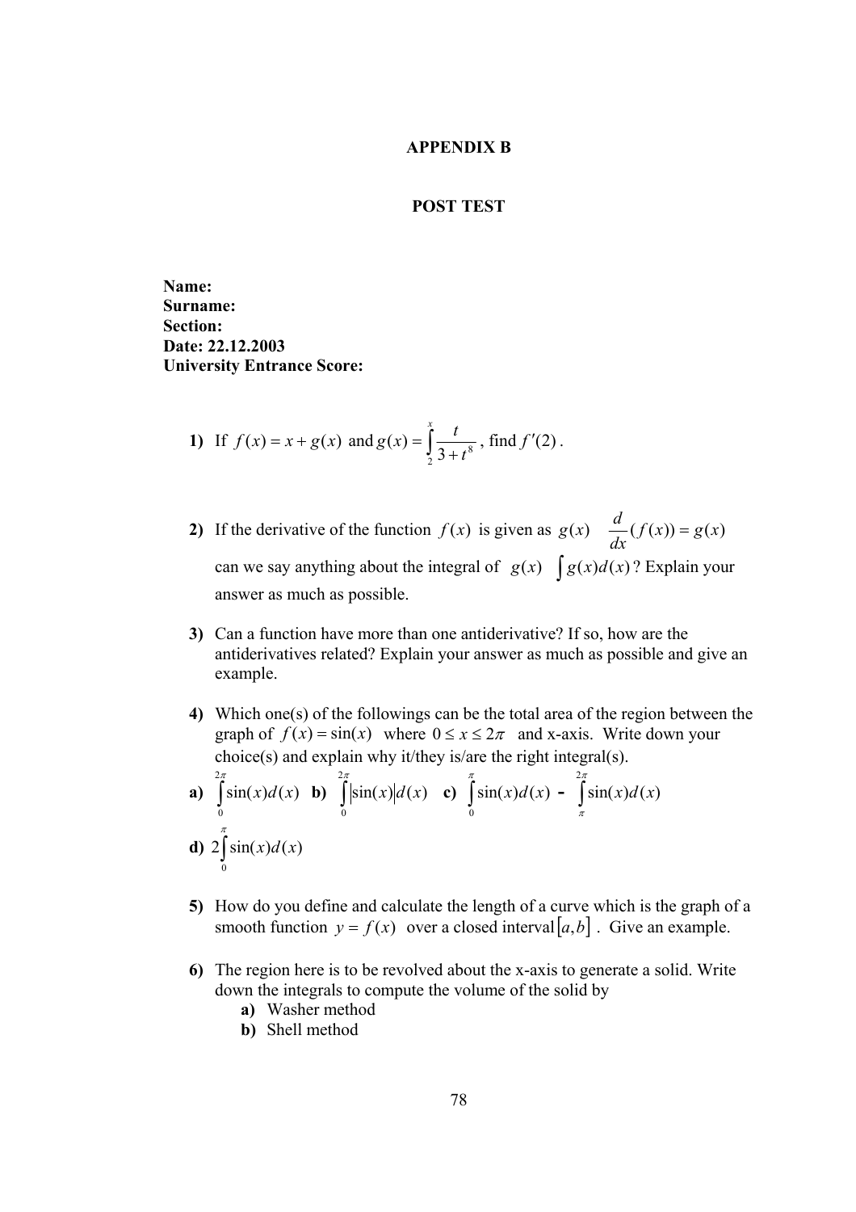**APPENDIX B**

**POST TEST**

**Name:**
**Surname:**
**Section:**
**Date: 22.12.2003**
**University Entrance Score:**

1) If $f(x) = x + g(x)$ and $g(x) = \int_2^x \frac{t}{3+t^8}$, find $f'(2)$.

2) If the derivative of the function $f(x)$ is given as $g(x)$ $\frac{d}{dx}(f(x)) = g(x)$ can we say anything about the integral of $g(x)$ $\int g(x)d(x)$? Explain your answer as much as possible.

3) Can a function have more than one antiderivative? If so, how are the antiderivatives related? Explain your answer as much as possible and give an example.

4) Which one(s) of the followings can be the total area of the region between the graph of $f(x) = \sin(x)$ where $0 \le x \le 2\pi$ and x-axis. Write down your choice(s) and explain why it/they is/are the right integral(s).

**a)** $\int_0^{2\pi} \sin(x)d(x)$ **b)** $\int_0^{2\pi} |\sin(x)|d(x)$ **c)** $\int_0^{\pi} \sin(x)d(x)$ **-** $\int_{\pi}^{2\pi} \sin(x)d(x)$

**d)** $2\int_0^{\pi} \sin(x)d(x)$

5) How do you define and calculate the length of a curve which is the graph of a smooth function $y = f(x)$ over a closed interval $[a,b]$. Give an example.

6) The region here is to be revolved about the x-axis to generate a solid. Write down the integrals to compute the volume of the solid by
   - **a)** Washer method
   - **b)** Shell method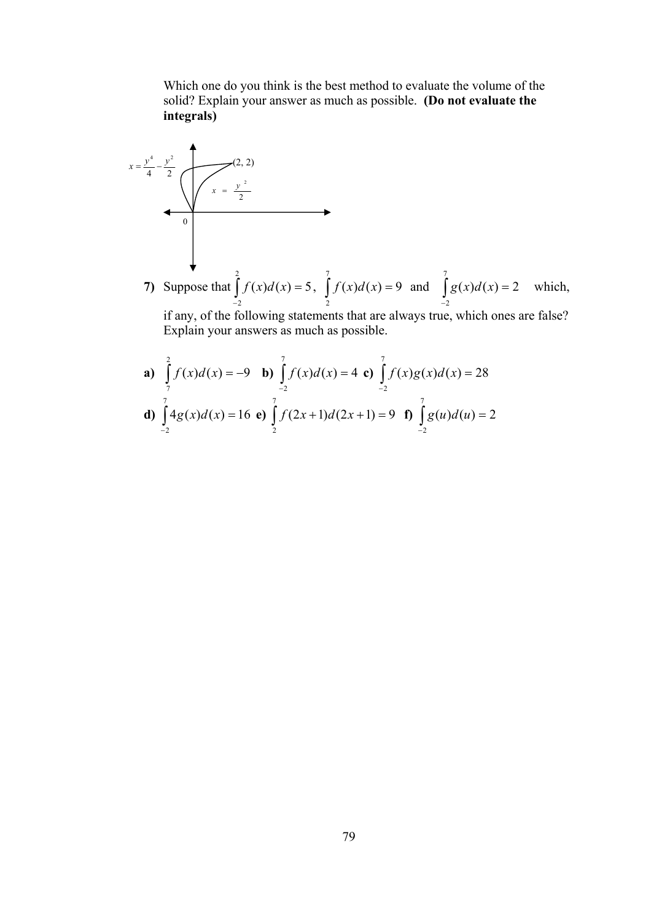Which one do you think is the best method to evaluate the volume of the solid? Explain your answer as much as possible. **(Do not evaluate the integrals)**

$x = \frac{y^4}{4} - \frac{y^2}{2}$ (2, 2) $x = \frac{y^2}{2}$ 0

**7)** Suppose that $\int_{-2}^{2} f(x)d(x) = 5$, $\int_{2}^{7} f(x)d(x) = 9$ and $\int_{-2}^{7} g(x)d(x) = 2$ which, if any, of the following statements that are always true, which ones are false? Explain your answers as much as possible.

**a)** $\int_{7}^{2} f(x)d(x) = -9$ **b)** $\int_{-2}^{7} f(x)d(x) = 4$ **c)** $\int_{-2}^{7} f(x)g(x)d(x) = 28$

**d)** $\int_{-2}^{7} 4g(x)d(x) = 16$ **e)** $\int_{2}^{7} f(2x+1)d(2x+1) = 9$ **f)** $\int_{-2}^{7} g(u)d(u) = 2$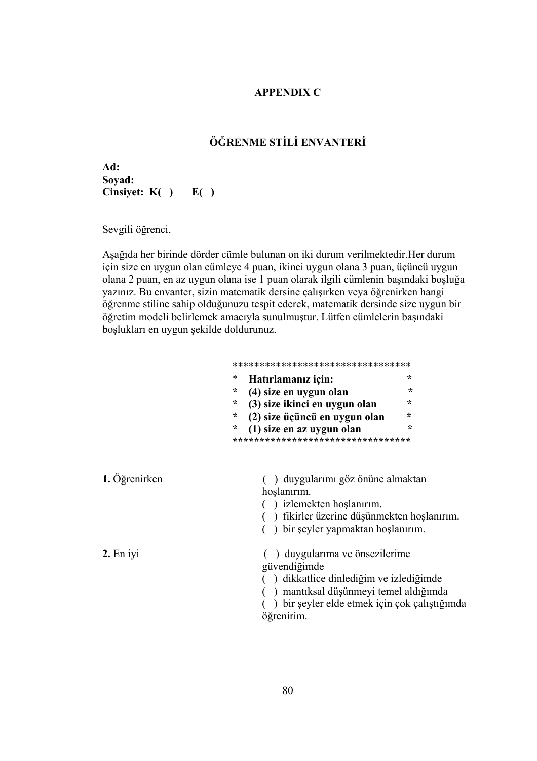# APPENDIX C

## ÖĞRENME STİLİ ENVANTERİ

**Ad:**
**Soyad:**
**Cinsiyet: K( ) E( )**

Sevgili öğrenci,

Aşağıda her birinde dörder cümle bulunan on iki durum verilmektedir.Her durum için size en uygun olan cümleye 4 puan, ikinci uygun olana 3 puan, üçüncü uygun olana 2 puan, en az uygun olana ise 1 puan olarak ilgili cümlenin başındaki boşluğa yazınız. Bu envanter, sizin matematik dersine çalışırken veya öğrenirken hangi öğrenme stiline sahip olduğunuzu tespit ederek, matematik dersinde size uygun bir öğretim modeli belirlemek amacıyla sunulmuştur. Lütfen cümlelerin başındaki boşlukları en uygun şekilde doldurunuz.

```
*********************************
*  Hatırlamanız için:           *
*  (4) size en uygun olan       *
*  (3) size ikinci en uygun olan *
*  (2) size üçüncü en uygun olan *
*  (1) size en az uygun olan    *
*********************************
```

**1.** Öğrenirken

( ) duygularımı göz önüne almaktan hoşlanırım.
( ) izlemekten hoşlanırım.
( ) fikirler üzerine düşünmekten hoşlanırım.
( ) bir şeyler yapmaktan hoşlanırım.

**2.** En iyi

( ) duygularıma ve önsezilerime güvendiğimde
( ) dikkatlice dinlediğim ve izlediğimde
( ) mantıksal düşünmeyi temel aldığımda
( ) bir şeyler elde etmek için çok çalıştığımda öğrenirim.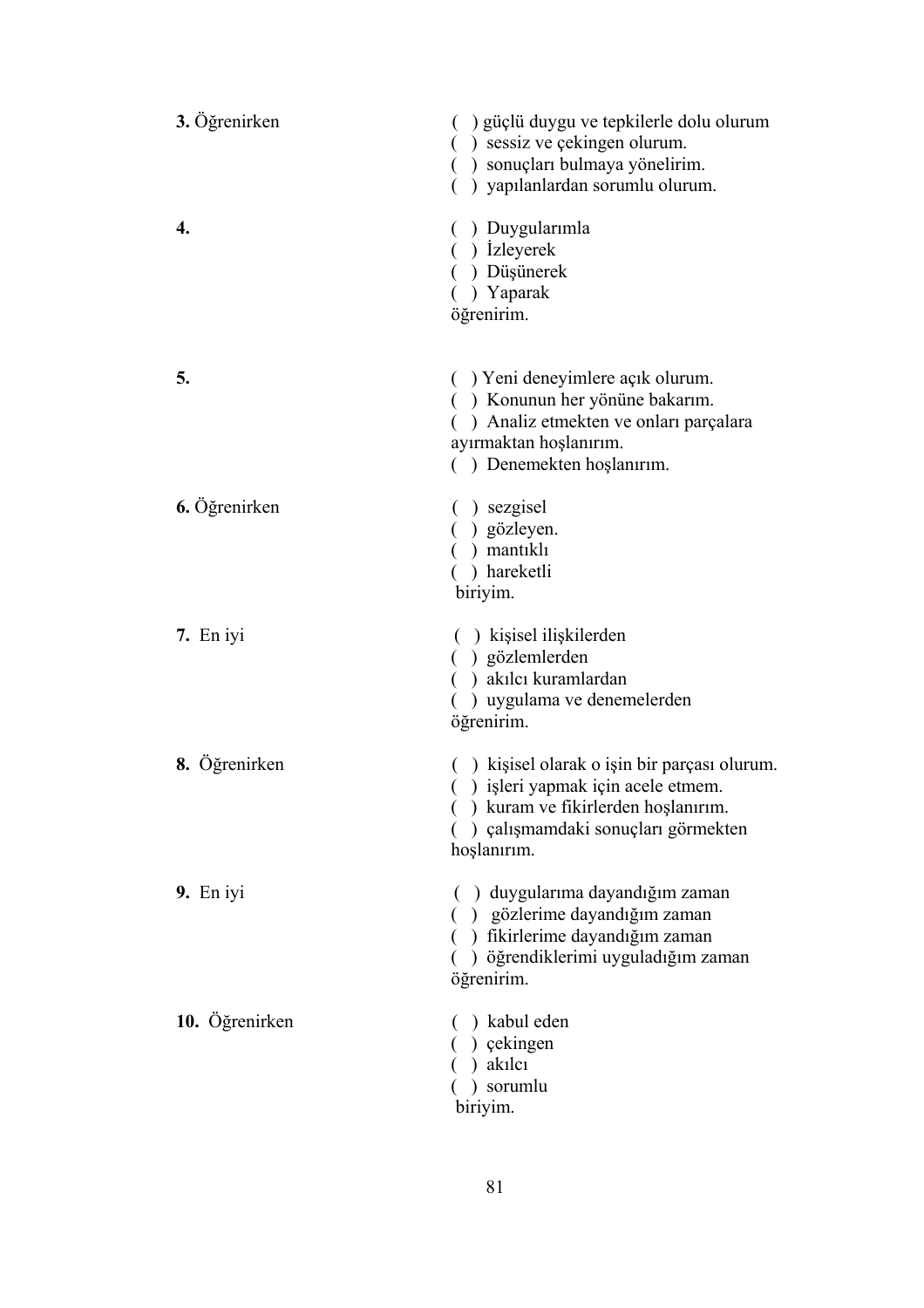**3.** Öğrenirken

( ) güçlü duygu ve tepkilerle dolu olurum
( ) sessiz ve çekingen olurum.
( ) sonuçları bulmaya yönelirim.
( ) yapılanlardan sorumlu olurum.

**4.**

( ) Duygularımla
( ) İzleyerek
( ) Düşünerek
( ) Yaparak
öğrenirim.

**5.**

( ) Yeni deneyimlere açık olurum.
( ) Konunun her yönüne bakarım.
( ) Analiz etmekten ve onları parçalara ayırmaktan hoşlanırım.
( ) Denemekten hoşlanırım.

**6.** Öğrenirken

( ) sezgisel
( ) gözleyen.
( ) mantıklı
( ) hareketli
biriyim.

**7.** En iyi

( ) kişisel ilişkilerden
( ) gözlemlerden
( ) akılcı kuramlardan
( ) uygulama ve denemelerden
öğrenirim.

**8.** Öğrenirken

( ) kişisel olarak o işin bir parçası olurum.
( ) işleri yapmak için acele etmem.
( ) kuram ve fikirlerden hoşlanırım.
( ) çalışmamdaki sonuçları görmekten hoşlanırım.

**9.** En iyi

( ) duygularıma dayandığım zaman
( ) gözlerime dayandığım zaman
( ) fikirlerime dayandığım zaman
( ) öğrendiklerimi uyguladığım zaman
öğrenirim.

**10.** Öğrenirken

( ) kabul eden
( ) çekingen
( ) akılcı
( ) sorumlu
biriyim.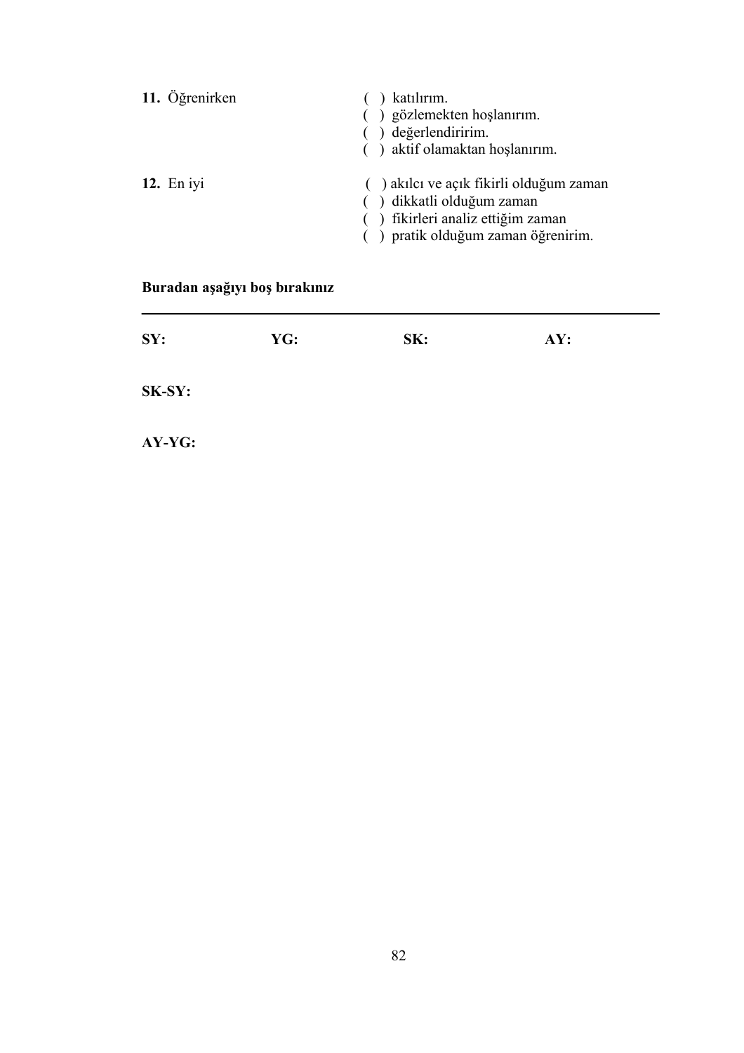**11.** Öğrenirken

- ( ) katılırım.
- ( ) gözlemekten hoşlanırım.
- ( ) değerlendiririm.
- ( ) aktif olamaktan hoşlanırım.

**12.** En iyi

- ( ) akılcı ve açık fikirli olduğum zaman
- ( ) dikkatli olduğum zaman
- ( ) fikirleri analiz ettiğim zaman
- ( ) pratik olduğum zaman öğrenirim.

**Buradan aşağıyı boş bırakınız**

---

**SY:** **YG:** **SK:** **AY:**

**SK-SY:**

**AY-YG:**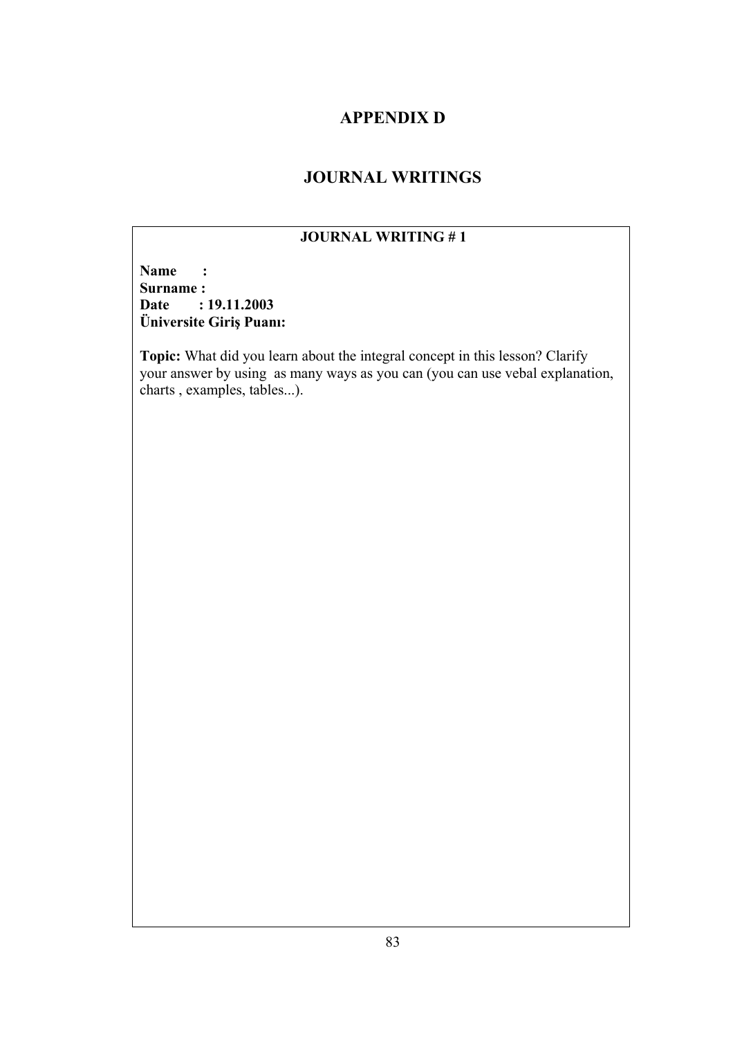# APPENDIX D

# JOURNAL WRITINGS

**JOURNAL WRITING # 1**

**Name :**
**Surname :**
**Date : 19.11.2003**
**Üniversite Giriş Puanı:**

**Topic:** What did you learn about the integral concept in this lesson? Clarify your answer by using as many ways as you can (you can use vebal explanation, charts , examples, tables...).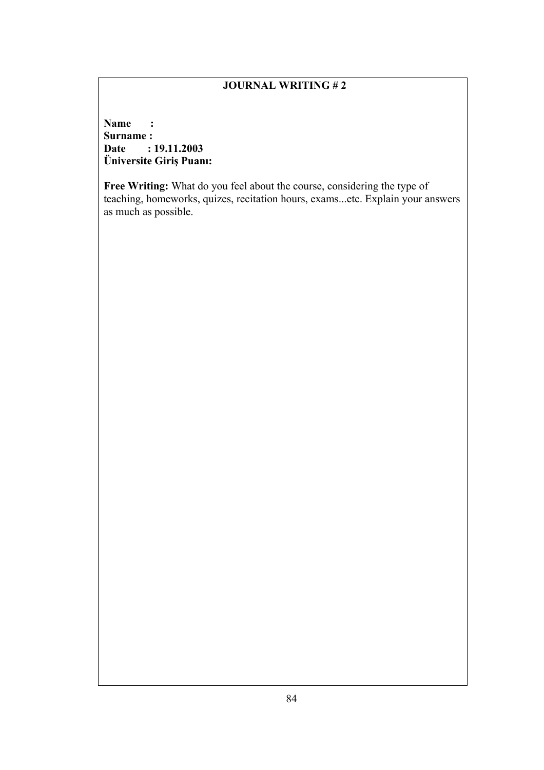**JOURNAL WRITING # 2**

**Name :**
**Surname :**
**Date : 19.11.2003**
**Üniversite Giriş Puanı:**

**Free Writing:** What do you feel about the course, considering the type of teaching, homeworks, quizes, recitation hours, exams...etc. Explain your answers as much as possible.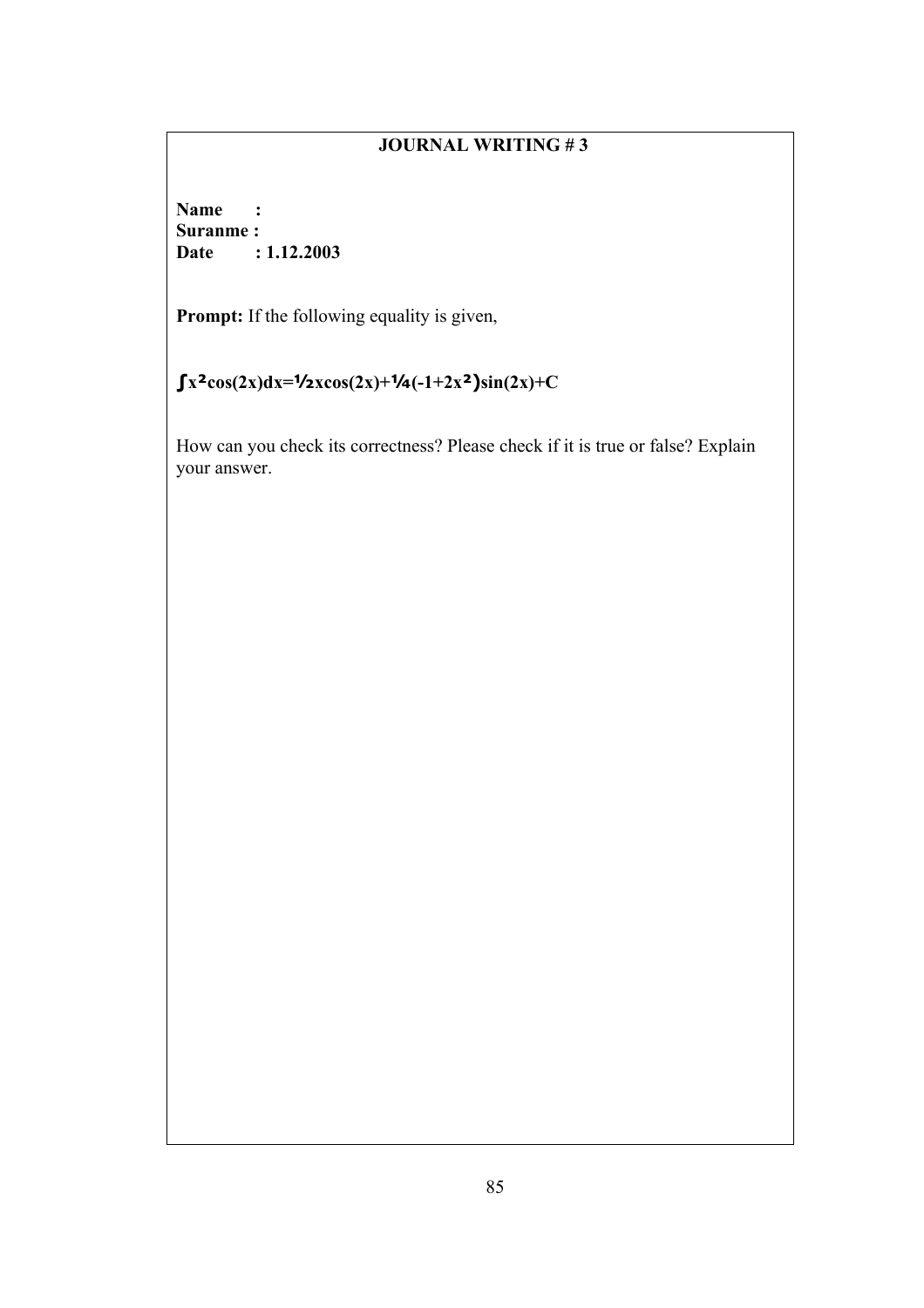**JOURNAL WRITING # 3**

**Name :**
**Suranme :**
**Date : 1.12.2003**

**Prompt:** If the following equality is given,

$$\int x^2\cos(2x)dx=\tfrac{1}{2}x\cos(2x)+\tfrac{1}{4}(-1+2x^2)\sin(2x)+C$$

How can you check its correctness? Please check if it is true or false? Explain your answer.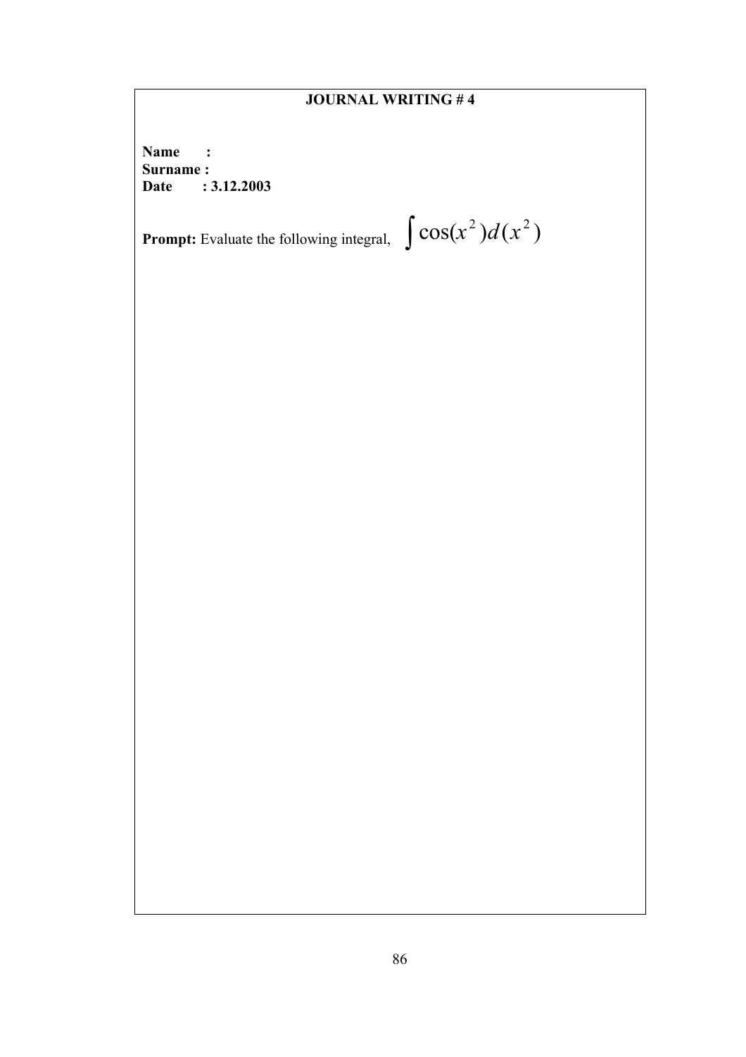**JOURNAL WRITING # 4**

**Name :**
**Surname :**
**Date : 3.12.2003**

**Prompt:** Evaluate the following integral, $\int \cos(x^2)d(x^2)$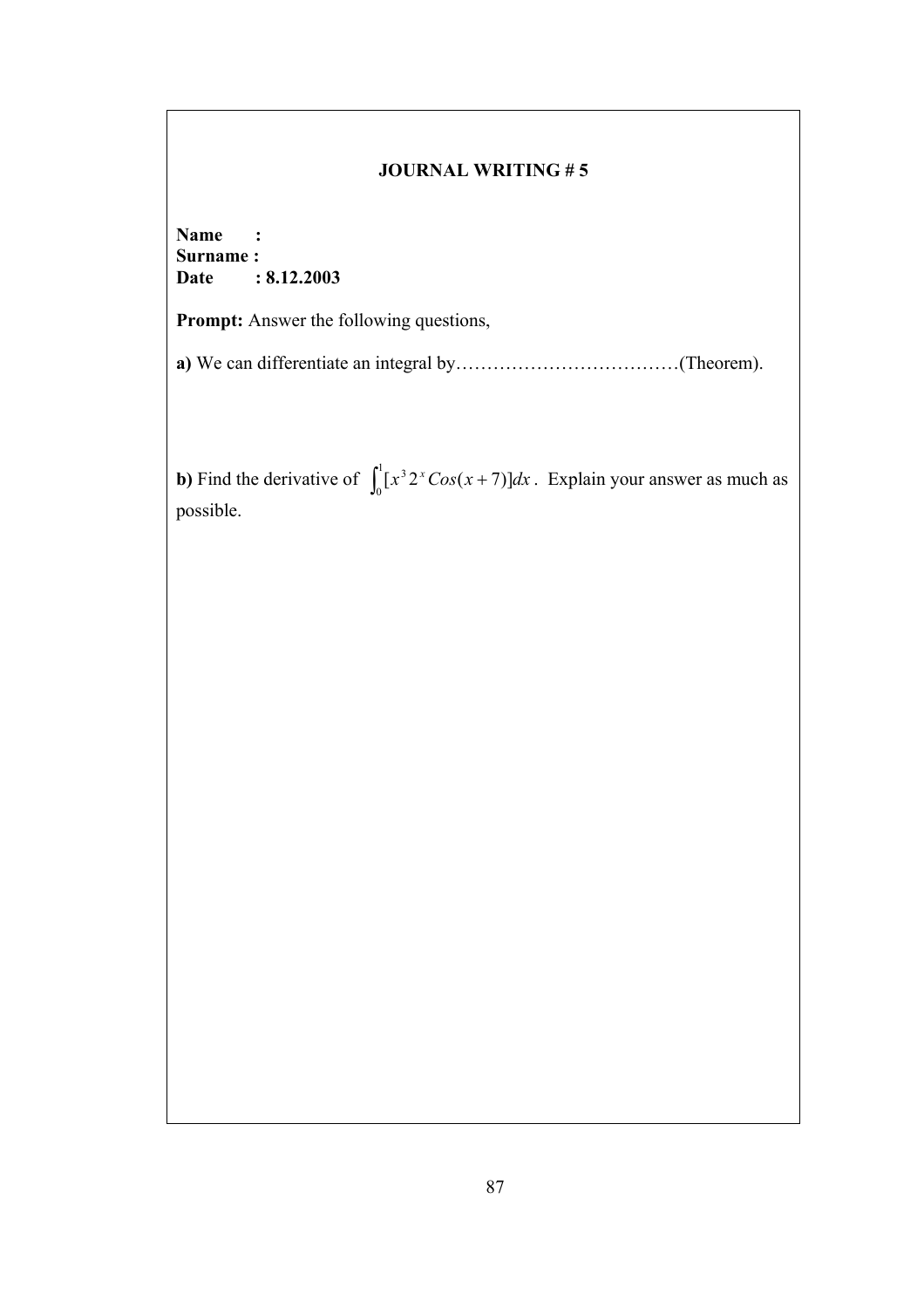**JOURNAL WRITING # 5**

**Name :**
**Surname :**
**Date : 8.12.2003**

**Prompt:** Answer the following questions,

**a)** We can differentiate an integral by………………………………(Theorem).

**b)** Find the derivative of $\int_0^1 [x^3 2^x Cos(x+7)]dx$. Explain your answer as much as possible.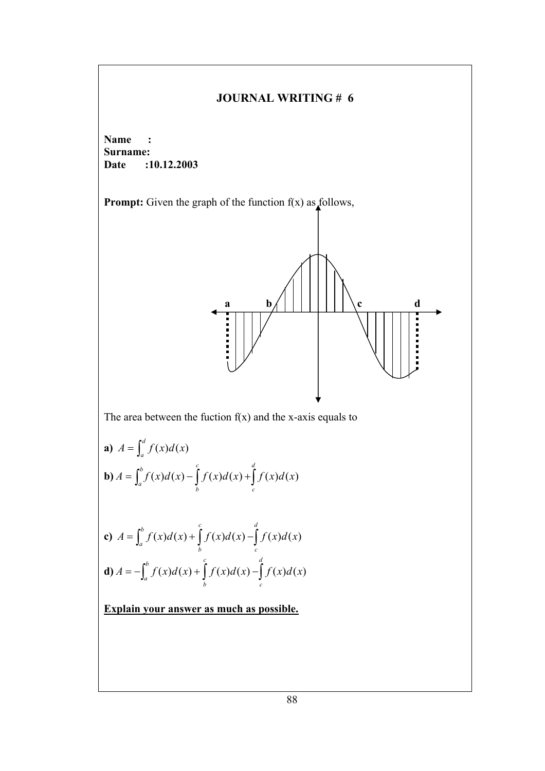## JOURNAL WRITING # 6

**Name :**
**Surname:**
**Date :10.12.2003**

**Prompt:** Given the graph of the function f(x) as follows,

The area between the fuction f(x) and the x-axis equals to

**a)** $A = \int_a^d f(x)d(x)$

**b)** $A = \int_a^b f(x)d(x) - \int_b^c f(x)d(x) + \int_c^d f(x)d(x)$

**c)** $A = \int_a^b f(x)d(x) + \int_b^c f(x)d(x) - \int_c^d f(x)d(x)$

**d)** $A = -\int_a^b f(x)d(x) + \int_b^c f(x)d(x) - \int_c^d f(x)d(x)$

**Explain your answer as much as possible.**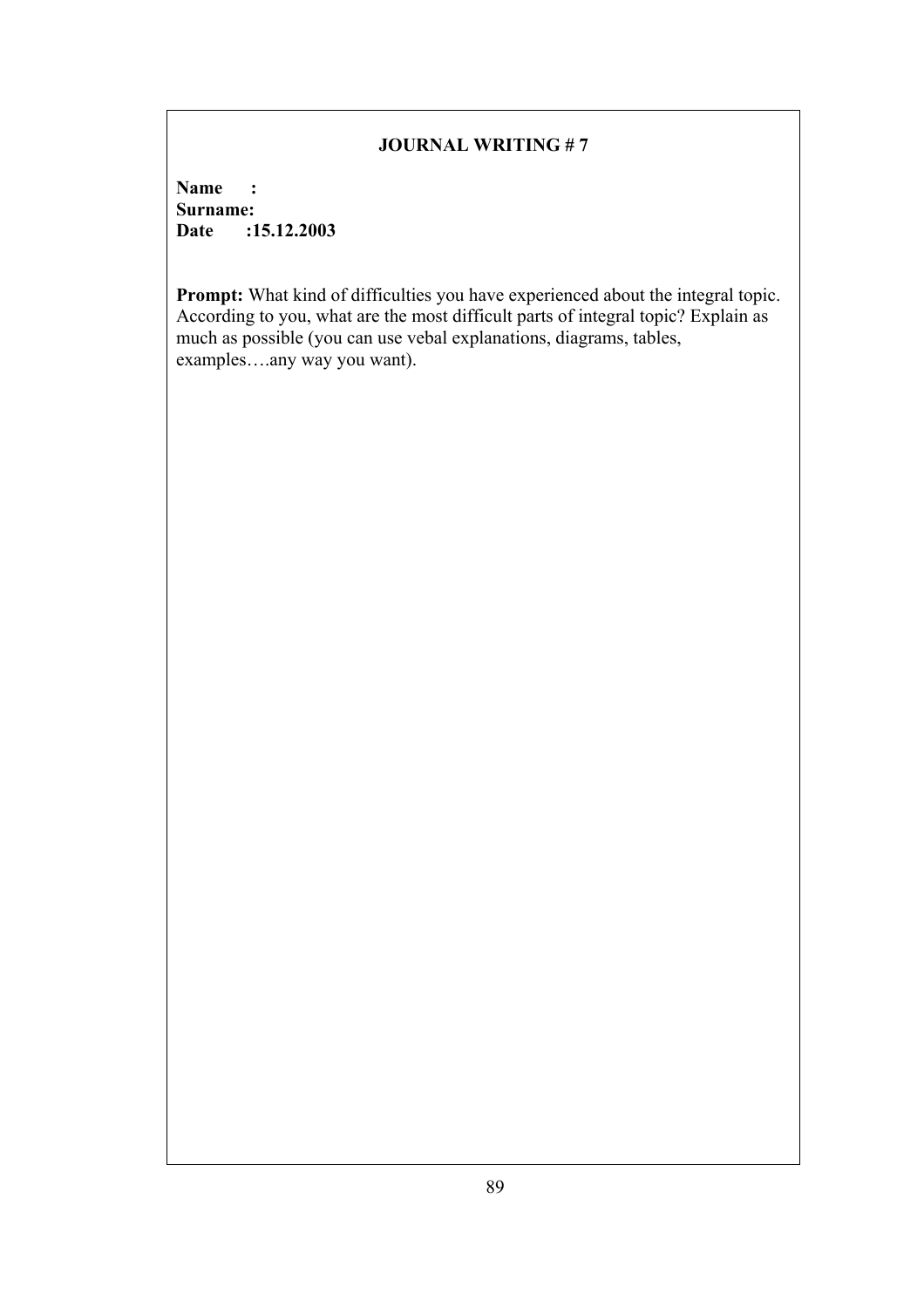**JOURNAL WRITING # 7**

**Name :**
**Surname:**
**Date :15.12.2003**

**Prompt:** What kind of difficulties you have experienced about the integral topic. According to you, what are the most difficult parts of integral topic? Explain as much as possible (you can use vebal explanations, diagrams, tables, examples….any way you want).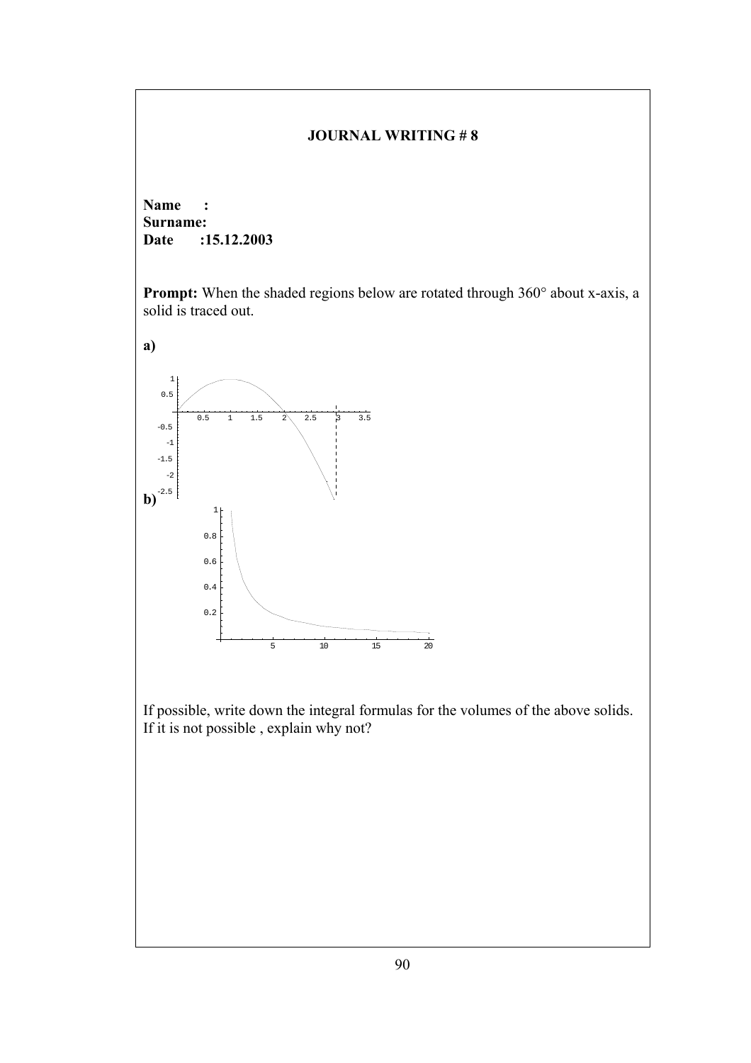**JOURNAL WRITING # 8**

**Name :**
**Surname:**
**Date :15.12.2003**

**Prompt:** When the shaded regions below are rotated through 360° about x-axis, a solid is traced out.

**a)**

**b)**

If possible, write down the integral formulas for the volumes of the above solids. If it is not possible , explain why not?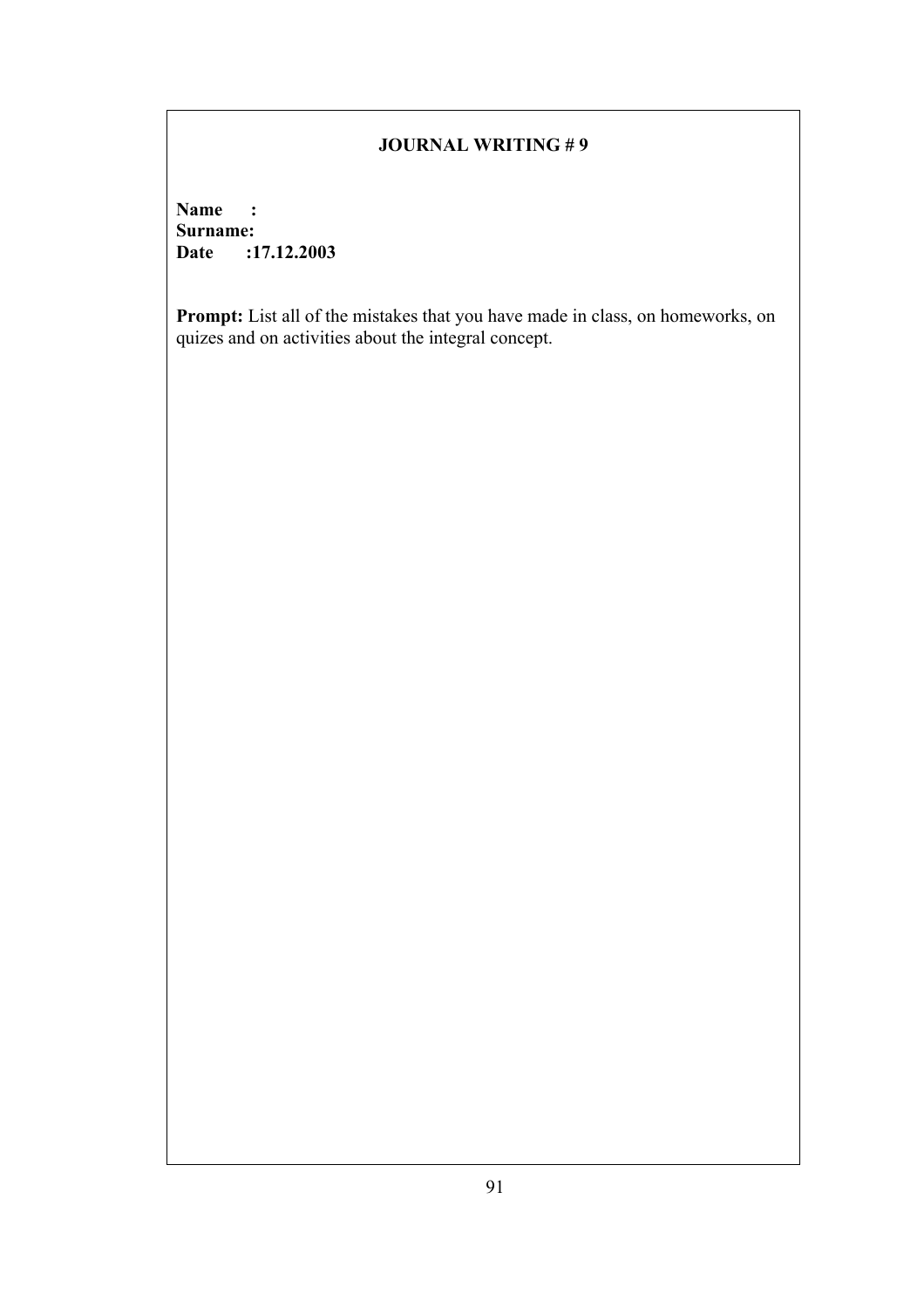**JOURNAL WRITING # 9**

**Name :**
**Surname:**
**Date :17.12.2003**

**Prompt:** List all of the mistakes that you have made in class, on homeworks, on quizes and on activities about the integral concept.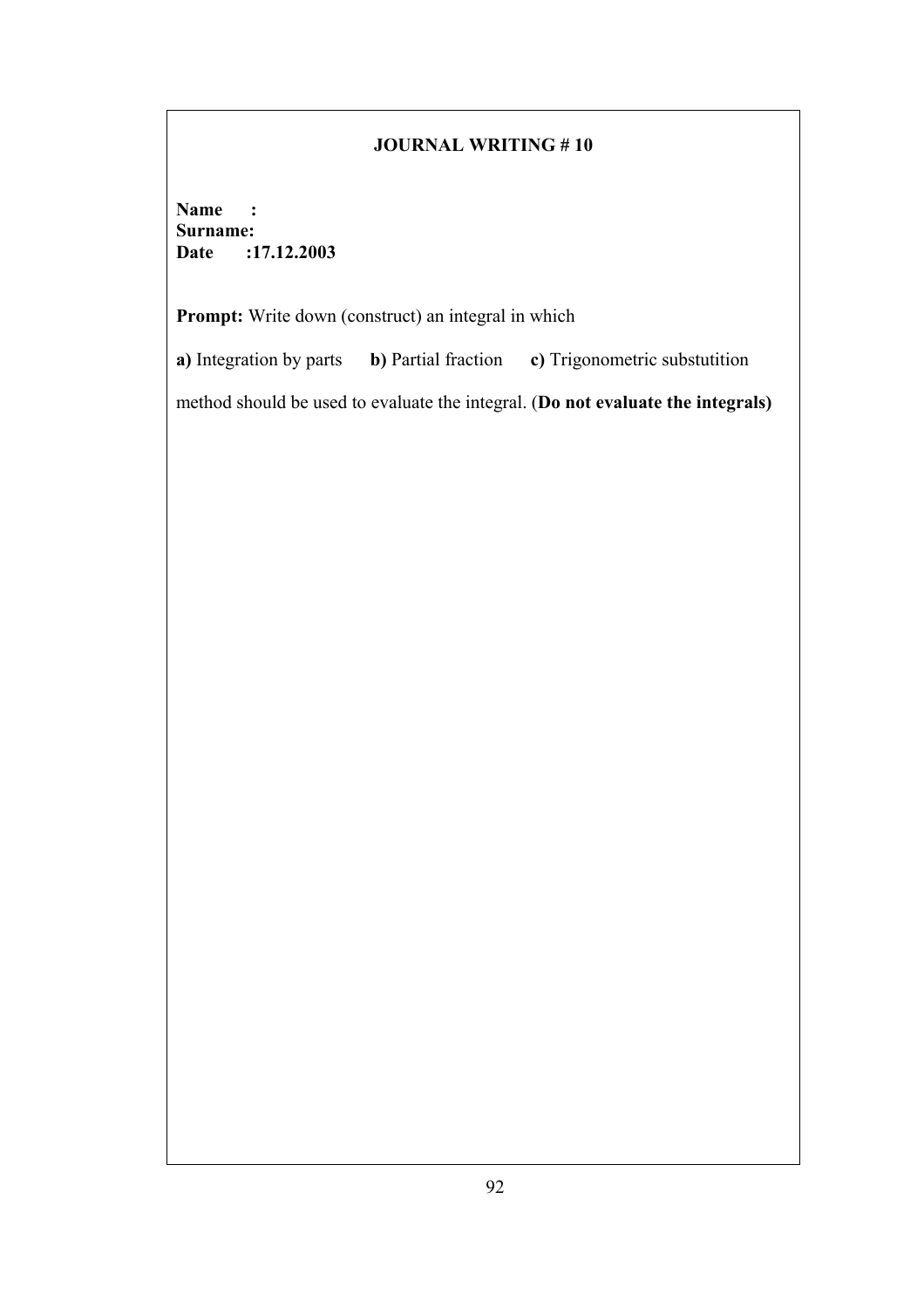## JOURNAL WRITING # 10

**Name :**
**Surname:**
**Date :17.12.2003**

**Prompt:** Write down (construct) an integral in which

**a)** Integration by parts **b)** Partial fraction **c)** Trigonometric substutition

method should be used to evaluate the integral. (**Do not evaluate the integrals)**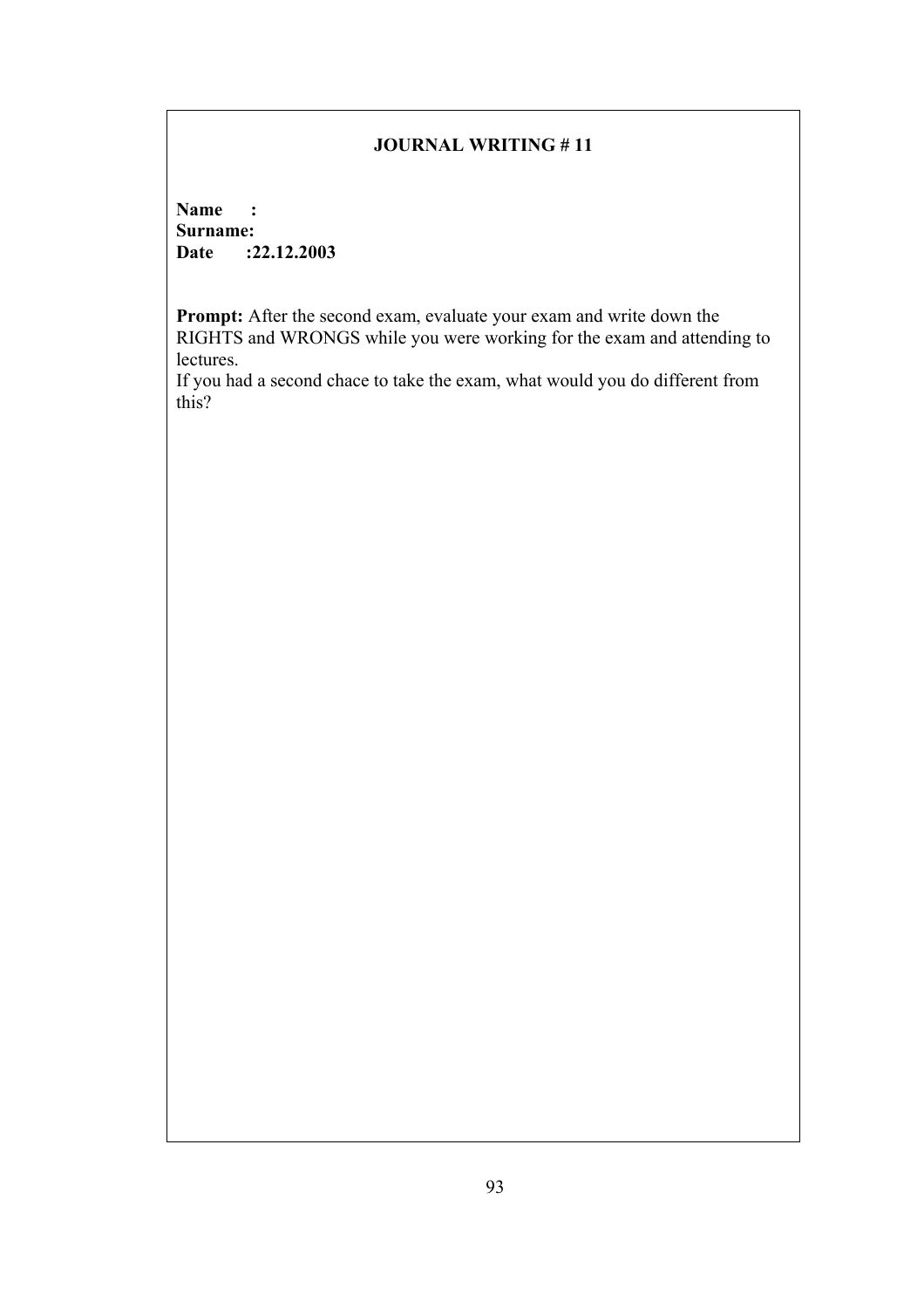**JOURNAL WRITING # 11**

**Name :**
**Surname:**
**Date :22.12.2003**

**Prompt:** After the second exam, evaluate your exam and write down the RIGHTS and WRONGS while you were working for the exam and attending to lectures.
If you had a second chace to take the exam, what would you do different from this?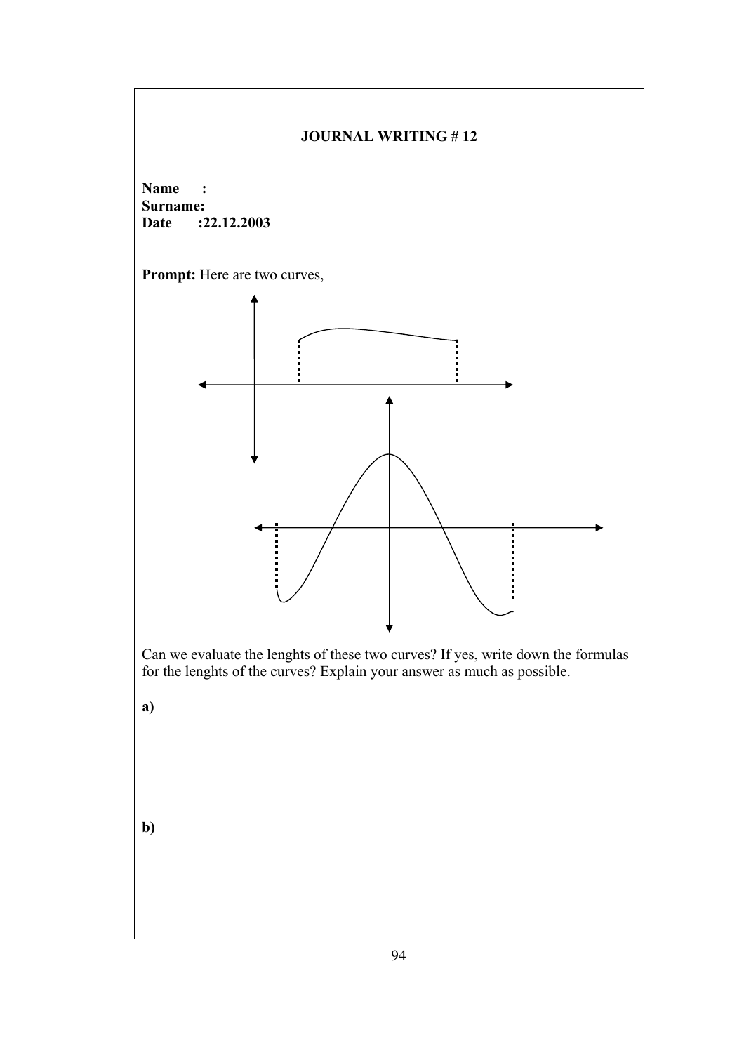**JOURNAL WRITING # 12**

**Name :**
**Surname:**
**Date :22.12.2003**

**Prompt:** Here are two curves,

Can we evaluate the lenghts of these two curves? If yes, write down the formulas for the lenghts of the curves? Explain your answer as much as possible.

**a)**

**b)**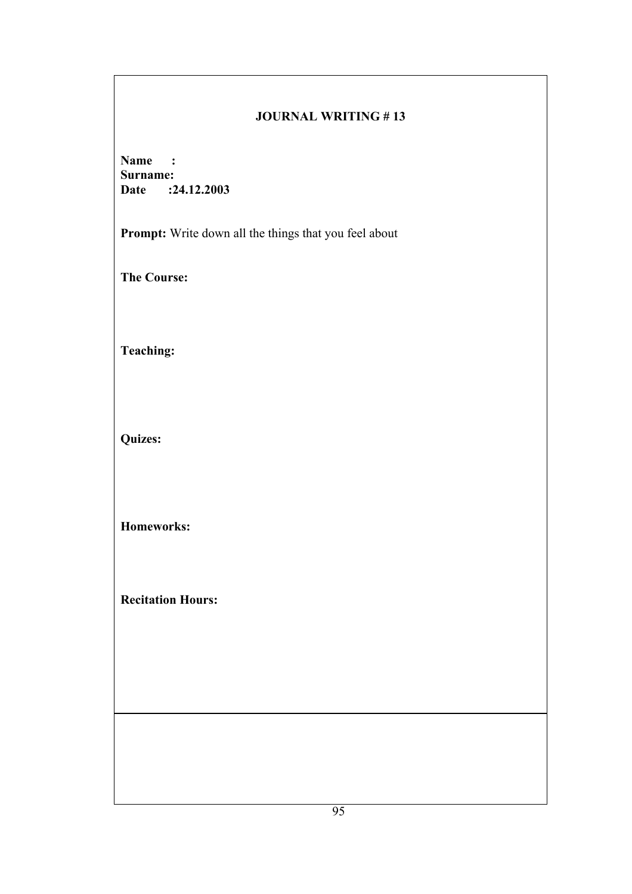**JOURNAL WRITING # 13**

**Name :**
**Surname:**
**Date :24.12.2003**

**Prompt:** Write down all the things that you feel about

**The Course:**

**Teaching:**

**Quizes:**

**Homeworks:**

**Recitation Hours:**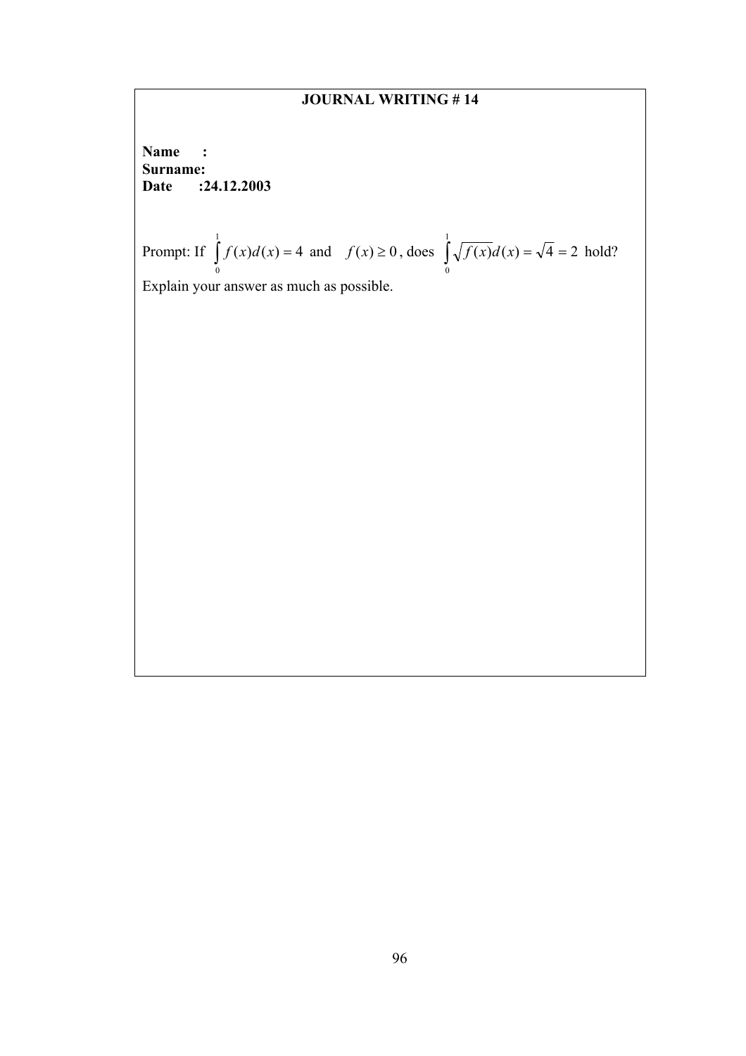**JOURNAL WRITING # 14**

**Name :**
**Surname:**
**Date :24.12.2003**

Prompt: If $\int_0^1 f(x)d(x) = 4$ and $f(x) \geq 0$, does $\int_0^1 \sqrt{f(x)}d(x) = \sqrt{4} = 2$ hold?

Explain your answer as much as possible.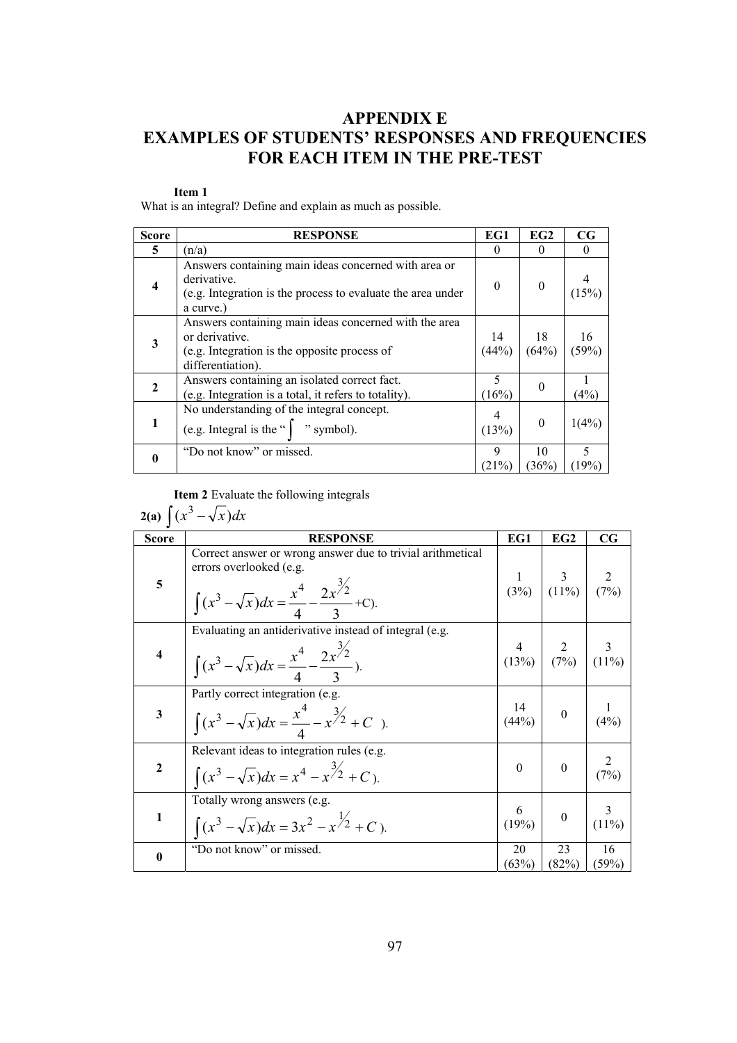# APPENDIX E
# EXAMPLES OF STUDENTS' RESPONSES AND FREQUENCIES FOR EACH ITEM IN THE PRE-TEST

**Item 1**
What is an integral? Define and explain as much as possible.

| Score | RESPONSE | EG1 | EG2 | CG |
|---|---|---|---|---|
| **5** | (n/a) | 0 | 0 | 0 |
| **4** | Answers containing main ideas concerned with area or derivative. (e.g. Integration is the process to evaluate the area under a curve.) | 0 | 0 | 4 (15%) |
| **3** | Answers containing main ideas concerned with the area or derivative. (e.g. Integration is the opposite process of differentiation). | 14 (44%) | 18 (64%) | 16 (59%) |
| **2** | Answers containing an isolated correct fact. (e.g. Integration is a total, it refers to totality). | 5 (16%) | 0 | 1 (4%) |
| **1** | No understanding of the integral concept. (e.g. Integral is the "$\int$" symbol). | 4 (13%) | 0 | 1(4%) |
| **0** | "Do not know" or missed. | 9 (21%) | 10 (36%) | 5 (19%) |

**Item 2** Evaluate the following integrals

**2(a)** $\int (x^3 - \sqrt{x})dx$

| Score | RESPONSE | EG1 | EG2 | CG |
|---|---|---|---|---|
| **5** | Correct answer or wrong answer due to trivial arithmetical errors overlooked (e.g. $\int (x^3 - \sqrt{x})dx = \frac{x^4}{4} - \frac{2x^{3/2}}{3}$ +C). | 1 (3%) | 3 (11%) | 2 (7%) |
| **4** | Evaluating an antiderivative instead of integral (e.g. $\int (x^3 - \sqrt{x})dx = \frac{x^4}{4} - \frac{2x^{3/2}}{3}$). | 4 (13%) | 2 (7%) | 3 (11%) |
| **3** | Partly correct integration (e.g. $\int (x^3 - \sqrt{x})dx = \frac{x^4}{4} - x^{3/2} + C$ ). | 14 (44%) | 0 | 1 (4%) |
| **2** | Relevant ideas to integration rules (e.g. $\int (x^3 - \sqrt{x})dx = x^4 - x^{3/2} + C$). | 0 | 0 | 2 (7%) |
| **1** | Totally wrong answers (e.g. $\int (x^3 - \sqrt{x})dx = 3x^2 - x^{1/2} + C$). | 6 (19%) | 0 | 3 (11%) |
| **0** | "Do not know" or missed. | 20 (63%) | 23 (82%) | 16 (59%) |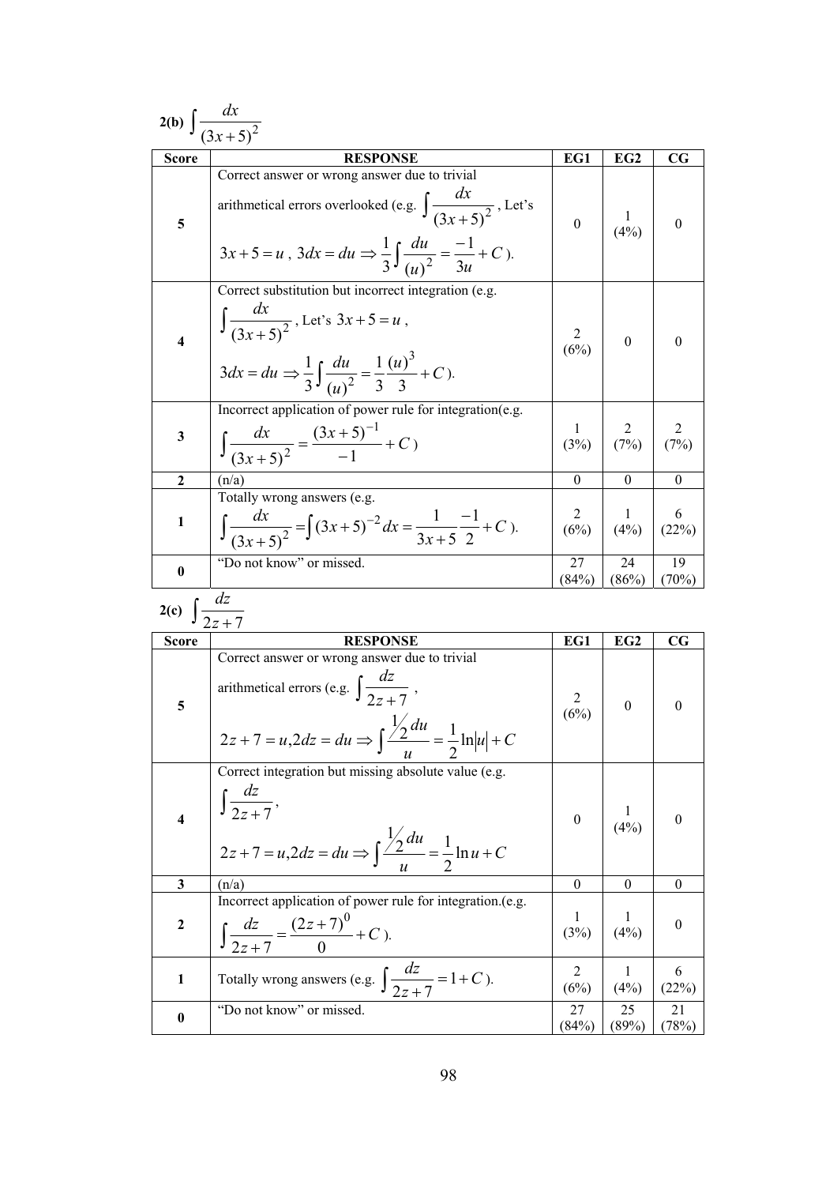**2(b)** $\int \frac{dx}{(3x+5)^2}$

| Score | RESPONSE | EG1 | EG2 | CG |
|---|---|---|---|---|
| **5** | Correct answer or wrong answer due to trivial arithmetical errors overlooked (e.g. $\int \frac{dx}{(3x+5)^2}$, Let's $3x+5=u$, $3dx=du \Rightarrow \frac{1}{3}\int \frac{du}{(u)^2} = \frac{-1}{3u} + C$ ). | 0 | 1 (4%) | 0 |
| **4** | Correct substitution but incorrect integration (e.g. $\int \frac{dx}{(3x+5)^2}$, Let's $3x+5=u$, $3dx=du \Rightarrow \frac{1}{3}\int \frac{du}{(u)^2} = \frac{1}{3}\frac{(u)^3}{3} + C$ ). | 2 (6%) | 0 | 0 |
| **3** | Incorrect application of power rule for integration(e.g. $\int \frac{dx}{(3x+5)^2} = \frac{(3x+5)^{-1}}{-1} + C$ ) | 1 (3%) | 2 (7%) | 2 (7%) |
| **2** | (n/a) | 0 | 0 | 0 |
| **1** | Totally wrong answers (e.g. $\int \frac{dx}{(3x+5)^2} = \int (3x+5)^{-2}dx = \frac{1}{3x+5}\frac{-1}{2} + C$ ). | 2 (6%) | 1 (4%) | 6 (22%) |
| **0** | "Do not know" or missed. | 27 (84%) | 24 (86%) | 19 (70%) |

**2(c)** $\int \frac{dz}{2z+7}$

| Score | RESPONSE | EG1 | EG2 | CG |
|---|---|---|---|---|
| **5** | Correct answer or wrong answer due to trivial arithmetical errors (e.g. $\int \frac{dz}{2z+7}$, $2z+7=u, 2dz=du \Rightarrow \int \frac{\frac{1}{2}du}{u} = \frac{1}{2}\ln\lvert u\rvert + C$ | 2 (6%) | 0 | 0 |
| **4** | Correct integration but missing absolute value (e.g. $\int \frac{dz}{2z+7}$, $2z+7=u, 2dz=du \Rightarrow \int \frac{\frac{1}{2}du}{u} = \frac{1}{2}\ln u + C$ | 0 | 1 (4%) | 0 |
| **3** | (n/a) | 0 | 0 | 0 |
| **2** | Incorrect application of power rule for integration.(e.g. $\int \frac{dz}{2z+7} = \frac{(2z+7)^0}{0} + C$ ). | 1 (3%) | 1 (4%) | 0 |
| **1** | Totally wrong answers (e.g. $\int \frac{dz}{2z+7} = 1 + C$ ). | 2 (6%) | 1 (4%) | 6 (22%) |
| **0** | "Do not know" or missed. | 27 (84%) | 25 (89%) | 21 (78%) |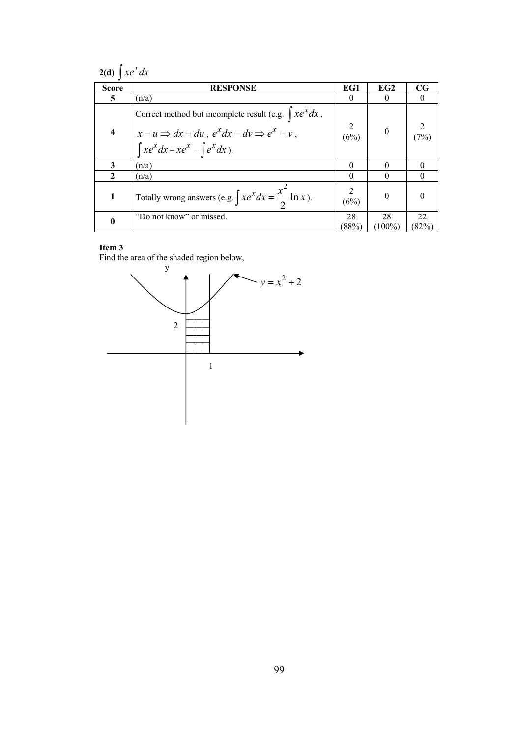**2(d)** $\int xe^x dx$

| Score | RESPONSE | EG1 | EG2 | CG |
|---|---|---|---|---|
| 5 | (n/a) | 0 | 0 | 0 |
| 4 | Correct method but incomplete result (e.g. $\int xe^x dx$, $x = u \Rightarrow dx = du$, $e^x dx = dv \Rightarrow e^x = v$, $\int xe^x dx = xe^x - \int e^x dx$). | 2 (6%) | 0 | 2 (7%) |
| 3 | (n/a) | 0 | 0 | 0 |
| 2 | (n/a) | 0 | 0 | 0 |
| 1 | Totally wrong answers (e.g. $\int xe^x dx = \frac{x^2}{2} \ln x$). | 2 (6%) | 0 | 0 |
| 0 | "Do not know" or missed. | 28 (88%) | 28 (100%) | 22 (82%) |

**Item 3**

Find the area of the shaded region below,

$y = x^2 + 2$

y

2

1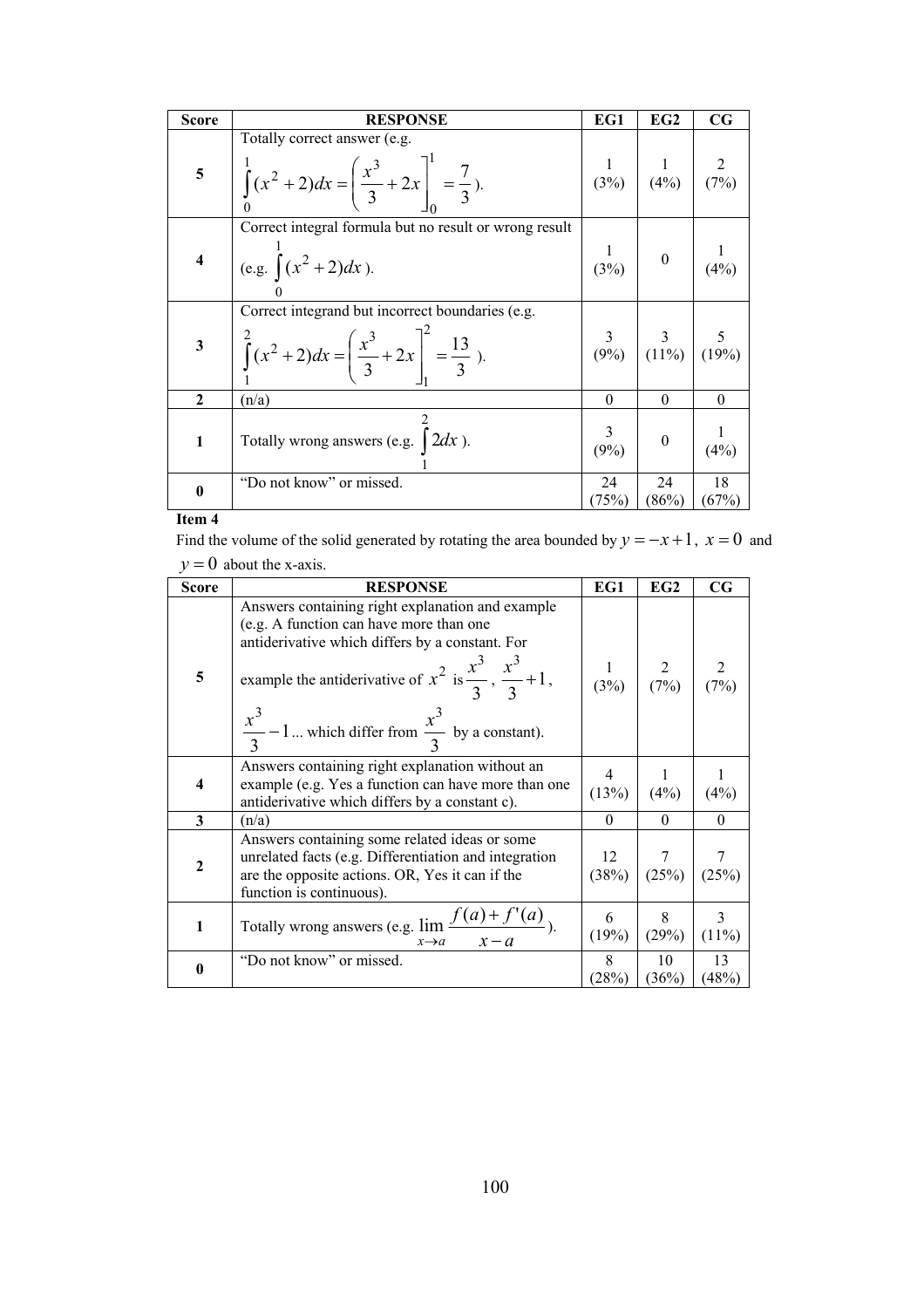| Score | RESPONSE | EG1 | EG2 | CG |
|---|---|---|---|---|
| **5** | Totally correct answer (e.g. $\int_0^1 (x^2+2)dx = \left(\frac{x^3}{3}+2x\right]_0^1 = \frac{7}{3}$). | 1 (3%) | 1 (4%) | 2 (7%) |
| **4** | Correct integral formula but no result or wrong result (e.g. $\int_0^1 (x^2+2)dx$). | 1 (3%) | 0 | 1 (4%) |
| **3** | Correct integrand but incorrect boundaries (e.g. $\int_1^2 (x^2+2)dx = \left(\frac{x^3}{3}+2x\right]_1^2 = \frac{13}{3}$ ). | 3 (9%) | 3 (11%) | 5 (19%) |
| **2** | (n/a) | 0 | 0 | 0 |
| **1** | Totally wrong answers (e.g. $\int_1^2 2dx$ ). | 3 (9%) | 0 | 1 (4%) |
| **0** | "Do not know" or missed. | 24 (75%) | 24 (86%) | 18 (67%) |

**Item 4**

Find the volume of the solid generated by rotating the area bounded by $y = -x + 1$, $x = 0$ and $y = 0$ about the x-axis.

| Score | RESPONSE | EG1 | EG2 | CG |
|---|---|---|---|---|
| **5** | Answers containing right explanation and example (e.g. A function can have more than one antiderivative which differs by a constant. For example the antiderivative of $x^2$ is $\frac{x^3}{3}$, $\frac{x^3}{3}+1$, $\frac{x^3}{3}-1$... which differ from $\frac{x^3}{3}$ by a constant). | 1 (3%) | 2 (7%) | 2 (7%) |
| **4** | Answers containing right explanation without an example (e.g. Yes a function can have more than one antiderivative which differs by a constant c). | 4 (13%) | 1 (4%) | 1 (4%) |
| **3** | (n/a) | 0 | 0 | 0 |
| **2** | Answers containing some related ideas or some unrelated facts (e.g. Differentiation and integration are the opposite actions. OR, Yes it can if the function is continuous). | 12 (38%) | 7 (25%) | 7 (25%) |
| **1** | Totally wrong answers (e.g. $\lim_{x \to a} \frac{f(a)+f'(a)}{x-a}$). | 6 (19%) | 8 (29%) | 3 (11%) |
| **0** | "Do not know" or missed. | 8 (28%) | 10 (36%) | 13 (48%) |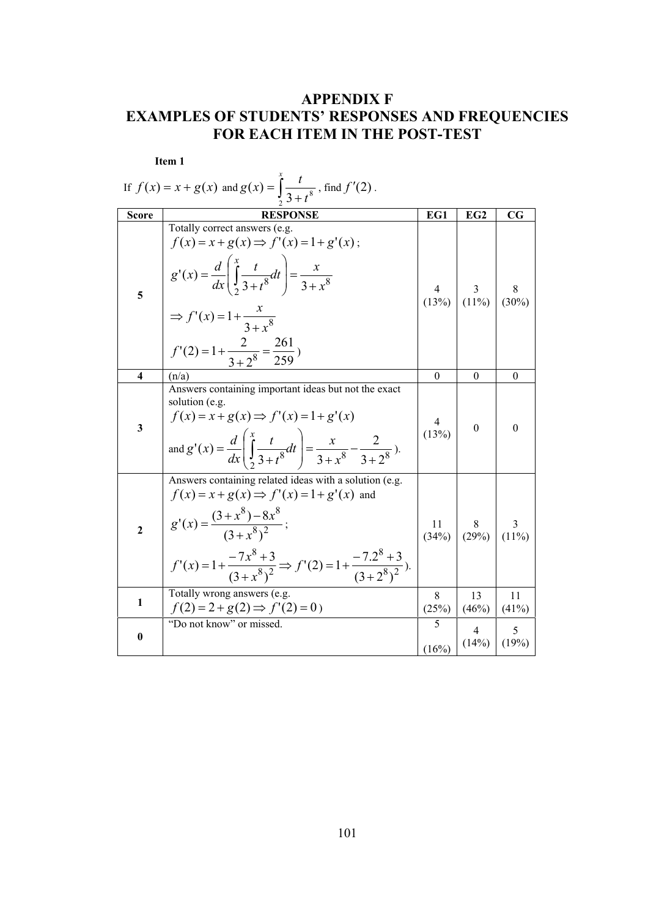# APPENDIX F
# EXAMPLES OF STUDENTS' RESPONSES AND FREQUENCIES FOR EACH ITEM IN THE POST-TEST

**Item 1**

If $f(x) = x + g(x)$ and $g(x) = \int_2^x \frac{t}{3+t^8}$ , find $f'(2)$ .

| Score | RESPONSE | EG1 | EG2 | CG |
|---|---|---|---|---|
| **5** | Totally correct answers (e.g. $f(x) = x + g(x) \Rightarrow f'(x) = 1 + g'(x)$ ; $g'(x) = \frac{d}{dx}\left(\int_2^x \frac{t}{3+t^8}dt\right) = \frac{x}{3+x^8}$ $\Rightarrow f'(x) = 1 + \frac{x}{3+x^8}$ $f'(2) = 1 + \frac{2}{3+2^8} = \frac{261}{259}$ ) | 4 (13%) | 3 (11%) | 8 (30%) |
| **4** | (n/a) | 0 | 0 | 0 |
| **3** | Answers containing important ideas but not the exact solution (e.g. $f(x) = x + g(x) \Rightarrow f'(x) = 1 + g'(x)$ and $g'(x) = \frac{d}{dx}\left(\int_2^x \frac{t}{3+t^8}dt\right) = \frac{x}{3+x^8} - \frac{2}{3+2^8}$ ). | 4 (13%) | 0 | 0 |
| **2** | Answers containing related ideas with a solution (e.g. $f(x) = x + g(x) \Rightarrow f'(x) = 1 + g'(x)$ and $g'(x) = \frac{(3+x^8) - 8x^8}{(3+x^8)^2}$ ; $f'(x) = 1 + \frac{-7x^8 + 3}{(3+x^8)^2} \Rightarrow f'(2) = 1 + \frac{-7.2^8 + 3}{(3+2^8)^2}$ ). | 11 (34%) | 8 (29%) | 3 (11%) |
| **1** | Totally wrong answers (e.g. $f(2) = 2 + g(2) \Rightarrow f'(2) = 0$ ) | 8 (25%) | 13 (46%) | 11 (41%) |
| **0** | "Do not know" or missed. | 5 (16%) | 4 (14%) | 5 (19%) |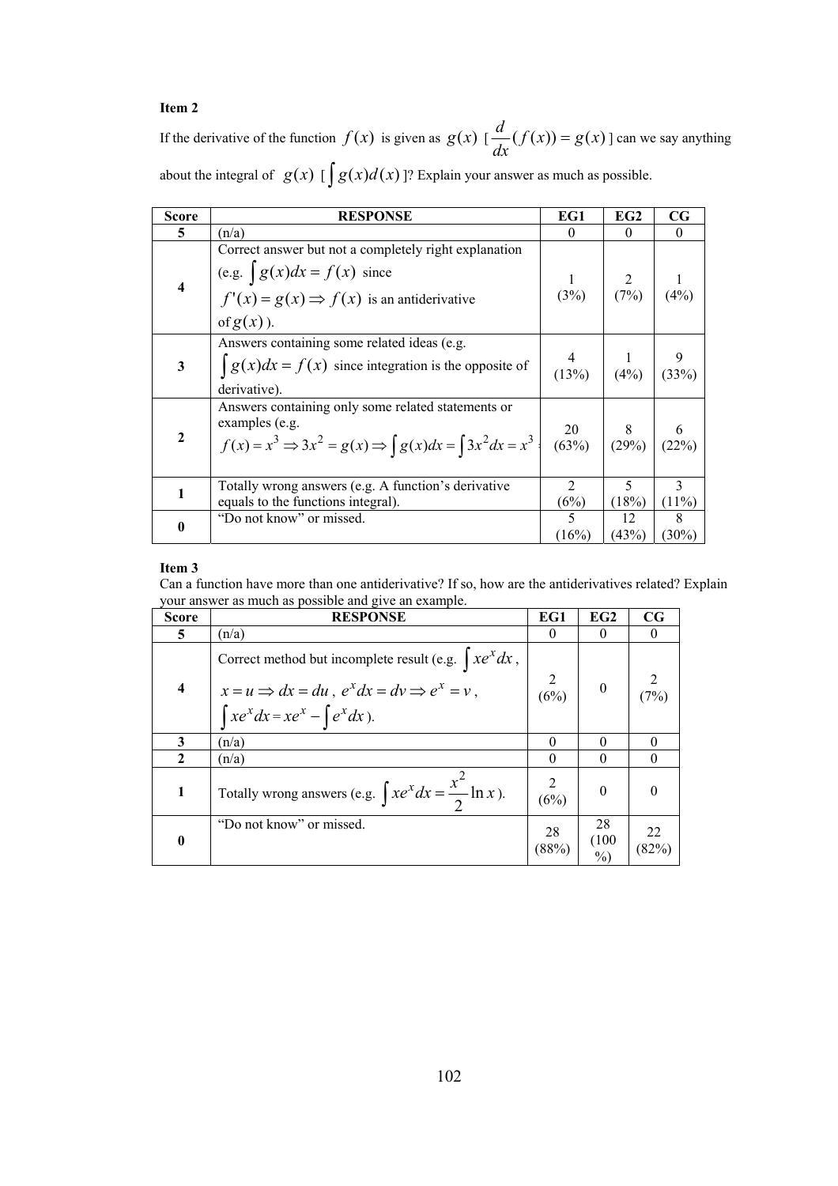**Item 2**

If the derivative of the function $f(x)$ is given as $g(x)$ [$\frac{d}{dx}(f(x)) = g(x)$] can we say anything about the integral of $g(x)$ [$\int g(x)d(x)$]? Explain your answer as much as possible.

| Score | RESPONSE | EG1 | EG2 | CG |
|---|---|---|---|---|
| 5 | (n/a) | 0 | 0 | 0 |
| 4 | Correct answer but not a completely right explanation (e.g. $\int g(x)dx = f(x)$ since $f'(x) = g(x) \Rightarrow f(x)$ is an antiderivative of $g(x)$). | 1 (3%) | 2 (7%) | 1 (4%) |
| 3 | Answers containing some related ideas (e.g. $\int g(x)dx = f(x)$ since integration is the opposite of derivative). | 4 (13%) | 1 (4%) | 9 (33%) |
| 2 | Answers containing only some related statements or examples (e.g. $f(x) = x^3 \Rightarrow 3x^2 = g(x) \Rightarrow \int g(x)dx = \int 3x^2 dx = x^3$ | 20 (63%) | 8 (29%) | 6 (22%) |
| 1 | Totally wrong answers (e.g. A function's derivative equals to the functions integral). | 2 (6%) | 5 (18%) | 3 (11%) |
| 0 | "Do not know" or missed. | 5 (16%) | 12 (43%) | 8 (30%) |

**Item 3**

Can a function have more than one antiderivative? If so, how are the antiderivatives related? Explain your answer as much as possible and give an example.

| Score | RESPONSE | EG1 | EG2 | CG |
|---|---|---|---|---|
| 5 | (n/a) | 0 | 0 | 0 |
| 4 | Correct method but incomplete result (e.g. $\int xe^x dx$, $x = u \Rightarrow dx = du$, $e^x dx = dv \Rightarrow e^x = v$, $\int xe^x dx = xe^x - \int e^x dx$). | 2 (6%) | 0 | 2 (7%) |
| 3 | (n/a) | 0 | 0 | 0 |
| 2 | (n/a) | 0 | 0 | 0 |
| 1 | Totally wrong answers (e.g. $\int xe^x dx = \frac{x^2}{2} \ln x$). | 2 (6%) | 0 | 0 |
| 0 | "Do not know" or missed. | 28 (88%) | 28 (100 %) | 22 (82%) |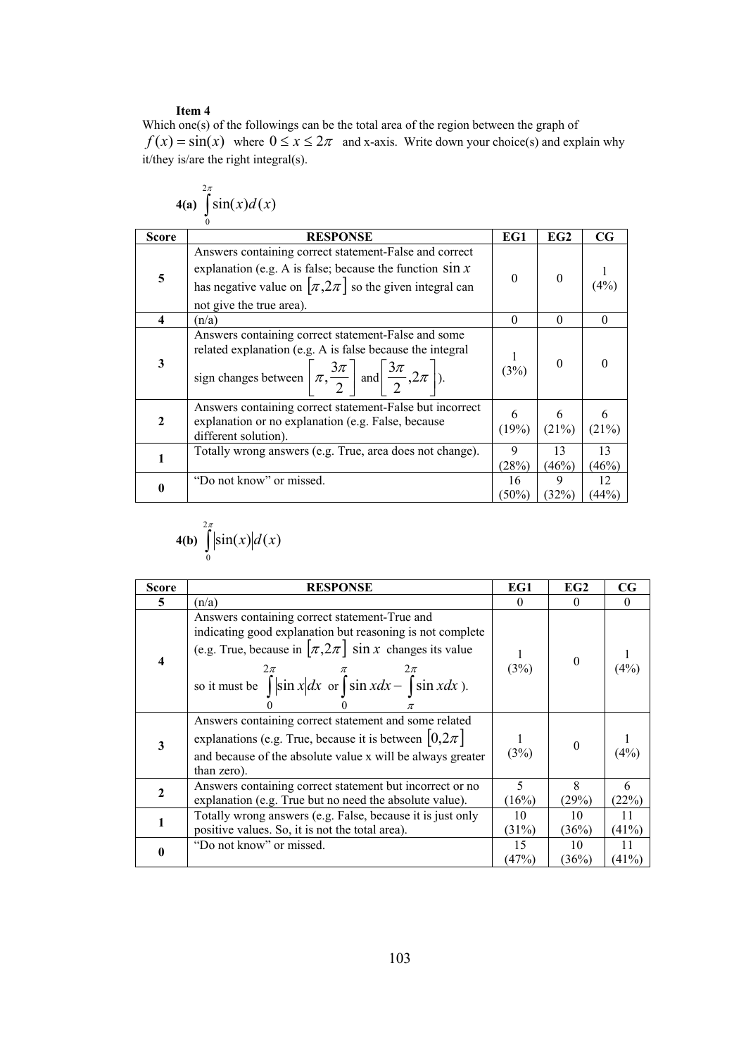**Item 4**

Which one(s) of the followings can be the total area of the region between the graph of $f(x) = \sin(x)$ where $0 \le x \le 2\pi$ and x-axis. Write down your choice(s) and explain why it/they is/are the right integral(s).

**4(a)** $\int_0^{2\pi} \sin(x) d(x)$

| Score | RESPONSE | EG1 | EG2 | CG |
|---|---|---|---|---|
| **5** | Answers containing correct statement-False and correct explanation (e.g. A is false; because the function $\sin x$ has negative value on $[\pi, 2\pi]$ so the given integral can not give the true area). | 0 | 0 | 1 (4%) |
| **4** | (n/a) | 0 | 0 | 0 |
| **3** | Answers containing correct statement-False and some related explanation (e.g. A is false because the integral sign changes between $\left[\pi, \frac{3\pi}{2}\right]$ and $\left[\frac{3\pi}{2}, 2\pi\right]$). | 1 (3%) | 0 | 0 |
| **2** | Answers containing correct statement-False but incorrect explanation or no explanation (e.g. False, because different solution). | 6 (19%) | 6 (21%) | 6 (21%) |
| **1** | Totally wrong answers (e.g. True, area does not change). | 9 (28%) | 13 (46%) | 13 (46%) |
| **0** | "Do not know" or missed. | 16 (50%) | 9 (32%) | 12 (44%) |

**4(b)** $\int_0^{2\pi} |\sin(x)| d(x)$

| Score | RESPONSE | EG1 | EG2 | CG |
|---|---|---|---|---|
| **5** | (n/a) | 0 | 0 | 0 |
| **4** | Answers containing correct statement-True and indicating good explanation but reasoning is not complete (e.g. True, because in $[\pi, 2\pi]$ $\sin x$ changes its value so it must be $\int_0^{2\pi} \lvert\sin x\rvert dx$ or $\int_0^{\pi} \sin x dx - \int_{\pi}^{2\pi} \sin x dx$ ). | 1 (3%) | 0 | 1 (4%) |
| **3** | Answers containing correct statement and some related explanations (e.g. True, because it is between $[0, 2\pi]$ and because of the absolute value x will be always greater than zero). | 1 (3%) | 0 | 1 (4%) |
| **2** | Answers containing correct statement but incorrect or no explanation (e.g. True but no need the absolute value). | 5 (16%) | 8 (29%) | 6 (22%) |
| **1** | Totally wrong answers (e.g. False, because it is just only positive values. So, it is not the total area). | 10 (31%) | 10 (36%) | 11 (41%) |
| **0** | "Do not know" or missed. | 15 (47%) | 10 (36%) | 11 (41%) |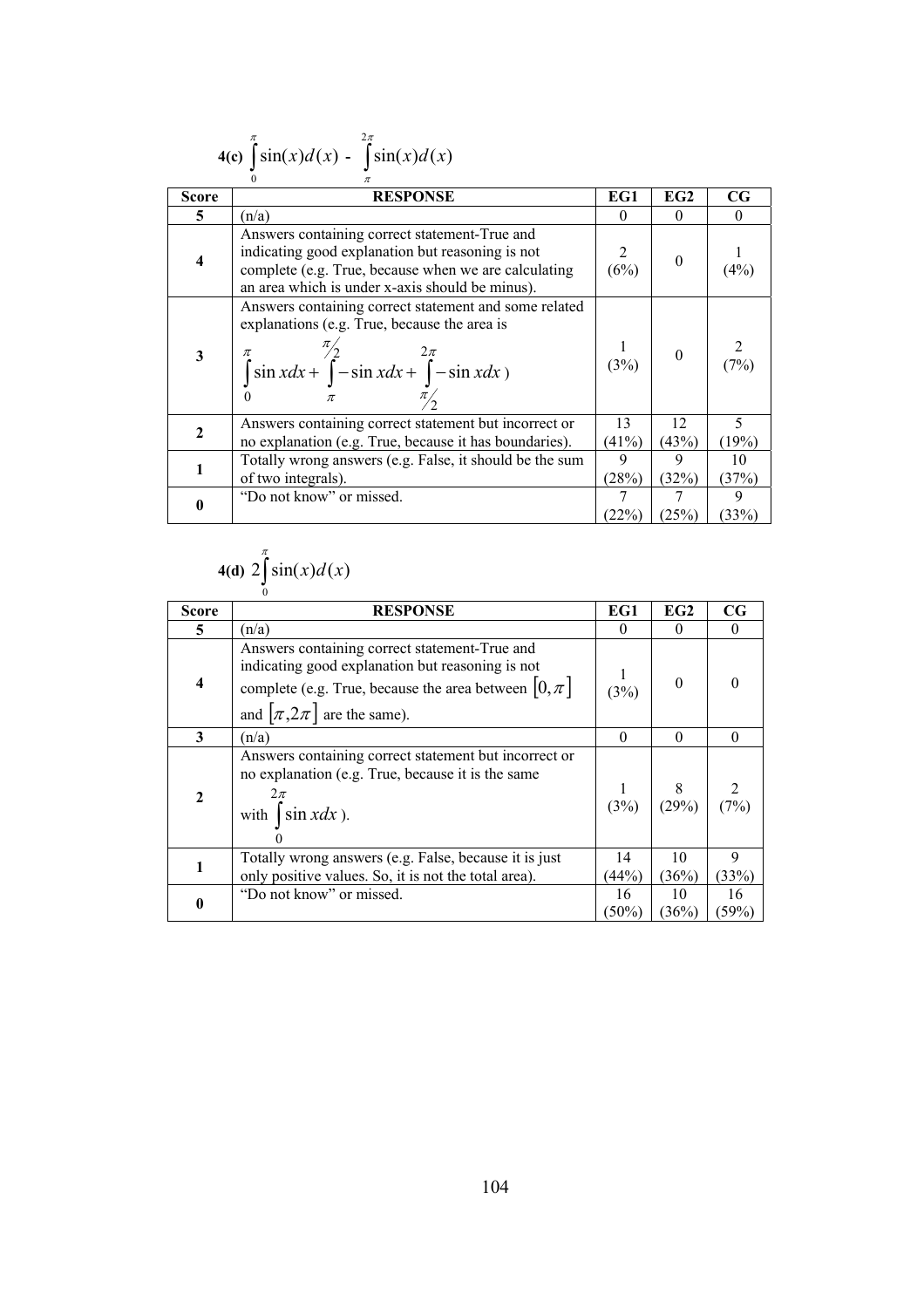**4(c)** $\int_0^{\pi} \sin(x)d(x)$ - $\int_{\pi}^{2\pi} \sin(x)d(x)$

| Score | RESPONSE | EG1 | EG2 | CG |
|---|---|---|---|---|
| 5 | (n/a) | 0 | 0 | 0 |
| 4 | Answers containing correct statement-True and indicating good explanation but reasoning is not complete (e.g. True, because when we are calculating an area which is under x-axis should be minus). | 2 (6%) | 0 | 1 (4%) |
| 3 | Answers containing correct statement and some related explanations (e.g. True, because the area is $\int_0^{\pi} \sin x dx + \int_{\pi}^{\pi/2} -\sin x dx + \int_{\pi/2}^{2\pi} -\sin x dx$ ) | 1 (3%) | 0 | 2 (7%) |
| 2 | Answers containing correct statement but incorrect or no explanation (e.g. True, because it has boundaries). | 13 (41%) | 12 (43%) | 5 (19%) |
| 1 | Totally wrong answers (e.g. False, it should be the sum of two integrals). | 9 (28%) | 9 (32%) | 10 (37%) |
| 0 | "Do not know" or missed. | 7 (22%) | 7 (25%) | 9 (33%) |

**4(d)** $2\int_0^{\pi} \sin(x)d(x)$

| Score | RESPONSE | EG1 | EG2 | CG |
|---|---|---|---|---|
| 5 | (n/a) | 0 | 0 | 0 |
| 4 | Answers containing correct statement-True and indicating good explanation but reasoning is not complete (e.g. True, because the area between $[0,\pi]$ and $[\pi,2\pi]$ are the same). | 1 (3%) | 0 | 0 |
| 3 | (n/a) | 0 | 0 | 0 |
| 2 | Answers containing correct statement but incorrect or no explanation (e.g. True, because it is the same with $\int_0^{2\pi} \sin x dx$ ). | 1 (3%) | 8 (29%) | 2 (7%) |
| 1 | Totally wrong answers (e.g. False, because it is just only positive values. So, it is not the total area). | 14 (44%) | 10 (36%) | 9 (33%) |
| 0 | "Do not know" or missed. | 16 (50%) | 10 (36%) | 16 (59%) |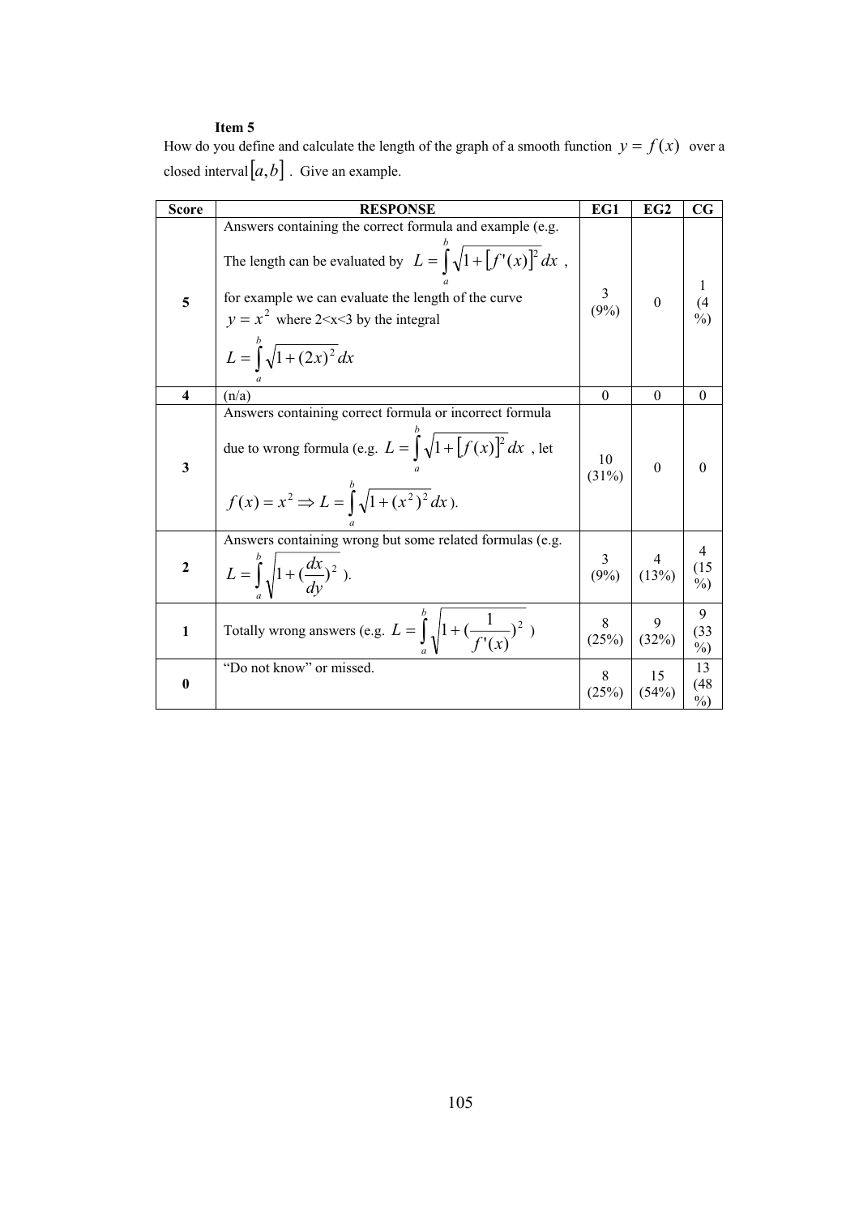**Item 5**

How do you define and calculate the length of the graph of a smooth function $y = f(x)$ over a closed interval $[a,b]$. Give an example.

| Score | RESPONSE | EG1 | EG2 | CG |
|---|---|---|---|---|
| 5 | Answers containing the correct formula and example (e.g. The length can be evaluated by $L = \int_a^b \sqrt{1+[f'(x)]^2}\,dx$, for example we can evaluate the length of the curve $y = x^2$ where 2<x<3 by the integral $L = \int_a^b \sqrt{1+(2x)^2}\,dx$ | 3 (9%) | 0 | 1 (4 %) |
| 4 | (n/a) | 0 | 0 | 0 |
| 3 | Answers containing correct formula or incorrect formula due to wrong formula (e.g. $L = \int_a^b \sqrt{1+[f(x)]^2}\,dx$, let $f(x) = x^2 \Rightarrow L = \int_a^b \sqrt{1+(x^2)^2}\,dx$). | 10 (31%) | 0 | 0 |
| 2 | Answers containing wrong but some related formulas (e.g. $L = \int_a^b \sqrt{1+(\frac{dx}{dy})^2}$ ). | 3 (9%) | 4 (13%) | 4 (15 %) |
| 1 | Totally wrong answers (e.g. $L = \int_a^b \sqrt{1+(\frac{1}{f'(x)})^2}$ ) | 8 (25%) | 9 (32%) | 9 (33 %) |
| 0 | "Do not know" or missed. | 8 (25%) | 15 (54%) | 13 (48 %) |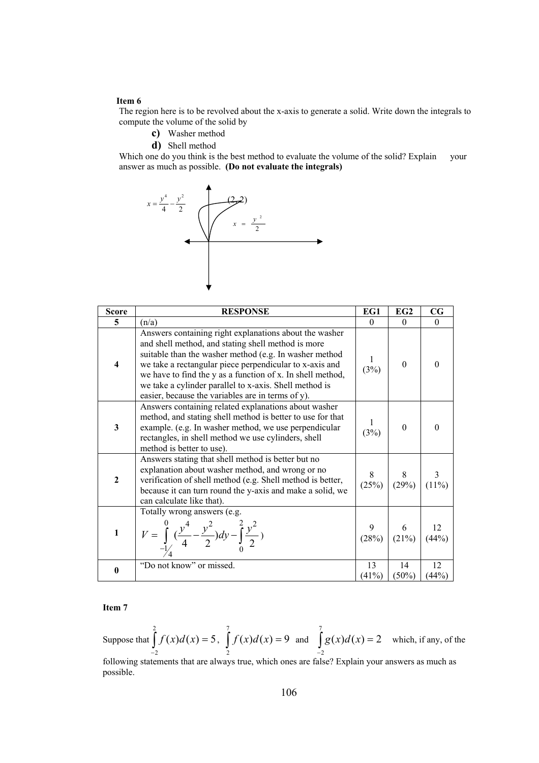**Item 6**

The region here is to be revolved about the x-axis to generate a solid. Write down the integrals to compute the volume of the solid by

**c)** Washer method

**d)** Shell method

Which one do you think is the best method to evaluate the volume of the solid? Explain your answer as much as possible. **(Do not evaluate the integrals)**

$x = \frac{y^4}{4} - \frac{y^2}{2}$ (2, 2) $x = \frac{y^2}{2}$

| Score | RESPONSE | EG1 | EG2 | CG |
|---|---|---|---|---|
| 5 | (n/a) | 0 | 0 | 0 |
| 4 | Answers containing right explanations about the washer and shell method, and stating shell method is more suitable than the washer method (e.g. In washer method we take a rectangular piece perpendicular to x-axis and we have to find the y as a function of x. In shell method, we take a cylinder parallel to x-axis. Shell method is easier, because the variables are in terms of y). | 1 (3%) | 0 | 0 |
| 3 | Answers containing related explanations about washer method, and stating shell method is better to use for that example. (e.g. In washer method, we use perpendicular rectangles, in shell method we use cylinders, shell method is better to use). | 1 (3%) | 0 | 0 |
| 2 | Answers stating that shell method is better but no explanation about washer method, and wrong or no verification of shell method (e.g. Shell method is better, because it can turn round the y-axis and make a solid, we can calculate like that). | 8 (25%) | 8 (29%) | 3 (11%) |
| 1 | Totally wrong answers (e.g. $V = \int_{-1/4}^{0} (\frac{y^4}{4} - \frac{y^2}{2})dy - \int_{0}^{2} \frac{y^2}{2})$ | 9 (28%) | 6 (21%) | 12 (44%) |
| 0 | "Do not know" or missed. | 13 (41%) | 14 (50%) | 12 (44%) |

**Item 7**

Suppose that $\int_{-2}^{2} f(x)d(x) = 5$, $\int_{2}^{7} f(x)d(x) = 9$ and $\int_{-2}^{7} g(x)d(x) = 2$ which, if any, of the following statements that are always true, which ones are false? Explain your answers as much as possible.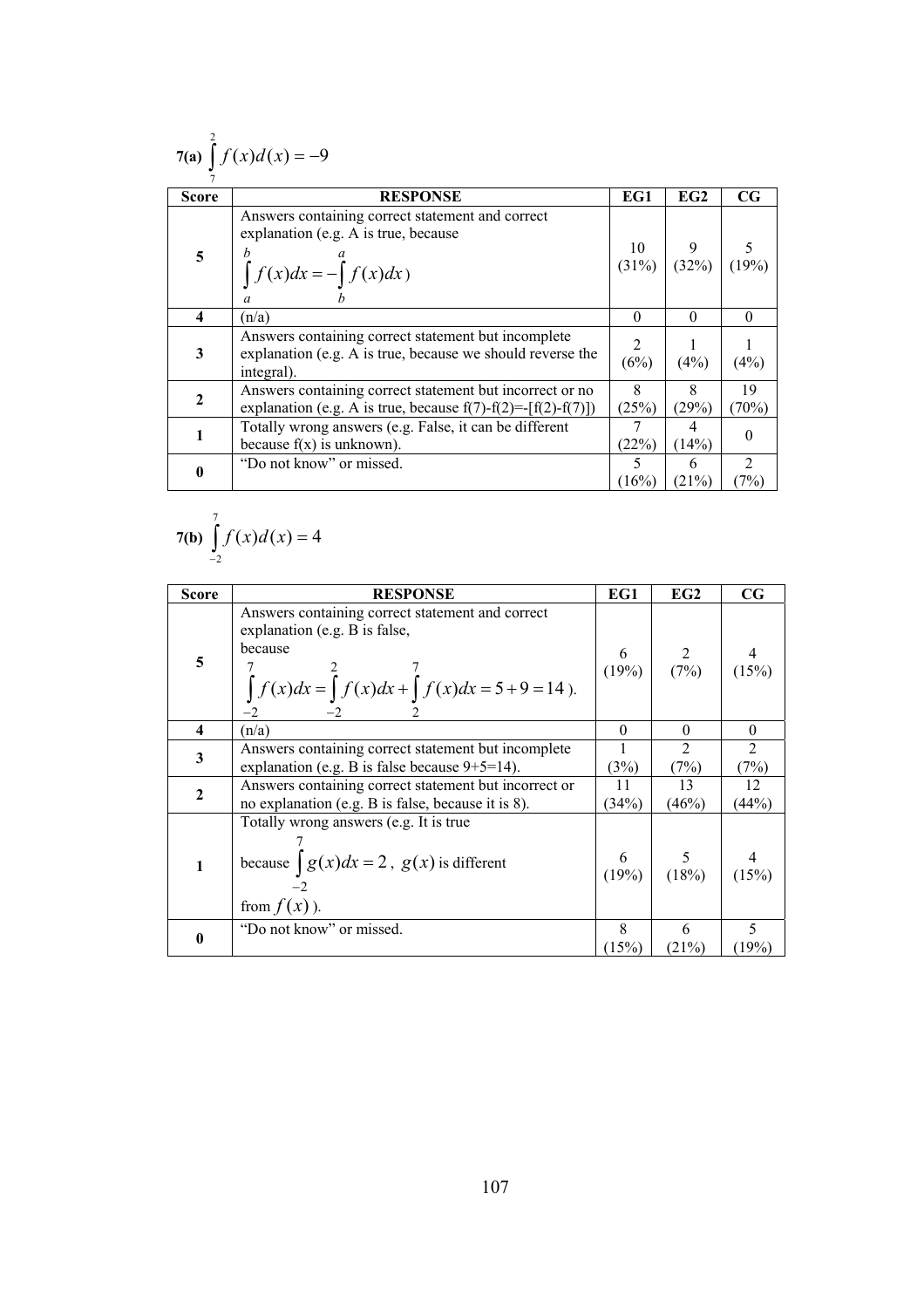**7(a)** $\int_{7}^{2} f(x)d(x) = -9$

| Score | RESPONSE | EG1 | EG2 | CG |
|---|---|---|---|---|
| 5 | Answers containing correct statement and correct explanation (e.g. A is true, because $\int_{a}^{b} f(x)dx = -\int_{b}^{a} f(x)dx$) | 10 (31%) | 9 (32%) | 5 (19%) |
| 4 | (n/a) | 0 | 0 | 0 |
| 3 | Answers containing correct statement but incomplete explanation (e.g. A is true, because we should reverse the integral). | 2 (6%) | 1 (4%) | 1 (4%) |
| 2 | Answers containing correct statement but incorrect or no explanation (e.g. A is true, because f(7)-f(2)=-[f(2)-f(7)]) | 8 (25%) | 8 (29%) | 19 (70%) |
| 1 | Totally wrong answers (e.g. False, it can be different because f(x) is unknown). | 7 (22%) | 4 (14%) | 0 |
| 0 | "Do not know" or missed. | 5 (16%) | 6 (21%) | 2 (7%) |

**7(b)** $\int_{-2}^{7} f(x)d(x) = 4$

| Score | RESPONSE | EG1 | EG2 | CG |
|---|---|---|---|---|
| 5 | Answers containing correct statement and correct explanation (e.g. B is false, because $\int_{-2}^{7} f(x)dx = \int_{-2}^{2} f(x)dx + \int_{2}^{7} f(x)dx = 5 + 9 = 14$). | 6 (19%) | 2 (7%) | 4 (15%) |
| 4 | (n/a) | 0 | 0 | 0 |
| 3 | Answers containing correct statement but incomplete explanation (e.g. B is false because 9+5=14). | 1 (3%) | 2 (7%) | 2 (7%) |
| 2 | Answers containing correct statement but incorrect or no explanation (e.g. B is false, because it is 8). | 11 (34%) | 13 (46%) | 12 (44%) |
| 1 | Totally wrong answers (e.g. It is true because $\int_{-2}^{7} g(x)dx = 2$, $g(x)$ is different from $f(x)$). | 6 (19%) | 5 (18%) | 4 (15%) |
| 0 | "Do not know" or missed. | 8 (15%) | 6 (21%) | 5 (19%) |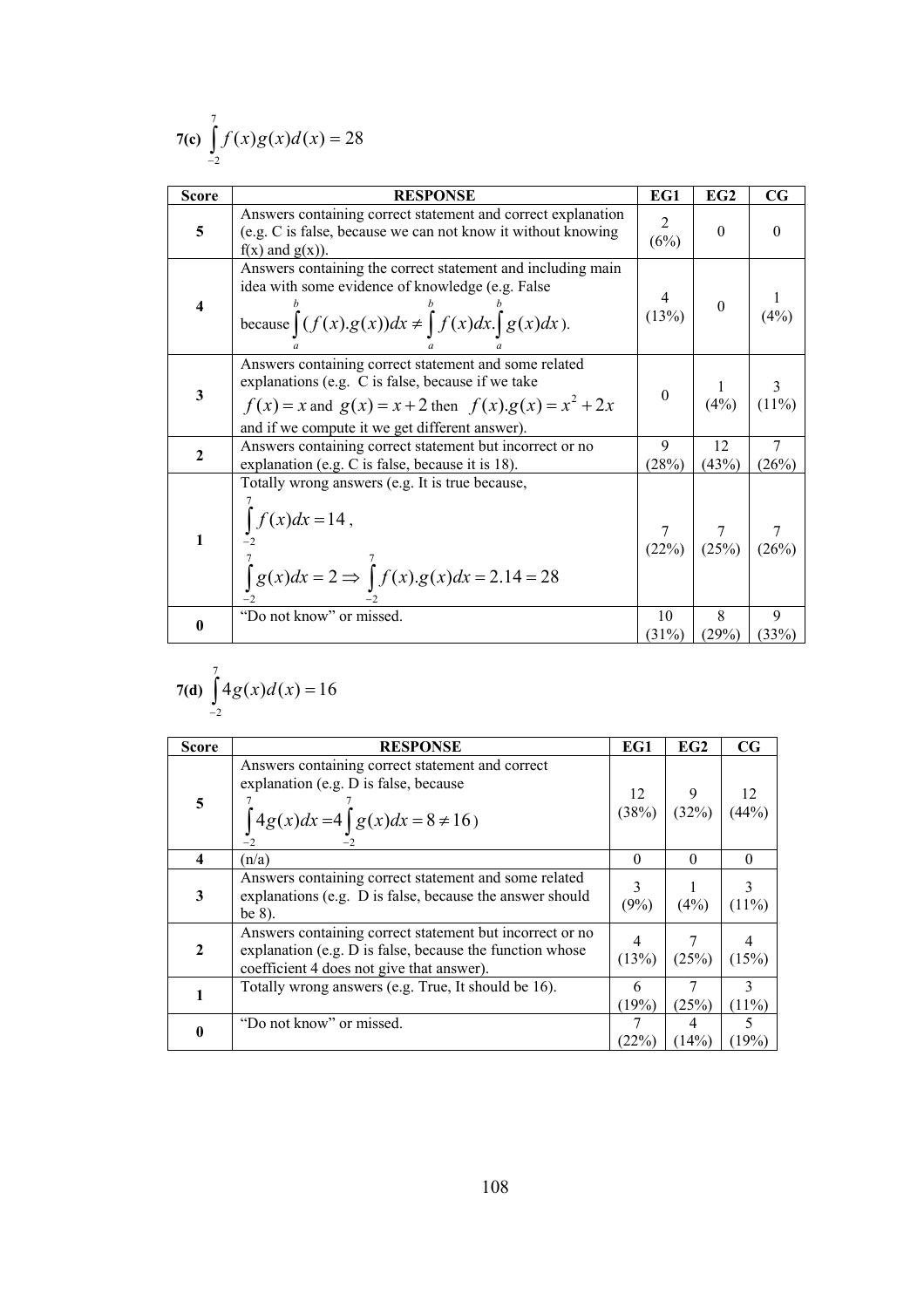**7(c)** $\int_{-2}^{7} f(x)g(x)d(x) = 28$

| Score | RESPONSE | EG1 | EG2 | CG |
|---|---|---|---|---|
| **5** | Answers containing correct statement and correct explanation (e.g. C is false, because we can not know it without knowing f(x) and g(x)). | 2 (6%) | 0 | 0 |
| **4** | Answers containing the correct statement and including main idea with some evidence of knowledge (e.g. False because $\int_a^b (f(x).g(x))dx \neq \int_a^b f(x)dx.\int_a^b g(x)dx$). | 4 (13%) | 0 | 1 (4%) |
| **3** | Answers containing correct statement and some related explanations (e.g. C is false, because if we take $f(x) = x$ and $g(x) = x + 2$ then $f(x).g(x) = x^2 + 2x$ and if we compute it we get different answer). | 0 | 1 (4%) | 3 (11%) |
| **2** | Answers containing correct statement but incorrect or no explanation (e.g. C is false, because it is 18). | 9 (28%) | 12 (43%) | 7 (26%) |
| **1** | Totally wrong answers (e.g. It is true because, $\int_{-2}^{7} f(x)dx = 14$, $\int_{-2}^{7} g(x)dx = 2 \Rightarrow \int_{-2}^{7} f(x).g(x)dx = 2.14 = 28$ | 7 (22%) | 7 (25%) | 7 (26%) |
| **0** | "Do not know" or missed. | 10 (31%) | 8 (29%) | 9 (33%) |

**7(d)** $\int_{-2}^{7} 4g(x)d(x) = 16$

| Score | RESPONSE | EG1 | EG2 | CG |
|---|---|---|---|---|
| **5** | Answers containing correct statement and correct explanation (e.g. D is false, because $\int_{-2}^{7} 4g(x)dx = 4\int_{-2}^{7} g(x)dx = 8 \neq 16$) | 12 (38%) | 9 (32%) | 12 (44%) |
| **4** | (n/a) | 0 | 0 | 0 |
| **3** | Answers containing correct statement and some related explanations (e.g. D is false, because the answer should be 8). | 3 (9%) | 1 (4%) | 3 (11%) |
| **2** | Answers containing correct statement but incorrect or no explanation (e.g. D is false, because the function whose coefficient 4 does not give that answer). | 4 (13%) | 7 (25%) | 4 (15%) |
| **1** | Totally wrong answers (e.g. True, It should be 16). | 6 (19%) | 7 (25%) | 3 (11%) |
| **0** | "Do not know" or missed. | 7 (22%) | 4 (14%) | 5 (19%) |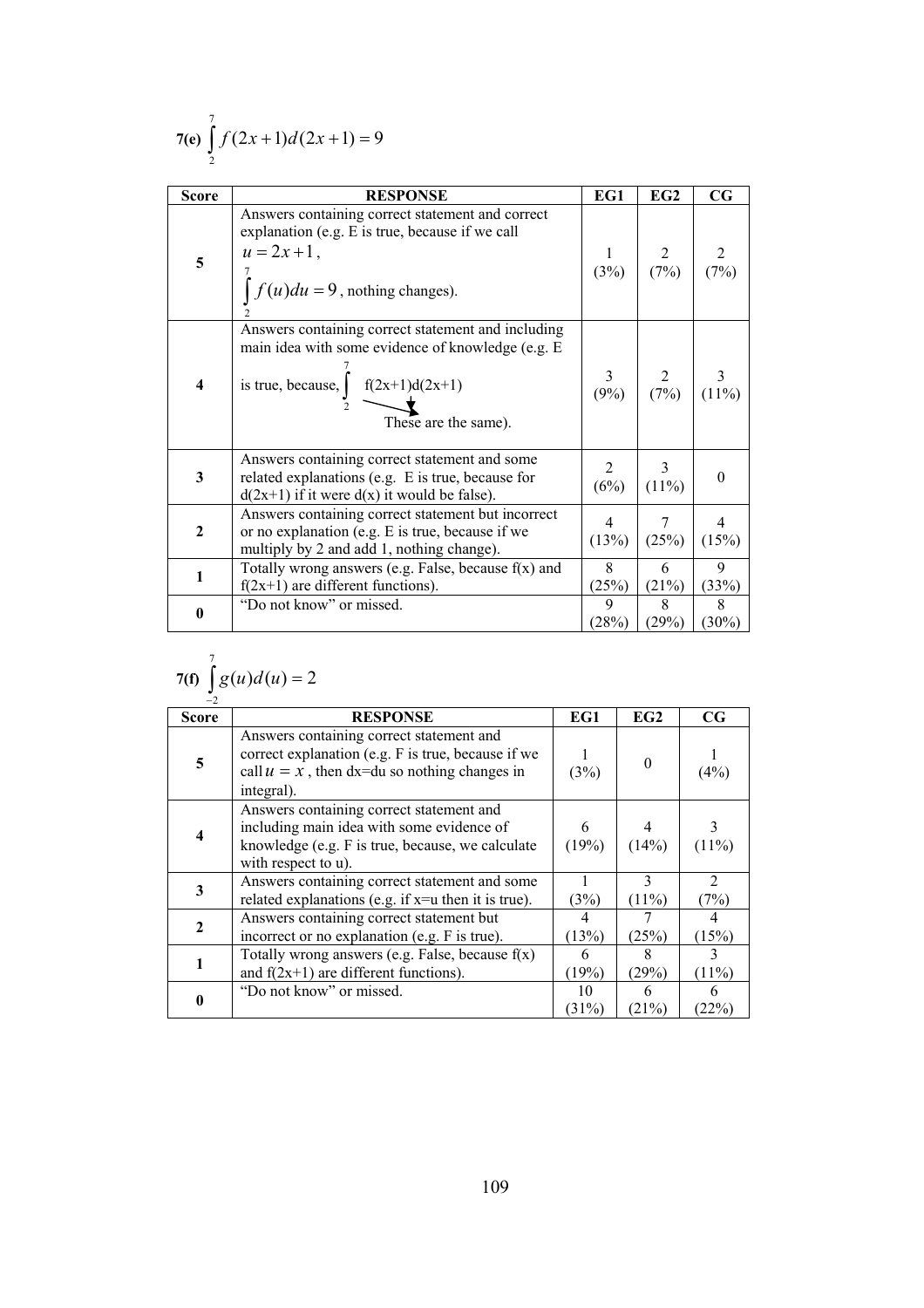**7(e)** $\int_{2}^{7} f(2x+1)d(2x+1) = 9$

| Score | RESPONSE | EG1 | EG2 | CG |
|---|---|---|---|---|
| **5** | Answers containing correct statement and correct explanation (e.g. E is true, because if we call $u = 2x+1$, $\int_{2}^{7} f(u)du = 9$, nothing changes). | 1 (3%) | 2 (7%) | 2 (7%) |
| **4** | Answers containing correct statement and including main idea with some evidence of knowledge (e.g. E is true, because, $\int_{2}^{7}$ f(2x+1)d(2x+1) These are the same). | 3 (9%) | 2 (7%) | 3 (11%) |
| **3** | Answers containing correct statement and some related explanations (e.g. E is true, because for d(2x+1) if it were d(x) it would be false). | 2 (6%) | 3 (11%) | 0 |
| **2** | Answers containing correct statement but incorrect or no explanation (e.g. E is true, because if we multiply by 2 and add 1, nothing change). | 4 (13%) | 7 (25%) | 4 (15%) |
| **1** | Totally wrong answers (e.g. False, because f(x) and f(2x+1) are different functions). | 8 (25%) | 6 (21%) | 9 (33%) |
| **0** | "Do not know" or missed. | 9 (28%) | 8 (29%) | 8 (30%) |

**7(f)** $\int_{-2}^{7} g(u)d(u) = 2$

| Score | RESPONSE | EG1 | EG2 | CG |
|---|---|---|---|---|
| **5** | Answers containing correct statement and correct explanation (e.g. F is true, because if we call $u = x$, then dx=du so nothing changes in integral). | 1 (3%) | 0 | 1 (4%) |
| **4** | Answers containing correct statement and including main idea with some evidence of knowledge (e.g. F is true, because, we calculate with respect to u). | 6 (19%) | 4 (14%) | 3 (11%) |
| **3** | Answers containing correct statement and some related explanations (e.g. if x=u then it is true). | 1 (3%) | 3 (11%) | 2 (7%) |
| **2** | Answers containing correct statement but incorrect or no explanation (e.g. F is true). | 4 (13%) | 7 (25%) | 4 (15%) |
| **1** | Totally wrong answers (e.g. False, because f(x) and f(2x+1) are different functions). | 6 (19%) | 8 (29%) | 3 (11%) |
| **0** | "Do not know" or missed. | 10 (31%) | 6 (21%) | 6 (22%) |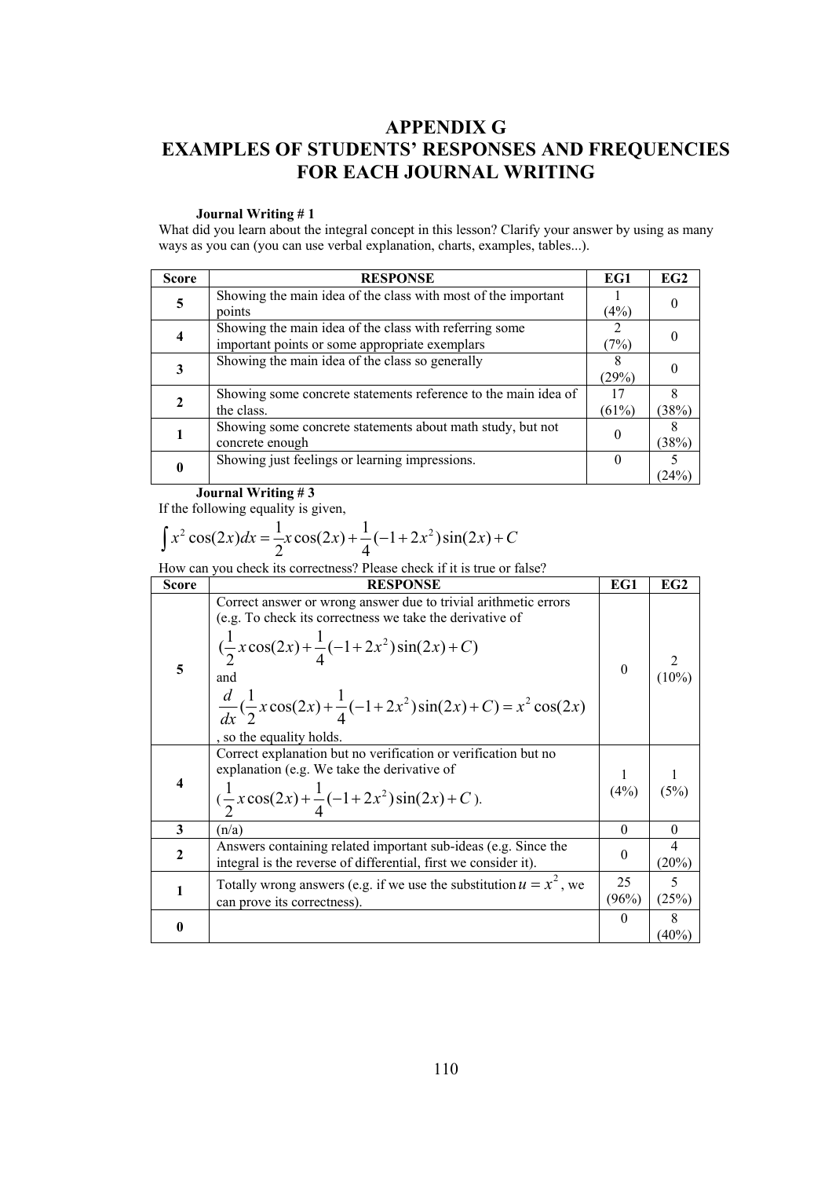# APPENDIX G
# EXAMPLES OF STUDENTS' RESPONSES AND FREQUENCIES FOR EACH JOURNAL WRITING

**Journal Writing # 1**

What did you learn about the integral concept in this lesson? Clarify your answer by using as many ways as you can (you can use verbal explanation, charts, examples, tables...).

| Score | RESPONSE | EG1 | EG2 |
|---|---|---|---|
| **5** | Showing the main idea of the class with most of the important points | 1 (4%) | 0 |
| **4** | Showing the main idea of the class with referring some important points or some appropriate exemplars | 2 (7%) | 0 |
| **3** | Showing the main idea of the class so generally | 8 (29%) | 0 |
| **2** | Showing some concrete statements reference to the main idea of the class. | 17 (61%) | 8 (38%) |
| **1** | Showing some concrete statements about math study, but not concrete enough | 0 | 8 (38%) |
| **0** | Showing just feelings or learning impressions. | 0 | 5 (24%) |

**Journal Writing # 3**

If the following equality is given,

$$\int x^2 \cos(2x)dx = \frac{1}{2}x\cos(2x) + \frac{1}{4}(-1+2x^2)\sin(2x) + C$$

How can you check its correctness? Please check if it is true or false?

| Score | RESPONSE | EG1 | EG2 |
|---|---|---|---|
| **5** | Correct answer or wrong answer due to trivial arithmetic errors (e.g. To check its correctness we take the derivative of $(\frac{1}{2}x\cos(2x) + \frac{1}{4}(-1+2x^2)\sin(2x) + C)$ and $\frac{d}{dx}(\frac{1}{2}x\cos(2x) + \frac{1}{4}(-1+2x^2)\sin(2x) + C) = x^2\cos(2x)$, so the equality holds. | 0 | 2 (10%) |
| **4** | Correct explanation but no verification or verification but no explanation (e.g. We take the derivative of $(\frac{1}{2}x\cos(2x) + \frac{1}{4}(-1+2x^2)\sin(2x) + C)$. | 1 (4%) | 1 (5%) |
| **3** | (n/a) | 0 | 0 |
| **2** | Answers containing related important sub-ideas (e.g. Since the integral is the reverse of differential, first we consider it). | 0 | 4 (20%) |
| **1** | Totally wrong answers (e.g. if we use the substitution $u = x^2$, we can prove its correctness). | 25 (96%) | 5 (25%) |
| **0** | | 0 | 8 (40%) |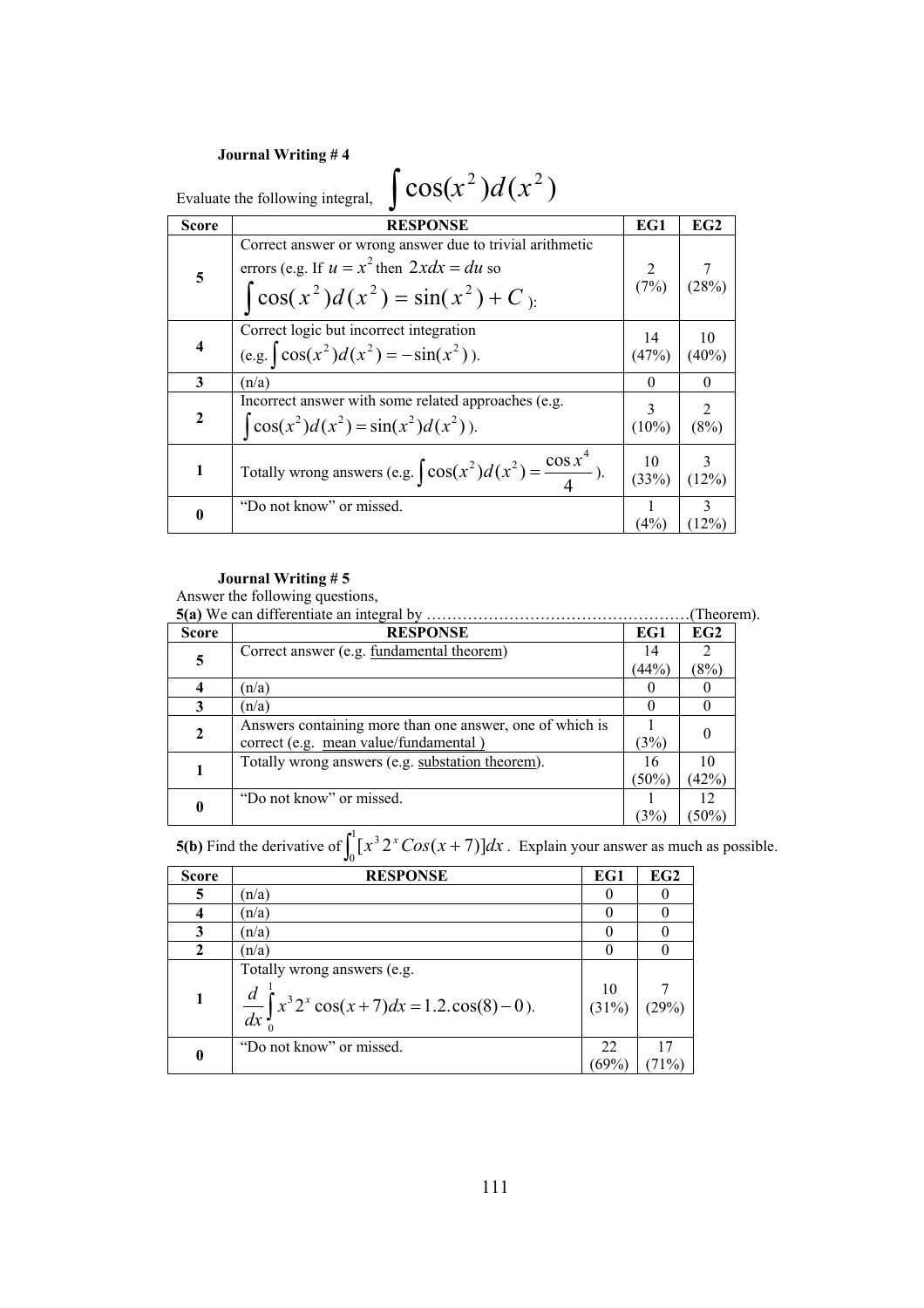**Journal Writing # 4**

Evaluate the following integral, $\int \cos(x^2)d(x^2)$

| Score | RESPONSE | EG1 | EG2 |
|---|---|---|---|
| 5 | Correct answer or wrong answer due to trivial arithmetic errors (e.g. If $u = x^2$ then $2xdx = du$ so $\int \cos(x^2)d(x^2) = \sin(x^2) + C$ ): | 2 (7%) | 7 (28%) |
| 4 | Correct logic but incorrect integration (e.g. $\int \cos(x^2)d(x^2) = -\sin(x^2)$ ). | 14 (47%) | 10 (40%) |
| 3 | (n/a) | 0 | 0 |
| 2 | Incorrect answer with some related approaches (e.g. $\int \cos(x^2)d(x^2) = \sin(x^2)d(x^2)$ ). | 3 (10%) | 2 (8%) |
| 1 | Totally wrong answers (e.g. $\int \cos(x^2)d(x^2) = \frac{\cos x^4}{4}$ ). | 10 (33%) | 3 (12%) |
| 0 | "Do not know" or missed. | 1 (4%) | 3 (12%) |

**Journal Writing # 5**

Answer the following questions,

**5(a)** We can differentiate an integral by ……………………………………………(Theorem).

| Score | RESPONSE | EG1 | EG2 |
|---|---|---|---|
| 5 | Correct answer (e.g. fundamental theorem) | 14 (44%) | 2 (8%) |
| 4 | (n/a) | 0 | 0 |
| 3 | (n/a) | 0 | 0 |
| 2 | Answers containing more than one answer, one of which is correct (e.g. mean value/fundamental ) | 1 (3%) | 0 |
| 1 | Totally wrong answers (e.g. substation theorem). | 16 (50%) | 10 (42%) |
| 0 | "Do not know" or missed. | 1 (3%) | 12 (50%) |

**5(b)** Find the derivative of $\int_0^1 [x^3 2^x Cos(x+7)]dx$ . Explain your answer as much as possible.

| Score | RESPONSE | EG1 | EG2 |
|---|---|---|---|
| 5 | (n/a) | 0 | 0 |
| 4 | (n/a) | 0 | 0 |
| 3 | (n/a) | 0 | 0 |
| 2 | (n/a) | 0 | 0 |
| 1 | Totally wrong answers (e.g. $\frac{d}{dx}\int_0^1 x^3 2^x \cos(x+7)dx = 1.2.\cos(8) - 0$ ). | 10 (31%) | 7 (29%) |
| 0 | "Do not know" or missed. | 22 (69%) | 17 (71%) |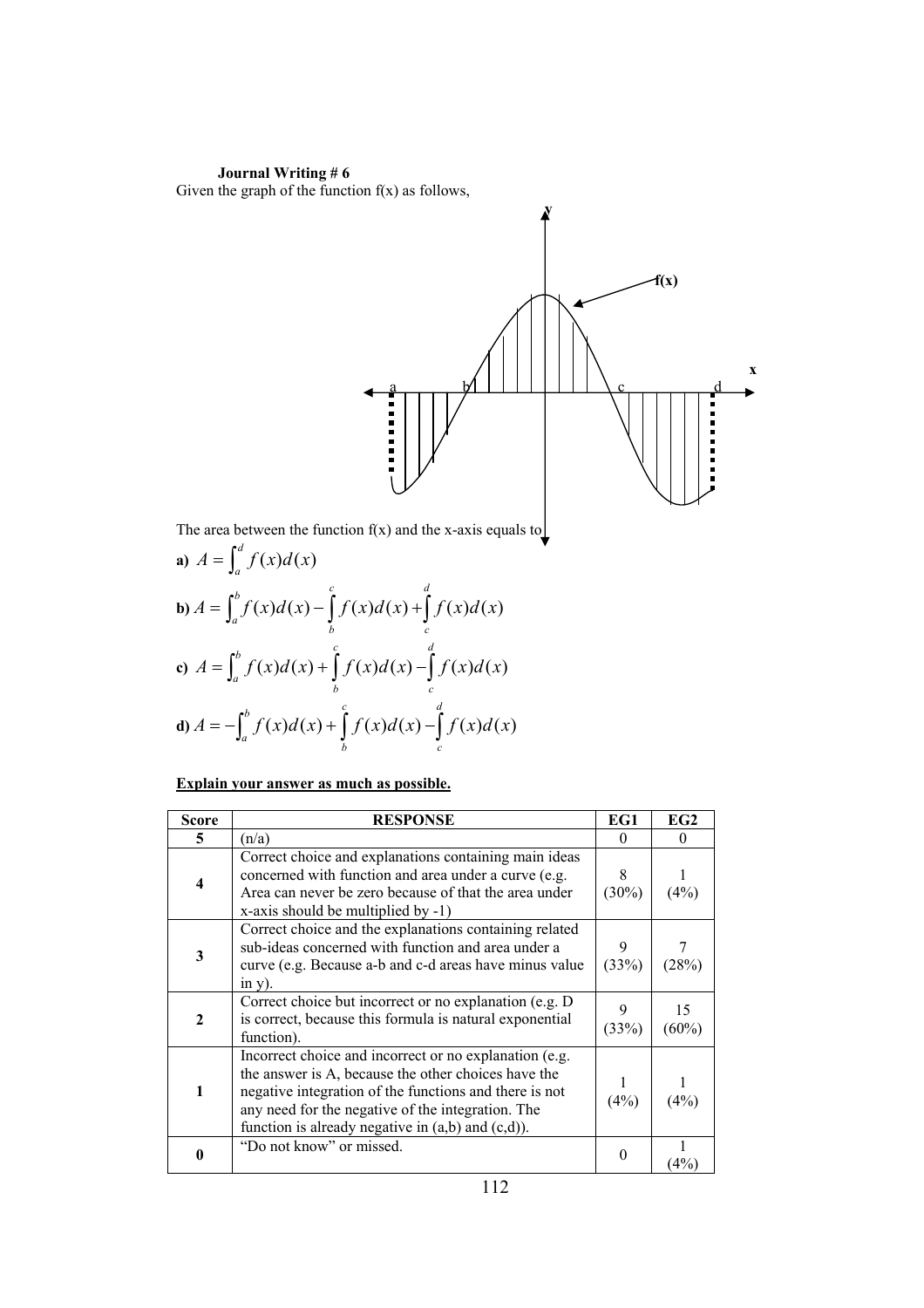**Journal Writing # 6**

Given the graph of the function f(x) as follows,

The area between the function f(x) and the x-axis equals to

**a)** $A = \int_a^d f(x)d(x)$

**b)** $A = \int_a^b f(x)d(x) - \int_b^c f(x)d(x) + \int_c^d f(x)d(x)$

**c)** $A = \int_a^b f(x)d(x) + \int_b^c f(x)d(x) - \int_c^d f(x)d(x)$

**d)** $A = -\int_a^b f(x)d(x) + \int_b^c f(x)d(x) - \int_c^d f(x)d(x)$

**Explain your answer as much as possible.**

| Score | RESPONSE | EG1 | EG2 |
|---|---|---|---|
| **5** | (n/a) | 0 | 0 |
| **4** | Correct choice and explanations containing main ideas concerned with function and area under a curve (e.g. Area can never be zero because of that the area under x-axis should be multiplied by -1) | 8 (30%) | 1 (4%) |
| **3** | Correct choice and the explanations containing related sub-ideas concerned with function and area under a curve (e.g. Because a-b and c-d areas have minus value in y). | 9 (33%) | 7 (28%) |
| **2** | Correct choice but incorrect or no explanation (e.g. D is correct, because this formula is natural exponential function). | 9 (33%) | 15 (60%) |
| **1** | Incorrect choice and incorrect or no explanation (e.g. the answer is A, because the other choices have the negative integration of the functions and there is not any need for the negative of the integration. The function is already negative in (a,b) and (c,d)). | 1 (4%) | 1 (4%) |
| **0** | "Do not know" or missed. | 0 | 1 (4%) |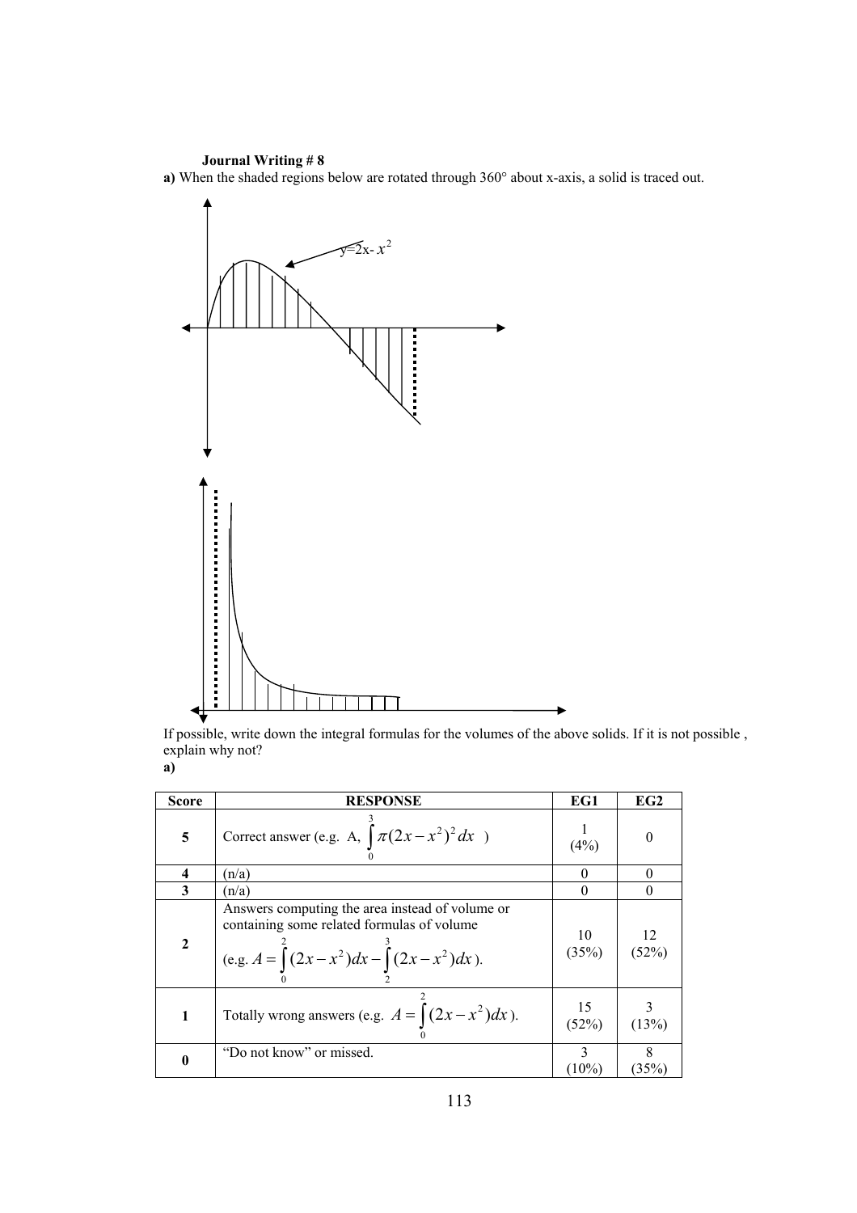**Journal Writing # 8**

**a)** When the shaded regions below are rotated through 360° about x-axis, a solid is traced out.

$y=2x-x^2$

If possible, write down the integral formulas for the volumes of the above solids. If it is not possible , explain why not?

**a)**

| Score | RESPONSE | EG1 | EG2 |
|---|---|---|---|
| **5** | Correct answer (e.g. A, $\int_0^3 \pi(2x-x^2)^2\,dx$ ) | 1 (4%) | 0 |
| **4** | (n/a) | 0 | 0 |
| **3** | (n/a) | 0 | 0 |
| **2** | Answers computing the area instead of volume or containing some related formulas of volume (e.g. $A=\int_0^2 (2x-x^2)dx - \int_2^3 (2x-x^2)dx$ ). | 10 (35%) | 12 (52%) |
| **1** | Totally wrong answers (e.g. $A=\int_0^2 (2x-x^2)dx$ ). | 15 (52%) | 3 (13%) |
| **0** | "Do not know" or missed. | 3 (10%) | 8 (35%) |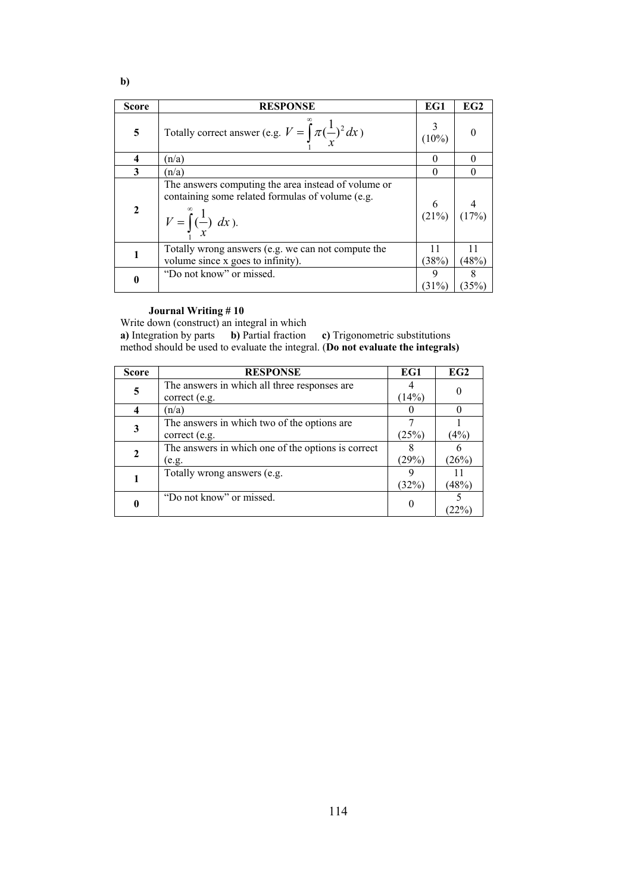**b)**

| Score | RESPONSE | EG1 | EG2 |
|---|---|---|---|
| **5** | Totally correct answer (e.g. $V = \int_1^\infty \pi (\frac{1}{x})^2 dx$ ) | 3 (10%) | 0 |
| **4** | (n/a) | 0 | 0 |
| **3** | (n/a) | 0 | 0 |
| **2** | The answers computing the area instead of volume or containing some related formulas of volume (e.g. $V = \int_1^\infty (\frac{1}{x})\ dx$ ). | 6 (21%) | 4 (17%) |
| **1** | Totally wrong answers (e.g. we can not compute the volume since x goes to infinity). | 11 (38%) | 11 (48%) |
| **0** | "Do not know" or missed. | 9 (31%) | 8 (35%) |

**Journal Writing # 10**

Write down (construct) an integral in which
**a)** Integration by parts **b)** Partial fraction **c)** Trigonometric substitutions
method should be used to evaluate the integral. (**Do not evaluate the integrals)**

| Score | RESPONSE | EG1 | EG2 |
|---|---|---|---|
| **5** | The answers in which all three responses are correct (e.g. | 4 (14%) | 0 |
| **4** | (n/a) | 0 | 0 |
| **3** | The answers in which two of the options are correct (e.g. | 7 (25%) | 1 (4%) |
| **2** | The answers in which one of the options is correct (e.g. | 8 (29%) | 6 (26%) |
| **1** | Totally wrong answers (e.g. | 9 (32%) | 11 (48%) |
| **0** | "Do not know" or missed. | 0 | 5 (22%) |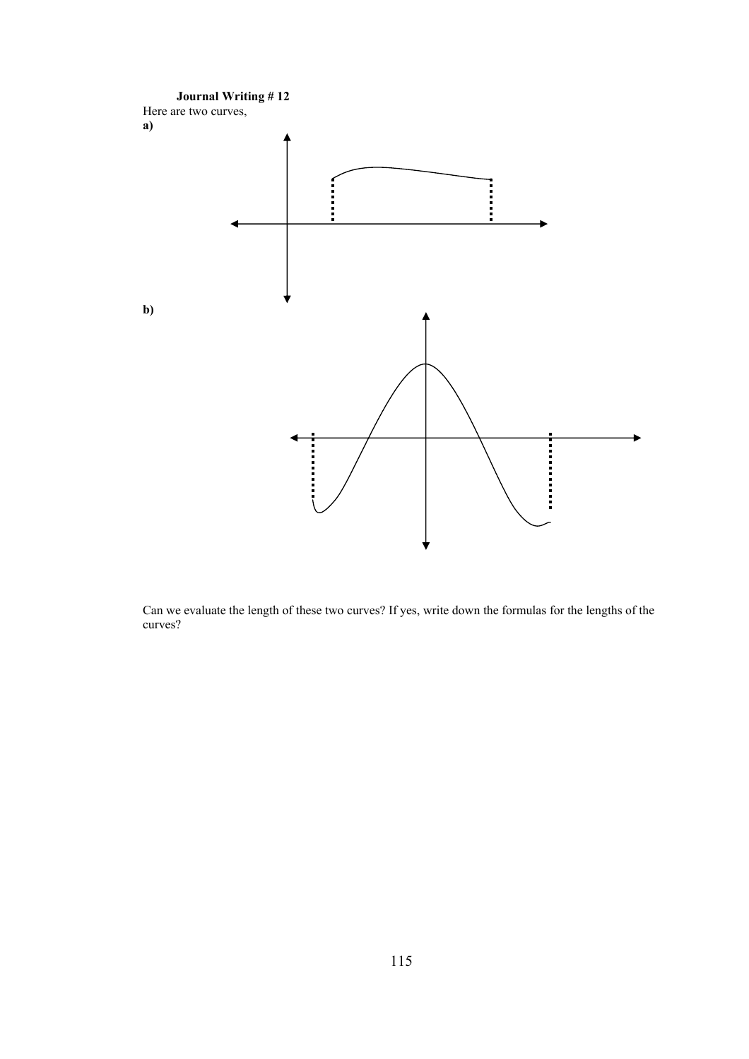**Journal Writing # 12**

Here are two curves,

**a)**

**b)**

Can we evaluate the length of these two curves? If yes, write down the formulas for the lengths of the curves?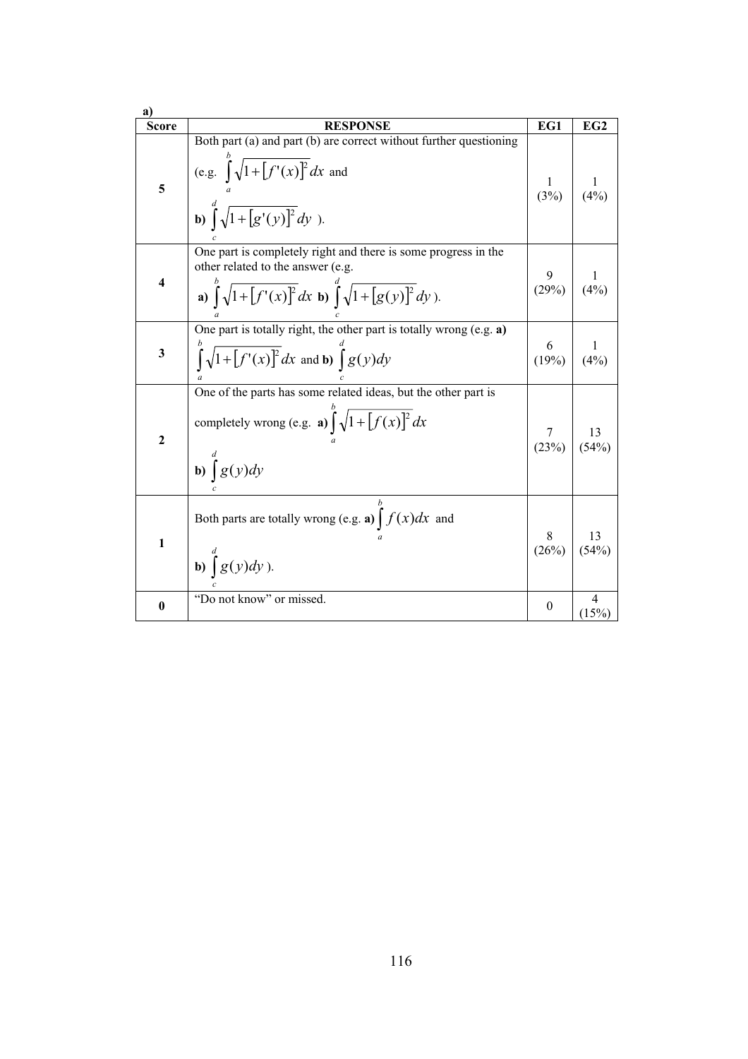**a)**

| Score | RESPONSE | EG1 | EG2 |
|---|---|---|---|
| **5** | Both part (a) and part (b) are correct without further questioning (e.g. $\int_a^b \sqrt{1+[f'(x)]^2}\,dx$ and **b)** $\int_c^d \sqrt{1+[g'(y)]^2}\,dy$ ). | 1 (3%) | 1 (4%) |
| **4** | One part is completely right and there is some progress in the other related to the answer (e.g. **a)** $\int_a^b \sqrt{1+[f'(x)]^2}\,dx$ **b)** $\int_c^d \sqrt{1+[g(y)]^2}\,dy$ ). | 9 (29%) | 1 (4%) |
| **3** | One part is totally right, the other part is totally wrong (e.g. **a)** $\int_a^b \sqrt{1+[f'(x)]^2}\,dx$ and **b)** $\int_c^d g(y)dy$ | 6 (19%) | 1 (4%) |
| **2** | One of the parts has some related ideas, but the other part is completely wrong (e.g. **a)** $\int_a^b \sqrt{1+[f(x)]^2}\,dx$ **b)** $\int_c^d g(y)dy$ | 7 (23%) | 13 (54%) |
| **1** | Both parts are totally wrong (e.g. **a)** $\int_a^b f(x)dx$ and **b)** $\int_c^d g(y)dy$ ). | 8 (26%) | 13 (54%) |
| **0** | "Do not know" or missed. | 0 | 4 (15%) |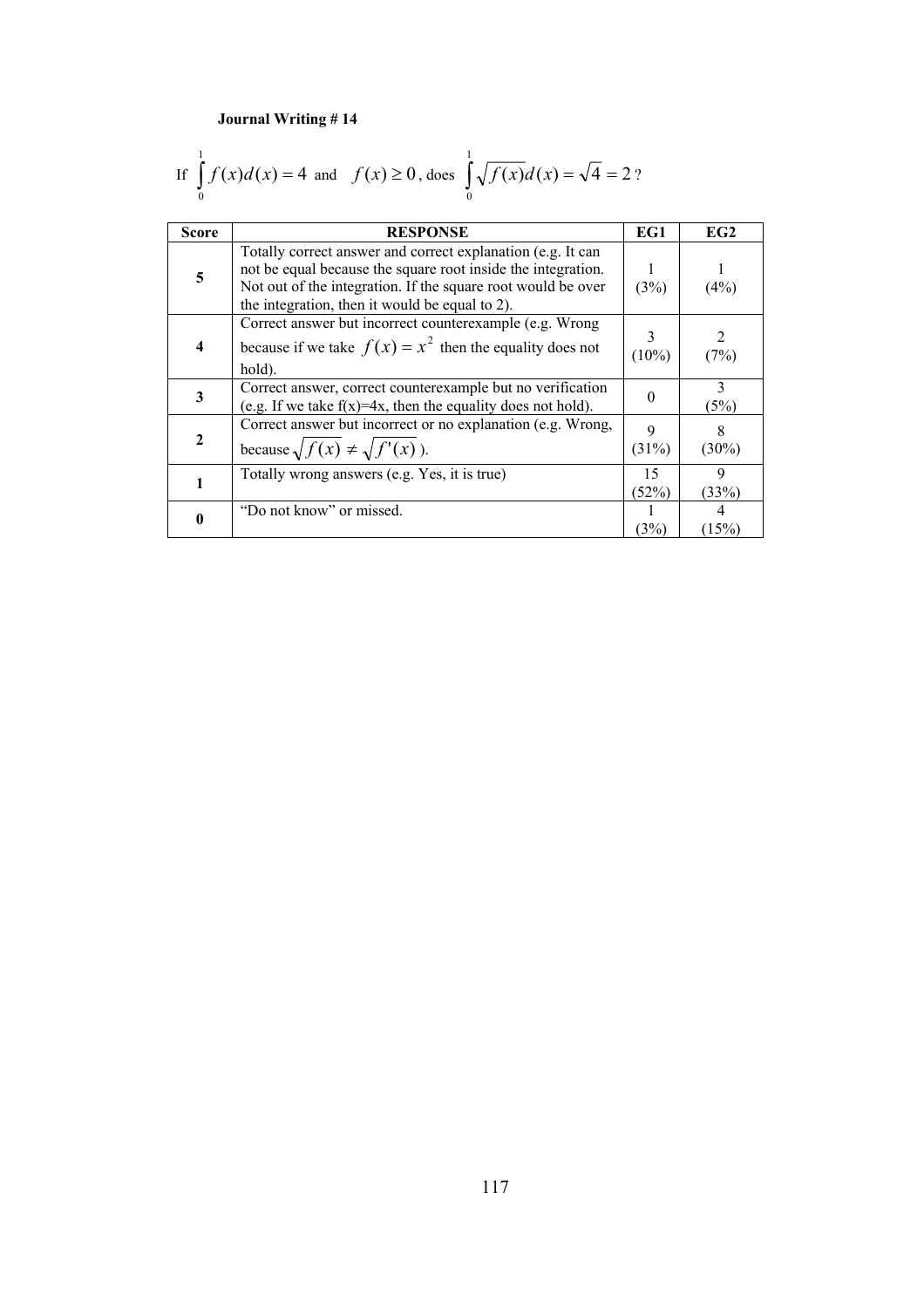**Journal Writing # 14**

If $\int_0^1 f(x)d(x) = 4$ and $f(x) \geq 0$, does $\int_0^1 \sqrt{f(x)}d(x) = \sqrt{4} = 2$ ?

| Score | RESPONSE | EG1 | EG2 |
|---|---|---|---|
| **5** | Totally correct answer and correct explanation (e.g. It can not be equal because the square root inside the integration. Not out of the integration. If the square root would be over the integration, then it would be equal to 2). | 1 (3%) | 1 (4%) |
| **4** | Correct answer but incorrect counterexample (e.g. Wrong because if we take $f(x) = x^2$ then the equality does not hold). | 3 (10%) | 2 (7%) |
| **3** | Correct answer, correct counterexample but no verification (e.g. If we take f(x)=4x, then the equality does not hold). | 0 | 3 (5%) |
| **2** | Correct answer but incorrect or no explanation (e.g. Wrong, because $\sqrt{f(x)} \neq \sqrt{f'(x)}$ ). | 9 (31%) | 8 (30%) |
| **1** | Totally wrong answers (e.g. Yes, it is true) | 15 (52%) | 9 (33%) |
| **0** | "Do not know" or missed. | 1 (3%) | 4 (15%) |